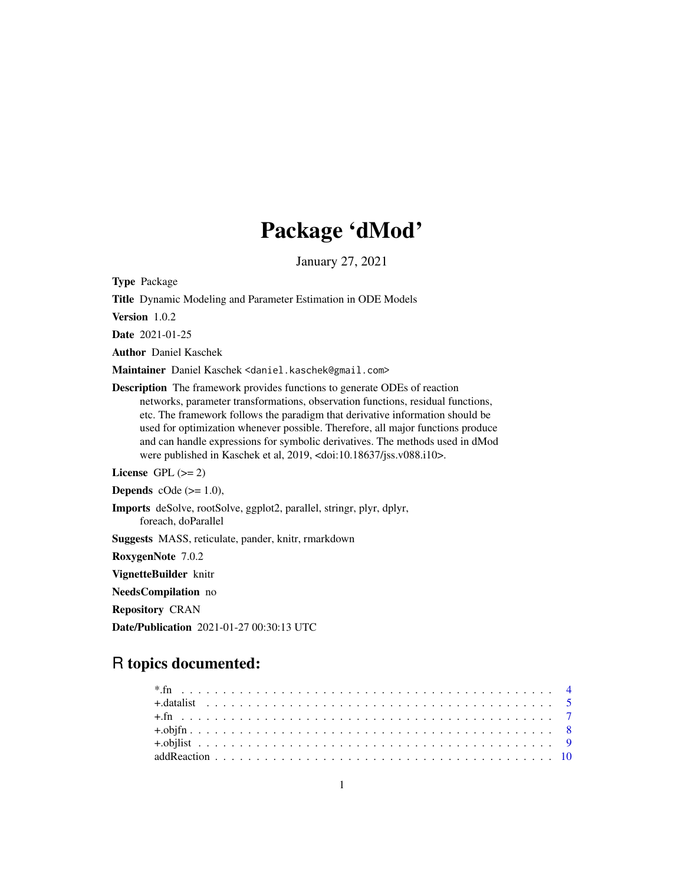# Package 'dMod'

January 27, 2021

**Type** Package

**Title** Dynamic Modeling and Parameter Estimation in ODE Models

**Version** 1.0.2

**Date** 2021-01-25

**Author** Daniel Kaschek

**Maintainer** Daniel Kaschek <daniel.kaschek@gmail.com>

**Description** The framework provides functions to generate ODEs of reaction networks, parameter transformations, observation functions, residual functions, etc. The framework follows the paradigm that derivative information should be used for optimization whenever possible. Therefore, all major functions produce and can handle expressions for symbolic derivatives. The methods used in dMod were published in Kaschek et al, 2019, <doi:10.18637/jss.v088.i10>.

**License** GPL (>= 2)

**Depends** cOde (>= 1.0),

**Imports** deSolve, rootSolve, ggplot2, parallel, stringr, plyr, dplyr, foreach, doParallel

**Suggests** MASS, reticulate, pander, knitr, rmarkdown

**RoxygenNote** 7.0.2

**VignetteBuilder** knitr

**NeedsCompilation** no

**Repository** CRAN

**Date/Publication** 2021-01-27 00:30:13 UTC

## R topics documented:

| | |
|---|---|
| *.fn | 4 |
| +.datalist | 5 |
| +.fn | 7 |
| +.objfn | 8 |
| +.objlist | 9 |
| addReaction | 10 |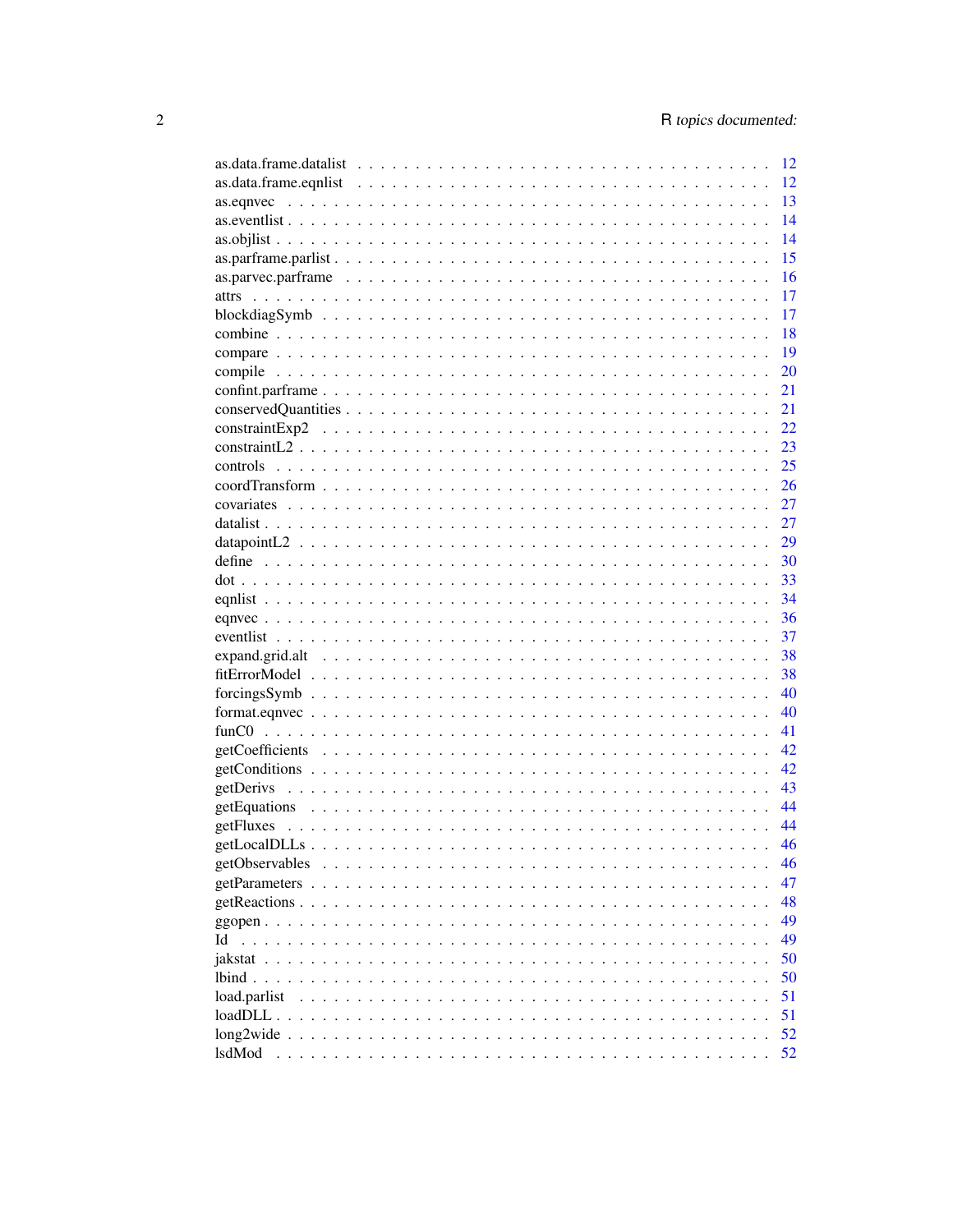as.data.frame.datalist . . . . . . . . . . . . . . . . . . . . . . . . . . . . . . . . . . 12
as.data.frame.eqnlist . . . . . . . . . . . . . . . . . . . . . . . . . . . . . . . . . . 12
as.eqnvec . . . . . . . . . . . . . . . . . . . . . . . . . . . . . . . . . . . . . . . . 13
as.eventlist . . . . . . . . . . . . . . . . . . . . . . . . . . . . . . . . . . . . . . . 14
as.objlist . . . . . . . . . . . . . . . . . . . . . . . . . . . . . . . . . . . . . . . . 14
as.parframe.parlist . . . . . . . . . . . . . . . . . . . . . . . . . . . . . . . . . . . 15
as.parvec.parframe . . . . . . . . . . . . . . . . . . . . . . . . . . . . . . . . . . . 16
attrs . . . . . . . . . . . . . . . . . . . . . . . . . . . . . . . . . . . . . . . . . . 17
blockdiagSymb . . . . . . . . . . . . . . . . . . . . . . . . . . . . . . . . . . . . . . 17
combine . . . . . . . . . . . . . . . . . . . . . . . . . . . . . . . . . . . . . . . . . 18
compare . . . . . . . . . . . . . . . . . . . . . . . . . . . . . . . . . . . . . . . . . 19
compile . . . . . . . . . . . . . . . . . . . . . . . . . . . . . . . . . . . . . . . . . 20
confint.parframe . . . . . . . . . . . . . . . . . . . . . . . . . . . . . . . . . . . . . 21
conservedQuantities . . . . . . . . . . . . . . . . . . . . . . . . . . . . . . . . . . . 21
constraintExp2 . . . . . . . . . . . . . . . . . . . . . . . . . . . . . . . . . . . . . . 22
constraintL2 . . . . . . . . . . . . . . . . . . . . . . . . . . . . . . . . . . . . . . . 23
controls . . . . . . . . . . . . . . . . . . . . . . . . . . . . . . . . . . . . . . . . . 25
coordTransform . . . . . . . . . . . . . . . . . . . . . . . . . . . . . . . . . . . . . 26
covariates . . . . . . . . . . . . . . . . . . . . . . . . . . . . . . . . . . . . . . . . 27
datalist . . . . . . . . . . . . . . . . . . . . . . . . . . . . . . . . . . . . . . . . . 27
datapointL2 . . . . . . . . . . . . . . . . . . . . . . . . . . . . . . . . . . . . . . . 29
define . . . . . . . . . . . . . . . . . . . . . . . . . . . . . . . . . . . . . . . . . . 30
dot . . . . . . . . . . . . . . . . . . . . . . . . . . . . . . . . . . . . . . . . . . . 33
eqnlist . . . . . . . . . . . . . . . . . . . . . . . . . . . . . . . . . . . . . . . . . 34
eqnvec . . . . . . . . . . . . . . . . . . . . . . . . . . . . . . . . . . . . . . . . . 36
eventlist . . . . . . . . . . . . . . . . . . . . . . . . . . . . . . . . . . . . . . . . 37
expand.grid.alt . . . . . . . . . . . . . . . . . . . . . . . . . . . . . . . . . . . . . 38
fitErrorModel . . . . . . . . . . . . . . . . . . . . . . . . . . . . . . . . . . . . . . 38
forcingsSymb . . . . . . . . . . . . . . . . . . . . . . . . . . . . . . . . . . . . . . 40
format.eqnvec . . . . . . . . . . . . . . . . . . . . . . . . . . . . . . . . . . . . . . 40
funC0 . . . . . . . . . . . . . . . . . . . . . . . . . . . . . . . . . . . . . . . . . . 41
getCoefficients . . . . . . . . . . . . . . . . . . . . . . . . . . . . . . . . . . . . . 42
getConditions . . . . . . . . . . . . . . . . . . . . . . . . . . . . . . . . . . . . . . 42
getDerivs . . . . . . . . . . . . . . . . . . . . . . . . . . . . . . . . . . . . . . . . 43
getEquations . . . . . . . . . . . . . . . . . . . . . . . . . . . . . . . . . . . . . . 44
getFluxes . . . . . . . . . . . . . . . . . . . . . . . . . . . . . . . . . . . . . . . . 44
getLocalDLLs . . . . . . . . . . . . . . . . . . . . . . . . . . . . . . . . . . . . . . 46
getObservables . . . . . . . . . . . . . . . . . . . . . . . . . . . . . . . . . . . . . 46
getParameters . . . . . . . . . . . . . . . . . . . . . . . . . . . . . . . . . . . . . . 47
getReactions . . . . . . . . . . . . . . . . . . . . . . . . . . . . . . . . . . . . . . . 48
ggopen . . . . . . . . . . . . . . . . . . . . . . . . . . . . . . . . . . . . . . . . . . 49
Id . . . . . . . . . . . . . . . . . . . . . . . . . . . . . . . . . . . . . . . . . . . . 49
jakstat . . . . . . . . . . . . . . . . . . . . . . . . . . . . . . . . . . . . . . . . . . 50
lbind . . . . . . . . . . . . . . . . . . . . . . . . . . . . . . . . . . . . . . . . . . . 50
load.parlist . . . . . . . . . . . . . . . . . . . . . . . . . . . . . . . . . . . . . . . 51
loadDLL . . . . . . . . . . . . . . . . . . . . . . . . . . . . . . . . . . . . . . . . . 51
long2wide . . . . . . . . . . . . . . . . . . . . . . . . . . . . . . . . . . . . . . . . 52
lsdMod . . . . . . . . . . . . . . . . . . . . . . . . . . . . . . . . . . . . . . . . . . 52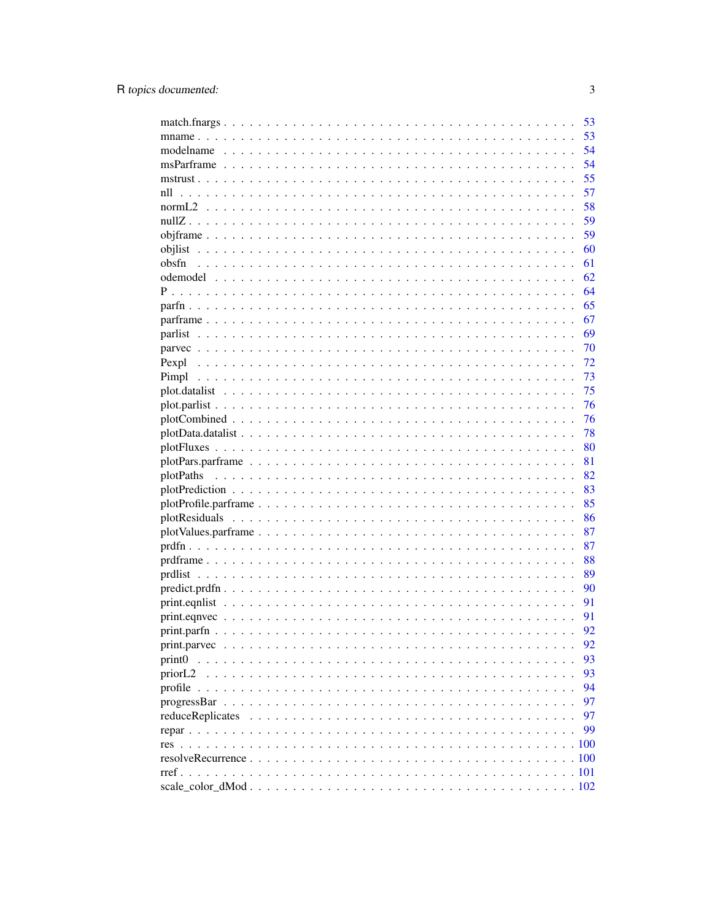match.fnargs . . . . . . . . . . . . . . . . . . . . . . . . . . . . . . . . . . . . 53
mname . . . . . . . . . . . . . . . . . . . . . . . . . . . . . . . . . . . . . . . 53
modelname . . . . . . . . . . . . . . . . . . . . . . . . . . . . . . . . . . . . . 54
msParframe . . . . . . . . . . . . . . . . . . . . . . . . . . . . . . . . . . . . 54
mstrust . . . . . . . . . . . . . . . . . . . . . . . . . . . . . . . . . . . . . . 55
nll . . . . . . . . . . . . . . . . . . . . . . . . . . . . . . . . . . . . . . . . 57
normL2 . . . . . . . . . . . . . . . . . . . . . . . . . . . . . . . . . . . . . . 58
nullZ . . . . . . . . . . . . . . . . . . . . . . . . . . . . . . . . . . . . . . . 59
objframe . . . . . . . . . . . . . . . . . . . . . . . . . . . . . . . . . . . . . 59
objlist . . . . . . . . . . . . . . . . . . . . . . . . . . . . . . . . . . . . . . 60
obsfn . . . . . . . . . . . . . . . . . . . . . . . . . . . . . . . . . . . . . . . 61
odemodel . . . . . . . . . . . . . . . . . . . . . . . . . . . . . . . . . . . . . 62
P . . . . . . . . . . . . . . . . . . . . . . . . . . . . . . . . . . . . . . . . . 64
parfn . . . . . . . . . . . . . . . . . . . . . . . . . . . . . . . . . . . . . . . 65
parframe . . . . . . . . . . . . . . . . . . . . . . . . . . . . . . . . . . . . . 67
parlist . . . . . . . . . . . . . . . . . . . . . . . . . . . . . . . . . . . . . . 69
parvec . . . . . . . . . . . . . . . . . . . . . . . . . . . . . . . . . . . . . . 70
Pexpl . . . . . . . . . . . . . . . . . . . . . . . . . . . . . . . . . . . . . . . 72
Pimpl . . . . . . . . . . . . . . . . . . . . . . . . . . . . . . . . . . . . . . . 73
plot.datalist . . . . . . . . . . . . . . . . . . . . . . . . . . . . . . . . . . . 75
plot.parlist . . . . . . . . . . . . . . . . . . . . . . . . . . . . . . . . . . . . 76
plotCombined . . . . . . . . . . . . . . . . . . . . . . . . . . . . . . . . . . . 76
plotData.datalist . . . . . . . . . . . . . . . . . . . . . . . . . . . . . . . . . 78
plotFluxes . . . . . . . . . . . . . . . . . . . . . . . . . . . . . . . . . . . . . 80
plotPars.parframe . . . . . . . . . . . . . . . . . . . . . . . . . . . . . . . . . 81
plotPaths . . . . . . . . . . . . . . . . . . . . . . . . . . . . . . . . . . . . . 82
plotPrediction . . . . . . . . . . . . . . . . . . . . . . . . . . . . . . . . . . . 83
plotProfile.parframe . . . . . . . . . . . . . . . . . . . . . . . . . . . . . . . 85
plotResiduals . . . . . . . . . . . . . . . . . . . . . . . . . . . . . . . . . . . 86
plotValues.parframe . . . . . . . . . . . . . . . . . . . . . . . . . . . . . . . . 87
prdfn . . . . . . . . . . . . . . . . . . . . . . . . . . . . . . . . . . . . . . . 87
prdframe . . . . . . . . . . . . . . . . . . . . . . . . . . . . . . . . . . . . . 88
prdlist . . . . . . . . . . . . . . . . . . . . . . . . . . . . . . . . . . . . . . 89
predict.prdfn . . . . . . . . . . . . . . . . . . . . . . . . . . . . . . . . . . . 90
print.eqnlist . . . . . . . . . . . . . . . . . . . . . . . . . . . . . . . . . . . 91
print.eqnvec . . . . . . . . . . . . . . . . . . . . . . . . . . . . . . . . . . . 91
print.parfn . . . . . . . . . . . . . . . . . . . . . . . . . . . . . . . . . . . . 92
print.parvec . . . . . . . . . . . . . . . . . . . . . . . . . . . . . . . . . . . 92
print0 . . . . . . . . . . . . . . . . . . . . . . . . . . . . . . . . . . . . . . 93
priorL2 . . . . . . . . . . . . . . . . . . . . . . . . . . . . . . . . . . . . . . 93
profile . . . . . . . . . . . . . . . . . . . . . . . . . . . . . . . . . . . . . . 94
progressBar . . . . . . . . . . . . . . . . . . . . . . . . . . . . . . . . . . . . 97
reduceReplicates . . . . . . . . . . . . . . . . . . . . . . . . . . . . . . . . . 97
repar . . . . . . . . . . . . . . . . . . . . . . . . . . . . . . . . . . . . . . . 99
res . . . . . . . . . . . . . . . . . . . . . . . . . . . . . . . . . . . . . . . . 100
resolveRecurrence . . . . . . . . . . . . . . . . . . . . . . . . . . . . . . . . 100
rref . . . . . . . . . . . . . . . . . . . . . . . . . . . . . . . . . . . . . . . 101
scale_color_dMod . . . . . . . . . . . . . . . . . . . . . . . . . . . . . . . . . 102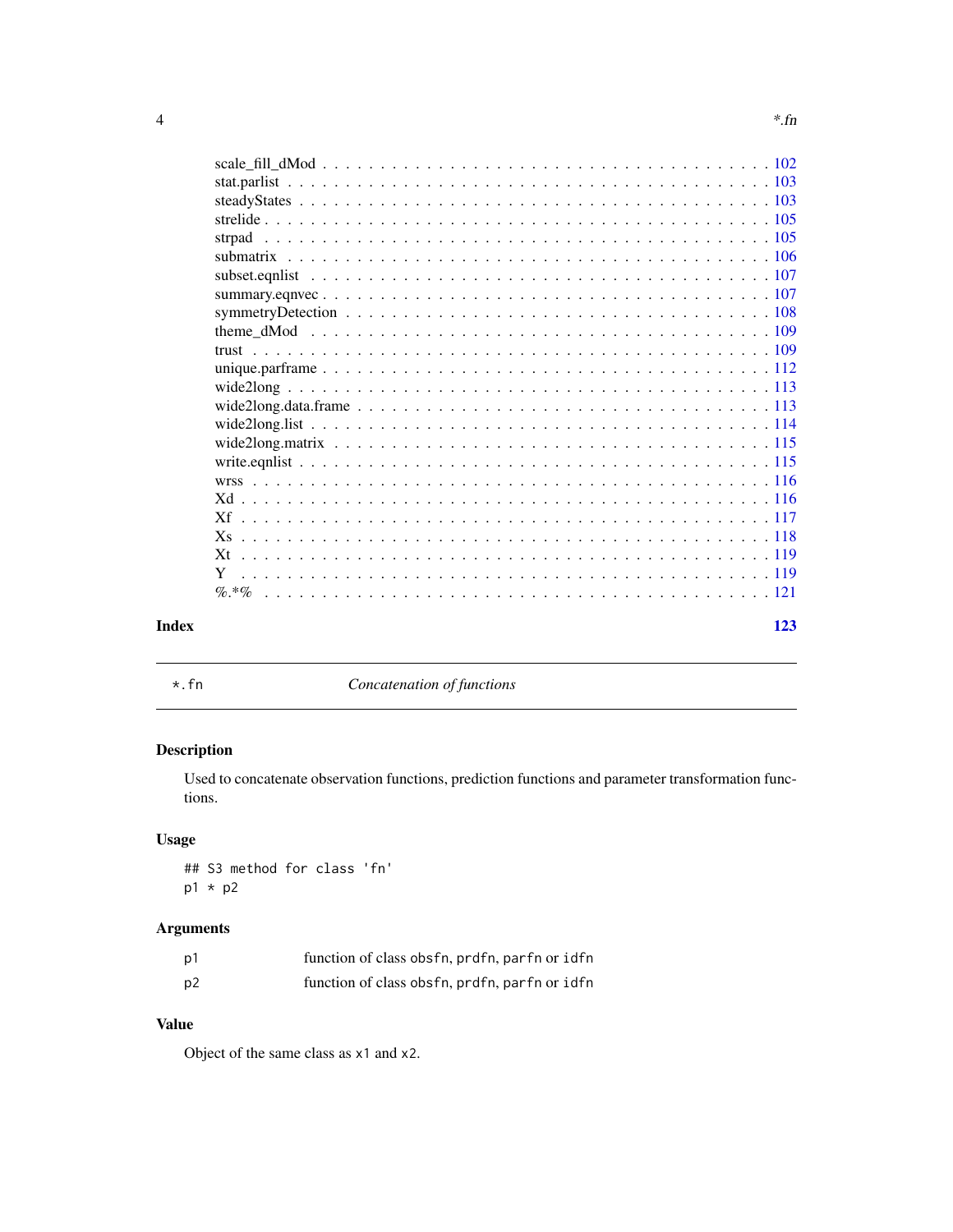scale_fill_dMod . . . . . . . . . . . . . . . . . . . . . . . . . . . . . . . . . . . . 102
stat.parlist . . . . . . . . . . . . . . . . . . . . . . . . . . . . . . . . . . . . . . 103
steadyStates . . . . . . . . . . . . . . . . . . . . . . . . . . . . . . . . . . . . . . 103
strelide . . . . . . . . . . . . . . . . . . . . . . . . . . . . . . . . . . . . . . . . 105
strpad . . . . . . . . . . . . . . . . . . . . . . . . . . . . . . . . . . . . . . . . 105
submatrix . . . . . . . . . . . . . . . . . . . . . . . . . . . . . . . . . . . . . . . 106
subset.eqnlist . . . . . . . . . . . . . . . . . . . . . . . . . . . . . . . . . . . . 107
summary.eqnvec . . . . . . . . . . . . . . . . . . . . . . . . . . . . . . . . . . . . 107
symmetryDetection . . . . . . . . . . . . . . . . . . . . . . . . . . . . . . . . . . 108
theme_dMod . . . . . . . . . . . . . . . . . . . . . . . . . . . . . . . . . . . . . . 109
trust . . . . . . . . . . . . . . . . . . . . . . . . . . . . . . . . . . . . . . . . . 109
unique.parframe . . . . . . . . . . . . . . . . . . . . . . . . . . . . . . . . . . . 112
wide2long . . . . . . . . . . . . . . . . . . . . . . . . . . . . . . . . . . . . . . . 113
wide2long.data.frame . . . . . . . . . . . . . . . . . . . . . . . . . . . . . . . . . 113
wide2long.list . . . . . . . . . . . . . . . . . . . . . . . . . . . . . . . . . . . . . 114
wide2long.matrix . . . . . . . . . . . . . . . . . . . . . . . . . . . . . . . . . . . . 115
write.eqnlist . . . . . . . . . . . . . . . . . . . . . . . . . . . . . . . . . . . . . . 115
wrss . . . . . . . . . . . . . . . . . . . . . . . . . . . . . . . . . . . . . . . . . . 116
Xd . . . . . . . . . . . . . . . . . . . . . . . . . . . . . . . . . . . . . . . . . . . 116
Xf . . . . . . . . . . . . . . . . . . . . . . . . . . . . . . . . . . . . . . . . . . . 117
Xs . . . . . . . . . . . . . . . . . . . . . . . . . . . . . . . . . . . . . . . . . . . 118
Xt . . . . . . . . . . . . . . . . . . . . . . . . . . . . . . . . . . . . . . . . . . . 119
Y . . . . . . . . . . . . . . . . . . . . . . . . . . . . . . . . . . . . . . . . . . . . 119
%.*% . . . . . . . . . . . . . . . . . . . . . . . . . . . . . . . . . . . . . . . . . . 121

**Index** 123

---

`*.fn` *Concatenation of functions*

---

### Description

Used to concatenate observation functions, prediction functions and parameter transformation functions.

### Usage

```
## S3 method for class 'fn'
p1 * p2
```

### Arguments

| | |
|---|---|
| p1 | function of class `obsfn`, `prdfn`, `parfn` or `idfn` |
| p2 | function of class `obsfn`, `prdfn`, `parfn` or `idfn` |

### Value

Object of the same class as `x1` and `x2`.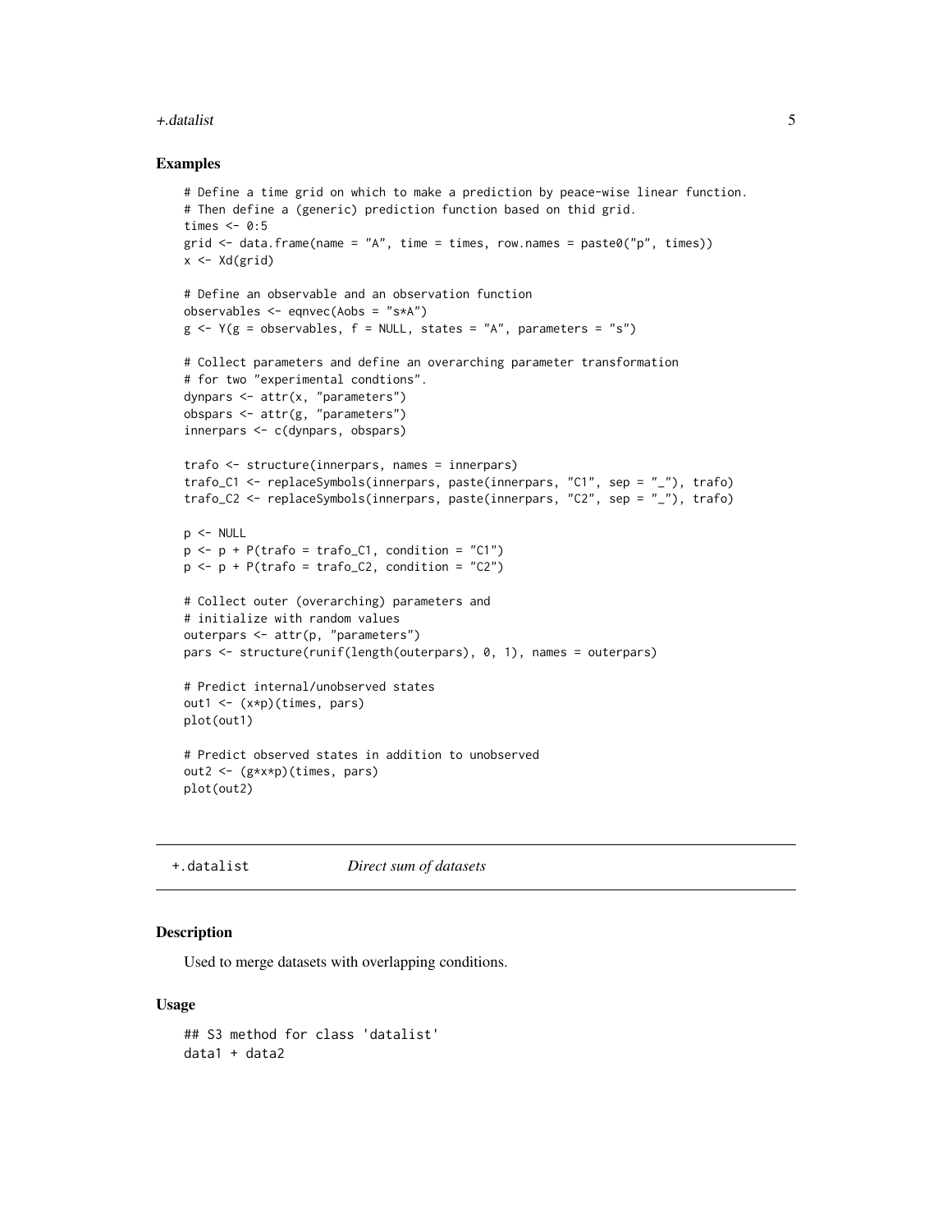### Examples

```
# Define a time grid on which to make a prediction by peace-wise linear function.
# Then define a (generic) prediction function based on thid grid.
times <- 0:5
grid <- data.frame(name = "A", time = times, row.names = paste0("p", times))
x <- Xd(grid)

# Define an observable and an observation function
observables <- eqnvec(Aobs = "s*A")
g <- Y(g = observables, f = NULL, states = "A", parameters = "s")

# Collect parameters and define an overarching parameter transformation
# for two "experimental condtions".
dynpars <- attr(x, "parameters")
obspars <- attr(g, "parameters")
innerpars <- c(dynpars, obspars)

trafo <- structure(innerpars, names = innerpars)
trafo_C1 <- replaceSymbols(innerpars, paste(innerpars, "C1", sep = "_"), trafo)
trafo_C2 <- replaceSymbols(innerpars, paste(innerpars, "C2", sep = "_"), trafo)

p <- NULL
p <- p + P(trafo = trafo_C1, condition = "C1")
p <- p + P(trafo = trafo_C2, condition = "C2")

# Collect outer (overarching) parameters and
# initialize with random values
outerpars <- attr(p, "parameters")
pars <- structure(runif(length(outerpars), 0, 1), names = outerpars)

# Predict internal/unobserved states
out1 <- (x*p)(times, pars)
plot(out1)

# Predict observed states in addition to unobserved
out2 <- (g*x*p)(times, pars)
plot(out2)
```

---

## +.datalist *Direct sum of datasets*

### Description

Used to merge datasets with overlapping conditions.

### Usage

```
## S3 method for class 'datalist'
data1 + data2
```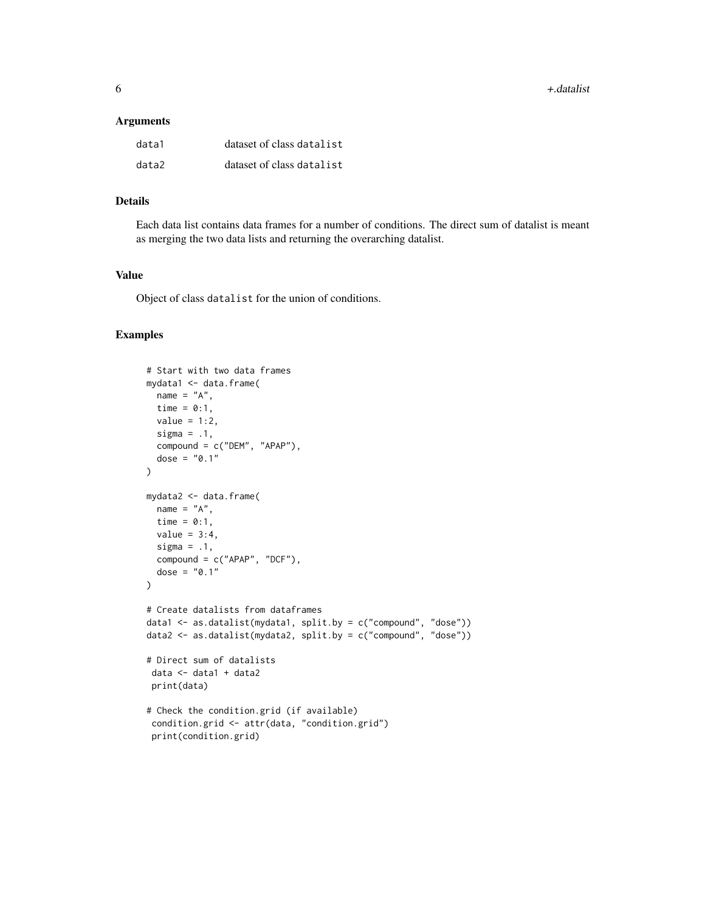### Arguments

| | |
|---|---|
| data1 | dataset of class `datalist` |
| data2 | dataset of class `datalist` |

### Details

Each data list contains data frames for a number of conditions. The direct sum of datalist is meant as merging the two data lists and returning the overarching datalist.

### Value

Object of class `datalist` for the union of conditions.

### Examples

```
# Start with two data frames
mydata1 <- data.frame(
  name = "A",
  time = 0:1,
  value = 1:2,
  sigma = .1,
  compound = c("DEM", "APAP"),
  dose = "0.1"
)

mydata2 <- data.frame(
  name = "A",
  time = 0:1,
  value = 3:4,
  sigma = .1,
  compound = c("APAP", "DCF"),
  dose = "0.1"
)

# Create datalists from dataframes
data1 <- as.datalist(mydata1, split.by = c("compound", "dose"))
data2 <- as.datalist(mydata2, split.by = c("compound", "dose"))

# Direct sum of datalists
 data <- data1 + data2
 print(data)

# Check the condition.grid (if available)
 condition.grid <- attr(data, "condition.grid")
 print(condition.grid)
```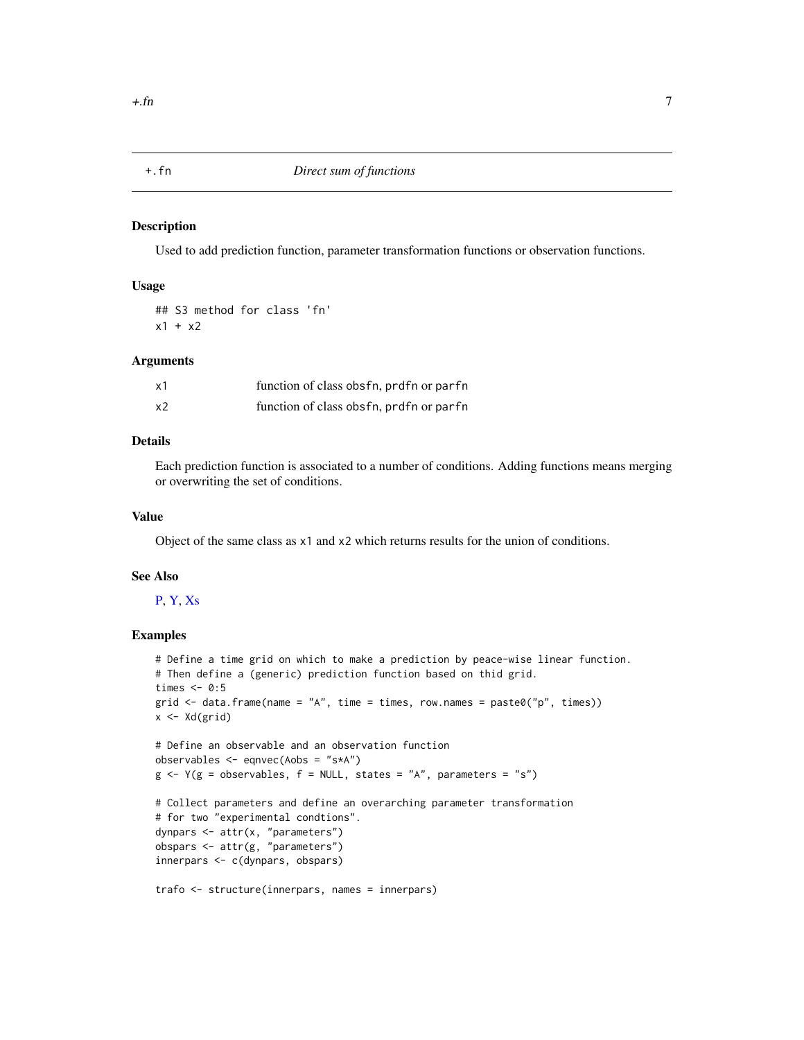## +.fn — *Direct sum of functions*

### Description

Used to add prediction function, parameter transformation functions or observation functions.

### Usage

```
## S3 method for class 'fn'
x1 + x2
```

### Arguments

| | |
|---|---|
| x1 | function of class obsfn, prdfn or parfn |
| x2 | function of class obsfn, prdfn or parfn |

### Details

Each prediction function is associated to a number of conditions. Adding functions means merging or overwriting the set of conditions.

### Value

Object of the same class as x1 and x2 which returns results for the union of conditions.

### See Also

P, Y, Xs

### Examples

```
# Define a time grid on which to make a prediction by peace-wise linear function.
# Then define a (generic) prediction function based on thid grid.
times <- 0:5
grid <- data.frame(name = "A", time = times, row.names = paste0("p", times))
x <- Xd(grid)

# Define an observable and an observation function
observables <- eqnvec(Aobs = "s*A")
g <- Y(g = observables, f = NULL, states = "A", parameters = "s")

# Collect parameters and define an overarching parameter transformation
# for two "experimental condtions".
dynpars <- attr(x, "parameters")
obspars <- attr(g, "parameters")
innerpars <- c(dynpars, obspars)

trafo <- structure(innerpars, names = innerpars)
```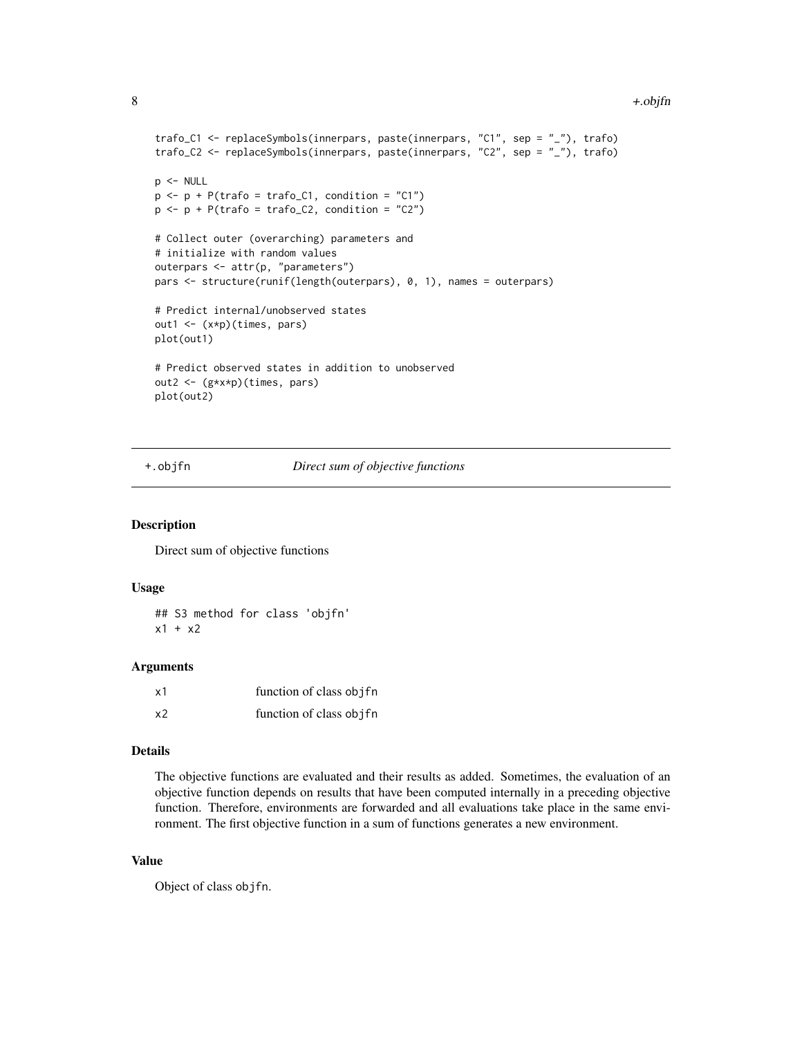```
trafo_C1 <- replaceSymbols(innerpars, paste(innerpars, "C1", sep = "_"), trafo)
trafo_C2 <- replaceSymbols(innerpars, paste(innerpars, "C2", sep = "_"), trafo)

p <- NULL
p <- p + P(trafo = trafo_C1, condition = "C1")
p <- p + P(trafo = trafo_C2, condition = "C2")

# Collect outer (overarching) parameters and
# initialize with random values
outerpars <- attr(p, "parameters")
pars <- structure(runif(length(outerpars), 0, 1), names = outerpars)

# Predict internal/unobserved states
out1 <- (x*p)(times, pars)
plot(out1)

# Predict observed states in addition to unobserved
out2 <- (g*x*p)(times, pars)
plot(out2)
```

## +.objfn — *Direct sum of objective functions*

### Description

Direct sum of objective functions

### Usage

```
## S3 method for class 'objfn'
x1 + x2
```

### Arguments

| | |
|---|---|
| x1 | function of class objfn |
| x2 | function of class objfn |

### Details

The objective functions are evaluated and their results as added. Sometimes, the evaluation of an objective function depends on results that have been computed internally in a preceding objective function. Therefore, environments are forwarded and all evaluations take place in the same environment. The first objective function in a sum of functions generates a new environment.

### Value

Object of class objfn.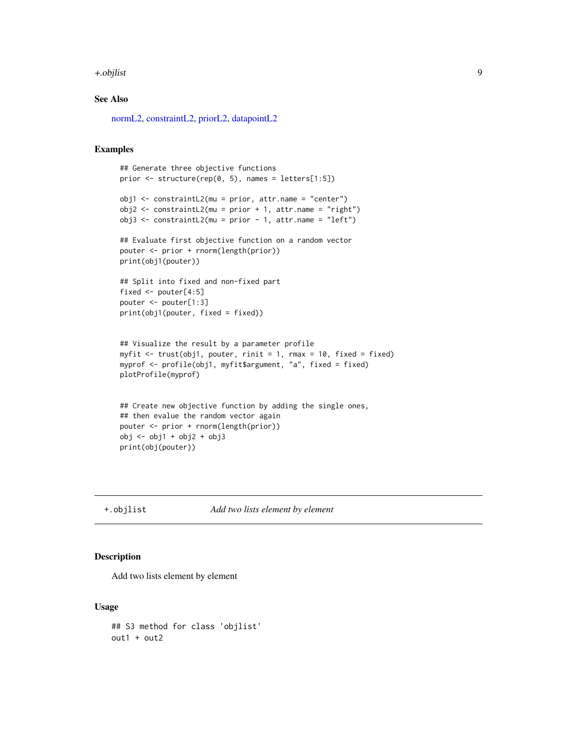## See Also

normL2, constraintL2, priorL2, datapointL2

## Examples

```
## Generate three objective functions
prior <- structure(rep(0, 5), names = letters[1:5])

obj1 <- constraintL2(mu = prior, attr.name = "center")
obj2 <- constraintL2(mu = prior + 1, attr.name = "right")
obj3 <- constraintL2(mu = prior - 1, attr.name = "left")

## Evaluate first objective function on a random vector
pouter <- prior + rnorm(length(prior))
print(obj1(pouter))

## Split into fixed and non-fixed part
fixed <- pouter[4:5]
pouter <- pouter[1:3]
print(obj1(pouter, fixed = fixed))


## Visualize the result by a parameter profile
myfit <- trust(obj1, pouter, rinit = 1, rmax = 10, fixed = fixed)
myprof <- profile(obj1, myfit$argument, "a", fixed = fixed)
plotProfile(myprof)


## Create new objective function by adding the single ones,
## then evalue the random vector again
pouter <- prior + rnorm(length(prior))
obj <- obj1 + obj2 + obj3
print(obj(pouter))
```

---

# +.objlist — *Add two lists element by element*

## Description

Add two lists element by element

## Usage

```
## S3 method for class 'objlist'
out1 + out2
```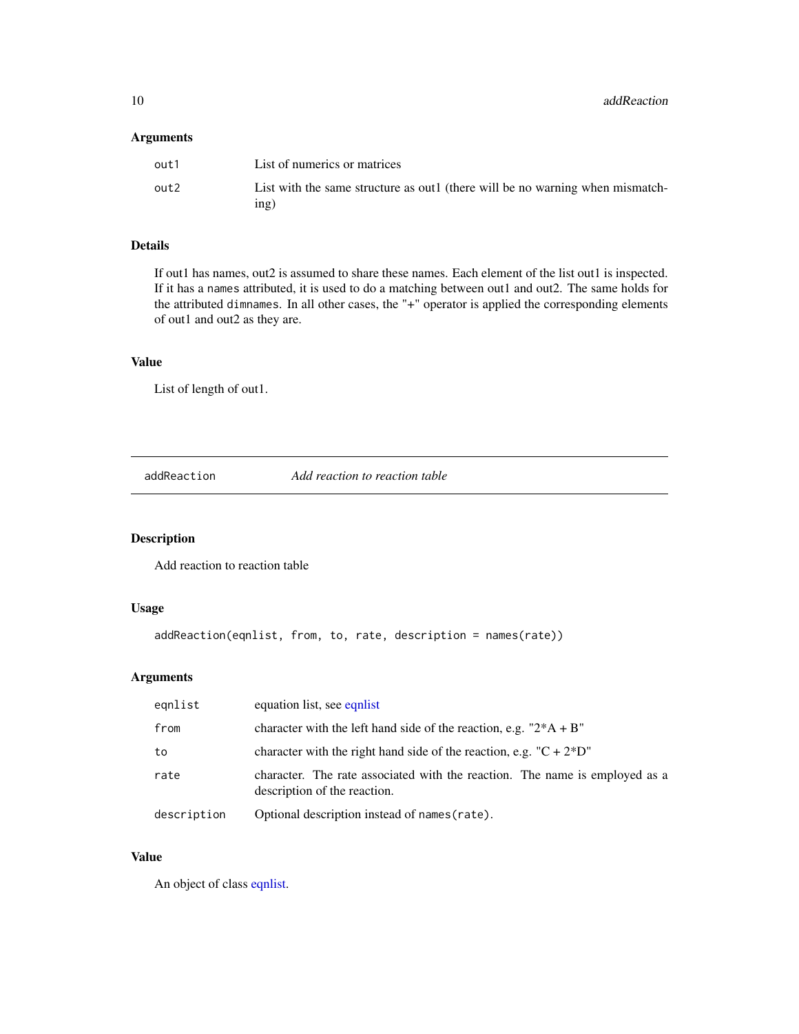### Arguments

| | |
|---|---|
| `out1` | List of numerics or matrices |
| `out2` | List with the same structure as out1 (there will be no warning when mismatching) |

### Details

If out1 has names, out2 is assumed to share these names. Each element of the list out1 is inspected. If it has a `names` attributed, it is used to do a matching between out1 and out2. The same holds for the attributed `dimnames`. In all other cases, the "+" operator is applied the corresponding elements of out1 and out2 as they are.

### Value

List of length of out1.

---

## addReaction *Add reaction to reaction table*

### Description

Add reaction to reaction table

### Usage

```
addReaction(eqnlist, from, to, rate, description = names(rate))
```

### Arguments

| | |
|---|---|
| `eqnlist` | equation list, see eqnlist |
| `from` | character with the left hand side of the reaction, e.g. "2*A + B" |
| `to` | character with the right hand side of the reaction, e.g. "C + 2*D" |
| `rate` | character. The rate associated with the reaction. The name is employed as a description of the reaction. |
| `description` | Optional description instead of `names(rate)`. |

### Value

An object of class eqnlist.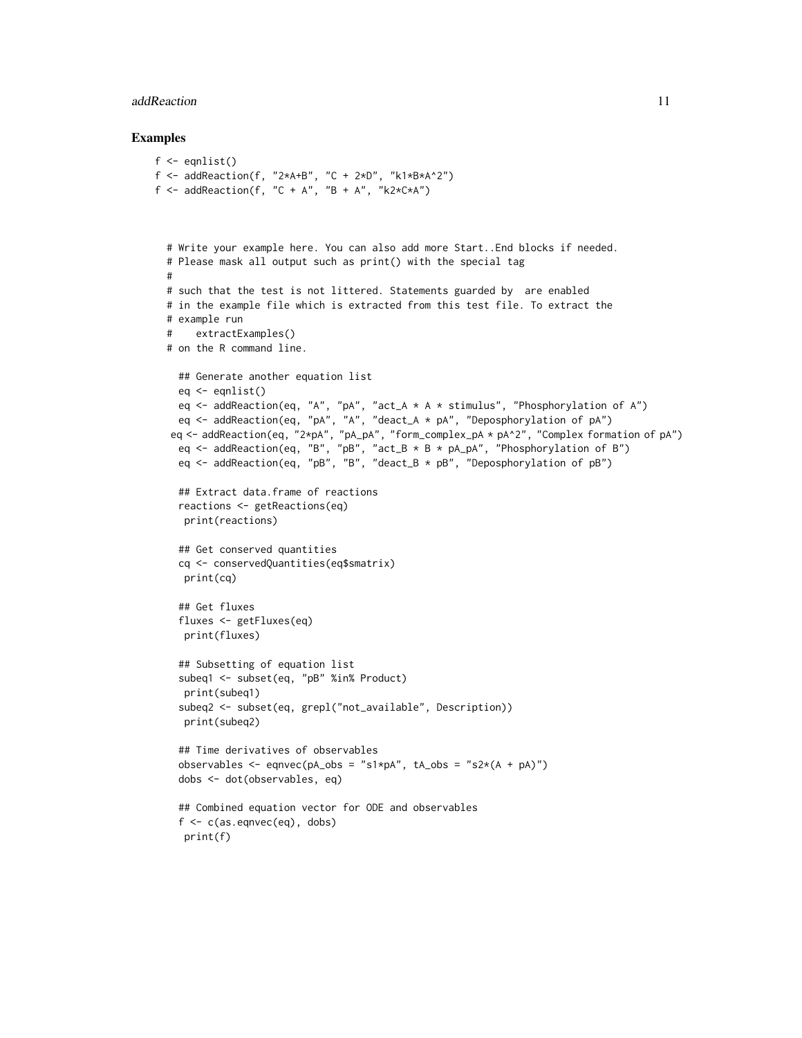### Examples

```
f <- eqnlist()
f <- addReaction(f, "2*A+B", "C + 2*D", "k1*B*A^2")
f <- addReaction(f, "C + A", "B + A", "k2*C*A")



  # Write your example here. You can also add more Start..End blocks if needed.
  # Please mask all output such as print() with the special tag
  #
  # such that the test is not littered. Statements guarded by  are enabled
  # in the example file which is extracted from this test file. To extract the
  # example run
  #    extractExamples()
  # on the R command line.

    ## Generate another equation list
    eq <- eqnlist()
    eq <- addReaction(eq, "A", "pA", "act_A * A * stimulus", "Phosphorylation of A")
    eq <- addReaction(eq, "pA", "A", "deact_A * pA", "Deposphorylation of pA")
   eq <- addReaction(eq, "2*pA", "pA_pA", "form_complex_pA * pA^2", "Complex formation of pA")
    eq <- addReaction(eq, "B", "pB", "act_B * B * pA_pA", "Phosphorylation of B")
    eq <- addReaction(eq, "pB", "B", "deact_B * pB", "Deposphorylation of pB")

    ## Extract data.frame of reactions
    reactions <- getReactions(eq)
     print(reactions)

    ## Get conserved quantities
    cq <- conservedQuantities(eq$smatrix)
     print(cq)

    ## Get fluxes
    fluxes <- getFluxes(eq)
     print(fluxes)

    ## Subsetting of equation list
    subeq1 <- subset(eq, "pB" %in% Product)
     print(subeq1)
    subeq2 <- subset(eq, grepl("not_available", Description))
     print(subeq2)

    ## Time derivatives of observables
    observables <- eqnvec(pA_obs = "s1*pA", tA_obs = "s2*(A + pA)")
    dobs <- dot(observables, eq)

    ## Combined equation vector for ODE and observables
    f <- c(as.eqnvec(eq), dobs)
     print(f)
```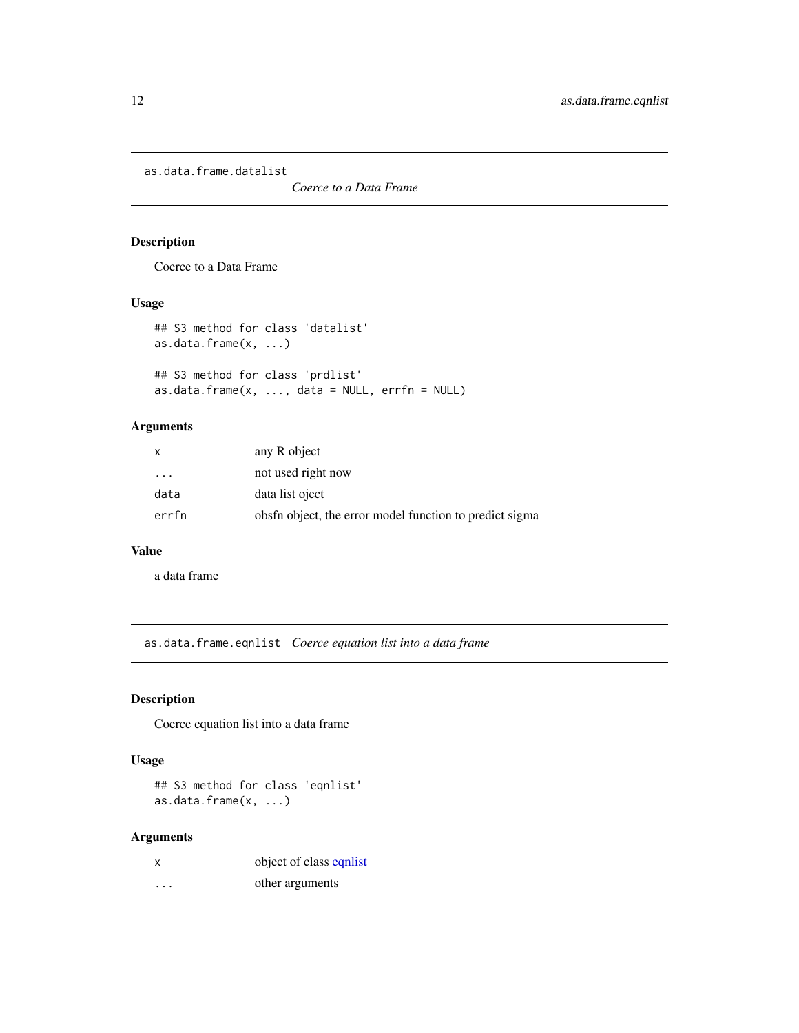## as.data.frame.datalist

*Coerce to a Data Frame*

### Description

Coerce to a Data Frame

### Usage

```
## S3 method for class 'datalist'
as.data.frame(x, ...)

## S3 method for class 'prdlist'
as.data.frame(x, ..., data = NULL, errfn = NULL)
```

### Arguments

| | |
|---|---|
| x | any R object |
| ... | not used right now |
| data | data list oject |
| errfn | obsfn object, the error model function to predict sigma |

### Value

a data frame

## as.data.frame.eqnlist

*Coerce equation list into a data frame*

### Description

Coerce equation list into a data frame

### Usage

```
## S3 method for class 'eqnlist'
as.data.frame(x, ...)
```

### Arguments

| | |
|---|---|
| x | object of class eqnlist |
| ... | other arguments |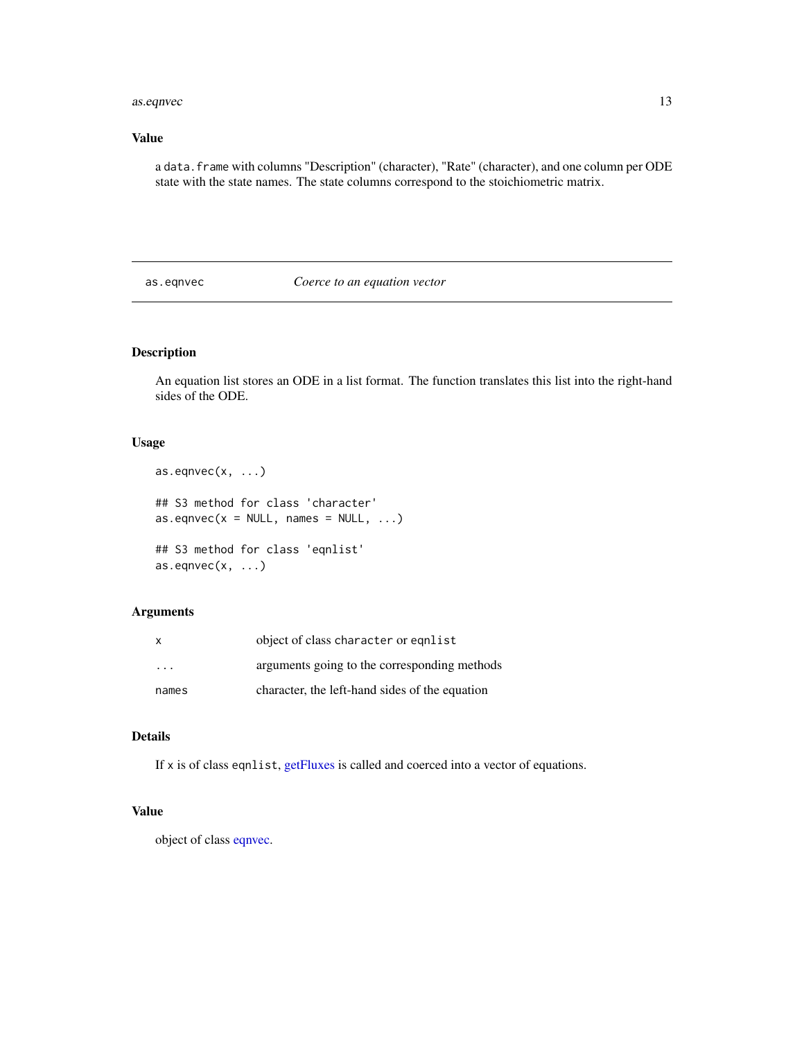## Value

a `data.frame` with columns "Description" (character), "Rate" (character), and one column per ODE state with the state names. The state columns correspond to the stoichiometric matrix.

---

`as.eqnvec` *Coerce to an equation vector*

---

## Description

An equation list stores an ODE in a list format. The function translates this list into the right-hand sides of the ODE.

## Usage

```
as.eqnvec(x, ...)

## S3 method for class 'character'
as.eqnvec(x = NULL, names = NULL, ...)

## S3 method for class 'eqnlist'
as.eqnvec(x, ...)
```

## Arguments

| | |
|---|---|
| x | object of class `character` or `eqnlist` |
| ... | arguments going to the corresponding methods |
| names | character, the left-hand sides of the equation |

## Details

If x is of class `eqnlist`, getFluxes is called and coerced into a vector of equations.

## Value

object of class eqnvec.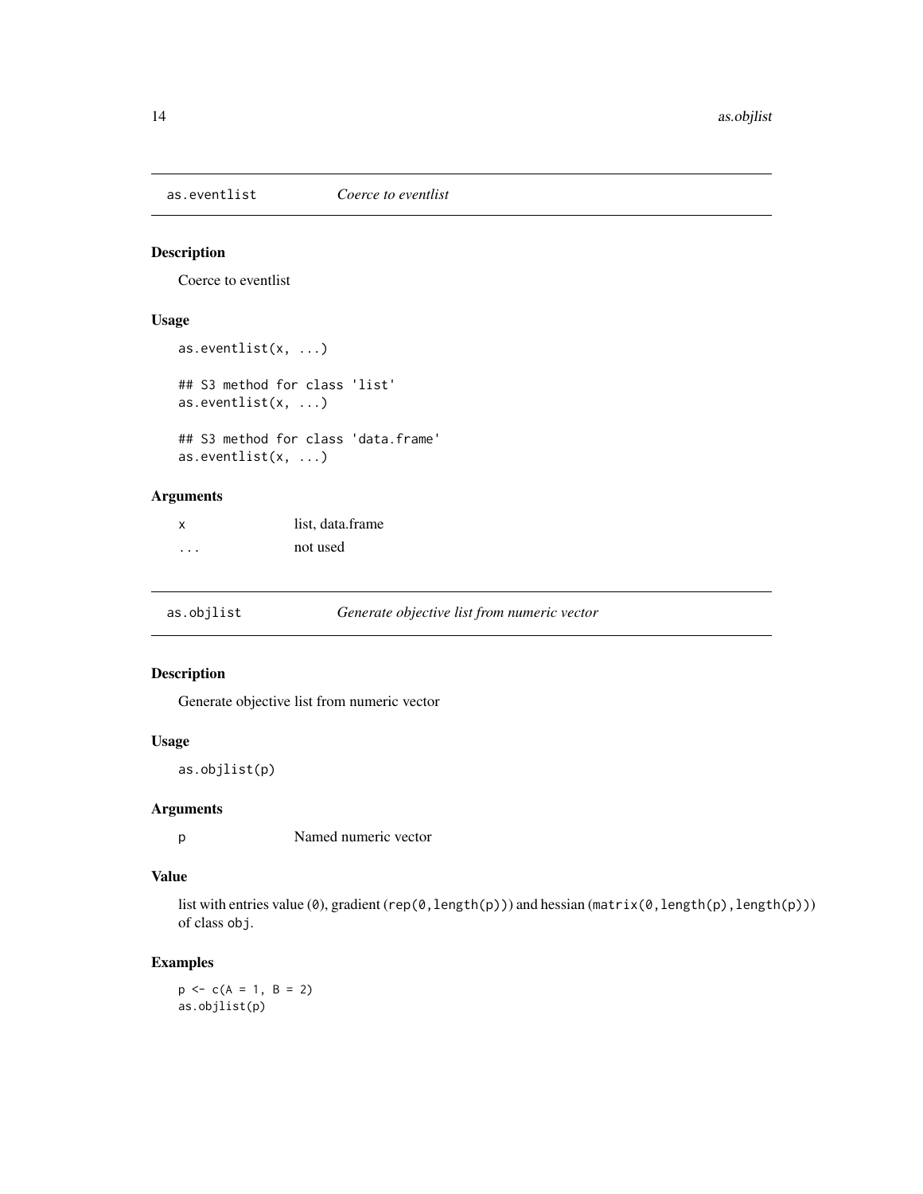## as.eventlist *Coerce to eventlist*

### Description

Coerce to eventlist

### Usage

```
as.eventlist(x, ...)

## S3 method for class 'list'
as.eventlist(x, ...)

## S3 method for class 'data.frame'
as.eventlist(x, ...)
```

### Arguments

| | |
|---|---|
| x | list, data.frame |
| ... | not used |

## as.objlist *Generate objective list from numeric vector*

### Description

Generate objective list from numeric vector

### Usage

```
as.objlist(p)
```

### Arguments

| | |
|---|---|
| p | Named numeric vector |

### Value

list with entries value (`0`), gradient (`rep(0,length(p))`) and hessian (`matrix(0,length(p),length(p))`) of class `obj`.

### Examples

```
p <- c(A = 1, B = 2)
as.objlist(p)
```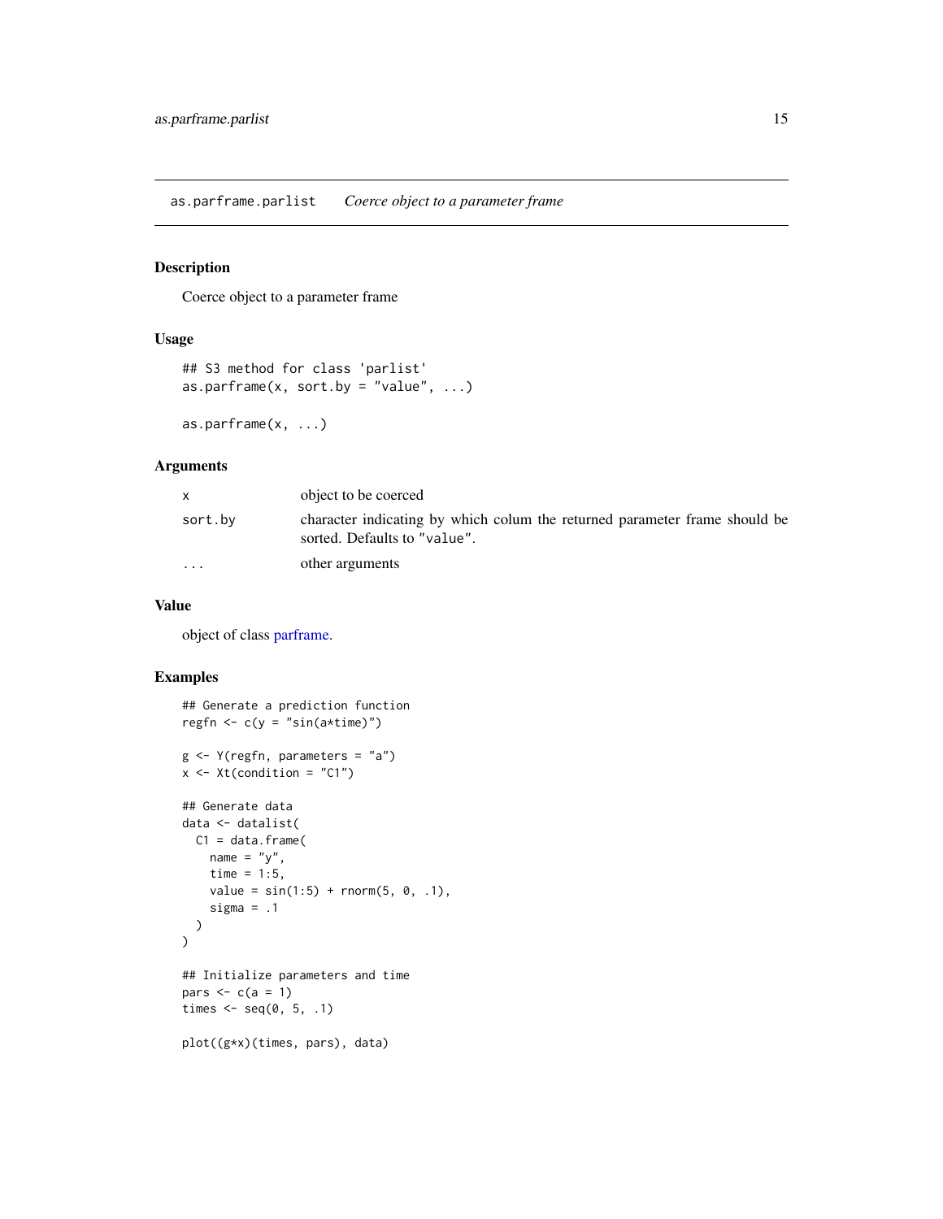## as.parframe.parlist    *Coerce object to a parameter frame*

### Description

Coerce object to a parameter frame

### Usage

```
## S3 method for class 'parlist'
as.parframe(x, sort.by = "value", ...)

as.parframe(x, ...)
```

### Arguments

| | |
|---|---|
| x | object to be coerced |
| sort.by | character indicating by which colum the returned parameter frame should be sorted. Defaults to "value". |
| ... | other arguments |

### Value

object of class parframe.

### Examples

```
## Generate a prediction function
regfn <- c(y = "sin(a*time)")

g <- Y(regfn, parameters = "a")
x <- Xt(condition = "C1")

## Generate data
data <- datalist(
  C1 = data.frame(
    name = "y",
    time = 1:5,
    value = sin(1:5) + rnorm(5, 0, .1),
    sigma = .1
  )
)

## Initialize parameters and time
pars <- c(a = 1)
times <- seq(0, 5, .1)

plot((g*x)(times, pars), data)
```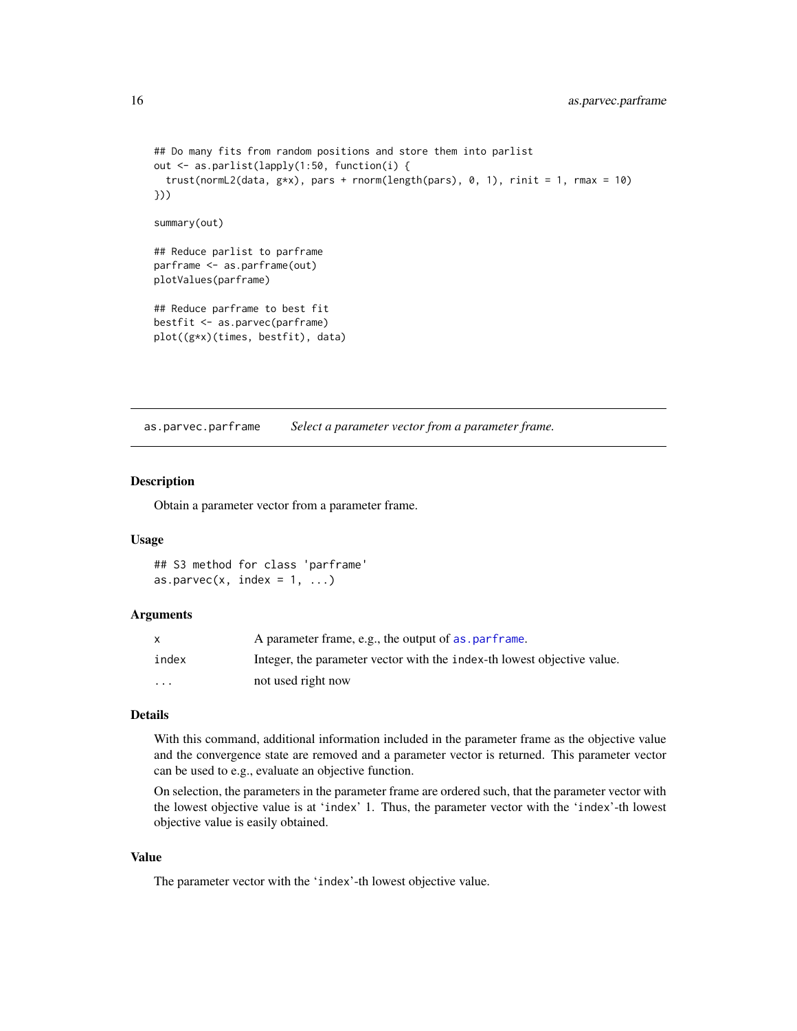```
## Do many fits from random positions and store them into parlist
out <- as.parlist(lapply(1:50, function(i) {
  trust(normL2(data, g*x), pars + rnorm(length(pars), 0, 1), rinit = 1, rmax = 10)
}))

summary(out)

## Reduce parlist to parframe
parframe <- as.parframe(out)
plotValues(parframe)

## Reduce parframe to best fit
bestfit <- as.parvec(parframe)
plot((g*x)(times, bestfit), data)
```

---

## as.parvec.parframe — *Select a parameter vector from a parameter frame.*

### Description

Obtain a parameter vector from a parameter frame.

### Usage

```
## S3 method for class 'parframe'
as.parvec(x, index = 1, ...)
```

### Arguments

| | |
|---|---|
| `x` | A parameter frame, e.g., the output of `as.parframe`. |
| `index` | Integer, the parameter vector with the `index`-th lowest objective value. |
| `...` | not used right now |

### Details

With this command, additional information included in the parameter frame as the objective value and the convergence state are removed and a parameter vector is returned. This parameter vector can be used to e.g., evaluate an objective function.

On selection, the parameters in the parameter frame are ordered such, that the parameter vector with the lowest objective value is at '`index`' 1. Thus, the parameter vector with the '`index`'-th lowest objective value is easily obtained.

### Value

The parameter vector with the '`index`'-th lowest objective value.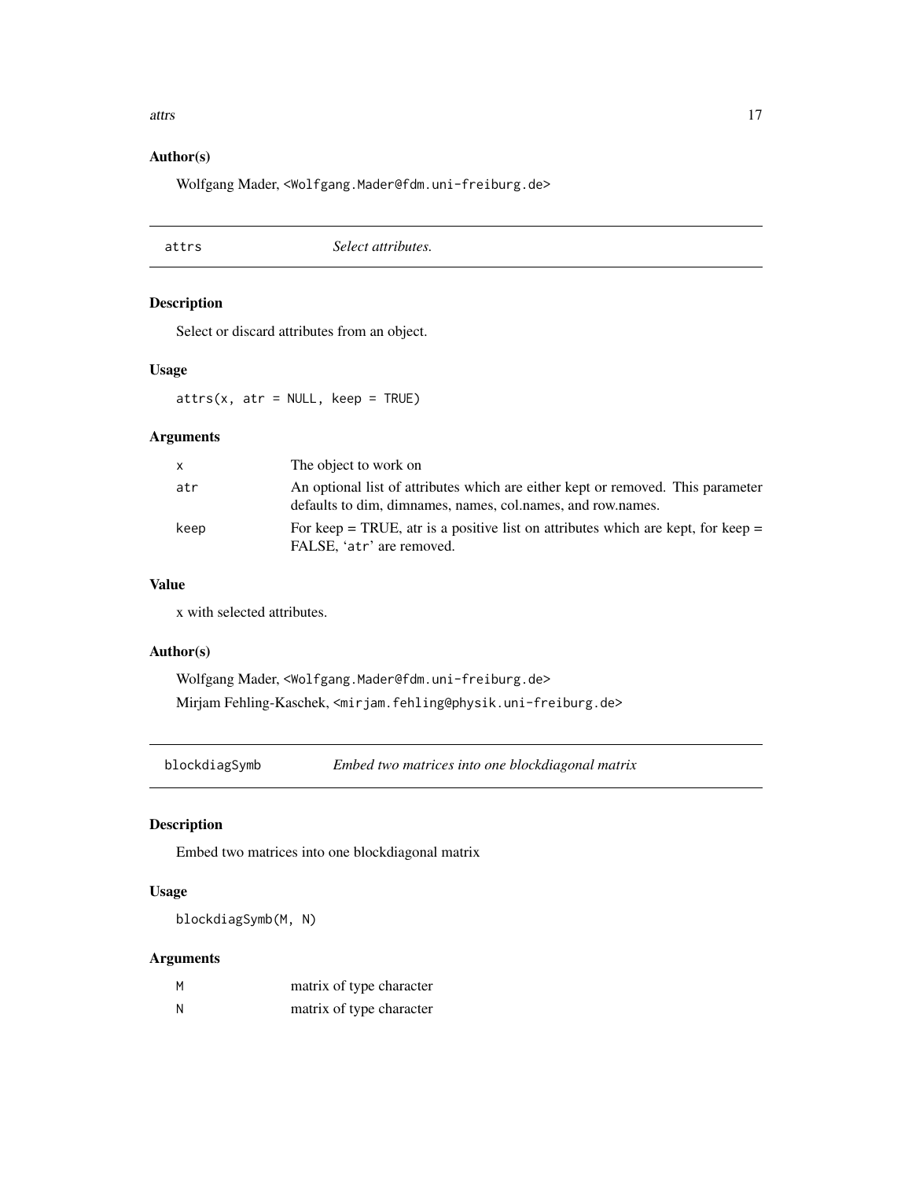### Author(s)

Wolfgang Mader, <Wolfgang.Mader@fdm.uni-freiburg.de>

---

## attrs — *Select attributes.*

---

### Description

Select or discard attributes from an object.

### Usage

```
attrs(x, atr = NULL, keep = TRUE)
```

### Arguments

| | |
|---|---|
| x | The object to work on |
| atr | An optional list of attributes which are either kept or removed. This parameter defaults to dim, dimnames, names, col.names, and row.names. |
| keep | For keep = TRUE, atr is a positive list on attributes which are kept, for keep = FALSE, 'atr' are removed. |

### Value

x with selected attributes.

### Author(s)

Wolfgang Mader, <Wolfgang.Mader@fdm.uni-freiburg.de>

Mirjam Fehling-Kaschek, <mirjam.fehling@physik.uni-freiburg.de>

---

## blockdiagSymb — *Embed two matrices into one blockdiagonal matrix*

---

### Description

Embed two matrices into one blockdiagonal matrix

### Usage

```
blockdiagSymb(M, N)
```

### Arguments

| | |
|---|---|
| M | matrix of type character |
| N | matrix of type character |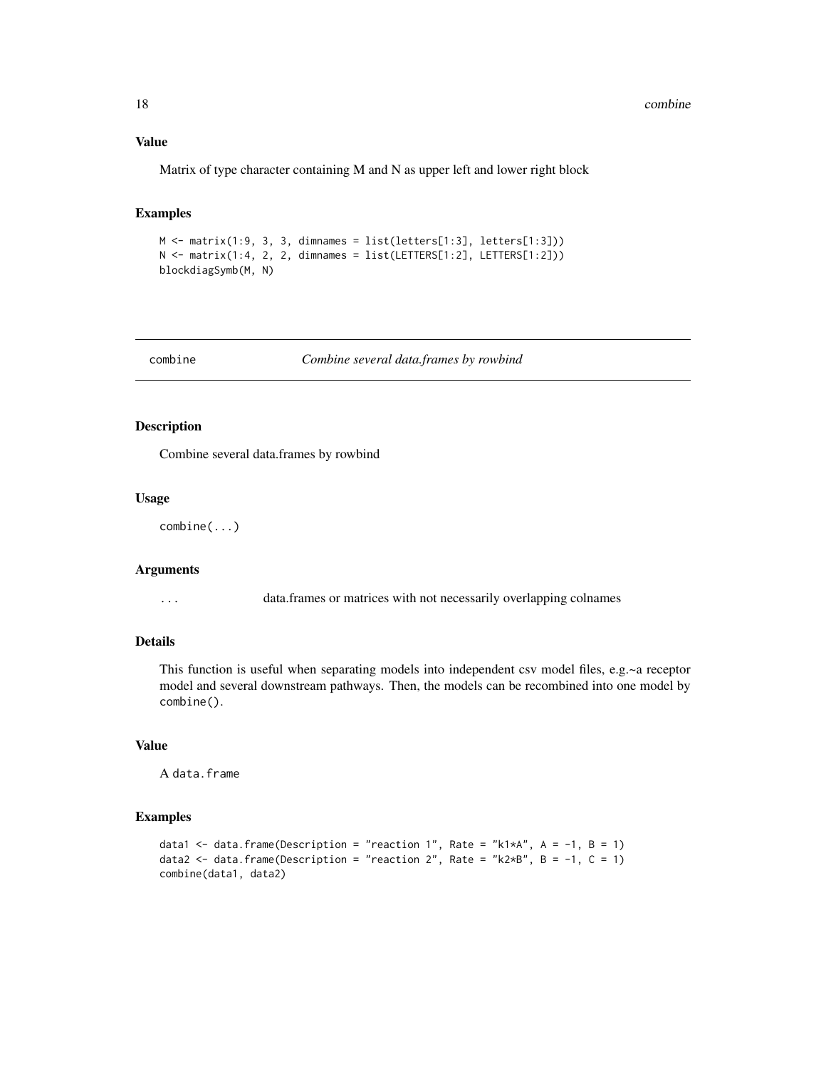### Value

Matrix of type character containing M and N as upper left and lower right block

### Examples

```
M <- matrix(1:9, 3, 3, dimnames = list(letters[1:3], letters[1:3]))
N <- matrix(1:4, 2, 2, dimnames = list(LETTERS[1:2], LETTERS[1:2]))
blockdiagSymb(M, N)
```

---

## combine — *Combine several data.frames by rowbind*

### Description

Combine several data.frames by rowbind

### Usage

```
combine(...)
```

### Arguments

| | |
|---|---|
| ... | data.frames or matrices with not necessarily overlapping colnames |

### Details

This function is useful when separating models into independent csv model files, e.g.~a receptor model and several downstream pathways. Then, the models can be recombined into one model by `combine()`.

### Value

A `data.frame`

### Examples

```
data1 <- data.frame(Description = "reaction 1", Rate = "k1*A", A = -1, B = 1)
data2 <- data.frame(Description = "reaction 2", Rate = "k2*B", B = -1, C = 1)
combine(data1, data2)
```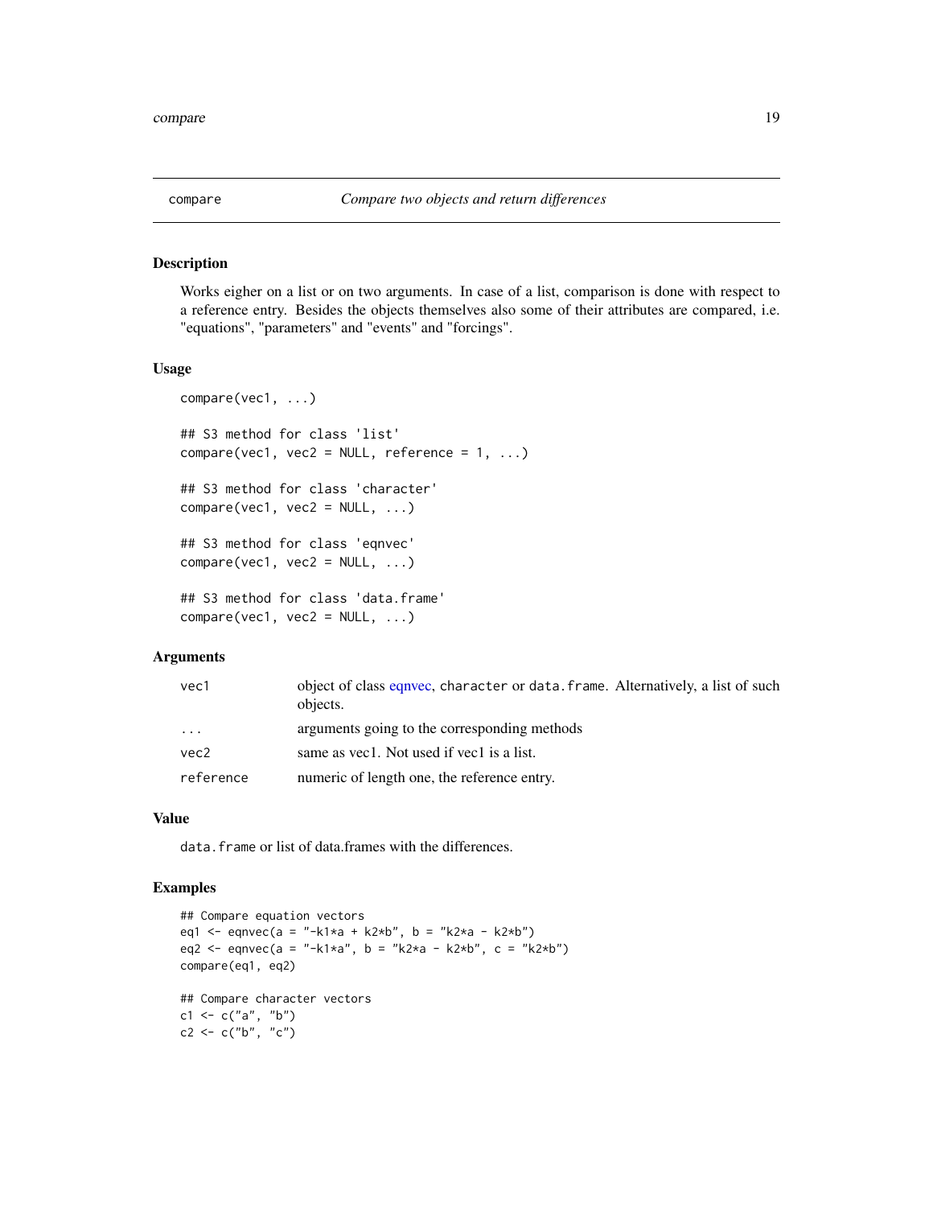# compare — *Compare two objects and return differences*

## Description

Works eigher on a list or on two arguments. In case of a list, comparison is done with respect to a reference entry. Besides the objects themselves also some of their attributes are compared, i.e. "equations", "parameters" and "events" and "forcings".

## Usage

```
compare(vec1, ...)

## S3 method for class 'list'
compare(vec1, vec2 = NULL, reference = 1, ...)

## S3 method for class 'character'
compare(vec1, vec2 = NULL, ...)

## S3 method for class 'eqnvec'
compare(vec1, vec2 = NULL, ...)

## S3 method for class 'data.frame'
compare(vec1, vec2 = NULL, ...)
```

## Arguments

| | |
|---|---|
| `vec1` | object of class eqnvec, `character` or `data.frame`. Alternatively, a list of such objects. |
| `...` | arguments going to the corresponding methods |
| `vec2` | same as vec1. Not used if vec1 is a list. |
| `reference` | numeric of length one, the reference entry. |

## Value

`data.frame` or list of data.frames with the differences.

## Examples

```
## Compare equation vectors
eq1 <- eqnvec(a = "-k1*a + k2*b", b = "k2*a - k2*b")
eq2 <- eqnvec(a = "-k1*a", b = "k2*a - k2*b", c = "k2*b")
compare(eq1, eq2)

## Compare character vectors
c1 <- c("a", "b")
c2 <- c("b", "c")
```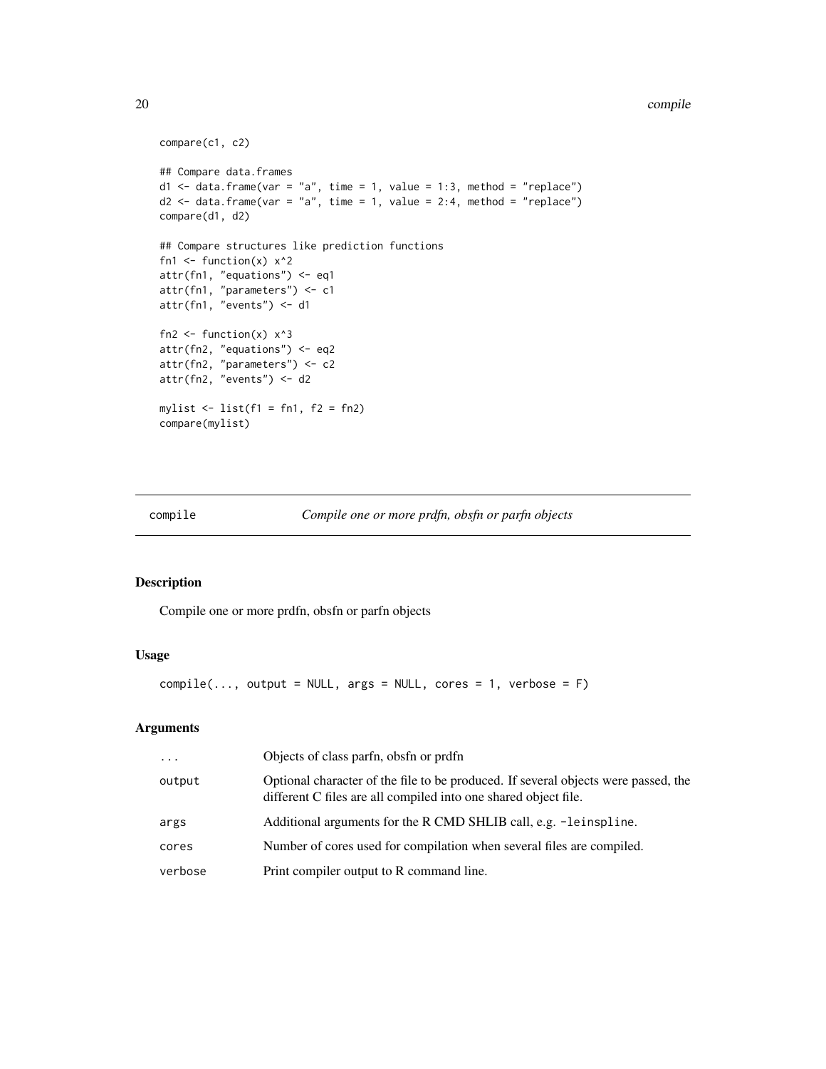```
compare(c1, c2)

## Compare data.frames
d1 <- data.frame(var = "a", time = 1, value = 1:3, method = "replace")
d2 <- data.frame(var = "a", time = 1, value = 2:4, method = "replace")
compare(d1, d2)

## Compare structures like prediction functions
fn1 <- function(x) x^2
attr(fn1, "equations") <- eq1
attr(fn1, "parameters") <- c1
attr(fn1, "events") <- d1

fn2 <- function(x) x^3
attr(fn2, "equations") <- eq2
attr(fn2, "parameters") <- c2
attr(fn2, "events") <- d2

mylist <- list(f1 = fn1, f2 = fn2)
compare(mylist)
```

# compile — *Compile one or more prdfn, obsfn or parfn objects*

## Description

Compile one or more prdfn, obsfn or parfn objects

## Usage

```
compile(..., output = NULL, args = NULL, cores = 1, verbose = F)
```

## Arguments

| | |
|---|---|
| `...` | Objects of class parfn, obsfn or prdfn |
| `output` | Optional character of the file to be produced. If several objects were passed, the different C files are all compiled into one shared object file. |
| `args` | Additional arguments for the R CMD SHLIB call, e.g. `-leinspline`. |
| `cores` | Number of cores used for compilation when several files are compiled. |
| `verbose` | Print compiler output to R command line. |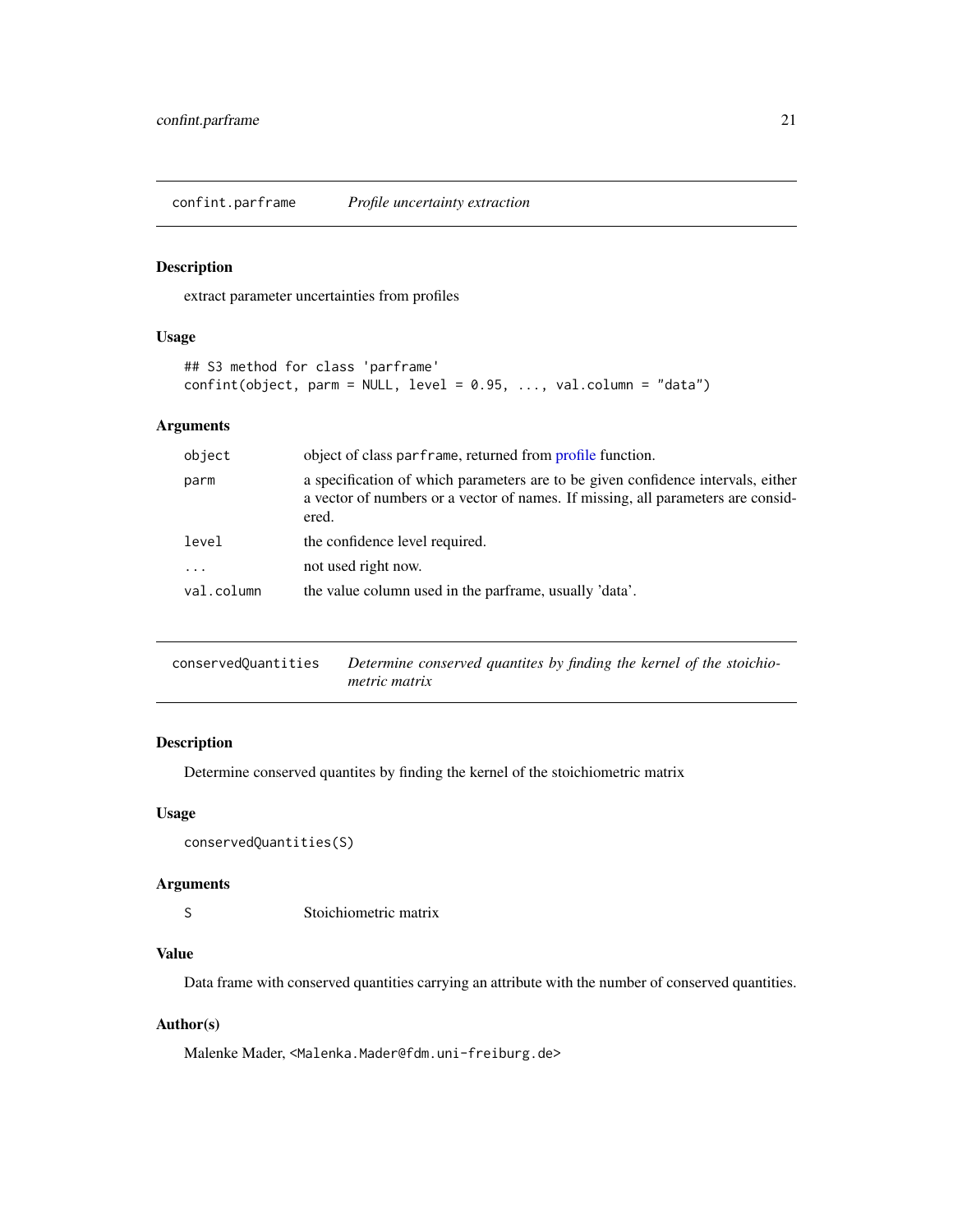## confint.parframe *Profile uncertainty extraction*

### Description

extract parameter uncertainties from profiles

### Usage

```
## S3 method for class 'parframe'
confint(object, parm = NULL, level = 0.95, ..., val.column = "data")
```

### Arguments

| | |
|---|---|
| object | object of class parframe, returned from profile function. |
| parm | a specification of which parameters are to be given confidence intervals, either a vector of numbers or a vector of names. If missing, all parameters are considered. |
| level | the confidence level required. |
| ... | not used right now. |
| val.column | the value column used in the parframe, usually 'data'. |

## conservedQuantities *Determine conserved quantites by finding the kernel of the stoichiometric matrix*

### Description

Determine conserved quantites by finding the kernel of the stoichiometric matrix

### Usage

```
conservedQuantities(S)
```

### Arguments

| | |
|---|---|
| S | Stoichiometric matrix |

### Value

Data frame with conserved quantities carrying an attribute with the number of conserved quantities.

### Author(s)

Malenke Mader, <Malenka.Mader@fdm.uni-freiburg.de>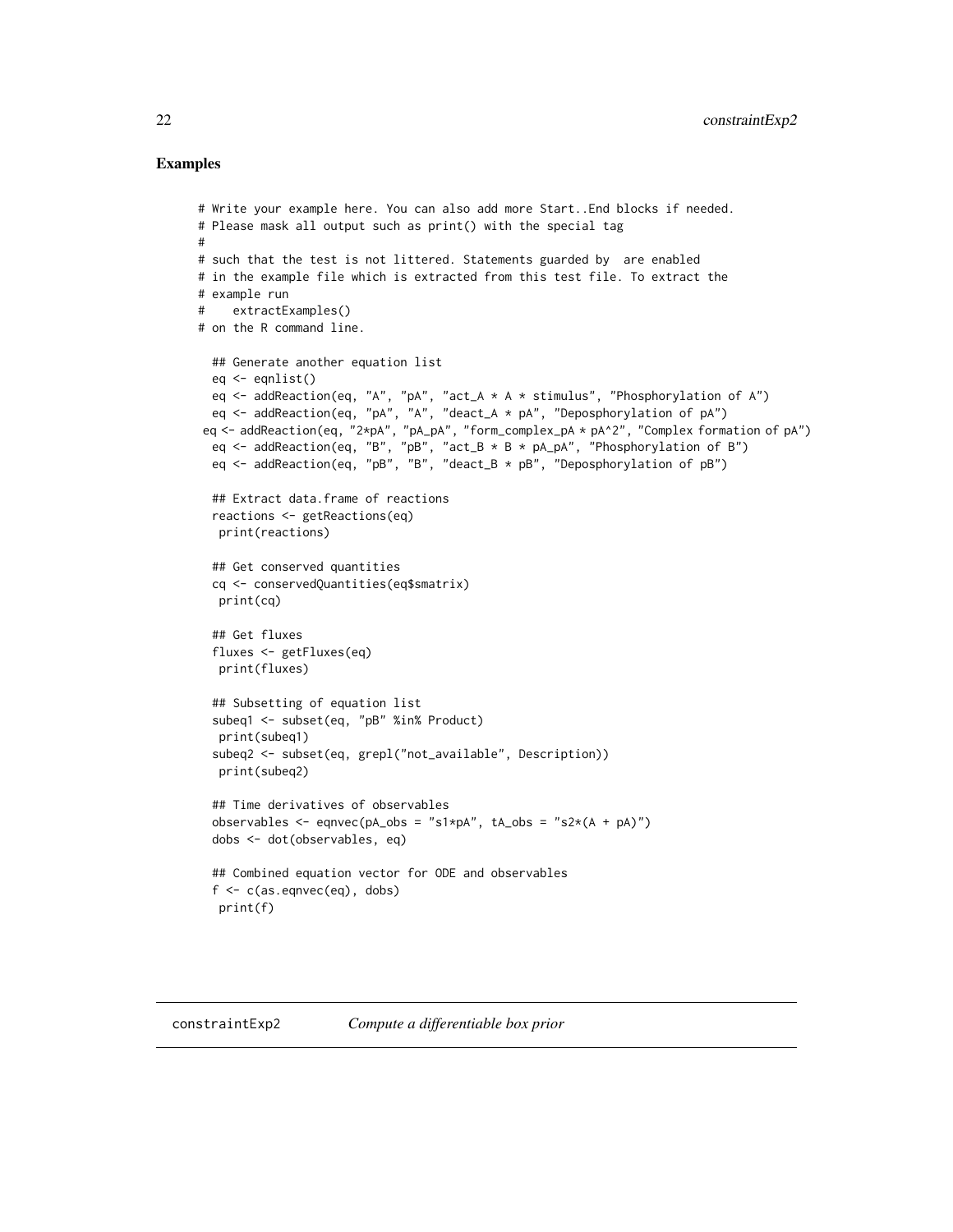## Examples

```
# Write your example here. You can also add more Start..End blocks if needed.
# Please mask all output such as print() with the special tag
#
# such that the test is not littered. Statements guarded by  are enabled
# in the example file which is extracted from this test file. To extract the
# example run
#    extractExamples()
# on the R command line.

  ## Generate another equation list
  eq <- eqnlist()
  eq <- addReaction(eq, "A", "pA", "act_A * A * stimulus", "Phosphorylation of A")
  eq <- addReaction(eq, "pA", "A", "deact_A * pA", "Deposphorylation of pA")
 eq <- addReaction(eq, "2*pA", "pA_pA", "form_complex_pA * pA^2", "Complex formation of pA")
  eq <- addReaction(eq, "B", "pB", "act_B * B * pA_pA", "Phosphorylation of B")
  eq <- addReaction(eq, "pB", "B", "deact_B * pB", "Deposphorylation of pB")

  ## Extract data.frame of reactions
  reactions <- getReactions(eq)
   print(reactions)

  ## Get conserved quantities
  cq <- conservedQuantities(eq$smatrix)
   print(cq)

  ## Get fluxes
  fluxes <- getFluxes(eq)
   print(fluxes)

  ## Subsetting of equation list
  subeq1 <- subset(eq, "pB" %in% Product)
   print(subeq1)
  subeq2 <- subset(eq, grepl("not_available", Description))
   print(subeq2)

  ## Time derivatives of observables
  observables <- eqnvec(pA_obs = "s1*pA", tA_obs = "s2*(A + pA)")
  dobs <- dot(observables, eq)

  ## Combined equation vector for ODE and observables
  f <- c(as.eqnvec(eq), dobs)
   print(f)
```

---

constraintExp2 *Compute a differentiable box prior*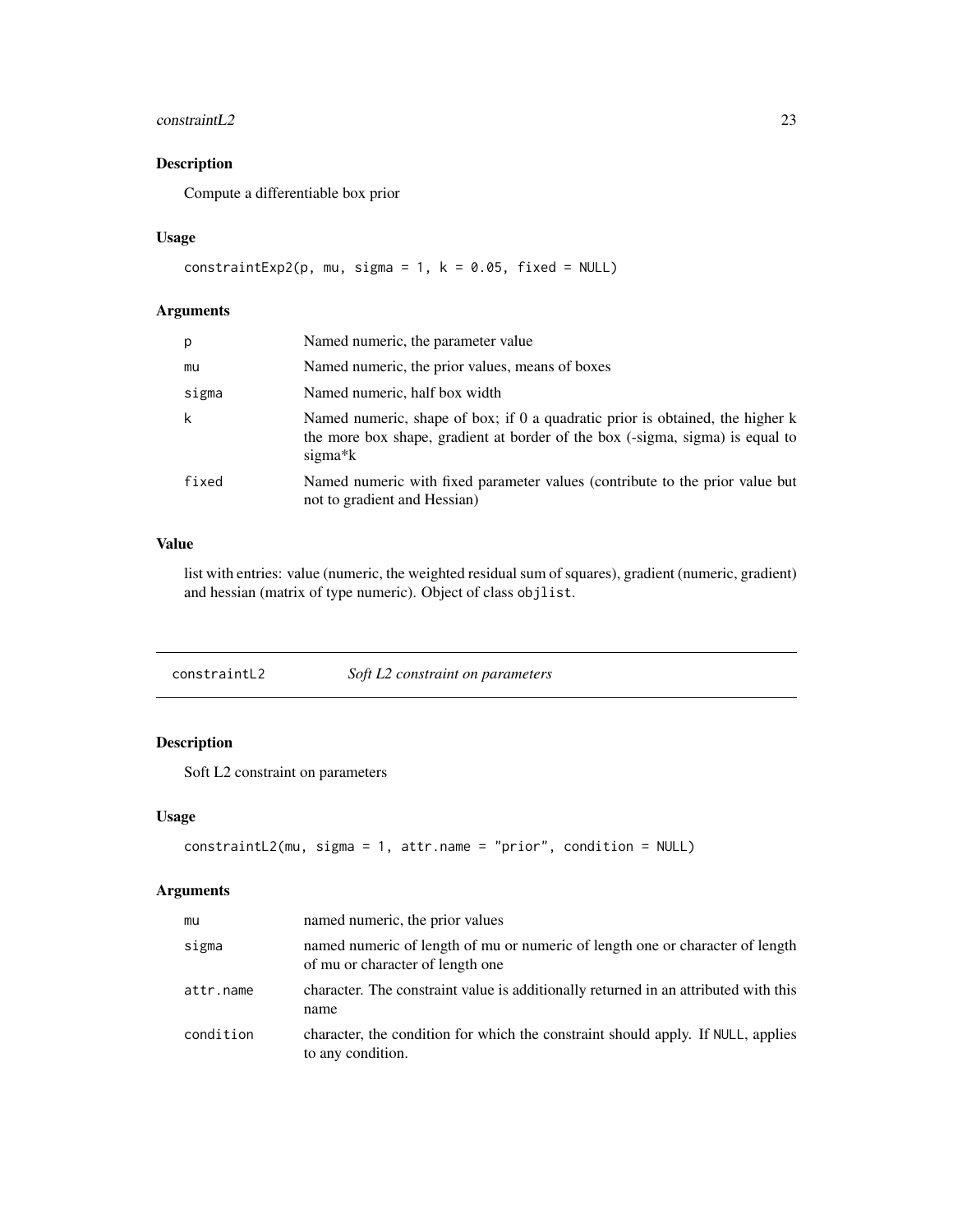### Description

Compute a differentiable box prior

### Usage

```
constraintExp2(p, mu, sigma = 1, k = 0.05, fixed = NULL)
```

### Arguments

| | |
|---|---|
| p | Named numeric, the parameter value |
| mu | Named numeric, the prior values, means of boxes |
| sigma | Named numeric, half box width |
| k | Named numeric, shape of box; if 0 a quadratic prior is obtained, the higher k the more box shape, gradient at border of the box (-sigma, sigma) is equal to sigma*k |
| fixed | Named numeric with fixed parameter values (contribute to the prior value but not to gradient and Hessian) |

### Value

list with entries: value (numeric, the weighted residual sum of squares), gradient (numeric, gradient) and hessian (matrix of type numeric). Object of class `objlist`.

## constraintL2 — *Soft L2 constraint on parameters*

### Description

Soft L2 constraint on parameters

### Usage

```
constraintL2(mu, sigma = 1, attr.name = "prior", condition = NULL)
```

### Arguments

| | |
|---|---|
| mu | named numeric, the prior values |
| sigma | named numeric of length of mu or numeric of length one or character of length of mu or character of length one |
| attr.name | character. The constraint value is additionally returned in an attributed with this name |
| condition | character, the condition for which the constraint should apply. If `NULL`, applies to any condition. |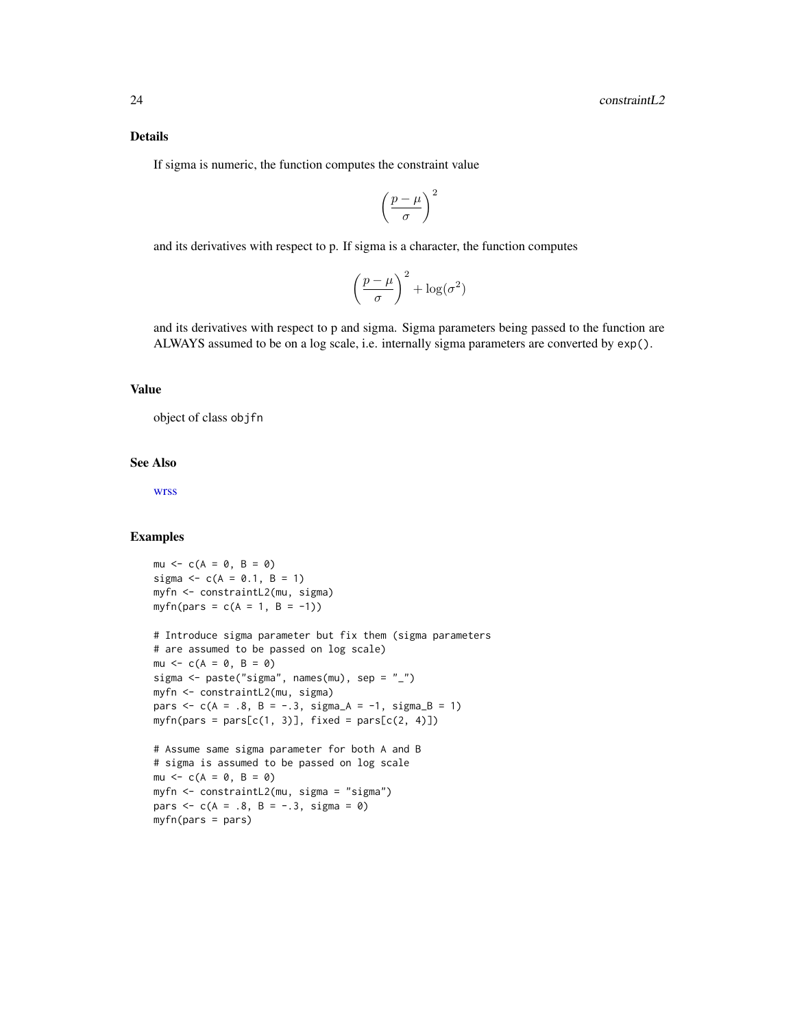## Details

If sigma is numeric, the function computes the constraint value

$$\left(\frac{p-\mu}{\sigma}\right)^2$$

and its derivatives with respect to p. If sigma is a character, the function computes

$$\left(\frac{p-\mu}{\sigma}\right)^2 + \log(\sigma^2)$$

and its derivatives with respect to p and sigma. Sigma parameters being passed to the function are ALWAYS assumed to be on a log scale, i.e. internally sigma parameters are converted by `exp()`.

## Value

object of class `objfn`

## See Also

wrss

## Examples

```
mu <- c(A = 0, B = 0)
sigma <- c(A = 0.1, B = 1)
myfn <- constraintL2(mu, sigma)
myfn(pars = c(A = 1, B = -1))

# Introduce sigma parameter but fix them (sigma parameters
# are assumed to be passed on log scale)
mu <- c(A = 0, B = 0)
sigma <- paste("sigma", names(mu), sep = "_")
myfn <- constraintL2(mu, sigma)
pars <- c(A = .8, B = -.3, sigma_A = -1, sigma_B = 1)
myfn(pars = pars[c(1, 3)], fixed = pars[c(2, 4)])

# Assume same sigma parameter for both A and B
# sigma is assumed to be passed on log scale
mu <- c(A = 0, B = 0)
myfn <- constraintL2(mu, sigma = "sigma")
pars <- c(A = .8, B = -.3, sigma = 0)
myfn(pars = pars)
```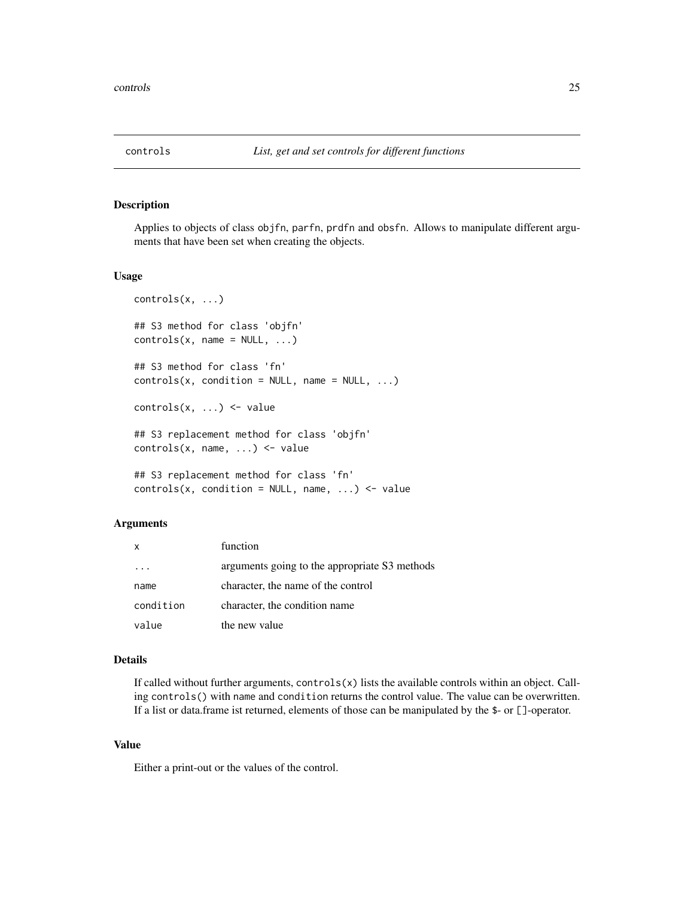# controls — *List, get and set controls for different functions*

## Description

Applies to objects of class objfn, parfn, prdfn and obsfn. Allows to manipulate different arguments that have been set when creating the objects.

## Usage

```
controls(x, ...)

## S3 method for class 'objfn'
controls(x, name = NULL, ...)

## S3 method for class 'fn'
controls(x, condition = NULL, name = NULL, ...)

controls(x, ...) <- value

## S3 replacement method for class 'objfn'
controls(x, name, ...) <- value

## S3 replacement method for class 'fn'
controls(x, condition = NULL, name, ...) <- value
```

## Arguments

| | |
|---|---|
| x | function |
| ... | arguments going to the appropriate S3 methods |
| name | character, the name of the control |
| condition | character, the condition name |
| value | the new value |

## Details

If called without further arguments, `controls(x)` lists the available controls within an object. Calling `controls()` with `name` and `condition` returns the control value. The value can be overwritten. If a list or data.frame ist returned, elements of those can be manipulated by the `$`- or `[]`-operator.

## Value

Either a print-out or the values of the control.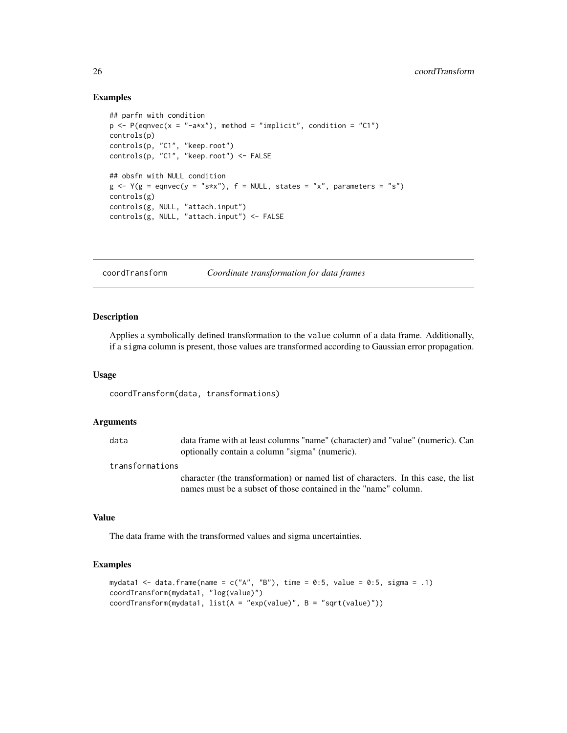## Examples

```
## parfn with condition
p <- P(eqnvec(x = "-a*x"), method = "implicit", condition = "C1")
controls(p)
controls(p, "C1", "keep.root")
controls(p, "C1", "keep.root") <- FALSE

## obsfn with NULL condition
g <- Y(g = eqnvec(y = "s*x"), f = NULL, states = "x", parameters = "s")
controls(g)
controls(g, NULL, "attach.input")
controls(g, NULL, "attach.input") <- FALSE
```

---

# coordTransform &nbsp;&nbsp;&nbsp; *Coordinate transformation for data frames*

---

## Description

Applies a symbolically defined transformation to the value column of a data frame. Additionally, if a sigma column is present, those values are transformed according to Gaussian error propagation.

## Usage

```
coordTransform(data, transformations)
```

## Arguments

| | |
|---|---|
| data | data frame with at least columns "name" (character) and "value" (numeric). Can optionally contain a column "sigma" (numeric). |
| transformations | character (the transformation) or named list of characters. In this case, the list names must be a subset of those contained in the "name" column. |

## Value

The data frame with the transformed values and sigma uncertainties.

## Examples

```
mydata1 <- data.frame(name = c("A", "B"), time = 0:5, value = 0:5, sigma = .1)
coordTransform(mydata1, "log(value)")
coordTransform(mydata1, list(A = "exp(value)", B = "sqrt(value)"))
```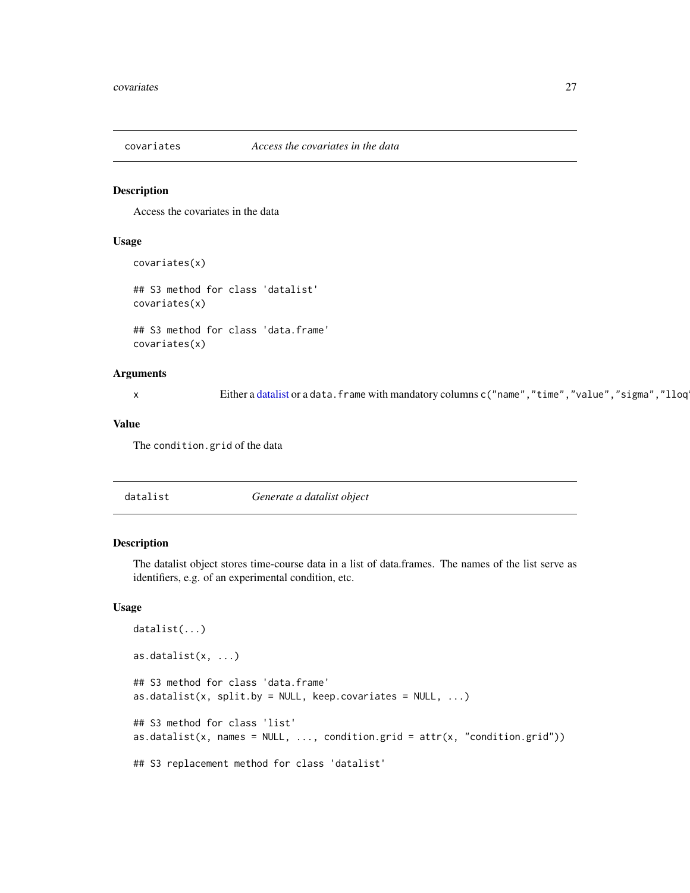## covariates — *Access the covariates in the data*

### Description

Access the covariates in the data

### Usage

```
covariates(x)

## S3 method for class 'datalist'
covariates(x)

## S3 method for class 'data.frame'
covariates(x)
```

### Arguments

x — Either a datalist or a `data.frame` with mandatory columns `c("name","time","value","sigma","lloq`

### Value

The `condition.grid` of the data

## datalist — *Generate a datalist object*

### Description

The datalist object stores time-course data in a list of data.frames. The names of the list serve as identifiers, e.g. of an experimental condition, etc.

### Usage

```
datalist(...)

as.datalist(x, ...)

## S3 method for class 'data.frame'
as.datalist(x, split.by = NULL, keep.covariates = NULL, ...)

## S3 method for class 'list'
as.datalist(x, names = NULL, ..., condition.grid = attr(x, "condition.grid"))

## S3 replacement method for class 'datalist'
```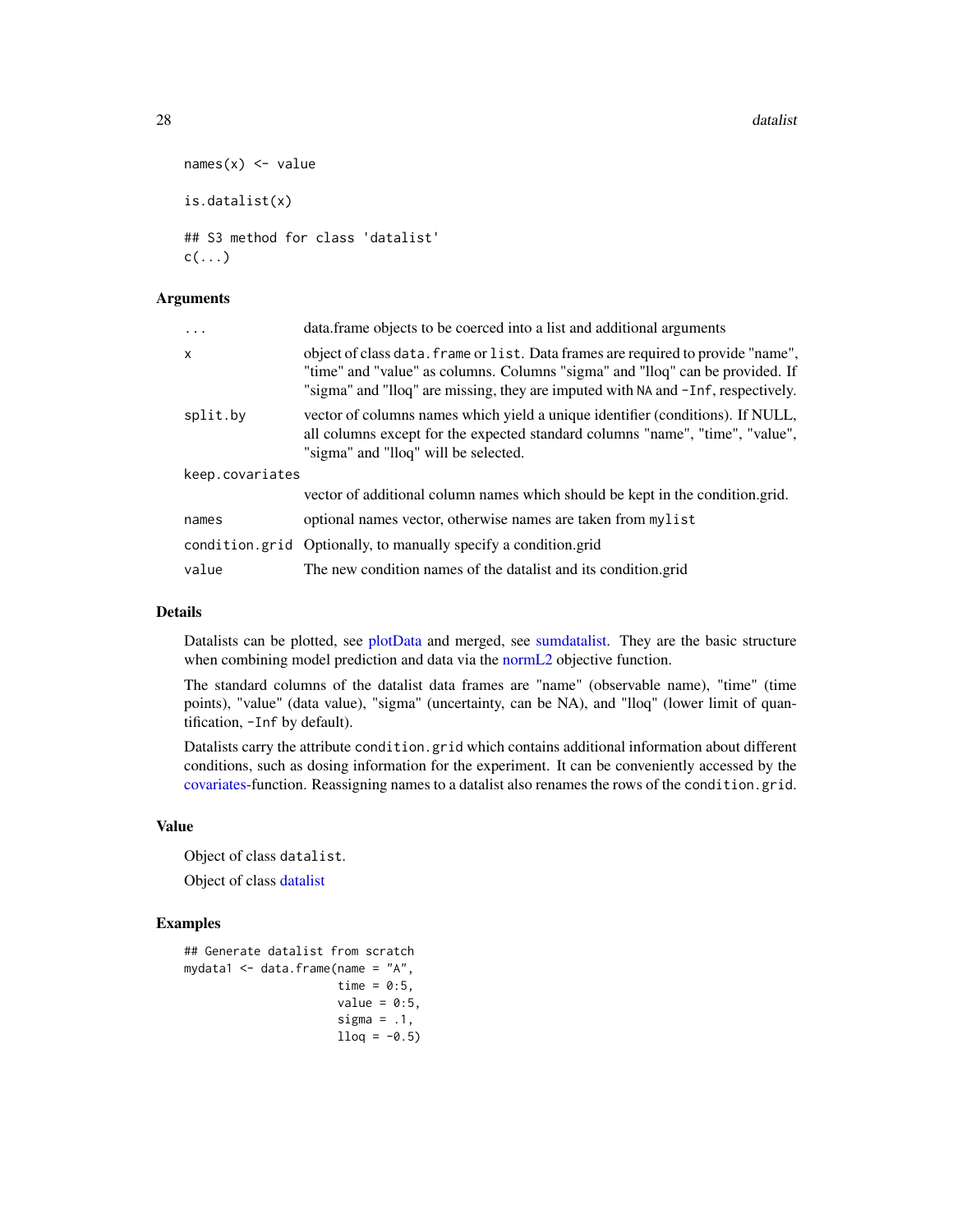```
names(x) <- value

is.datalist(x)

## S3 method for class 'datalist'
c(...)
```

## Arguments

| | |
|---|---|
| `...` | data.frame objects to be coerced into a list and additional arguments |
| `x` | object of class `data.frame` or `list`. Data frames are required to provide "name", "time" and "value" as columns. Columns "sigma" and "lloq" can be provided. If "sigma" and "lloq" are missing, they are imputed with `NA` and `-Inf`, respectively. |
| `split.by` | vector of columns names which yield a unique identifier (conditions). If NULL, all columns except for the expected standard columns "name", "time", "value", "sigma" and "lloq" will be selected. |
| `keep.covariates` | vector of additional column names which should be kept in the condition.grid. |
| `names` | optional names vector, otherwise names are taken from `mylist` |
| `condition.grid` | Optionally, to manually specify a condition.grid |
| `value` | The new condition names of the datalist and its condition.grid |

## Details

Datalists can be plotted, see plotData and merged, see sumdatalist. They are the basic structure when combining model prediction and data via the normL2 objective function.

The standard columns of the datalist data frames are "name" (observable name), "time" (time points), "value" (data value), "sigma" (uncertainty, can be NA), and "lloq" (lower limit of quantification, `-Inf` by default).

Datalists carry the attribute `condition.grid` which contains additional information about different conditions, such as dosing information for the experiment. It can be conveniently accessed by the covariates-function. Reassigning names to a datalist also renames the rows of the `condition.grid`.

## Value

Object of class `datalist`.

Object of class datalist

## Examples

```
## Generate datalist from scratch
mydata1 <- data.frame(name = "A",
                      time = 0:5,
                      value = 0:5,
                      sigma = .1,
                      lloq = -0.5)
```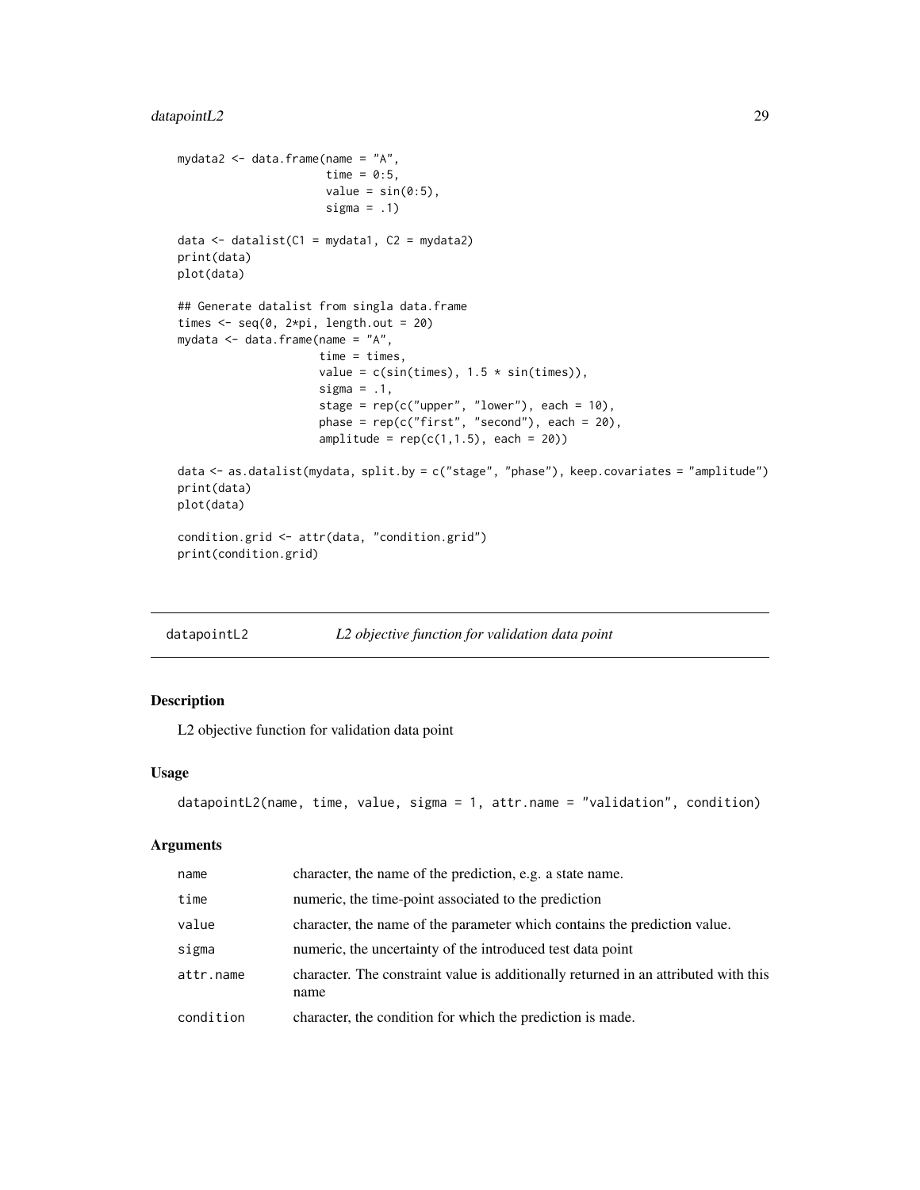```
mydata2 <- data.frame(name = "A",
                      time = 0:5,
                      value = sin(0:5),
                      sigma = .1)

data <- datalist(C1 = mydata1, C2 = mydata2)
print(data)
plot(data)

## Generate datalist from singla data.frame
times <- seq(0, 2*pi, length.out = 20)
mydata <- data.frame(name = "A",
                     time = times,
                     value = c(sin(times), 1.5 * sin(times)),
                     sigma = .1,
                     stage = rep(c("upper", "lower"), each = 10),
                     phase = rep(c("first", "second"), each = 20),
                     amplitude = rep(c(1,1.5), each = 20))

data <- as.datalist(mydata, split.by = c("stage", "phase"), keep.covariates = "amplitude")
print(data)
plot(data)

condition.grid <- attr(data, "condition.grid")
print(condition.grid)
```

## datapointL2 — *L2 objective function for validation data point*

### Description

L2 objective function for validation data point

### Usage

```
datapointL2(name, time, value, sigma = 1, attr.name = "validation", condition)
```

### Arguments

| | |
|---|---|
| name | character, the name of the prediction, e.g. a state name. |
| time | numeric, the time-point associated to the prediction |
| value | character, the name of the parameter which contains the prediction value. |
| sigma | numeric, the uncertainty of the introduced test data point |
| attr.name | character. The constraint value is additionally returned in an attributed with this name |
| condition | character, the condition for which the prediction is made. |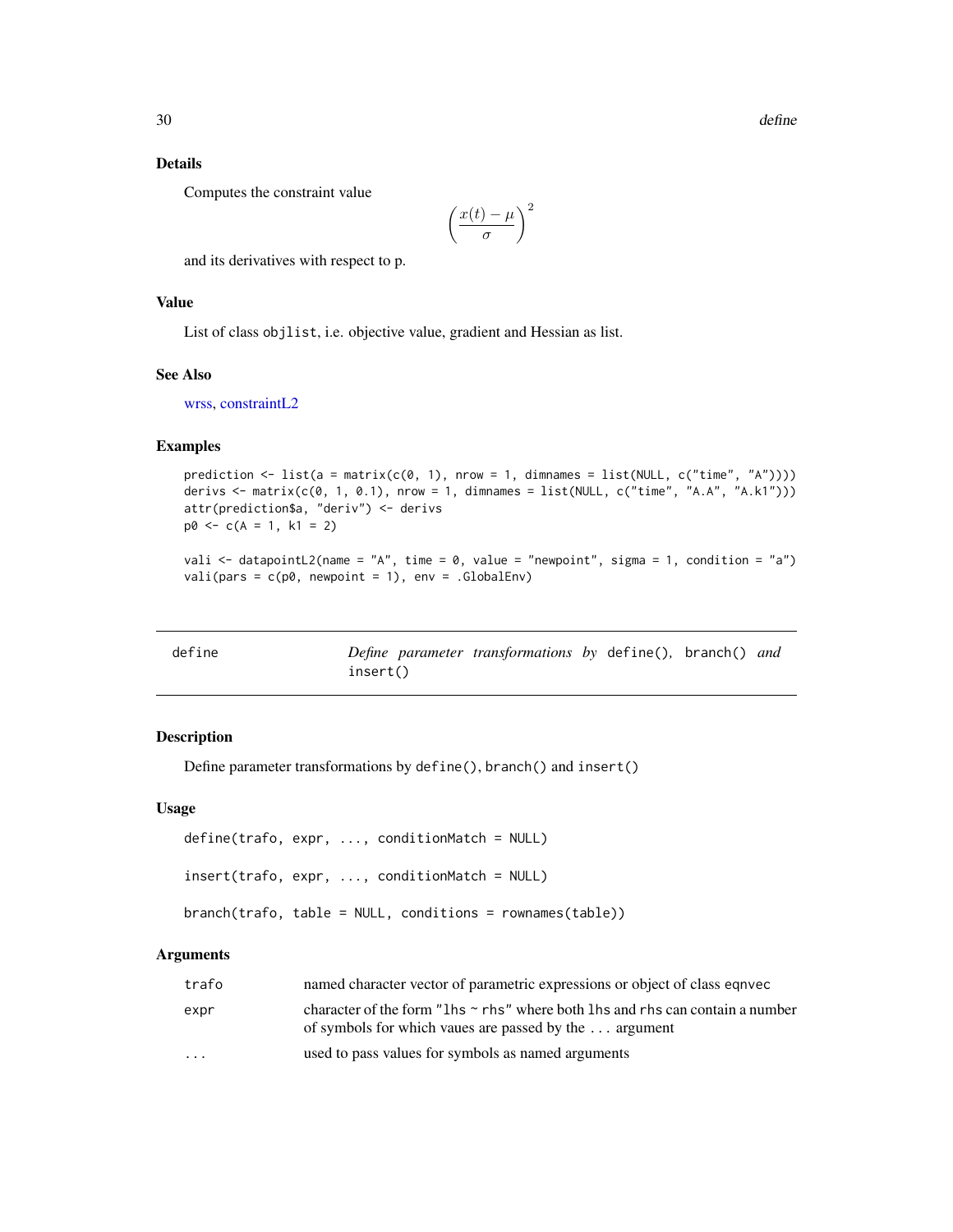### Details

Computes the constraint value

$$\left(\frac{x(t) - \mu}{\sigma}\right)^2$$

and its derivatives with respect to p.

### Value

List of class `objlist`, i.e. objective value, gradient and Hessian as list.

### See Also

wrss, constraintL2

### Examples

```
prediction <- list(a = matrix(c(0, 1), nrow = 1, dimnames = list(NULL, c("time", "A"))))
derivs <- matrix(c(0, 1, 0.1), nrow = 1, dimnames = list(NULL, c("time", "A.A", "A.k1")))
attr(prediction$a, "deriv") <- derivs
p0 <- c(A = 1, k1 = 2)

vali <- datapointL2(name = "A", time = 0, value = "newpoint", sigma = 1, condition = "a")
vali(pars = c(p0, newpoint = 1), env = .GlobalEnv)
```

---

## define — *Define parameter transformations by* `define()`, `branch()` *and* `insert()`

### Description

Define parameter transformations by `define()`, `branch()` and `insert()`

### Usage

```
define(trafo, expr, ..., conditionMatch = NULL)

insert(trafo, expr, ..., conditionMatch = NULL)

branch(trafo, table = NULL, conditions = rownames(table))
```

### Arguments

| | |
|---|---|
| `trafo` | named character vector of parametric expressions or object of class `eqnvec` |
| `expr` | character of the form `"lhs ~ rhs"` where both `lhs` and `rhs` can contain a number of symbols for which vaues are passed by the `...` argument |
| `...` | used to pass values for symbols as named arguments |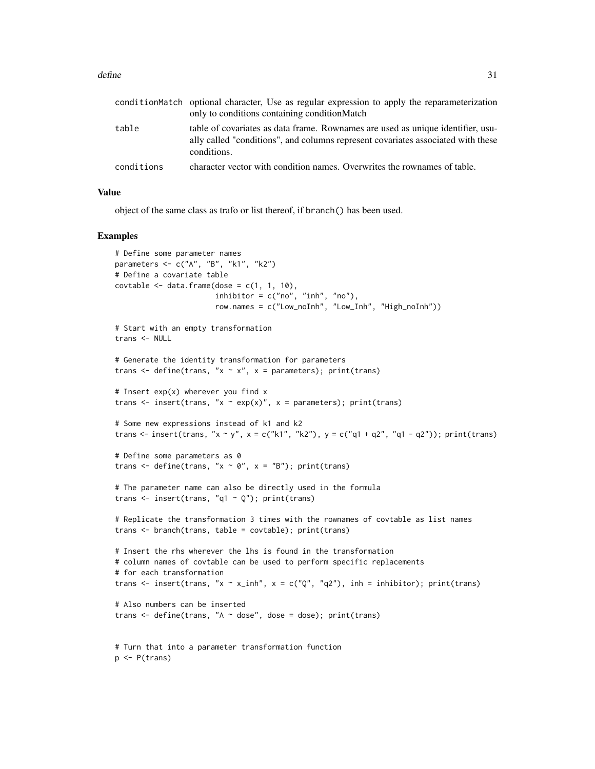| | |
|---|---|
| conditionMatch | optional character, Use as regular expression to apply the reparameterization only to conditions containing conditionMatch |
| table | table of covariates as data frame. Rownames are used as unique identifier, usually called "conditions", and columns represent covariates associated with these conditions. |
| conditions | character vector with condition names. Overwrites the rownames of table. |

## Value

object of the same class as trafo or list thereof, if branch() has been used.

## Examples

```
# Define some parameter names
parameters <- c("A", "B", "k1", "k2")
# Define a covariate table
covtable <- data.frame(dose = c(1, 1, 10),
                       inhibitor = c("no", "inh", "no"),
                       row.names = c("Low_noInh", "Low_Inh", "High_noInh"))

# Start with an empty transformation
trans <- NULL

# Generate the identity transformation for parameters
trans <- define(trans, "x ~ x", x = parameters); print(trans)

# Insert exp(x) wherever you find x
trans <- insert(trans, "x ~ exp(x)", x = parameters); print(trans)

# Some new expressions instead of k1 and k2
trans <- insert(trans, "x ~ y", x = c("k1", "k2"), y = c("q1 + q2", "q1 - q2")); print(trans)

# Define some parameters as 0
trans <- define(trans, "x ~ 0", x = "B"); print(trans)

# The parameter name can also be directly used in the formula
trans <- insert(trans, "q1 ~ Q"); print(trans)

# Replicate the transformation 3 times with the rownames of covtable as list names
trans <- branch(trans, table = covtable); print(trans)

# Insert the rhs wherever the lhs is found in the transformation
# column names of covtable can be used to perform specific replacements
# for each transformation
trans <- insert(trans, "x ~ x_inh", x = c("Q", "q2"), inh = inhibitor); print(trans)

# Also numbers can be inserted
trans <- define(trans, "A ~ dose", dose = dose); print(trans)


# Turn that into a parameter transformation function
p <- P(trans)
```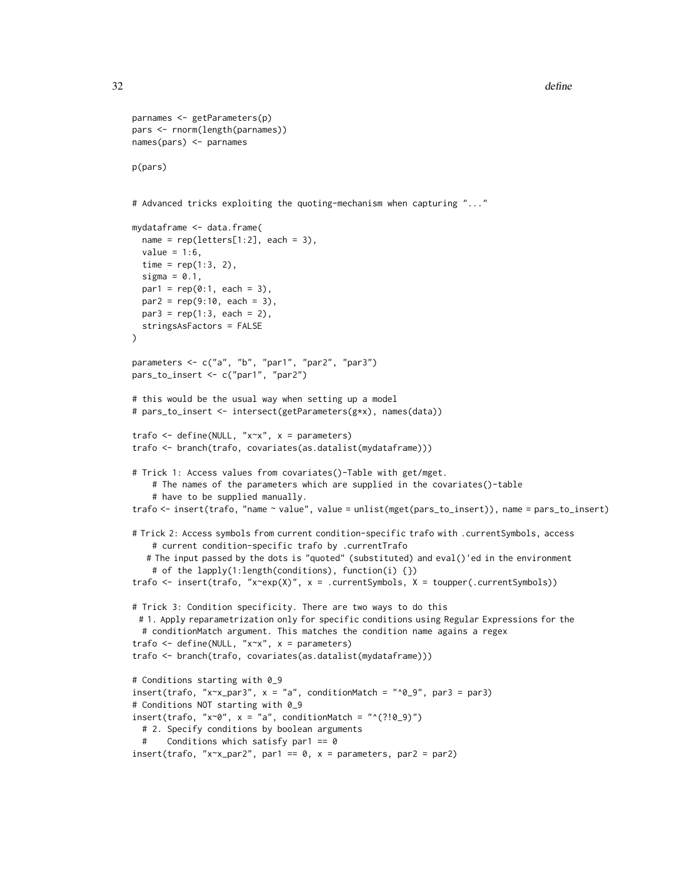```
parnames <- getParameters(p)
pars <- rnorm(length(parnames))
names(pars) <- parnames

p(pars)


# Advanced tricks exploiting the quoting-mechanism when capturing "..."

mydataframe <- data.frame(
  name = rep(letters[1:2], each = 3),
  value = 1:6,
  time = rep(1:3, 2),
  sigma = 0.1,
  par1 = rep(0:1, each = 3),
  par2 = rep(9:10, each = 3),
  par3 = rep(1:3, each = 2),
  stringsAsFactors = FALSE
)

parameters <- c("a", "b", "par1", "par2", "par3")
pars_to_insert <- c("par1", "par2")

# this would be the usual way when setting up a model
# pars_to_insert <- intersect(getParameters(g*x), names(data))

trafo <- define(NULL, "x~x", x = parameters)
trafo <- branch(trafo, covariates(as.datalist(mydataframe)))

# Trick 1: Access values from covariates()-Table with get/mget.
    # The names of the parameters which are supplied in the covariates()-table
    # have to be supplied manually.
trafo <- insert(trafo, "name ~ value", value = unlist(mget(pars_to_insert)), name = pars_to_insert)

# Trick 2: Access symbols from current condition-specific trafo with .currentSymbols, access
    # current condition-specific trafo by .currentTrafo
   # The input passed by the dots is "quoted" (substituted) and eval()'ed in the environment
    # of the lapply(1:length(conditions), function(i) {})
trafo <- insert(trafo, "x~exp(X)", x = .currentSymbols, X = toupper(.currentSymbols))

# Trick 3: Condition specificity. There are two ways to do this
  # 1. Apply reparametrization only for specific conditions using Regular Expressions for the
  # conditionMatch argument. This matches the condition name agains a regex
trafo <- define(NULL, "x~x", x = parameters)
trafo <- branch(trafo, covariates(as.datalist(mydataframe)))

# Conditions starting with 0_9
insert(trafo, "x~x_par3", x = "a", conditionMatch = "^0_9", par3 = par3)
# Conditions NOT starting with 0_9
insert(trafo, "x~0", x = "a", conditionMatch = "^(?!0_9)")
  # 2. Specify conditions by boolean arguments
  #    Conditions which satisfy par1 == 0
insert(trafo, "x~x_par2", par1 == 0, x = parameters, par2 = par2)
```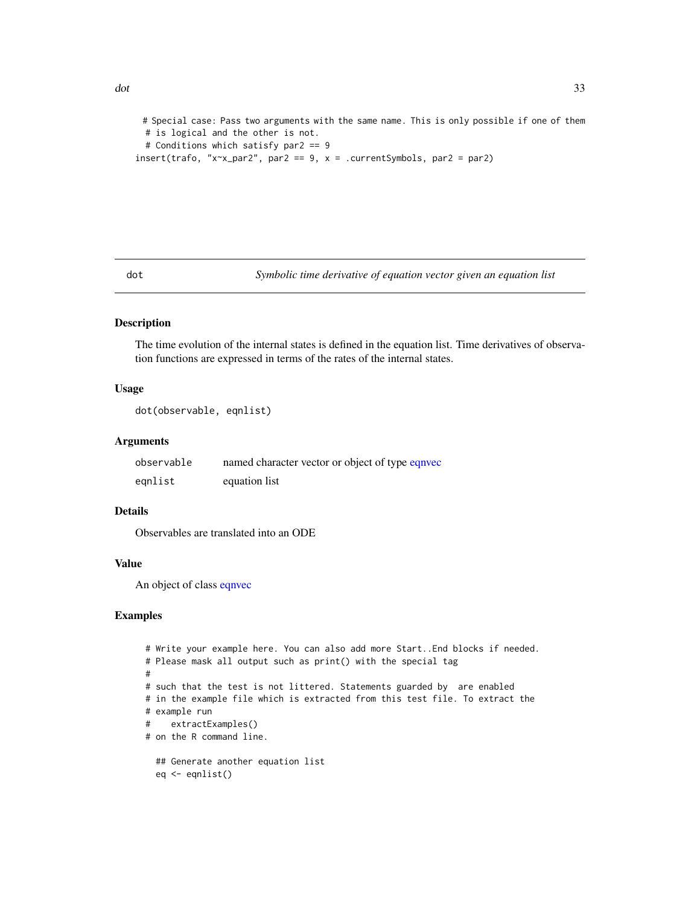```
  # Special case: Pass two arguments with the same name. This is only possible if one of them
  # is logical and the other is not.
  # Conditions which satisfy par2 == 9
insert(trafo, "x~x_par2", par2 == 9, x = .currentSymbols, par2 = par2)
```

---

dot *Symbolic time derivative of equation vector given an equation list*

---

## Description

The time evolution of the internal states is defined in the equation list. Time derivatives of observation functions are expressed in terms of the rates of the internal states.

## Usage

```
dot(observable, eqnlist)
```

## Arguments

| | |
|---|---|
| `observable` | named character vector or object of type eqnvec |
| `eqnlist` | equation list |

## Details

Observables are translated into an ODE

## Value

An object of class eqnvec

## Examples

```
  # Write your example here. You can also add more Start..End blocks if needed.
  # Please mask all output such as print() with the special tag
  #
  # such that the test is not littered. Statements guarded by  are enabled
  # in the example file which is extracted from this test file. To extract the
  # example run
  #    extractExamples()
  # on the R command line.

    ## Generate another equation list
    eq <- eqnlist()
```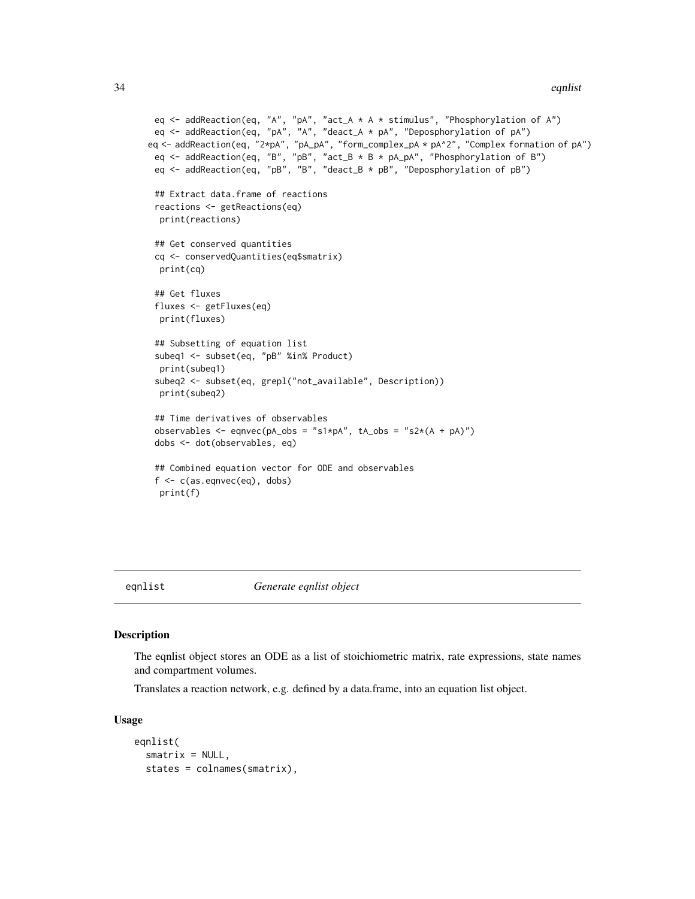```
eq <- addReaction(eq, "A", "pA", "act_A * A * stimulus", "Phosphorylation of A")
eq <- addReaction(eq, "pA", "A", "deact_A * pA", "Deposphorylation of pA")
eq <- addReaction(eq, "2*pA", "pA_pA", "form_complex_pA * pA^2", "Complex formation of pA")
eq <- addReaction(eq, "B", "pB", "act_B * B * pA_pA", "Phosphorylation of B")
eq <- addReaction(eq, "pB", "B", "deact_B * pB", "Deposphorylation of pB")

## Extract data.frame of reactions
reactions <- getReactions(eq)
 print(reactions)

## Get conserved quantities
cq <- conservedQuantities(eq$smatrix)
 print(cq)

## Get fluxes
fluxes <- getFluxes(eq)
 print(fluxes)

## Subsetting of equation list
subeq1 <- subset(eq, "pB" %in% Product)
 print(subeq1)
subeq2 <- subset(eq, grepl("not_available", Description))
 print(subeq2)

## Time derivatives of observables
observables <- eqnvec(pA_obs = "s1*pA", tA_obs = "s2*(A + pA)")
dobs <- dot(observables, eq)

## Combined equation vector for ODE and observables
f <- c(as.eqnvec(eq), dobs)
 print(f)
```

## eqnlist — *Generate eqnlist object*

### Description

The eqnlist object stores an ODE as a list of stoichiometric matrix, rate expressions, state names and compartment volumes.

Translates a reaction network, e.g. defined by a data.frame, into an equation list object.

### Usage

```
eqnlist(
  smatrix = NULL,
  states = colnames(smatrix),
```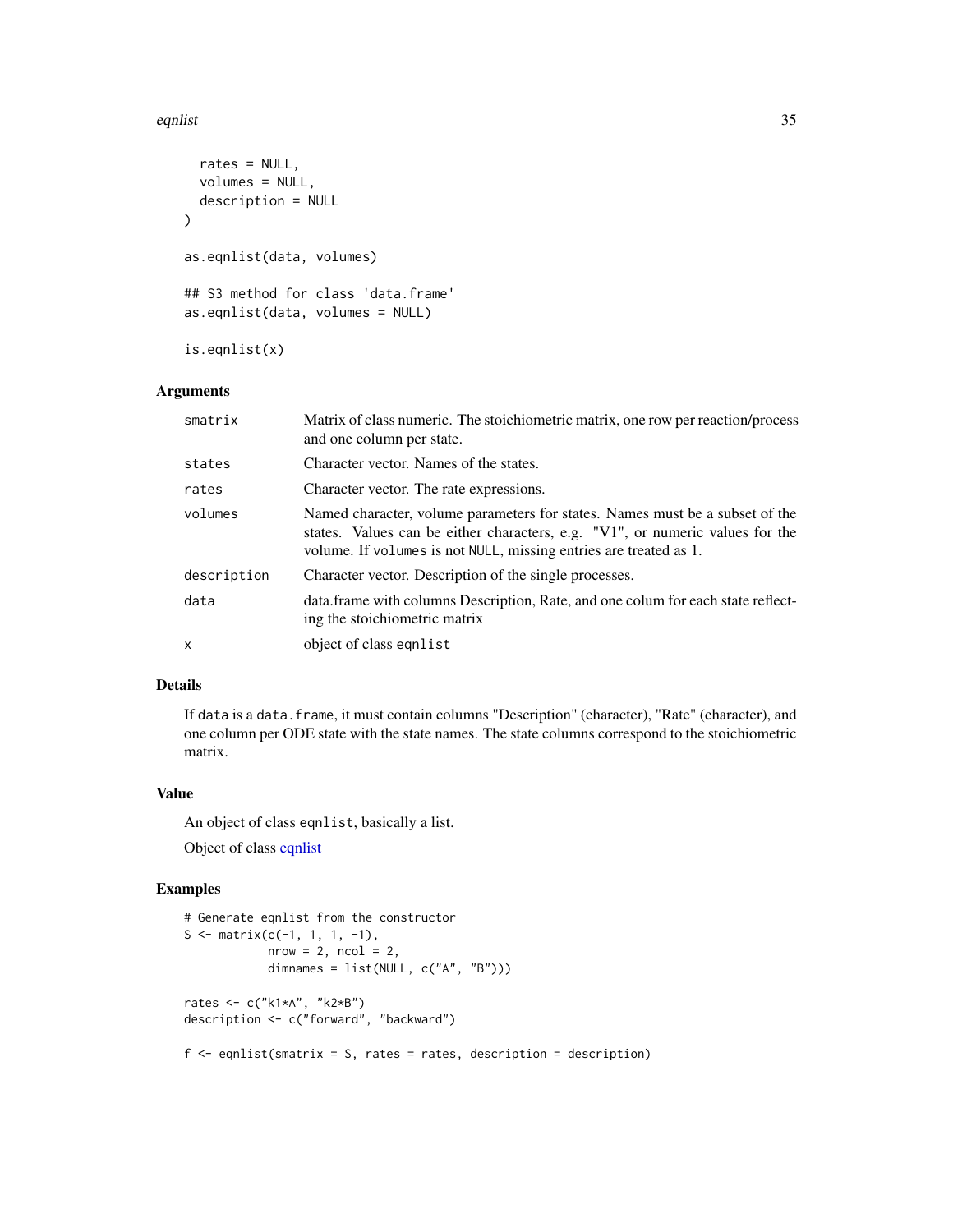```
  rates = NULL,
  volumes = NULL,
  description = NULL
)

as.eqnlist(data, volumes)

## S3 method for class 'data.frame'
as.eqnlist(data, volumes = NULL)

is.eqnlist(x)
```

## Arguments

| | |
|---|---|
| smatrix | Matrix of class numeric. The stoichiometric matrix, one row per reaction/process and one column per state. |
| states | Character vector. Names of the states. |
| rates | Character vector. The rate expressions. |
| volumes | Named character, volume parameters for states. Names must be a subset of the states. Values can be either characters, e.g. "V1", or numeric values for the volume. If `volumes` is not `NULL`, missing entries are treated as 1. |
| description | Character vector. Description of the single processes. |
| data | data.frame with columns Description, Rate, and one colum for each state reflecting the stoichiometric matrix |
| x | object of class `eqnlist` |

## Details

If `data` is a `data.frame`, it must contain columns "Description" (character), "Rate" (character), and one column per ODE state with the state names. The state columns correspond to the stoichiometric matrix.

## Value

An object of class `eqnlist`, basically a list.

Object of class eqnlist

## Examples

```
# Generate eqnlist from the constructor
S <- matrix(c(-1, 1, 1, -1),
            nrow = 2, ncol = 2,
            dimnames = list(NULL, c("A", "B")))

rates <- c("k1*A", "k2*B")
description <- c("forward", "backward")

f <- eqnlist(smatrix = S, rates = rates, description = description)
```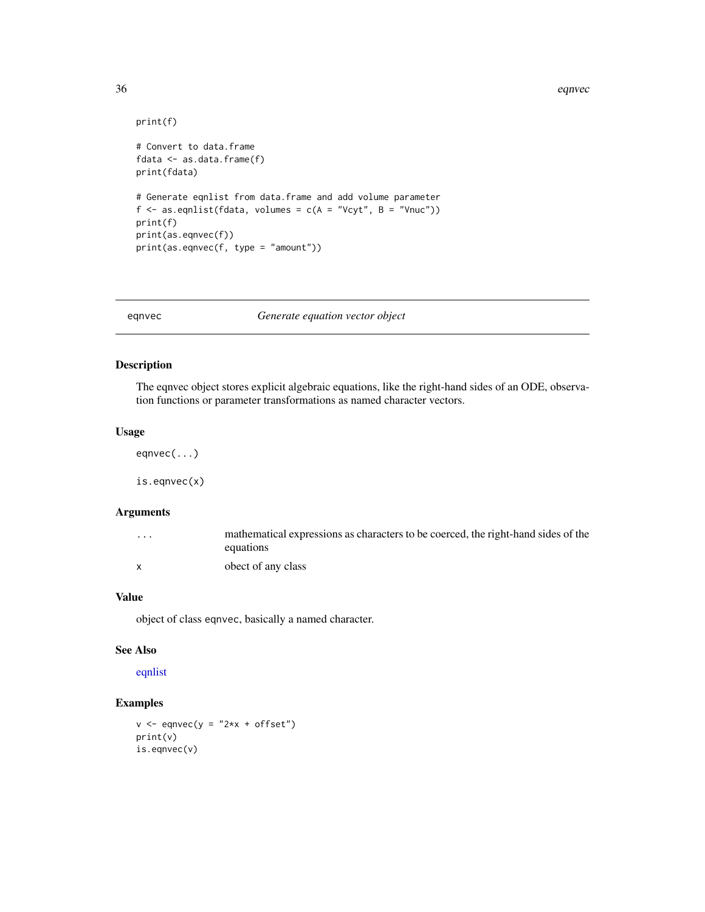```
print(f)

# Convert to data.frame
fdata <- as.data.frame(f)
print(fdata)

# Generate eqnlist from data.frame and add volume parameter
f <- as.eqnlist(fdata, volumes = c(A = "Vcyt", B = "Vnuc"))
print(f)
print(as.eqnvec(f))
print(as.eqnvec(f, type = "amount"))
```

---

## eqnvec — *Generate equation vector object*

### Description

The eqnvec object stores explicit algebraic equations, like the right-hand sides of an ODE, observation functions or parameter transformations as named character vectors.

### Usage

```
eqnvec(...)

is.eqnvec(x)
```

### Arguments

| | |
|---|---|
| `...` | mathematical expressions as characters to be coerced, the right-hand sides of the equations |
| `x` | obect of any class |

### Value

object of class `eqnvec`, basically a named character.

### See Also

eqnlist

### Examples

```
v <- eqnvec(y = "2*x + offset")
print(v)
is.eqnvec(v)
```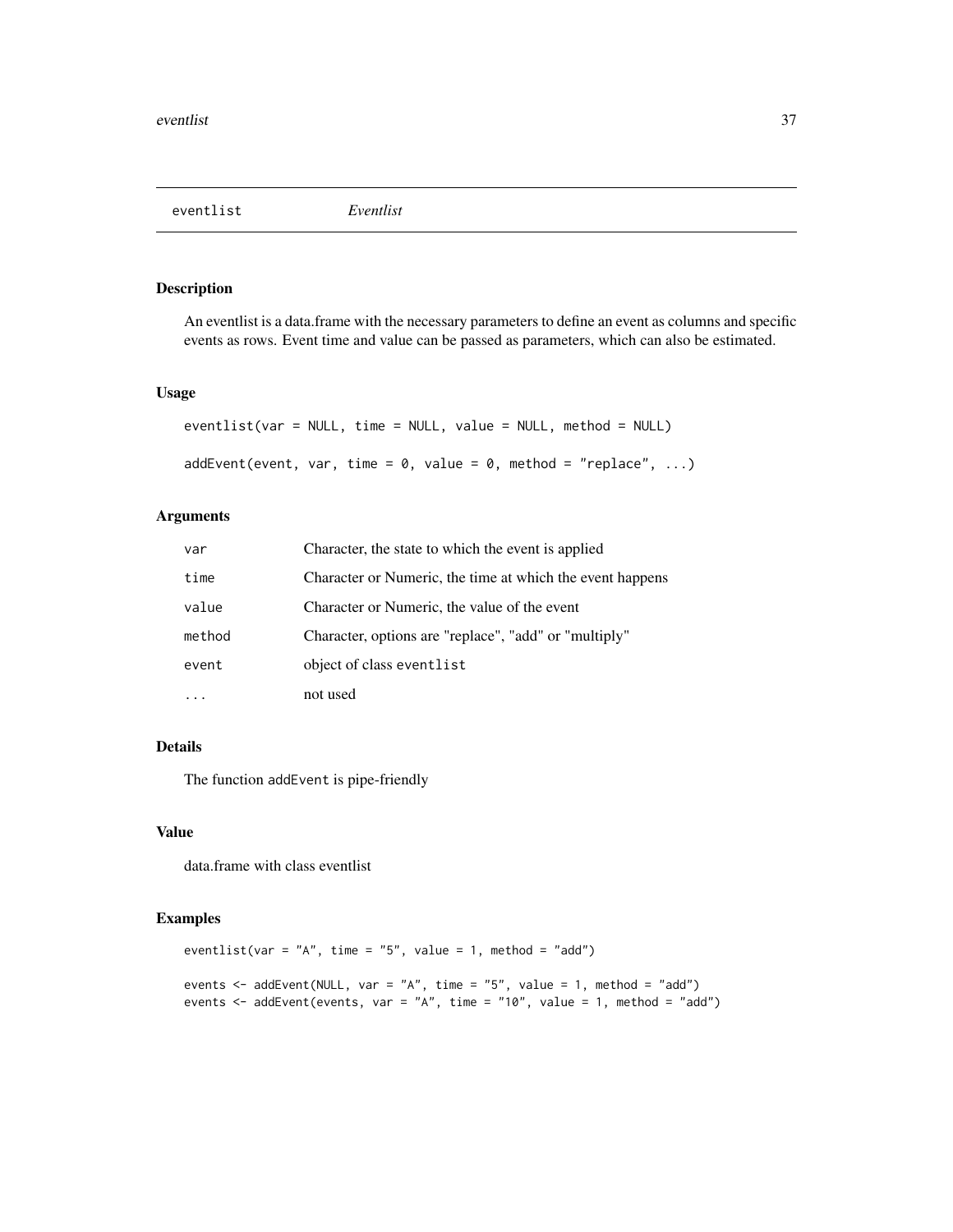# eventlist *Eventlist*

## Description

An eventlist is a data.frame with the necessary parameters to define an event as columns and specific events as rows. Event time and value can be passed as parameters, which can also be estimated.

## Usage

```
eventlist(var = NULL, time = NULL, value = NULL, method = NULL)

addEvent(event, var, time = 0, value = 0, method = "replace", ...)
```

## Arguments

| | |
|---|---|
| `var` | Character, the state to which the event is applied |
| `time` | Character or Numeric, the time at which the event happens |
| `value` | Character or Numeric, the value of the event |
| `method` | Character, options are "replace", "add" or "multiply" |
| `event` | object of class `eventlist` |
| `...` | not used |

## Details

The function `addEvent` is pipe-friendly

## Value

data.frame with class eventlist

## Examples

```
eventlist(var = "A", time = "5", value = 1, method = "add")

events <- addEvent(NULL, var = "A", time = "5", value = 1, method = "add")
events <- addEvent(events, var = "A", time = "10", value = 1, method = "add")
```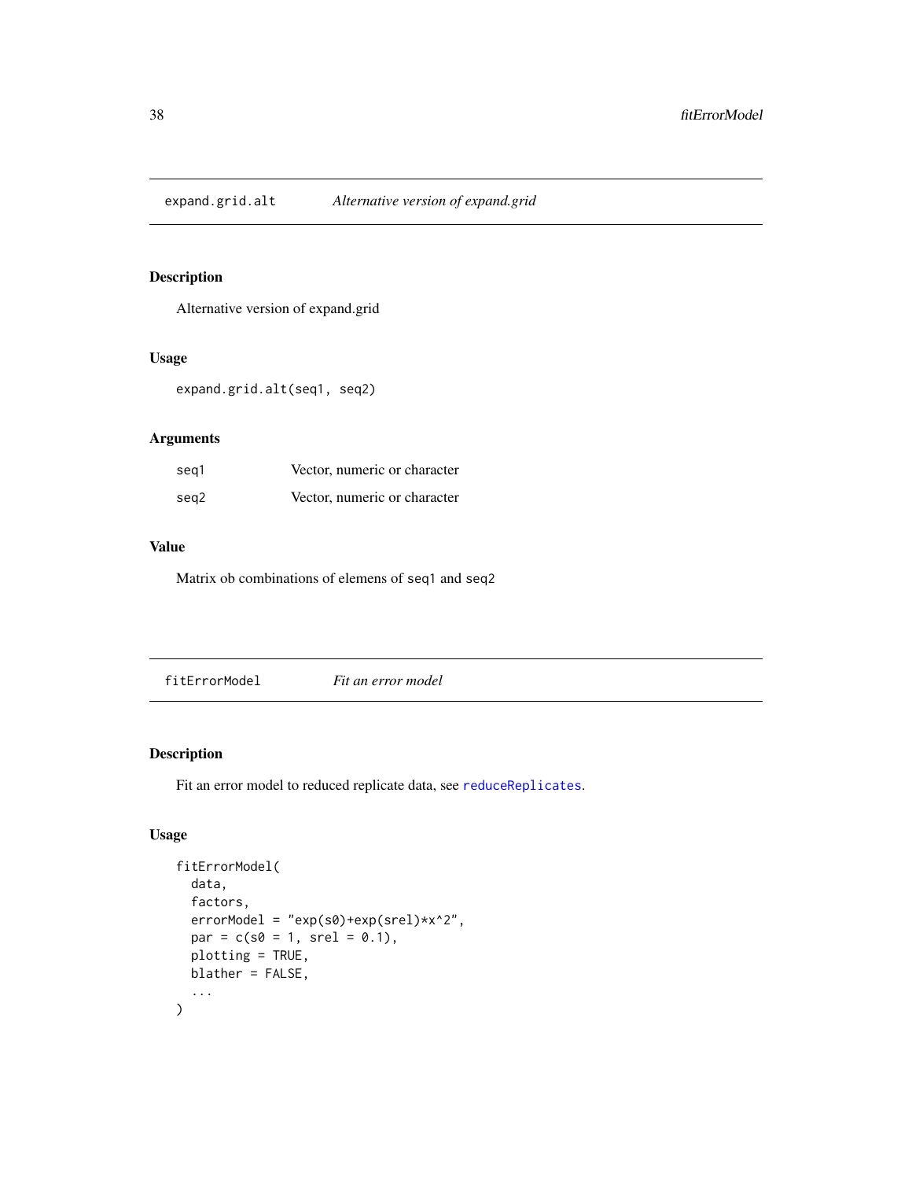## expand.grid.alt *Alternative version of expand.grid*

### Description

Alternative version of expand.grid

### Usage

```
expand.grid.alt(seq1, seq2)
```

### Arguments

| | |
|---|---|
| seq1 | Vector, numeric or character |
| seq2 | Vector, numeric or character |

### Value

Matrix ob combinations of elemens of `seq1` and `seq2`

## fitErrorModel *Fit an error model*

### Description

Fit an error model to reduced replicate data, see `reduceReplicates`.

### Usage

```
fitErrorModel(
  data,
  factors,
  errorModel = "exp(s0)+exp(srel)*x^2",
  par = c(s0 = 1, srel = 0.1),
  plotting = TRUE,
  blather = FALSE,
  ...
)
```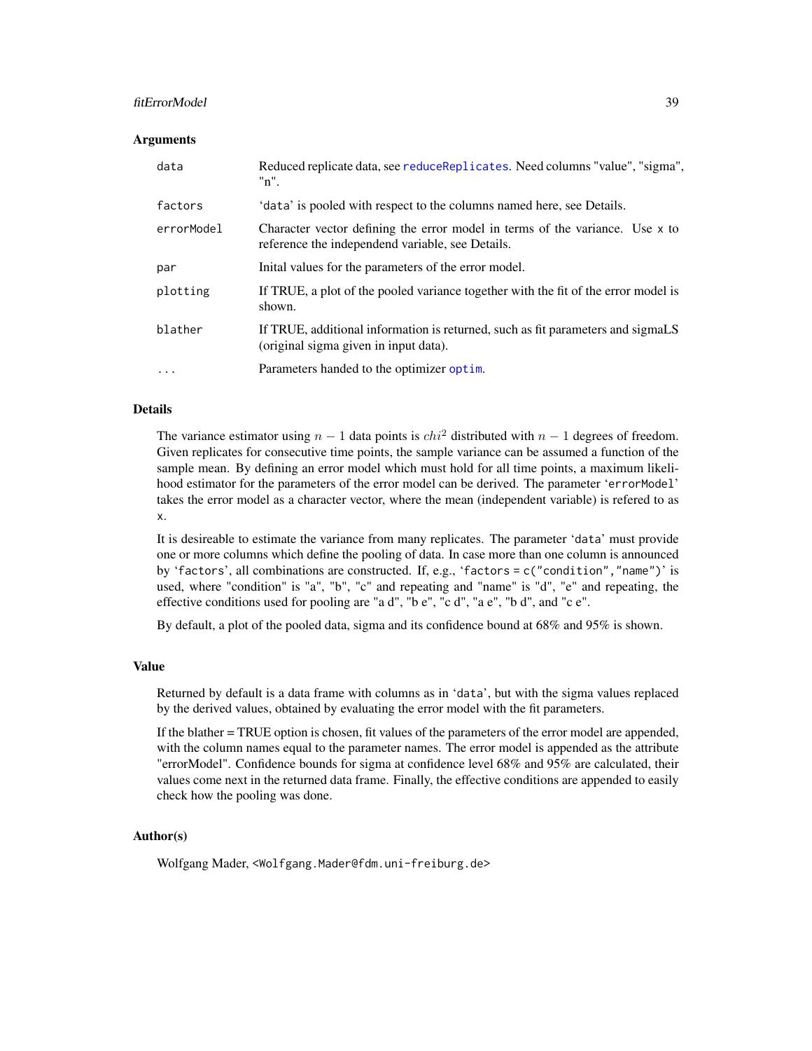### Arguments

| | |
|---|---|
| `data` | Reduced replicate data, see `reduceReplicates`. Need columns "value", "sigma", "n". |
| `factors` | 'data' is pooled with respect to the columns named here, see Details. |
| `errorModel` | Character vector defining the error model in terms of the variance. Use x to reference the independend variable, see Details. |
| `par` | Inital values for the parameters of the error model. |
| `plotting` | If TRUE, a plot of the pooled variance together with the fit of the error model is shown. |
| `blather` | If TRUE, additional information is returned, such as fit parameters and sigmaLS (original sigma given in input data). |
| `...` | Parameters handed to the optimizer `optim`. |

### Details

The variance estimator using $n-1$ data points is $chi^2$ distributed with $n-1$ degrees of freedom. Given replicates for consecutive time points, the sample variance can be assumed a function of the sample mean. By defining an error model which must hold for all time points, a maximum likelihood estimator for the parameters of the error model can be derived. The parameter 'errorModel' takes the error model as a character vector, where the mean (independent variable) is refered to as x.

It is desireable to estimate the variance from many replicates. The parameter 'data' must provide one or more columns which define the pooling of data. In case more than one column is announced by 'factors', all combinations are constructed. If, e.g., 'factors = c("condition","name")' is used, where "condition" is "a", "b", "c" and repeating and "name" is "d", "e" and repeating, the effective conditions used for pooling are "a d", "b e", "c d", "a e", "b d", and "c e".

By default, a plot of the pooled data, sigma and its confidence bound at 68% and 95% is shown.

### Value

Returned by default is a data frame with columns as in 'data', but with the sigma values replaced by the derived values, obtained by evaluating the error model with the fit parameters.

If the blather = TRUE option is chosen, fit values of the parameters of the error model are appended, with the column names equal to the parameter names. The error model is appended as the attribute "errorModel". Confidence bounds for sigma at confidence level 68% and 95% are calculated, their values come next in the returned data frame. Finally, the effective conditions are appended to easily check how the pooling was done.

### Author(s)

Wolfgang Mader, <Wolfgang.Mader@fdm.uni-freiburg.de>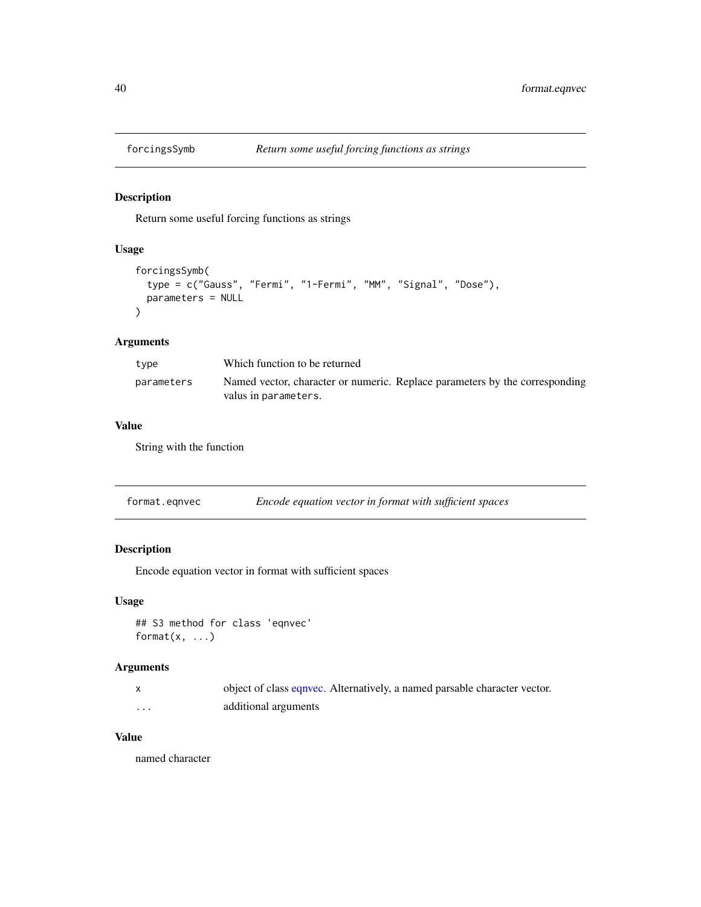## forcingsSymb — *Return some useful forcing functions as strings*

### Description

Return some useful forcing functions as strings

### Usage

```
forcingsSymb(
  type = c("Gauss", "Fermi", "1-Fermi", "MM", "Signal", "Dose"),
  parameters = NULL
)
```

### Arguments

| | |
|---|---|
| `type` | Which function to be returned |
| `parameters` | Named vector, character or numeric. Replace parameters by the corresponding valus in `parameters`. |

### Value

String with the function

## format.eqnvec — *Encode equation vector in format with sufficient spaces*

### Description

Encode equation vector in format with sufficient spaces

### Usage

```
## S3 method for class 'eqnvec'
format(x, ...)
```

### Arguments

| | |
|---|---|
| `x` | object of class eqnvec. Alternatively, a named parsable character vector. |
| `...` | additional arguments |

### Value

named character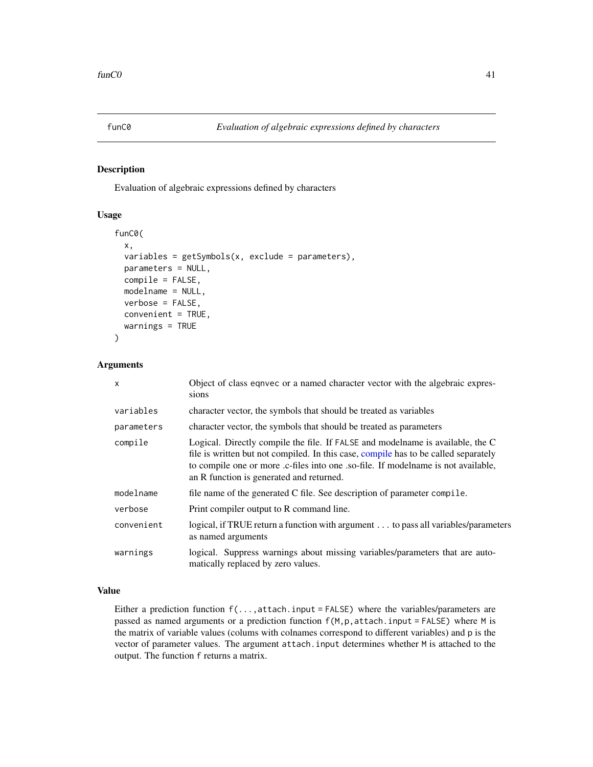## funC0 — *Evaluation of algebraic expressions defined by characters*

### Description

Evaluation of algebraic expressions defined by characters

### Usage

```
funC0(
  x,
  variables = getSymbols(x, exclude = parameters),
  parameters = NULL,
  compile = FALSE,
  modelname = NULL,
  verbose = FALSE,
  convenient = TRUE,
  warnings = TRUE
)
```

### Arguments

| | |
|---|---|
| `x` | Object of class `eqnvec` or a named character vector with the algebraic expressions |
| `variables` | character vector, the symbols that should be treated as variables |
| `parameters` | character vector, the symbols that should be treated as parameters |
| `compile` | Logical. Directly compile the file. If `FALSE` and modelname is available, the C file is written but not compiled. In this case, compile has to be called separately to compile one or more .c-files into one .so-file. If modelname is not available, an R function is generated and returned. |
| `modelname` | file name of the generated C file. See description of parameter `compile`. |
| `verbose` | Print compiler output to R command line. |
| `convenient` | logical, if TRUE return a function with argument ... to pass all variables/parameters as named arguments |
| `warnings` | logical. Suppress warnings about missing variables/parameters that are automatically replaced by zero values. |

### Value

Either a prediction function `f(...,attach.input = FALSE)` where the variables/parameters are passed as named arguments or a prediction function `f(M,p,attach.input = FALSE)` where `M` is the matrix of variable values (colums with colnames correspond to different variables) and `p` is the vector of parameter values. The argument `attach.input` determines whether `M` is attached to the output. The function `f` returns a matrix.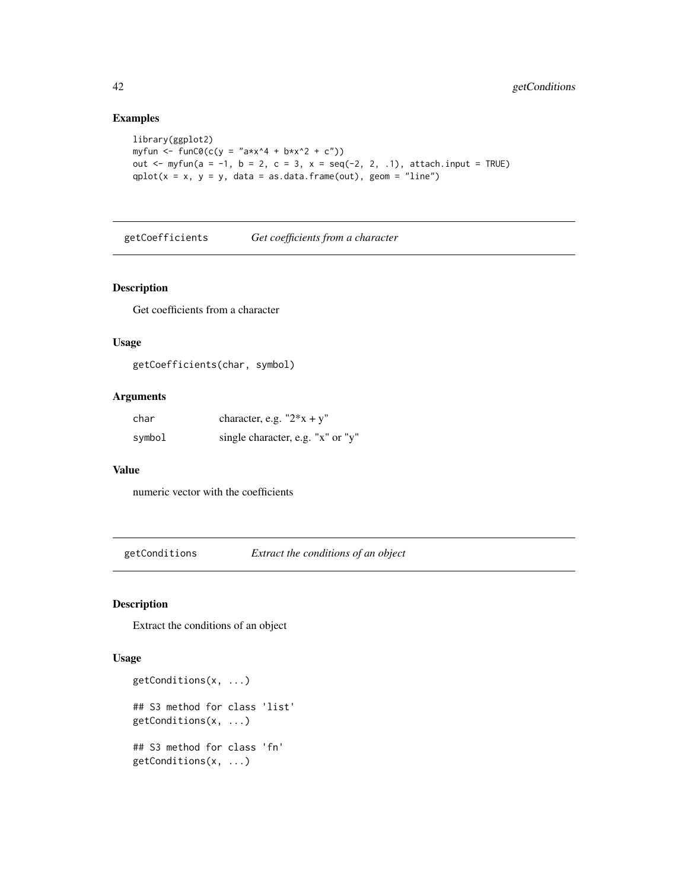## Examples

```
library(ggplot2)
myfun <- funC0(c(y = "a*x^4 + b*x^2 + c"))
out <- myfun(a = -1, b = 2, c = 3, x = seq(-2, 2, .1), attach.input = TRUE)
qplot(x = x, y = y, data = as.data.frame(out), geom = "line")
```

---

# getCoefficients *Get coefficients from a character*

---

## Description

Get coefficients from a character

## Usage

```
getCoefficients(char, symbol)
```

## Arguments

| | |
|---|---|
| char | character, e.g. "2*x + y" |
| symbol | single character, e.g. "x" or "y" |

## Value

numeric vector with the coefficients

---

# getConditions *Extract the conditions of an object*

---

## Description

Extract the conditions of an object

## Usage

```
getConditions(x, ...)

## S3 method for class 'list'
getConditions(x, ...)

## S3 method for class 'fn'
getConditions(x, ...)
```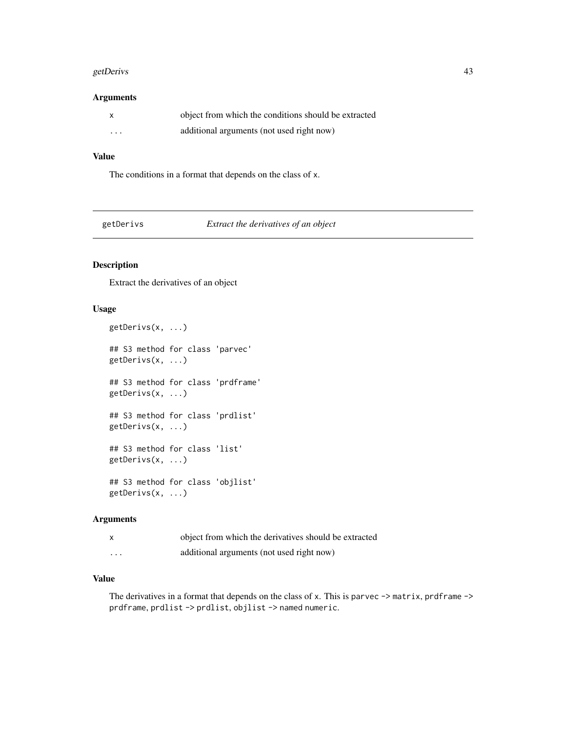### Arguments

| | |
|---|---|
| x | object from which the conditions should be extracted |
| ... | additional arguments (not used right now) |

### Value

The conditions in a format that depends on the class of x.

---

## getDerivs — *Extract the derivatives of an object*

### Description

Extract the derivatives of an object

### Usage

```
getDerivs(x, ...)

## S3 method for class 'parvec'
getDerivs(x, ...)

## S3 method for class 'prdframe'
getDerivs(x, ...)

## S3 method for class 'prdlist'
getDerivs(x, ...)

## S3 method for class 'list'
getDerivs(x, ...)

## S3 method for class 'objlist'
getDerivs(x, ...)
```

### Arguments

| | |
|---|---|
| x | object from which the derivatives should be extracted |
| ... | additional arguments (not used right now) |

### Value

The derivatives in a format that depends on the class of x. This is parvec -> matrix, prdframe -> prdframe, prdlist -> prdlist, objlist -> named numeric.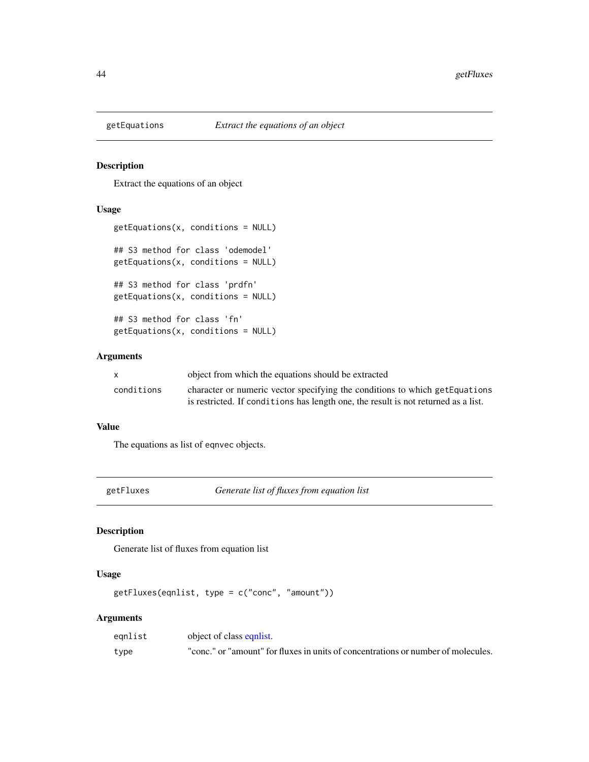## getEquations *Extract the equations of an object*

### Description

Extract the equations of an object

### Usage

```
getEquations(x, conditions = NULL)

## S3 method for class 'odemodel'
getEquations(x, conditions = NULL)

## S3 method for class 'prdfn'
getEquations(x, conditions = NULL)

## S3 method for class 'fn'
getEquations(x, conditions = NULL)
```

### Arguments

| | |
|---|---|
| `x` | object from which the equations should be extracted |
| `conditions` | character or numeric vector specifying the conditions to which `getEquations` is restricted. If `conditions` has length one, the result is not returned as a list. |

### Value

The equations as list of `eqnvec` objects.

## getFluxes *Generate list of fluxes from equation list*

### Description

Generate list of fluxes from equation list

### Usage

```
getFluxes(eqnlist, type = c("conc", "amount"))
```

### Arguments

| | |
|---|---|
| `eqnlist` | object of class eqnlist. |
| `type` | "conc." or "amount" for fluxes in units of concentrations or number of molecules. |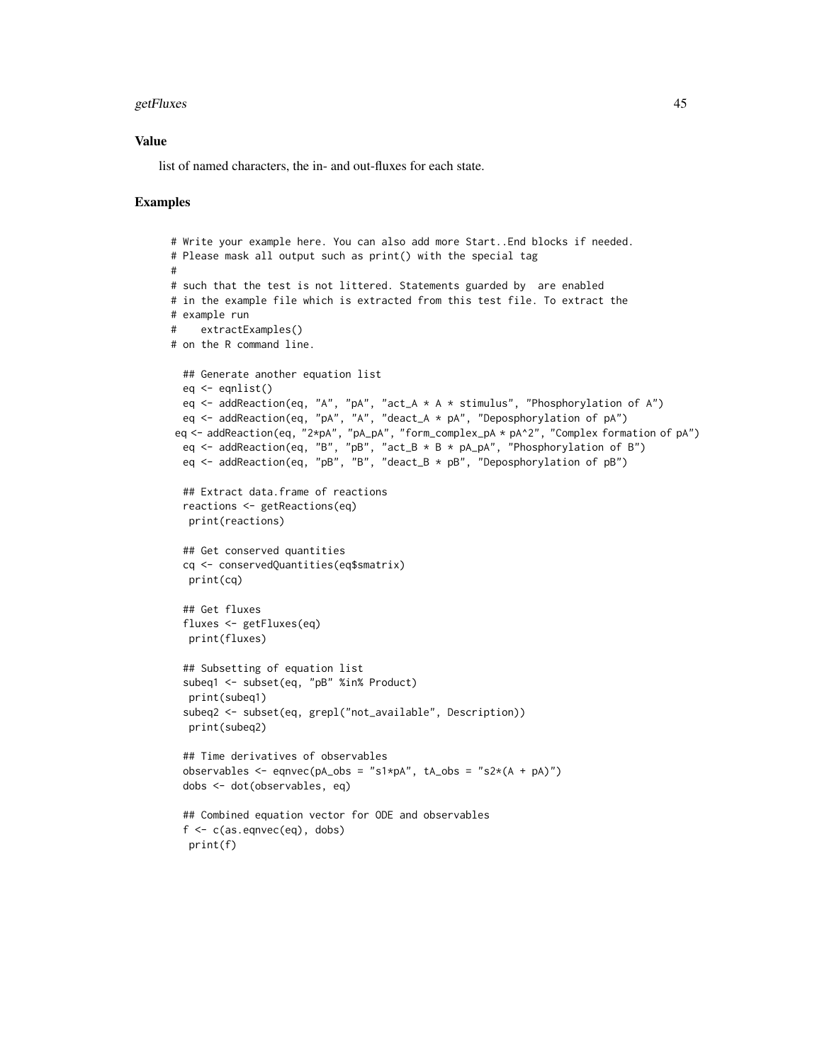### Value

list of named characters, the in- and out-fluxes for each state.

### Examples

```
# Write your example here. You can also add more Start..End blocks if needed.
# Please mask all output such as print() with the special tag
#
# such that the test is not littered. Statements guarded by  are enabled
# in the example file which is extracted from this test file. To extract the
# example run
#    extractExamples()
# on the R command line.

  ## Generate another equation list
  eq <- eqnlist()
  eq <- addReaction(eq, "A", "pA", "act_A * A * stimulus", "Phosphorylation of A")
  eq <- addReaction(eq, "pA", "A", "deact_A * pA", "Deposphorylation of pA")
 eq <- addReaction(eq, "2*pA", "pA_pA", "form_complex_pA * pA^2", "Complex formation of pA")
  eq <- addReaction(eq, "B", "pB", "act_B * B * pA_pA", "Phosphorylation of B")
  eq <- addReaction(eq, "pB", "B", "deact_B * pB", "Deposphorylation of pB")

  ## Extract data.frame of reactions
  reactions <- getReactions(eq)
   print(reactions)

  ## Get conserved quantities
  cq <- conservedQuantities(eq$smatrix)
   print(cq)

  ## Get fluxes
  fluxes <- getFluxes(eq)
   print(fluxes)

  ## Subsetting of equation list
  subeq1 <- subset(eq, "pB" %in% Product)
   print(subeq1)
  subeq2 <- subset(eq, grepl("not_available", Description))
   print(subeq2)

  ## Time derivatives of observables
  observables <- eqnvec(pA_obs = "s1*pA", tA_obs = "s2*(A + pA)")
  dobs <- dot(observables, eq)

  ## Combined equation vector for ODE and observables
  f <- c(as.eqnvec(eq), dobs)
   print(f)
```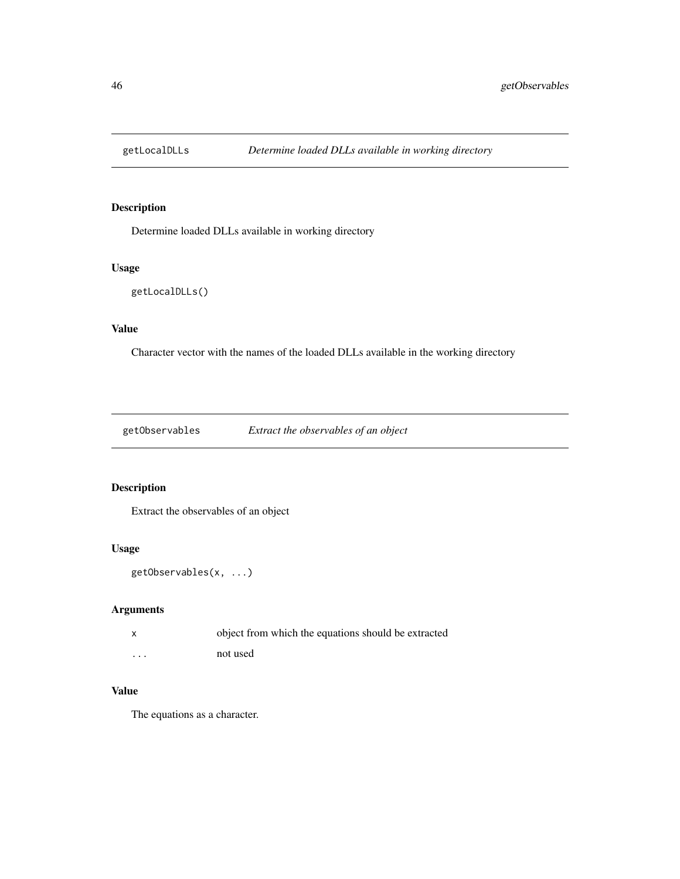## getLocalDLLs — *Determine loaded DLLs available in working directory*

### Description

Determine loaded DLLs available in working directory

### Usage

```
getLocalDLLs()
```

### Value

Character vector with the names of the loaded DLLs available in the working directory

## getObservables — *Extract the observables of an object*

### Description

Extract the observables of an object

### Usage

```
getObservables(x, ...)
```

### Arguments

| | |
|---|---|
| `x` | object from which the equations should be extracted |
| `...` | not used |

### Value

The equations as a character.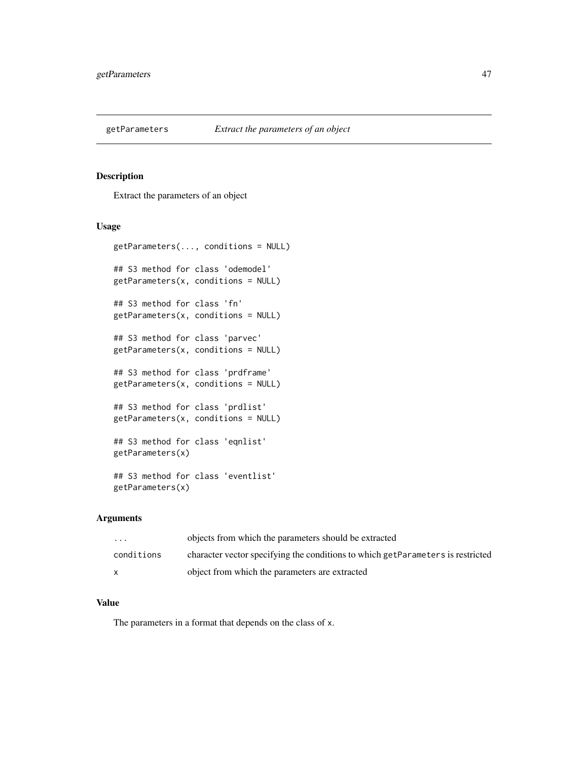# getParameters *Extract the parameters of an object*

## Description

Extract the parameters of an object

## Usage

```
getParameters(..., conditions = NULL)

## S3 method for class 'odemodel'
getParameters(x, conditions = NULL)

## S3 method for class 'fn'
getParameters(x, conditions = NULL)

## S3 method for class 'parvec'
getParameters(x, conditions = NULL)

## S3 method for class 'prdframe'
getParameters(x, conditions = NULL)

## S3 method for class 'prdlist'
getParameters(x, conditions = NULL)

## S3 method for class 'eqnlist'
getParameters(x)

## S3 method for class 'eventlist'
getParameters(x)
```

## Arguments

| | |
|---|---|
| `...` | objects from which the parameters should be extracted |
| `conditions` | character vector specifying the conditions to which `getParameters` is restricted |
| `x` | object from which the parameters are extracted |

## Value

The parameters in a format that depends on the class of `x`.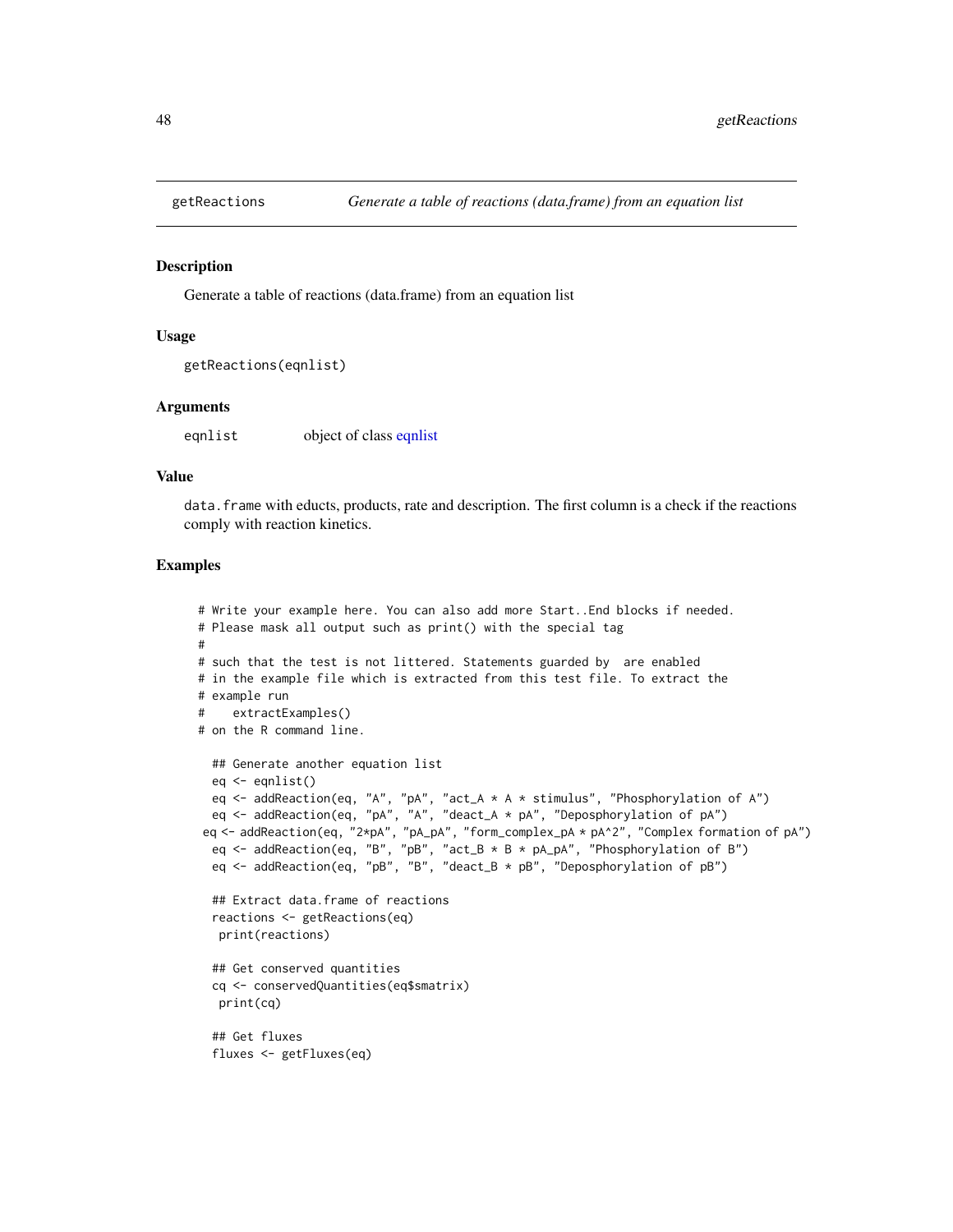# getReactions

*Generate a table of reactions (data.frame) from an equation list*

## Description

Generate a table of reactions (data.frame) from an equation list

## Usage

```
getReactions(eqnlist)
```

## Arguments

eqnlist    object of class eqnlist

## Value

`data.frame` with educts, products, rate and description. The first column is a check if the reactions comply with reaction kinetics.

## Examples

```
# Write your example here. You can also add more Start..End blocks if needed.
# Please mask all output such as print() with the special tag
#
# such that the test is not littered. Statements guarded by  are enabled
# in the example file which is extracted from this test file. To extract the
# example run
#    extractExamples()
# on the R command line.

  ## Generate another equation list
  eq <- eqnlist()
  eq <- addReaction(eq, "A", "pA", "act_A * A * stimulus", "Phosphorylation of A")
  eq <- addReaction(eq, "pA", "A", "deact_A * pA", "Deposphorylation of pA")
 eq <- addReaction(eq, "2*pA", "pA_pA", "form_complex_pA * pA^2", "Complex formation of pA")
  eq <- addReaction(eq, "B", "pB", "act_B * B * pA_pA", "Phosphorylation of B")
  eq <- addReaction(eq, "pB", "B", "deact_B * pB", "Deposphorylation of pB")

  ## Extract data.frame of reactions
  reactions <- getReactions(eq)
   print(reactions)

  ## Get conserved quantities
  cq <- conservedQuantities(eq$smatrix)
   print(cq)

  ## Get fluxes
  fluxes <- getFluxes(eq)
```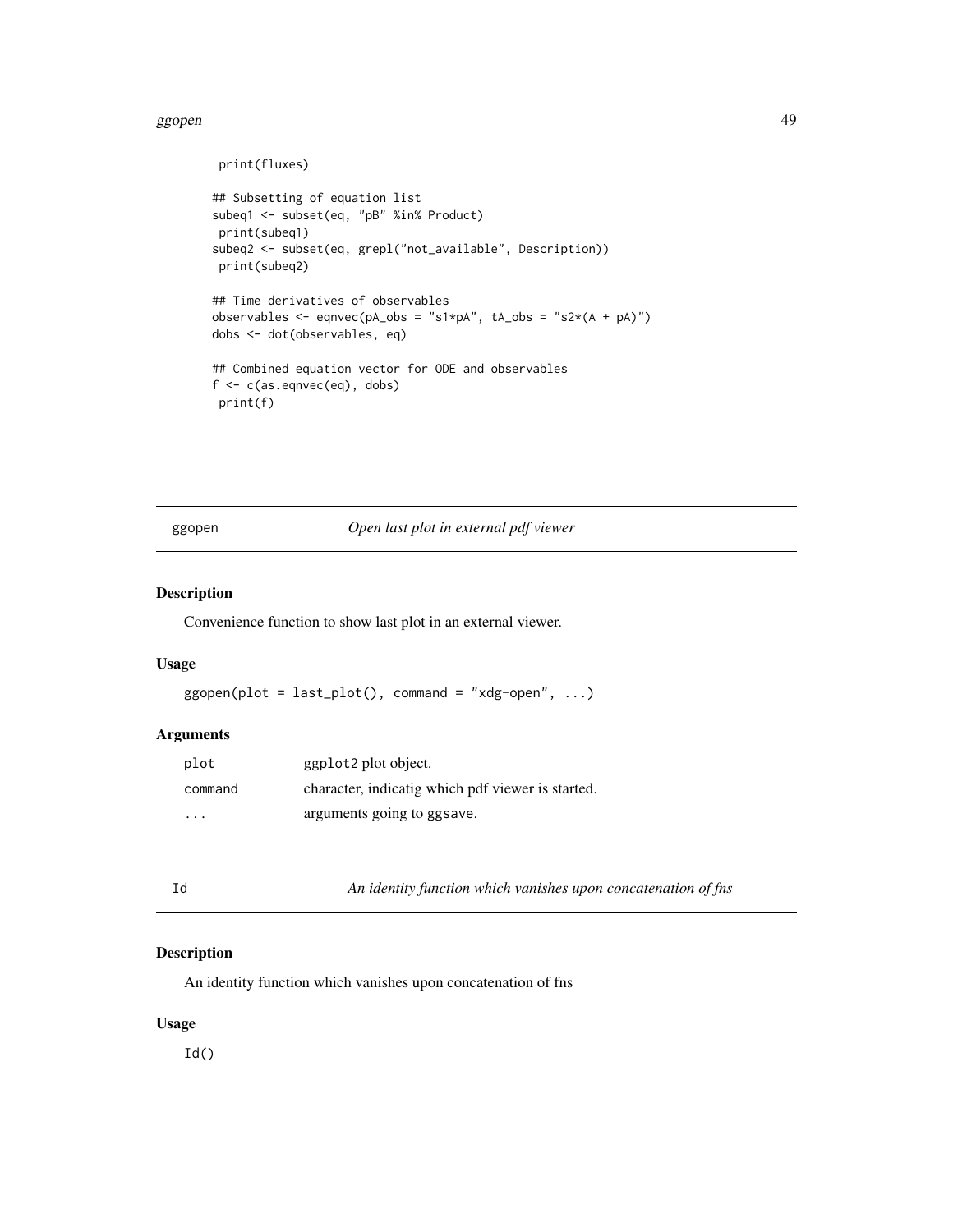```
print(fluxes)

## Subsetting of equation list
subeq1 <- subset(eq, "pB" %in% Product)
 print(subeq1)
subeq2 <- subset(eq, grepl("not_available", Description))
 print(subeq2)

## Time derivatives of observables
observables <- eqnvec(pA_obs = "s1*pA", tA_obs = "s2*(A + pA)")
dobs <- dot(observables, eq)

## Combined equation vector for ODE and observables
f <- c(as.eqnvec(eq), dobs)
 print(f)
```

## ggopen — *Open last plot in external pdf viewer*

### Description

Convenience function to show last plot in an external viewer.

### Usage

```
ggopen(plot = last_plot(), command = "xdg-open", ...)
```

### Arguments

| | |
|---|---|
| `plot` | `ggplot2` plot object. |
| `command` | character, indicatig which pdf viewer is started. |
| `...` | arguments going to `ggsave`. |

## Id — *An identity function which vanishes upon concatenation of fns*

### Description

An identity function which vanishes upon concatenation of fns

### Usage

```
Id()
```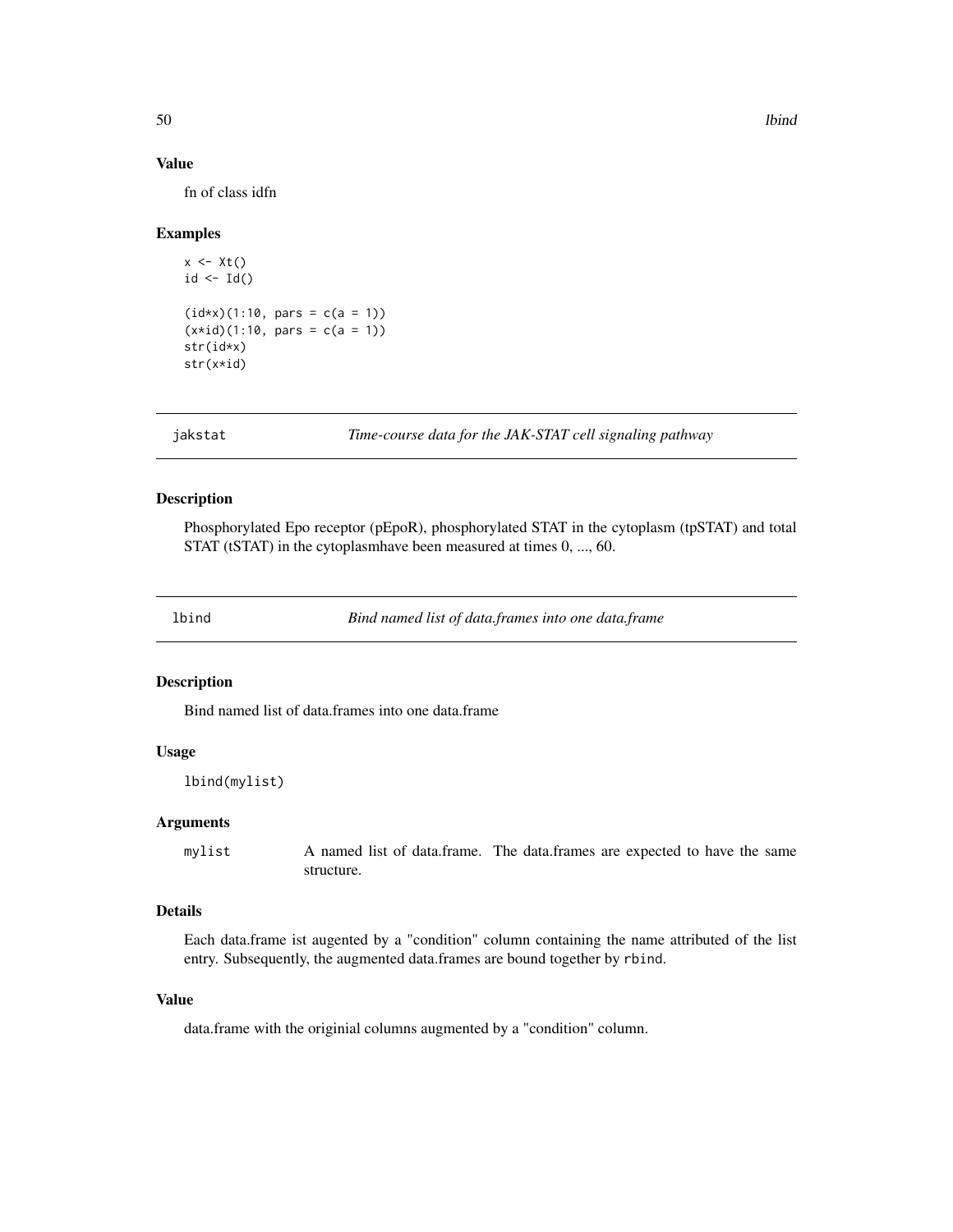### Value

fn of class idfn

### Examples

```
x <- Xt()
id <- Id()

(id*x)(1:10, pars = c(a = 1))
(x*id)(1:10, pars = c(a = 1))
str(id*x)
str(x*id)
```

---

## jakstat — *Time-course data for the JAK-STAT cell signaling pathway*

### Description

Phosphorylated Epo receptor (pEpoR), phosphorylated STAT in the cytoplasm (tpSTAT) and total STAT (tSTAT) in the cytoplasmhave been measured at times 0, ..., 60.

---

## lbind — *Bind named list of data.frames into one data.frame*

### Description

Bind named list of data.frames into one data.frame

### Usage

```
lbind(mylist)
```

### Arguments

| | |
|---|---|
| `mylist` | A named list of data.frame. The data.frames are expected to have the same structure. |

### Details

Each data.frame ist augented by a "condition" column containing the name attributed of the list entry. Subsequently, the augmented data.frames are bound together by `rbind`.

### Value

data.frame with the originial columns augmented by a "condition" column.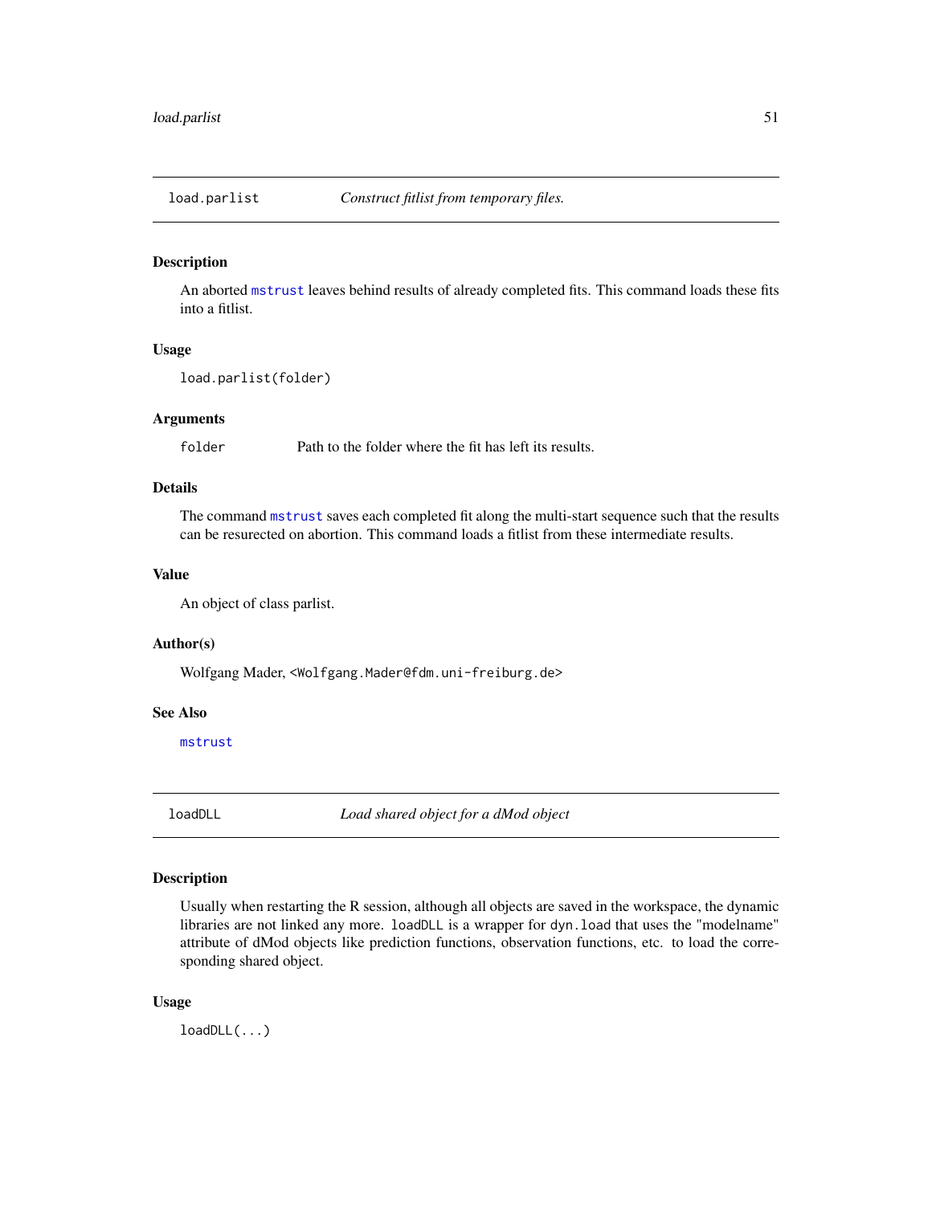## load.parlist — *Construct fitlist from temporary files.*

### Description

An aborted `mstrust` leaves behind results of already completed fits. This command loads these fits into a fitlist.

### Usage

```
load.parlist(folder)
```

### Arguments

| | |
|---|---|
| `folder` | Path to the folder where the fit has left its results. |

### Details

The command `mstrust` saves each completed fit along the multi-start sequence such that the results can be resurected on abortion. This command loads a fitlist from these intermediate results.

### Value

An object of class parlist.

### Author(s)

Wolfgang Mader, `<Wolfgang.Mader@fdm.uni-freiburg.de>`

### See Also

`mstrust`

## loadDLL — *Load shared object for a dMod object*

### Description

Usually when restarting the R session, although all objects are saved in the workspace, the dynamic libraries are not linked any more. `loadDLL` is a wrapper for `dyn.load` that uses the "modelname" attribute of dMod objects like prediction functions, observation functions, etc. to load the corresponding shared object.

### Usage

```
loadDLL(...)
```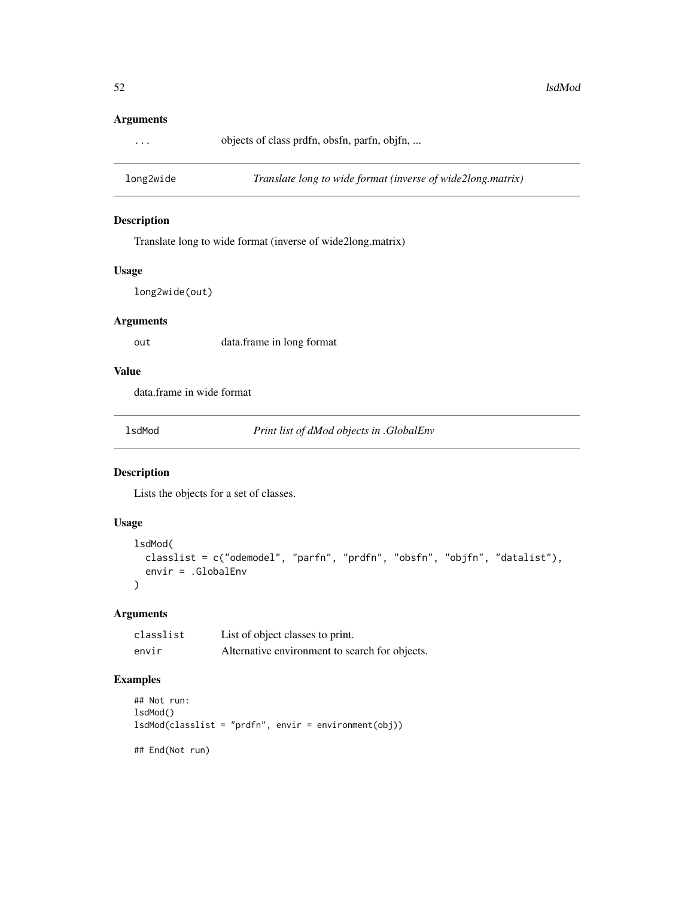## Arguments

| | |
|---|---|
| ... | objects of class prdfn, obsfn, parfn, objfn, ... |

---

## long2wide — *Translate long to wide format (inverse of wide2long.matrix)*

### Description

Translate long to wide format (inverse of wide2long.matrix)

### Usage

```
long2wide(out)
```

### Arguments

| | |
|---|---|
| out | data.frame in long format |

### Value

data.frame in wide format

---

## lsdMod — *Print list of dMod objects in .GlobalEnv*

### Description

Lists the objects for a set of classes.

### Usage

```
lsdMod(
  classlist = c("odemodel", "parfn", "prdfn", "obsfn", "objfn", "datalist"),
  envir = .GlobalEnv
)
```

### Arguments

| | |
|---|---|
| classlist | List of object classes to print. |
| envir | Alternative environment to search for objects. |

### Examples

```
## Not run:
lsdMod()
lsdMod(classlist = "prdfn", envir = environment(obj))

## End(Not run)
```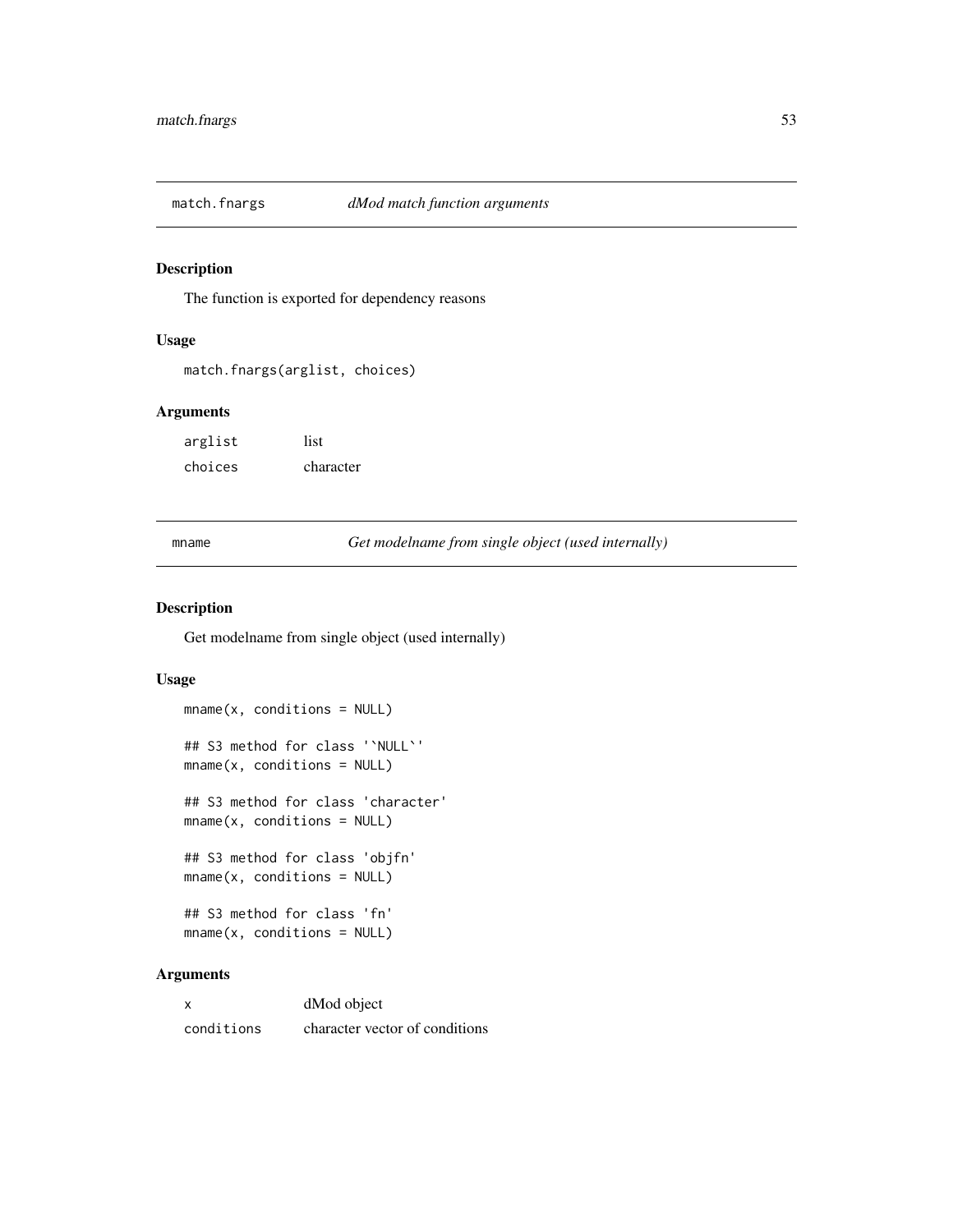## match.fnargs *dMod match function arguments*

### Description

The function is exported for dependency reasons

### Usage

```
match.fnargs(arglist, choices)
```

### Arguments

| | |
|---|---|
| arglist | list |
| choices | character |

## mname *Get modelname from single object (used internally)*

### Description

Get modelname from single object (used internally)

### Usage

```
mname(x, conditions = NULL)

## S3 method for class '`NULL`'
mname(x, conditions = NULL)

## S3 method for class 'character'
mname(x, conditions = NULL)

## S3 method for class 'objfn'
mname(x, conditions = NULL)

## S3 method for class 'fn'
mname(x, conditions = NULL)
```

### Arguments

| | |
|---|---|
| x | dMod object |
| conditions | character vector of conditions |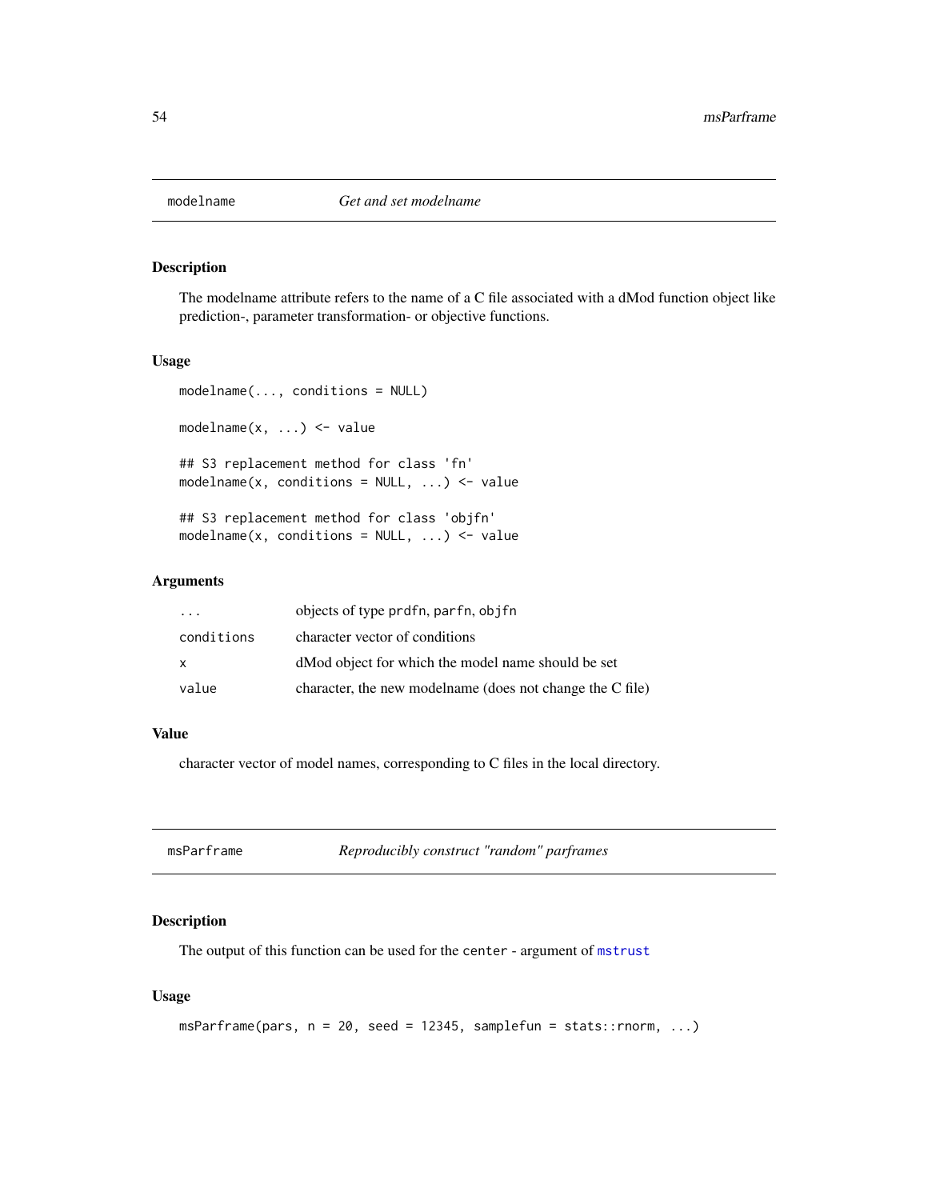## modelname — *Get and set modelname*

### Description

The modelname attribute refers to the name of a C file associated with a dMod function object like prediction-, parameter transformation- or objective functions.

### Usage

```
modelname(..., conditions = NULL)

modelname(x, ...) <- value

## S3 replacement method for class 'fn'
modelname(x, conditions = NULL, ...) <- value

## S3 replacement method for class 'objfn'
modelname(x, conditions = NULL, ...) <- value
```

### Arguments

| | |
|---|---|
| `...` | objects of type `prdfn`, `parfn`, `objfn` |
| `conditions` | character vector of conditions |
| `x` | dMod object for which the model name should be set |
| `value` | character, the new modelname (does not change the C file) |

### Value

character vector of model names, corresponding to C files in the local directory.

## msParframe — *Reproducibly construct "random" parframes*

### Description

The output of this function can be used for the `center` - argument of `mstrust`

### Usage

```
msParframe(pars, n = 20, seed = 12345, samplefun = stats::rnorm, ...)
```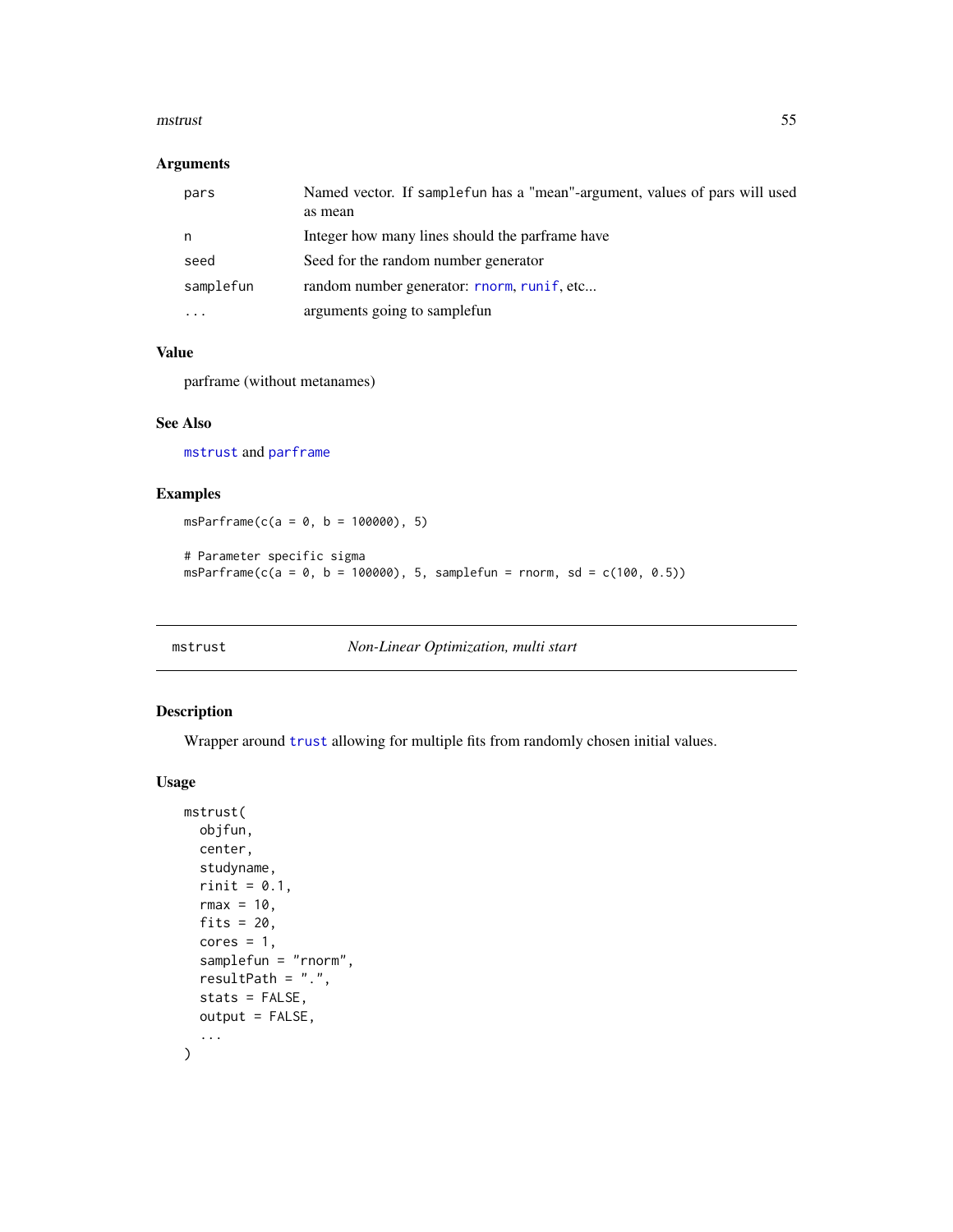### Arguments

| | |
|---|---|
| `pars` | Named vector. If `samplefun` has a "mean"-argument, values of pars will used as mean |
| `n` | Integer how many lines should the parframe have |
| `seed` | Seed for the random number generator |
| `samplefun` | random number generator: `rnorm`, `runif`, etc... |
| `...` | arguments going to samplefun |

### Value

parframe (without metanames)

### See Also

`mstrust` and `parframe`

### Examples

```
msParframe(c(a = 0, b = 100000), 5)

# Parameter specific sigma
msParframe(c(a = 0, b = 100000), 5, samplefun = rnorm, sd = c(100, 0.5))
```

---

## mstrust — *Non-Linear Optimization, multi start*

### Description

Wrapper around `trust` allowing for multiple fits from randomly chosen initial values.

### Usage

```
mstrust(
  objfun,
  center,
  studyname,
  rinit = 0.1,
  rmax = 10,
  fits = 20,
  cores = 1,
  samplefun = "rnorm",
  resultPath = ".",
  stats = FALSE,
  output = FALSE,
  ...
)
```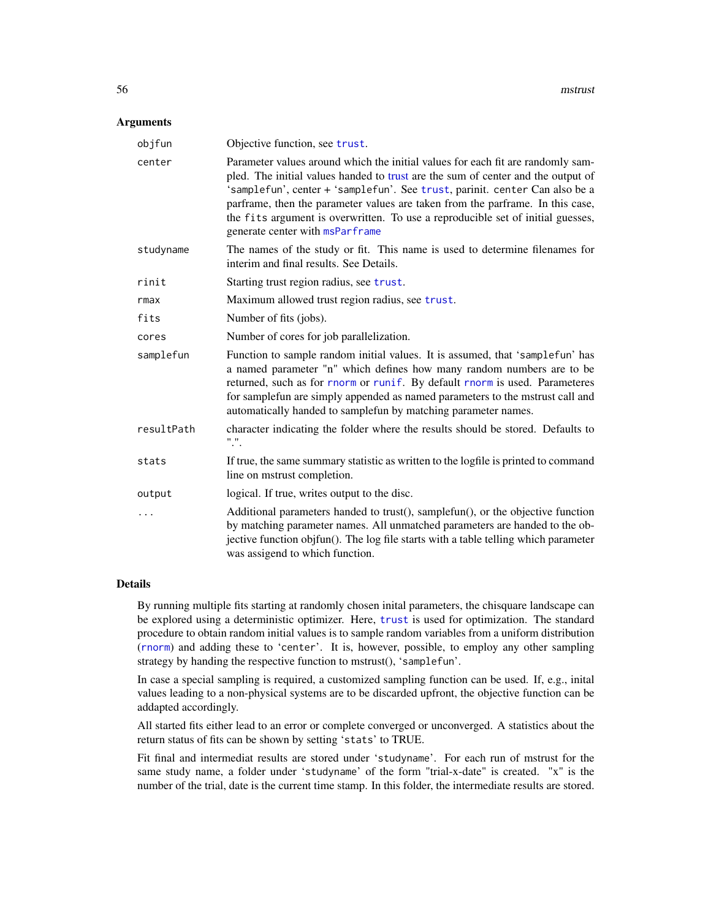## Arguments

| | |
|---|---|
| `objfun` | Objective function, see trust. |
| `center` | Parameter values around which the initial values for each fit are randomly sampled. The initial values handed to trust are the sum of center and the output of 'samplefun', center + 'samplefun'. See trust, parinit. center Can also be a parframe, then the parameter values are taken from the parframe. In this case, the fits argument is overwritten. To use a reproducible set of initial guesses, generate center with msParframe |
| `studyname` | The names of the study or fit. This name is used to determine filenames for interim and final results. See Details. |
| `rinit` | Starting trust region radius, see trust. |
| `rmax` | Maximum allowed trust region radius, see trust. |
| `fits` | Number of fits (jobs). |
| `cores` | Number of cores for job parallelization. |
| `samplefun` | Function to sample random initial values. It is assumed, that 'samplefun' has a named parameter "n" which defines how many random numbers are to be returned, such as for rnorm or runif. By default rnorm is used. Parameteres for samplefun are simply appended as named parameters to the mstrust call and automatically handed to samplefun by matching parameter names. |
| `resultPath` | character indicating the folder where the results should be stored. Defaults to ".". |
| `stats` | If true, the same summary statistic as written to the logfile is printed to command line on mstrust completion. |
| `output` | logical. If true, writes output to the disc. |
| `...` | Additional parameters handed to trust(), samplefun(), or the objective function by matching parameter names. All unmatched parameters are handed to the objective function objfun(). The log file starts with a table telling which parameter was assigend to which function. |

## Details

By running multiple fits starting at randomly chosen inital parameters, the chisquare landscape can be explored using a deterministic optimizer. Here, trust is used for optimization. The standard procedure to obtain random initial values is to sample random variables from a uniform distribution (rnorm) and adding these to 'center'. It is, however, possible, to employ any other sampling strategy by handing the respective function to mstrust(), 'samplefun'.

In case a special sampling is required, a customized sampling function can be used. If, e.g., inital values leading to a non-physical systems are to be discarded upfront, the objective function can be addapted accordingly.

All started fits either lead to an error or complete converged or unconverged. A statistics about the return status of fits can be shown by setting 'stats' to TRUE.

Fit final and intermediat results are stored under 'studyname'. For each run of mstrust for the same study name, a folder under 'studyname' of the form "trial-x-date" is created. "x" is the number of the trial, date is the current time stamp. In this folder, the intermediate results are stored.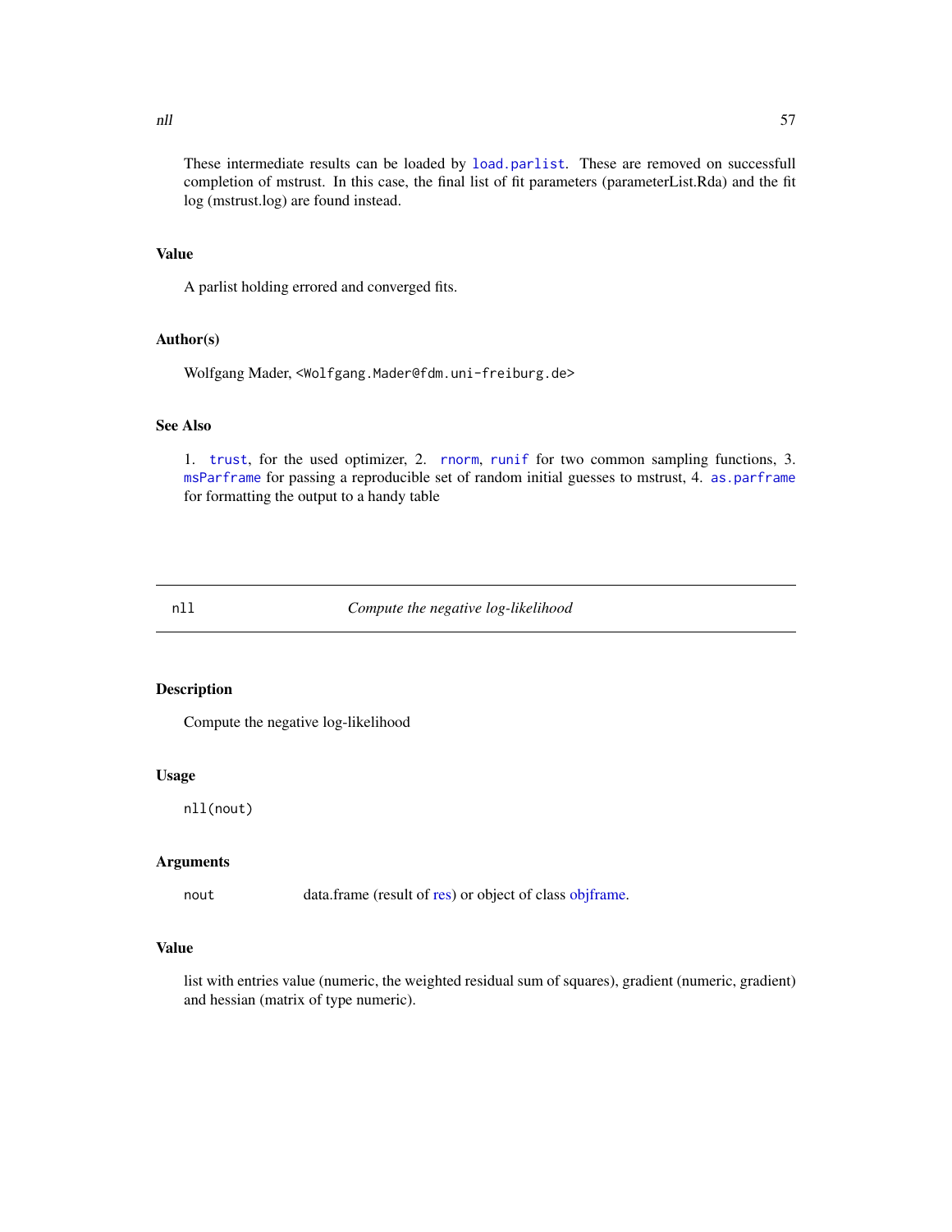These intermediate results can be loaded by `load.parlist`. These are removed on successfull completion of mstrust. In this case, the final list of fit parameters (parameterList.Rda) and the fit log (mstrust.log) are found instead.

### Value

A parlist holding errored and converged fits.

### Author(s)

Wolfgang Mader, `<Wolfgang.Mader@fdm.uni-freiburg.de>`

### See Also

1. `trust`, for the used optimizer, 2. `rnorm`, `runif` for two common sampling functions, 3. `msParframe` for passing a reproducible set of random initial guesses to mstrust, 4. `as.parframe` for formatting the output to a handy table

---

## nll — *Compute the negative log-likelihood*

---

### Description

Compute the negative log-likelihood

### Usage

```
nll(nout)
```

### Arguments

| | |
|---|---|
| `nout` | data.frame (result of res) or object of class objframe. |

### Value

list with entries value (numeric, the weighted residual sum of squares), gradient (numeric, gradient) and hessian (matrix of type numeric).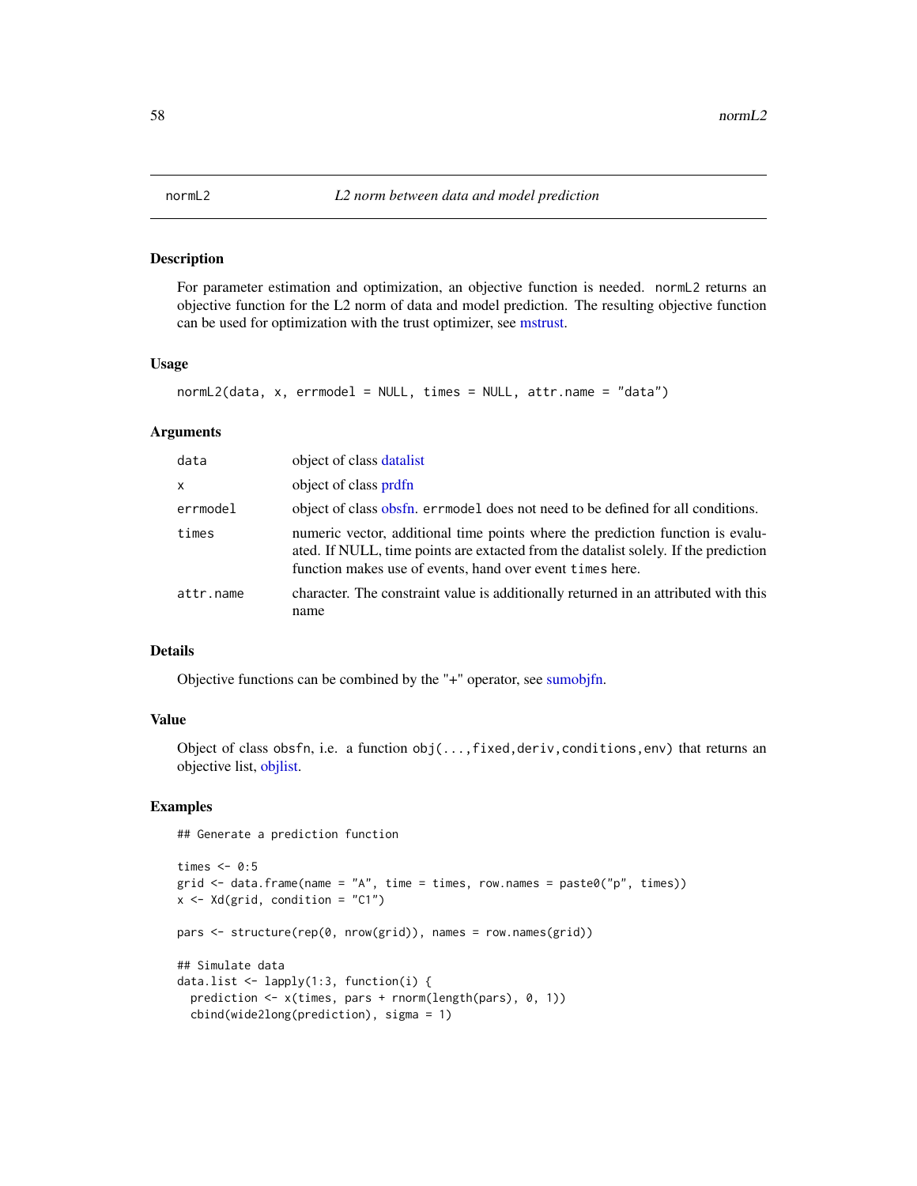# normL2 — *L2 norm between data and model prediction*

## Description

For parameter estimation and optimization, an objective function is needed. normL2 returns an objective function for the L2 norm of data and model prediction. The resulting objective function can be used for optimization with the trust optimizer, see mstrust.

## Usage

```
normL2(data, x, errmodel = NULL, times = NULL, attr.name = "data")
```

## Arguments

| | |
|---|---|
| data | object of class datalist |
| x | object of class prdfn |
| errmodel | object of class obsfn. errmodel does not need to be defined for all conditions. |
| times | numeric vector, additional time points where the prediction function is evaluated. If NULL, time points are extacted from the datalist solely. If the prediction function makes use of events, hand over event times here. |
| attr.name | character. The constraint value is additionally returned in an attributed with this name |

## Details

Objective functions can be combined by the "+" operator, see sumobjfn.

## Value

Object of class obsfn, i.e. a function obj(...,fixed,deriv,conditions,env) that returns an objective list, objlist.

## Examples

```
## Generate a prediction function

times <- 0:5
grid <- data.frame(name = "A", time = times, row.names = paste0("p", times))
x <- Xd(grid, condition = "C1")

pars <- structure(rep(0, nrow(grid)), names = row.names(grid))

## Simulate data
data.list <- lapply(1:3, function(i) {
  prediction <- x(times, pars + rnorm(length(pars), 0, 1))
  cbind(wide2long(prediction), sigma = 1)
```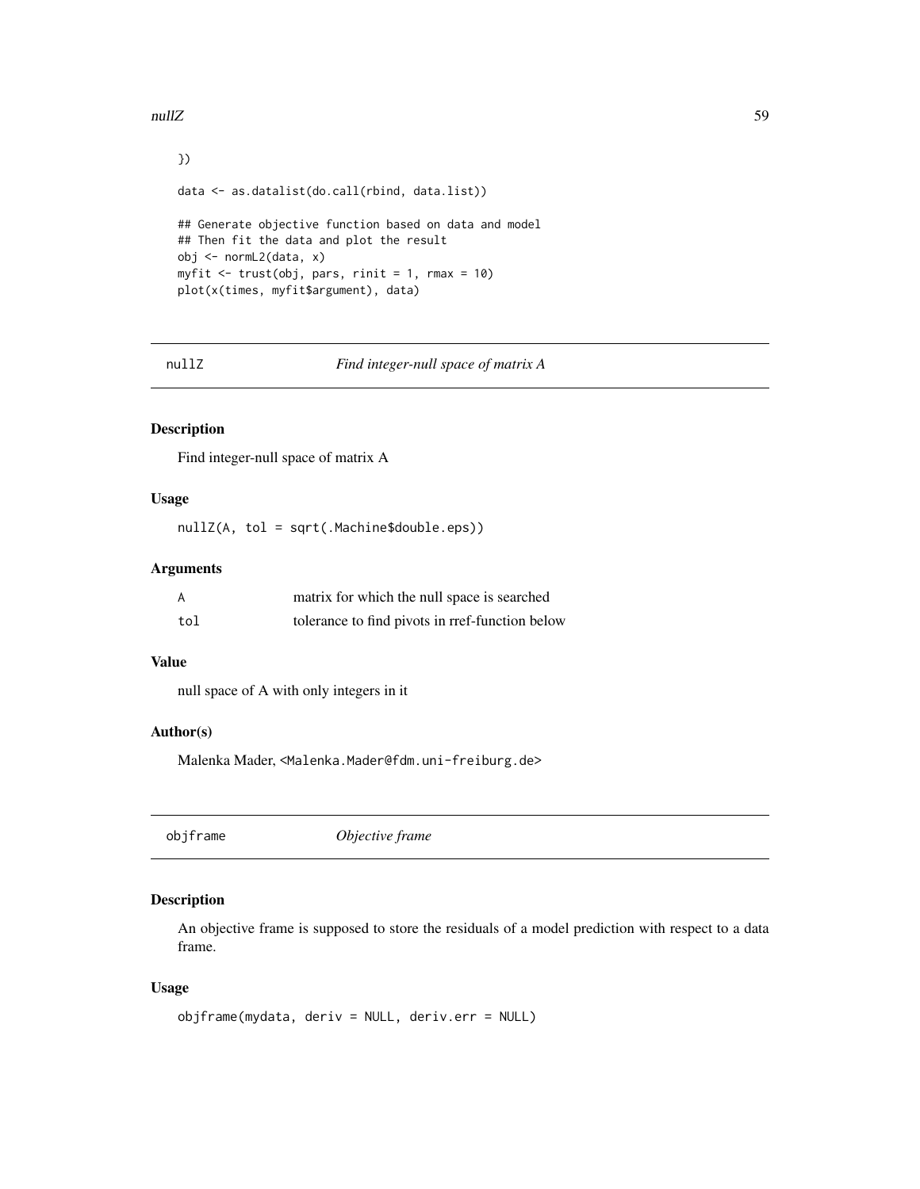```
})

data <- as.datalist(do.call(rbind, data.list))

## Generate objective function based on data and model
## Then fit the data and plot the result
obj <- normL2(data, x)
myfit <- trust(obj, pars, rinit = 1, rmax = 10)
plot(x(times, myfit$argument), data)
```

## nullZ *Find integer-null space of matrix A*

### Description

Find integer-null space of matrix A

### Usage

```
nullZ(A, tol = sqrt(.Machine$double.eps))
```

### Arguments

| | |
|---|---|
| A | matrix for which the null space is searched |
| tol | tolerance to find pivots in rref-function below |

### Value

null space of A with only integers in it

### Author(s)

Malenka Mader, <Malenka.Mader@fdm.uni-freiburg.de>

## objframe *Objective frame*

### Description

An objective frame is supposed to store the residuals of a model prediction with respect to a data frame.

### Usage

```
objframe(mydata, deriv = NULL, deriv.err = NULL)
```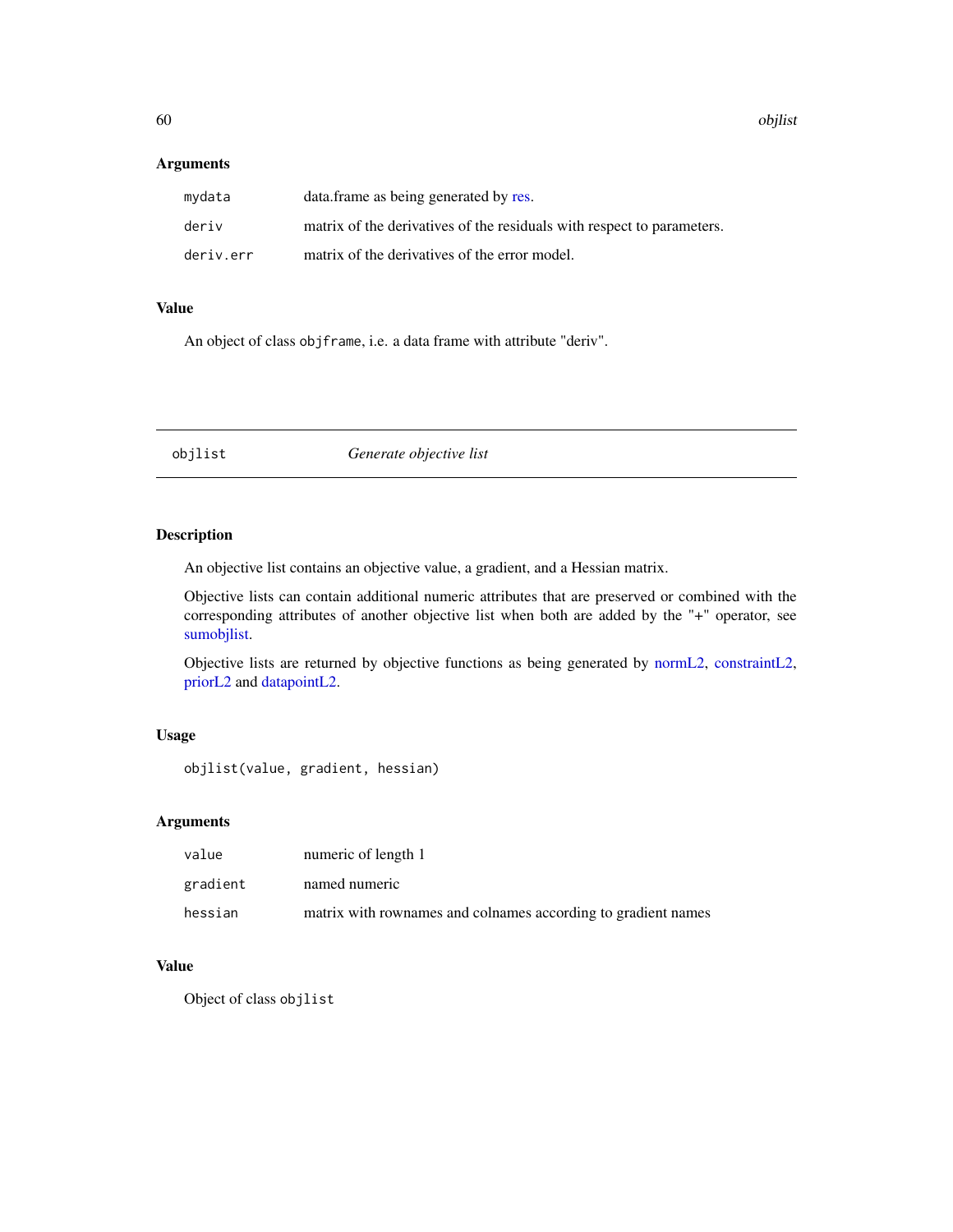## Arguments

| | |
|---|---|
| `mydata` | data.frame as being generated by res. |
| `deriv` | matrix of the derivatives of the residuals with respect to parameters. |
| `deriv.err` | matrix of the derivatives of the error model. |

## Value

An object of class `objframe`, i.e. a data frame with attribute "deriv".

---

# objlist — *Generate objective list*

---

## Description

An objective list contains an objective value, a gradient, and a Hessian matrix.

Objective lists can contain additional numeric attributes that are preserved or combined with the corresponding attributes of another objective list when both are added by the "+" operator, see sumobjlist.

Objective lists are returned by objective functions as being generated by normL2, constraintL2, priorL2 and datapointL2.

## Usage

```
objlist(value, gradient, hessian)
```

## Arguments

| | |
|---|---|
| `value` | numeric of length 1 |
| `gradient` | named numeric |
| `hessian` | matrix with rownames and colnames according to gradient names |

## Value

Object of class `objlist`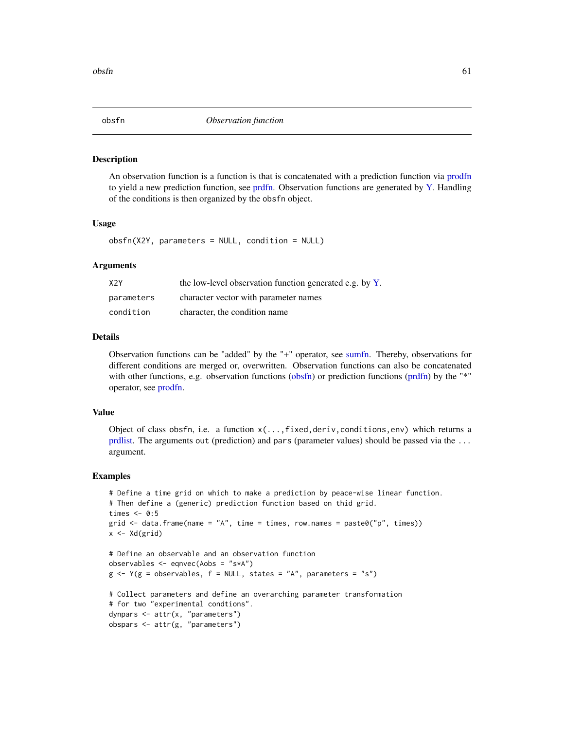## obsfn — *Observation function*

### Description

An observation function is a function is that is concatenated with a prediction function via prodfn to yield a new prediction function, see prdfn. Observation functions are generated by Y. Handling of the conditions is then organized by the `obsfn` object.

### Usage

```
obsfn(X2Y, parameters = NULL, condition = NULL)
```

### Arguments

| | |
|---|---|
| `X2Y` | the low-level observation function generated e.g. by Y. |
| `parameters` | character vector with parameter names |
| `condition` | character, the condition name |

### Details

Observation functions can be "added" by the "+" operator, see sumfn. Thereby, observations for different conditions are merged or, overwritten. Observation functions can also be concatenated with other functions, e.g. observation functions (obsfn) or prediction functions (prdfn) by the "*" operator, see prodfn.

### Value

Object of class `obsfn`, i.e. a function `x(...,fixed,deriv,conditions,env)` which returns a prdlist. The arguments `out` (prediction) and `pars` (parameter values) should be passed via the `...` argument.

### Examples

```
# Define a time grid on which to make a prediction by peace-wise linear function.
# Then define a (generic) prediction function based on thid grid.
times <- 0:5
grid <- data.frame(name = "A", time = times, row.names = paste0("p", times))
x <- Xd(grid)

# Define an observable and an observation function
observables <- eqnvec(Aobs = "s*A")
g <- Y(g = observables, f = NULL, states = "A", parameters = "s")

# Collect parameters and define an overarching parameter transformation
# for two "experimental condtions".
dynpars <- attr(x, "parameters")
obspars <- attr(g, "parameters")
```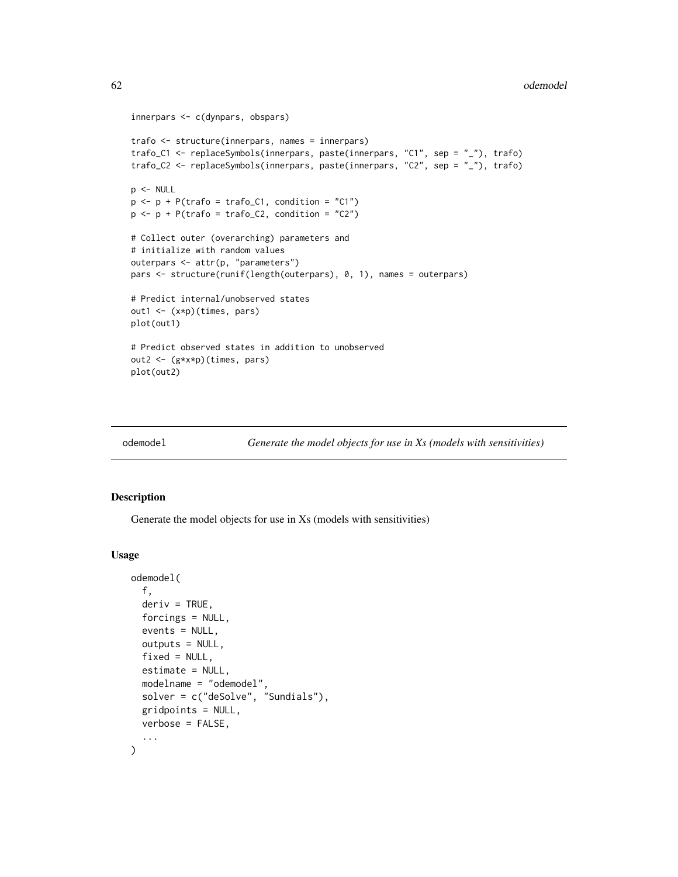```
innerpars <- c(dynpars, obspars)

trafo <- structure(innerpars, names = innerpars)
trafo_C1 <- replaceSymbols(innerpars, paste(innerpars, "C1", sep = "_"), trafo)
trafo_C2 <- replaceSymbols(innerpars, paste(innerpars, "C2", sep = "_"), trafo)

p <- NULL
p <- p + P(trafo = trafo_C1, condition = "C1")
p <- p + P(trafo = trafo_C2, condition = "C2")

# Collect outer (overarching) parameters and
# initialize with random values
outerpars <- attr(p, "parameters")
pars <- structure(runif(length(outerpars), 0, 1), names = outerpars)

# Predict internal/unobserved states
out1 <- (x*p)(times, pars)
plot(out1)

# Predict observed states in addition to unobserved
out2 <- (g*x*p)(times, pars)
plot(out2)
```

## odemodel — *Generate the model objects for use in Xs (models with sensitivities)*

### Description

Generate the model objects for use in Xs (models with sensitivities)

### Usage

```
odemodel(
  f,
  deriv = TRUE,
  forcings = NULL,
  events = NULL,
  outputs = NULL,
  fixed = NULL,
  estimate = NULL,
  modelname = "odemodel",
  solver = c("deSolve", "Sundials"),
  gridpoints = NULL,
  verbose = FALSE,
  ...
)
```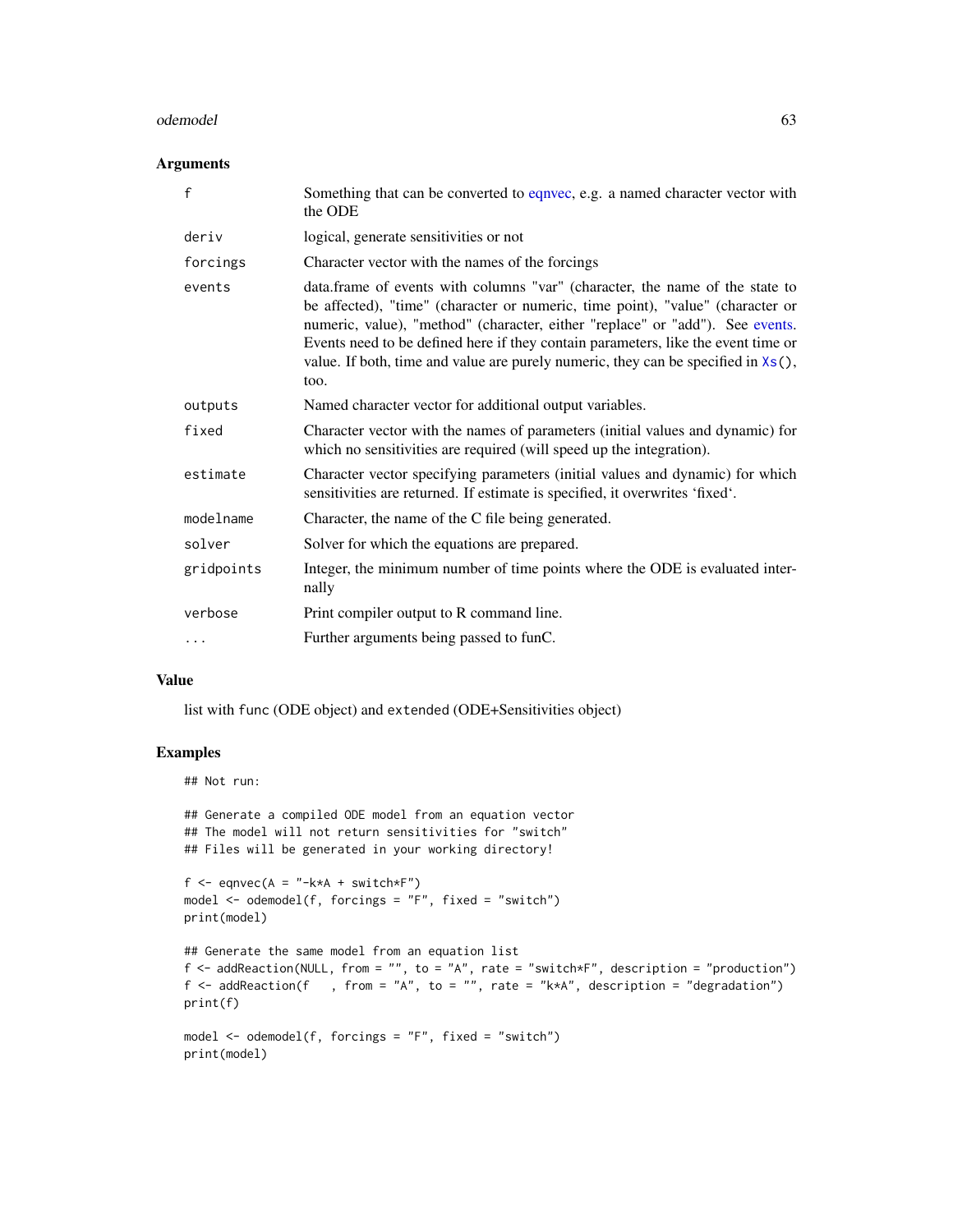## Arguments

| | |
|---|---|
| f | Something that can be converted to eqnvec, e.g. a named character vector with the ODE |
| deriv | logical, generate sensitivities or not |
| forcings | Character vector with the names of the forcings |
| events | data.frame of events with columns "var" (character, the name of the state to be affected), "time" (character or numeric, time point), "value" (character or numeric, value), "method" (character, either "replace" or "add"). See events. Events need to be defined here if they contain parameters, like the event time or value. If both, time and value are purely numeric, they can be specified in `Xs()`, too. |
| outputs | Named character vector for additional output variables. |
| fixed | Character vector with the names of parameters (initial values and dynamic) for which no sensitivities are required (will speed up the integration). |
| estimate | Character vector specifying parameters (initial values and dynamic) for which sensitivities are returned. If estimate is specified, it overwrites 'fixed'. |
| modelname | Character, the name of the C file being generated. |
| solver | Solver for which the equations are prepared. |
| gridpoints | Integer, the minimum number of time points where the ODE is evaluated internally |
| verbose | Print compiler output to R command line. |
| ... | Further arguments being passed to funC. |

## Value

list with `func` (ODE object) and `extended` (ODE+Sensitivities object)

## Examples

```
## Not run:

## Generate a compiled ODE model from an equation vector
## The model will not return sensitivities for "switch"
## Files will be generated in your working directory!

f <- eqnvec(A = "-k*A + switch*F")
model <- odemodel(f, forcings = "F", fixed = "switch")
print(model)

## Generate the same model from an equation list
f <- addReaction(NULL, from = "", to = "A", rate = "switch*F", description = "production")
f <- addReaction(f   , from = "A", to = "", rate = "k*A", description = "degradation")
print(f)

model <- odemodel(f, forcings = "F", fixed = "switch")
print(model)
```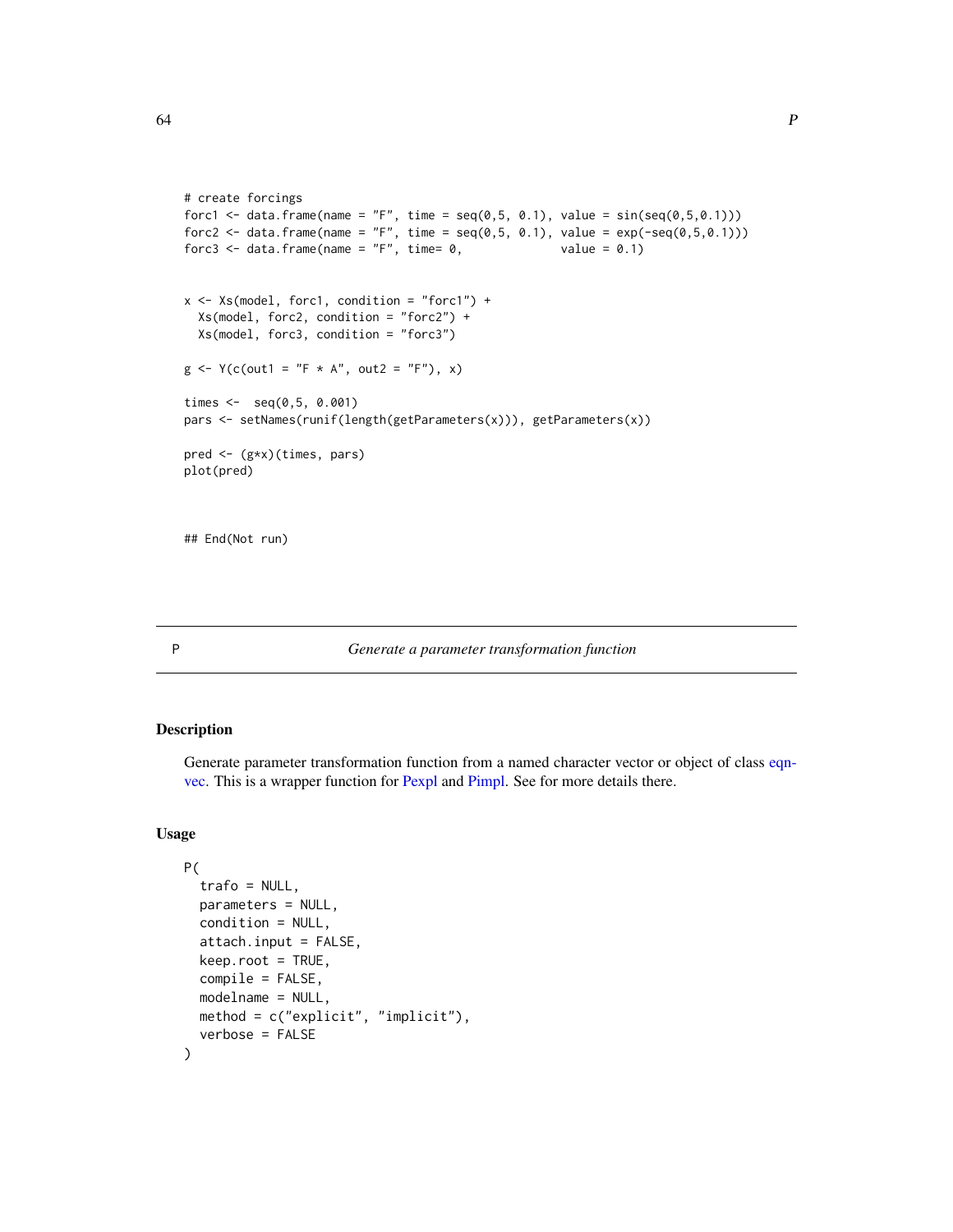```
# create forcings
forc1 <- data.frame(name = "F", time = seq(0,5, 0.1), value = sin(seq(0,5,0.1)))
forc2 <- data.frame(name = "F", time = seq(0,5, 0.1), value = exp(-seq(0,5,0.1)))
forc3 <- data.frame(name = "F", time= 0,              value = 0.1)


x <- Xs(model, forc1, condition = "forc1") +
  Xs(model, forc2, condition = "forc2") +
  Xs(model, forc3, condition = "forc3")

g <- Y(c(out1 = "F * A", out2 = "F"), x)

times <-  seq(0,5, 0.001)
pars <- setNames(runif(length(getParameters(x))), getParameters(x))

pred <- (g*x)(times, pars)
plot(pred)



## End(Not run)
```

## P — *Generate a parameter transformation function*

### Description

Generate parameter transformation function from a named character vector or object of class eqnvec. This is a wrapper function for Pexpl and Pimpl. See for more details there.

### Usage

```
P(
  trafo = NULL,
  parameters = NULL,
  condition = NULL,
  attach.input = FALSE,
  keep.root = TRUE,
  compile = FALSE,
  modelname = NULL,
  method = c("explicit", "implicit"),
  verbose = FALSE
)
```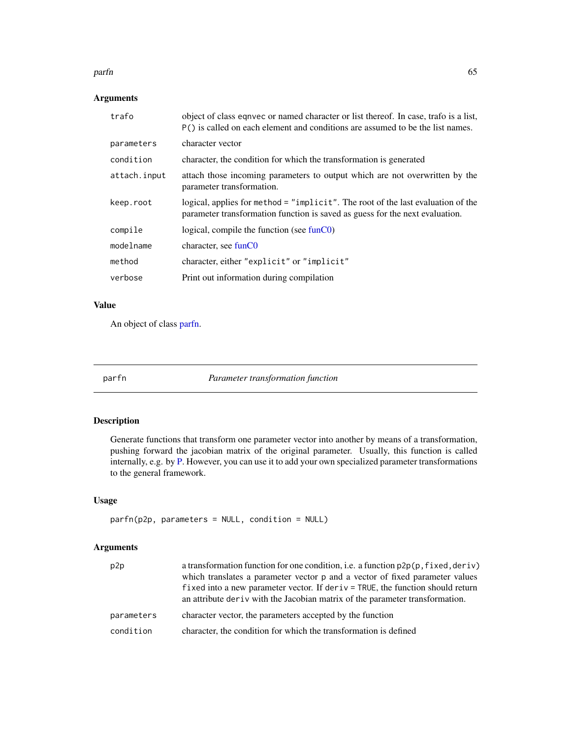### Arguments

| | |
|---|---|
| `trafo` | object of class eqnvec or named character or list thereof. In case, trafo is a list, `P()` is called on each element and conditions are assumed to be the list names. |
| `parameters` | character vector |
| `condition` | character, the condition for which the transformation is generated |
| `attach.input` | attach those incoming parameters to output which are not overwritten by the parameter transformation. |
| `keep.root` | logical, applies for `method = "implicit"`. The root of the last evaluation of the parameter transformation function is saved as guess for the next evaluation. |
| `compile` | logical, compile the function (see funC0) |
| `modelname` | character, see funC0 |
| `method` | character, either `"explicit"` or `"implicit"` |
| `verbose` | Print out information during compilation |

### Value

An object of class parfn.

---

## parfn — *Parameter transformation function*

---

### Description

Generate functions that transform one parameter vector into another by means of a transformation, pushing forward the jacobian matrix of the original parameter. Usually, this function is called internally, e.g. by P. However, you can use it to add your own specialized parameter transformations to the general framework.

### Usage

```
parfn(p2p, parameters = NULL, condition = NULL)
```

### Arguments

| | |
|---|---|
| `p2p` | a transformation function for one condition, i.e. a function `p2p(p,fixed,deriv)` which translates a parameter vector `p` and a vector of fixed parameter values `fixed` into a new parameter vector. If `deriv = TRUE`, the function should return an attribute `deriv` with the Jacobian matrix of the parameter transformation. |
| `parameters` | character vector, the parameters accepted by the function |
| `condition` | character, the condition for which the transformation is defined |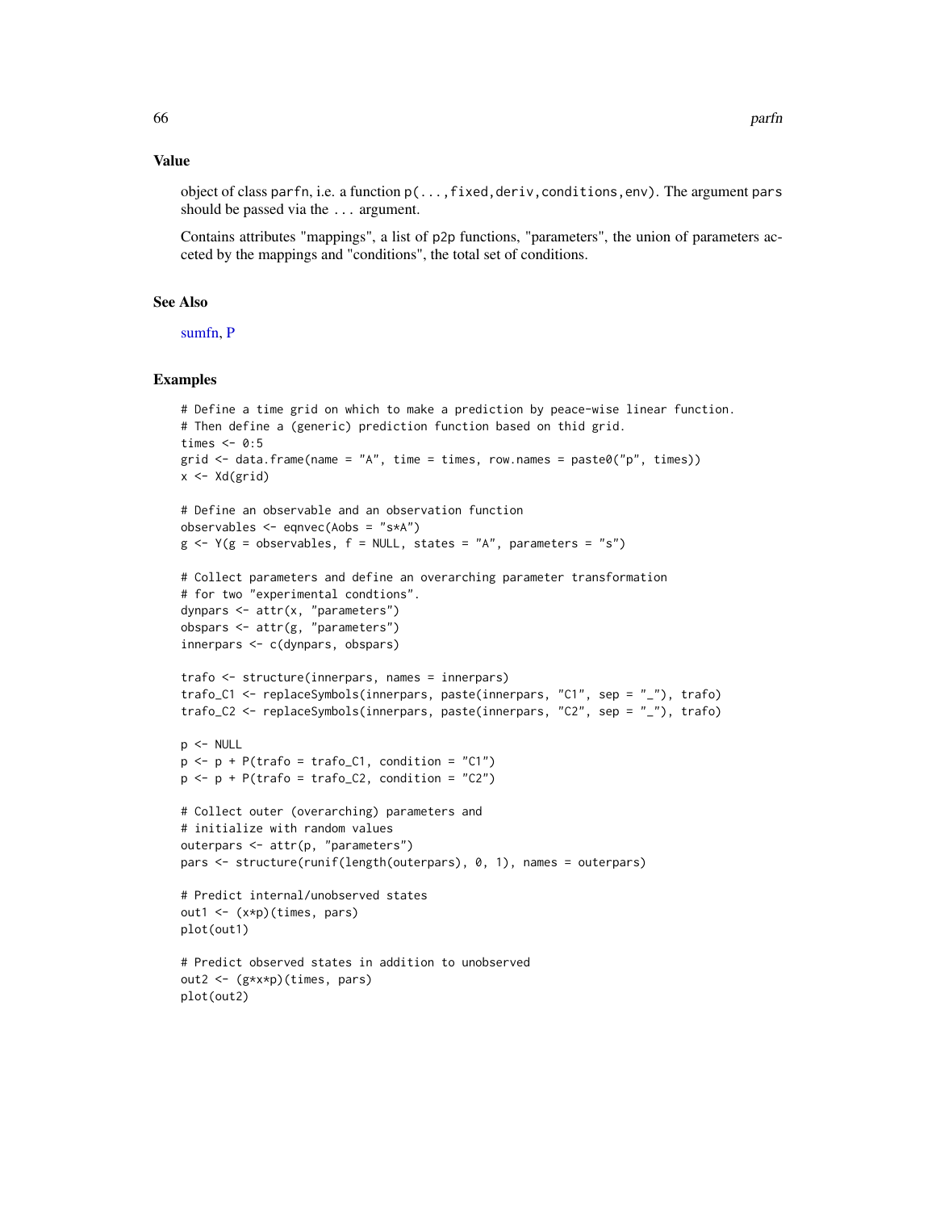## Value

object of class parfn, i.e. a function p(...,fixed,deriv,conditions,env). The argument pars should be passed via the ... argument.

Contains attributes "mappings", a list of p2p functions, "parameters", the union of parameters acceted by the mappings and "conditions", the total set of conditions.

## See Also

sumfn, P

## Examples

```
# Define a time grid on which to make a prediction by peace-wise linear function.
# Then define a (generic) prediction function based on thid grid.
times <- 0:5
grid <- data.frame(name = "A", time = times, row.names = paste0("p", times))
x <- Xd(grid)

# Define an observable and an observation function
observables <- eqnvec(Aobs = "s*A")
g <- Y(g = observables, f = NULL, states = "A", parameters = "s")

# Collect parameters and define an overarching parameter transformation
# for two "experimental condtions".
dynpars <- attr(x, "parameters")
obspars <- attr(g, "parameters")
innerpars <- c(dynpars, obspars)

trafo <- structure(innerpars, names = innerpars)
trafo_C1 <- replaceSymbols(innerpars, paste(innerpars, "C1", sep = "_"), trafo)
trafo_C2 <- replaceSymbols(innerpars, paste(innerpars, "C2", sep = "_"), trafo)

p <- NULL
p <- p + P(trafo = trafo_C1, condition = "C1")
p <- p + P(trafo = trafo_C2, condition = "C2")

# Collect outer (overarching) parameters and
# initialize with random values
outerpars <- attr(p, "parameters")
pars <- structure(runif(length(outerpars), 0, 1), names = outerpars)

# Predict internal/unobserved states
out1 <- (x*p)(times, pars)
plot(out1)

# Predict observed states in addition to unobserved
out2 <- (g*x*p)(times, pars)
plot(out2)
```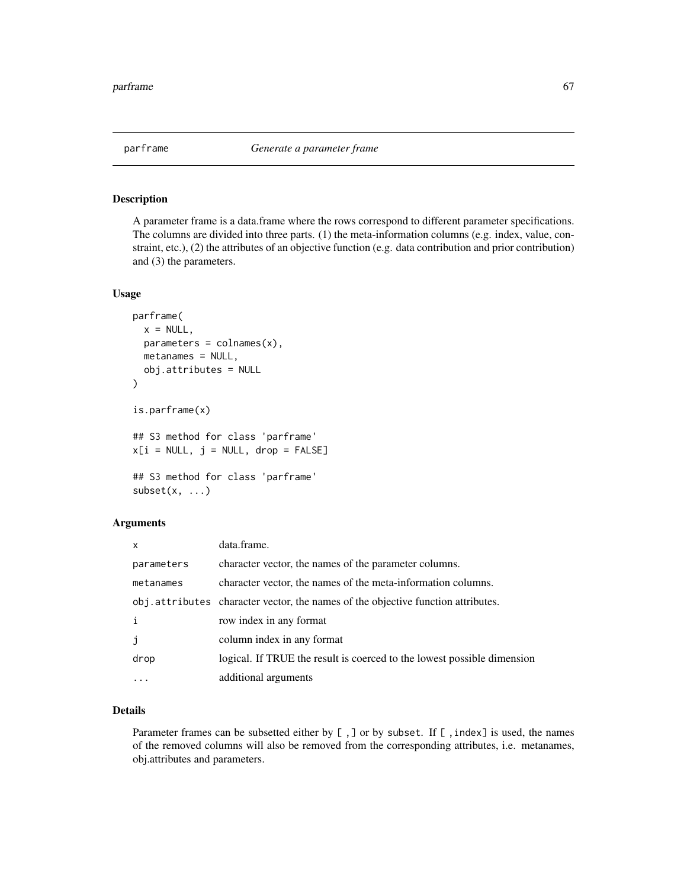# parframe — *Generate a parameter frame*

## Description

A parameter frame is a data.frame where the rows correspond to different parameter specifications. The columns are divided into three parts. (1) the meta-information columns (e.g. index, value, constraint, etc.), (2) the attributes of an objective function (e.g. data contribution and prior contribution) and (3) the parameters.

## Usage

```
parframe(
  x = NULL,
  parameters = colnames(x),
  metanames = NULL,
  obj.attributes = NULL
)

is.parframe(x)

## S3 method for class 'parframe'
x[i = NULL, j = NULL, drop = FALSE]

## S3 method for class 'parframe'
subset(x, ...)
```

## Arguments

| | |
|---|---|
| `x` | data.frame. |
| `parameters` | character vector, the names of the parameter columns. |
| `metanames` | character vector, the names of the meta-information columns. |
| `obj.attributes` | character vector, the names of the objective function attributes. |
| `i` | row index in any format |
| `j` | column index in any format |
| `drop` | logical. If TRUE the result is coerced to the lowest possible dimension |
| `...` | additional arguments |

## Details

Parameter frames can be subsetted either by `[ ,]` or by `subset`. If `[ ,index]` is used, the names of the removed columns will also be removed from the corresponding attributes, i.e. metanames, obj.attributes and parameters.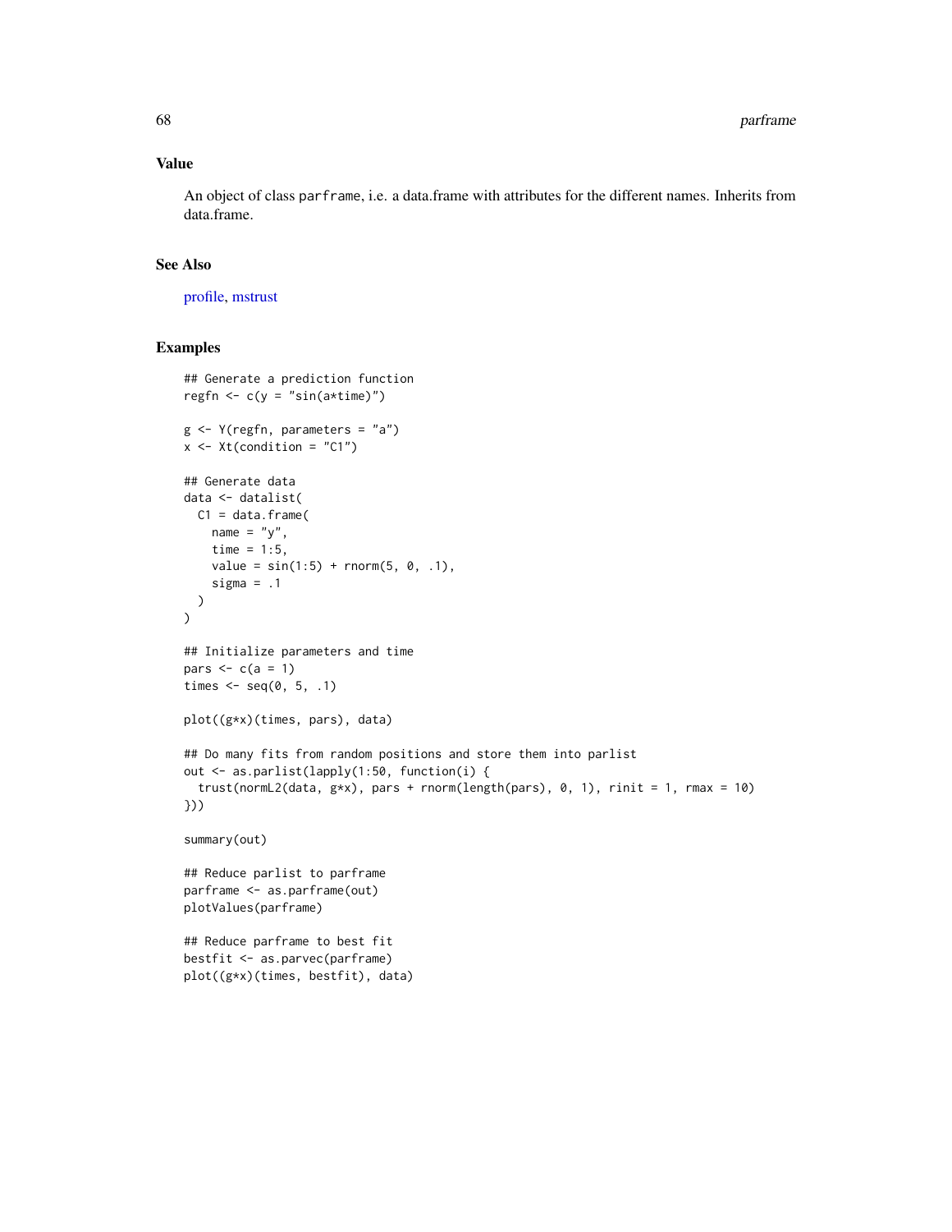### Value

An object of class `parframe`, i.e. a data.frame with attributes for the different names. Inherits from data.frame.

### See Also

profile, mstrust

### Examples

```
## Generate a prediction function
regfn <- c(y = "sin(a*time)")

g <- Y(regfn, parameters = "a")
x <- Xt(condition = "C1")

## Generate data
data <- datalist(
  C1 = data.frame(
    name = "y",
    time = 1:5,
    value = sin(1:5) + rnorm(5, 0, .1),
    sigma = .1
  )
)

## Initialize parameters and time
pars <- c(a = 1)
times <- seq(0, 5, .1)

plot((g*x)(times, pars), data)

## Do many fits from random positions and store them into parlist
out <- as.parlist(lapply(1:50, function(i) {
  trust(normL2(data, g*x), pars + rnorm(length(pars), 0, 1), rinit = 1, rmax = 10)
}))

summary(out)

## Reduce parlist to parframe
parframe <- as.parframe(out)
plotValues(parframe)

## Reduce parframe to best fit
bestfit <- as.parvec(parframe)
plot((g*x)(times, bestfit), data)
```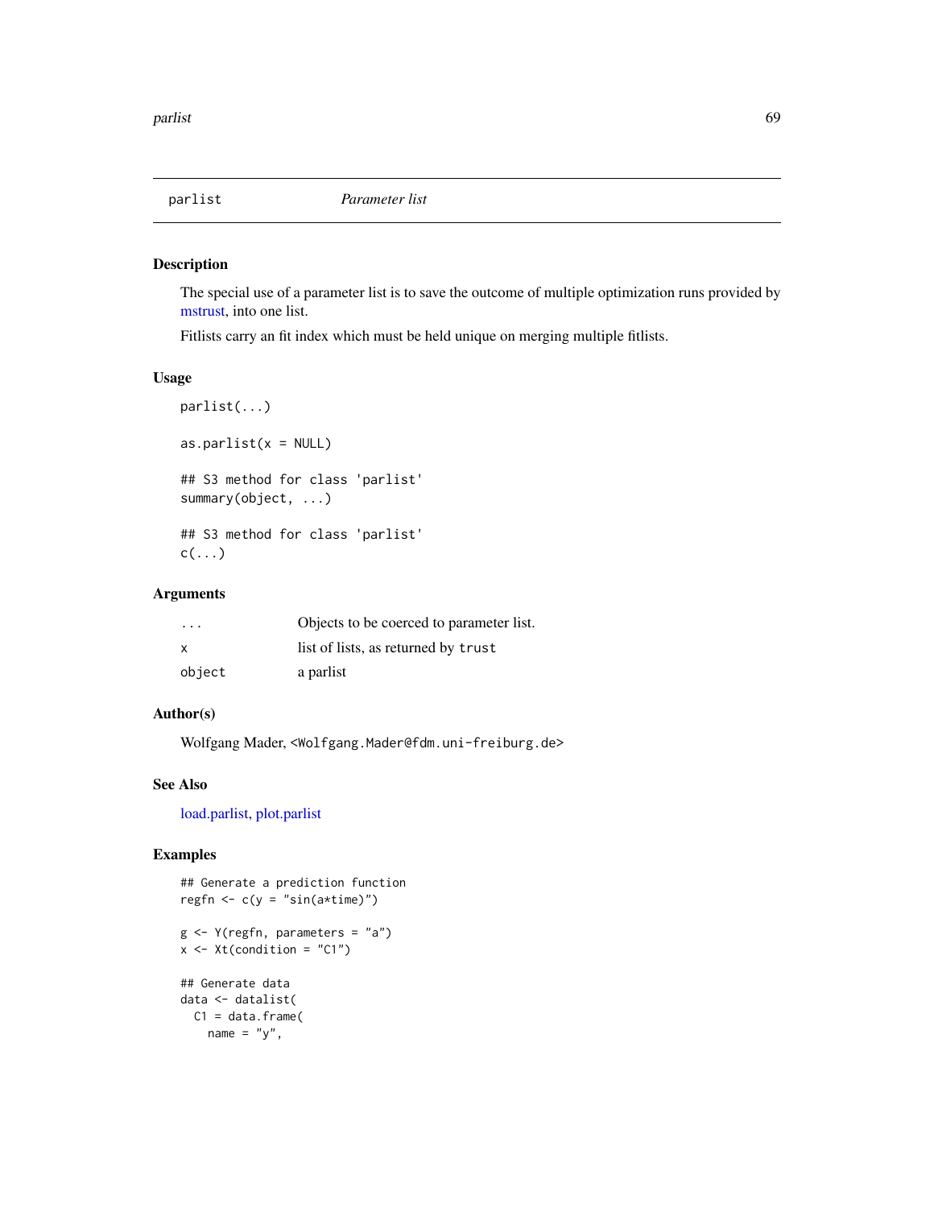parlist *Parameter list*

## Description

The special use of a parameter list is to save the outcome of multiple optimization runs provided by mstrust, into one list.

Fitlists carry an fit index which must be held unique on merging multiple fitlists.

## Usage

```
parlist(...)

as.parlist(x = NULL)

## S3 method for class 'parlist'
summary(object, ...)

## S3 method for class 'parlist'
c(...)
```

## Arguments

| | |
|---|---|
| `...` | Objects to be coerced to parameter list. |
| `x` | list of lists, as returned by `trust` |
| `object` | a parlist |

## Author(s)

Wolfgang Mader, <Wolfgang.Mader@fdm.uni-freiburg.de>

## See Also

load.parlist, plot.parlist

## Examples

```
## Generate a prediction function
regfn <- c(y = "sin(a*time)")

g <- Y(regfn, parameters = "a")
x <- Xt(condition = "C1")

## Generate data
data <- datalist(
  C1 = data.frame(
    name = "y",
```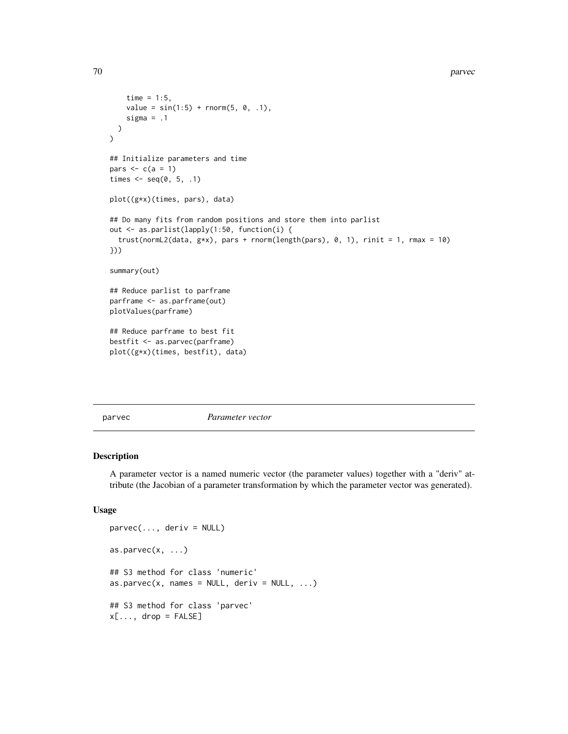```
    time = 1:5,
    value = sin(1:5) + rnorm(5, 0, .1),
    sigma = .1
  )
)

## Initialize parameters and time
pars <- c(a = 1)
times <- seq(0, 5, .1)

plot((g*x)(times, pars), data)

## Do many fits from random positions and store them into parlist
out <- as.parlist(lapply(1:50, function(i) {
  trust(normL2(data, g*x), pars + rnorm(length(pars), 0, 1), rinit = 1, rmax = 10)
}))

summary(out)

## Reduce parlist to parframe
parframe <- as.parframe(out)
plotValues(parframe)

## Reduce parframe to best fit
bestfit <- as.parvec(parframe)
plot((g*x)(times, bestfit), data)
```

## parvec — *Parameter vector*

### Description

A parameter vector is a named numeric vector (the parameter values) together with a "deriv" attribute (the Jacobian of a parameter transformation by which the parameter vector was generated).

### Usage

```
parvec(..., deriv = NULL)

as.parvec(x, ...)

## S3 method for class 'numeric'
as.parvec(x, names = NULL, deriv = NULL, ...)

## S3 method for class 'parvec'
x[..., drop = FALSE]
```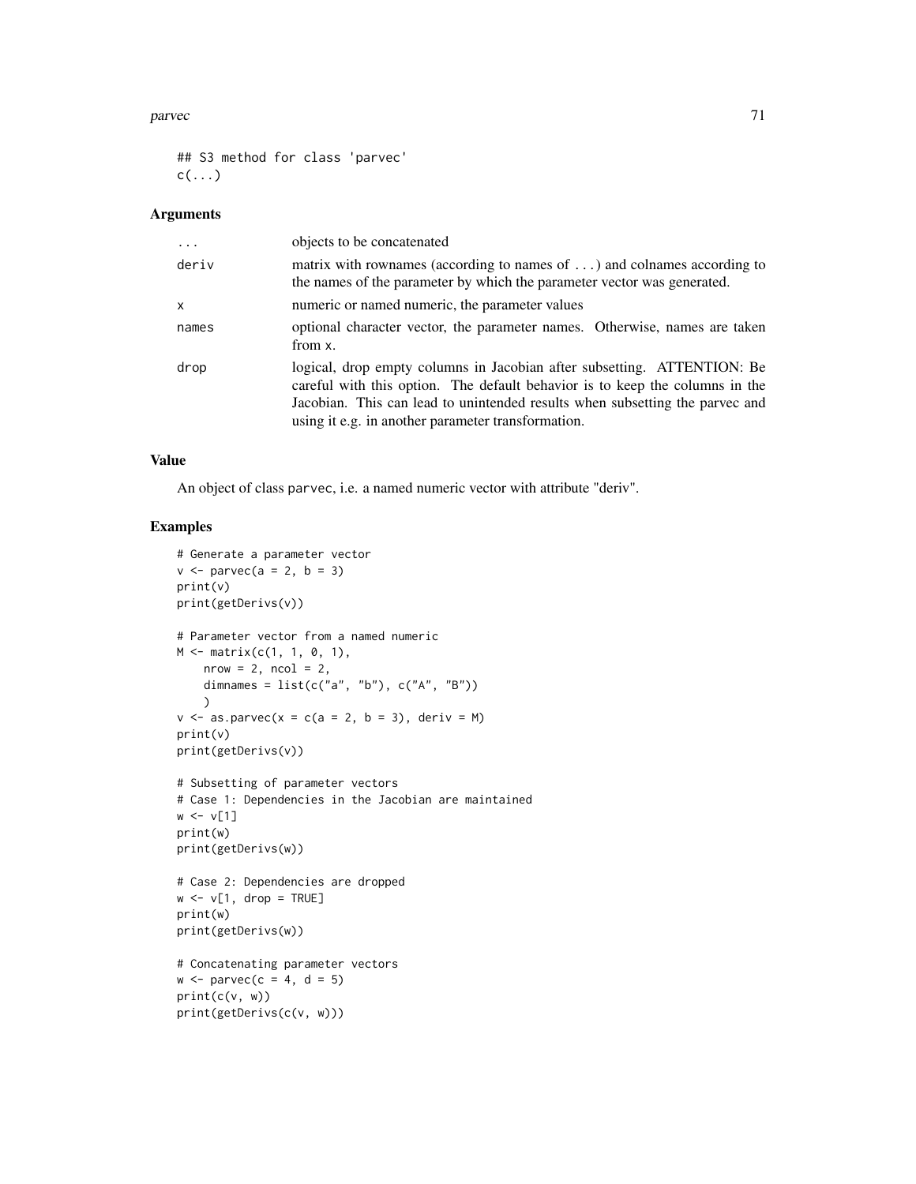```
## S3 method for class 'parvec'
c(...)
```

### Arguments

| | |
|---|---|
| ... | objects to be concatenated |
| deriv | matrix with rownames (according to names of ...) and colnames according to the names of the parameter by which the parameter vector was generated. |
| x | numeric or named numeric, the parameter values |
| names | optional character vector, the parameter names. Otherwise, names are taken from x. |
| drop | logical, drop empty columns in Jacobian after subsetting. ATTENTION: Be careful with this option. The default behavior is to keep the columns in the Jacobian. This can lead to unintended results when subsetting the parvec and using it e.g. in another parameter transformation. |

### Value

An object of class parvec, i.e. a named numeric vector with attribute "deriv".

### Examples

```
# Generate a parameter vector
v <- parvec(a = 2, b = 3)
print(v)
print(getDerivs(v))

# Parameter vector from a named numeric
M <- matrix(c(1, 1, 0, 1),
    nrow = 2, ncol = 2,
    dimnames = list(c("a", "b"), c("A", "B"))
    )
v <- as.parvec(x = c(a = 2, b = 3), deriv = M)
print(v)
print(getDerivs(v))

# Subsetting of parameter vectors
# Case 1: Dependencies in the Jacobian are maintained
w <- v[1]
print(w)
print(getDerivs(w))

# Case 2: Dependencies are dropped
w <- v[1, drop = TRUE]
print(w)
print(getDerivs(w))

# Concatenating parameter vectors
w <- parvec(c = 4, d = 5)
print(c(v, w))
print(getDerivs(c(v, w)))
```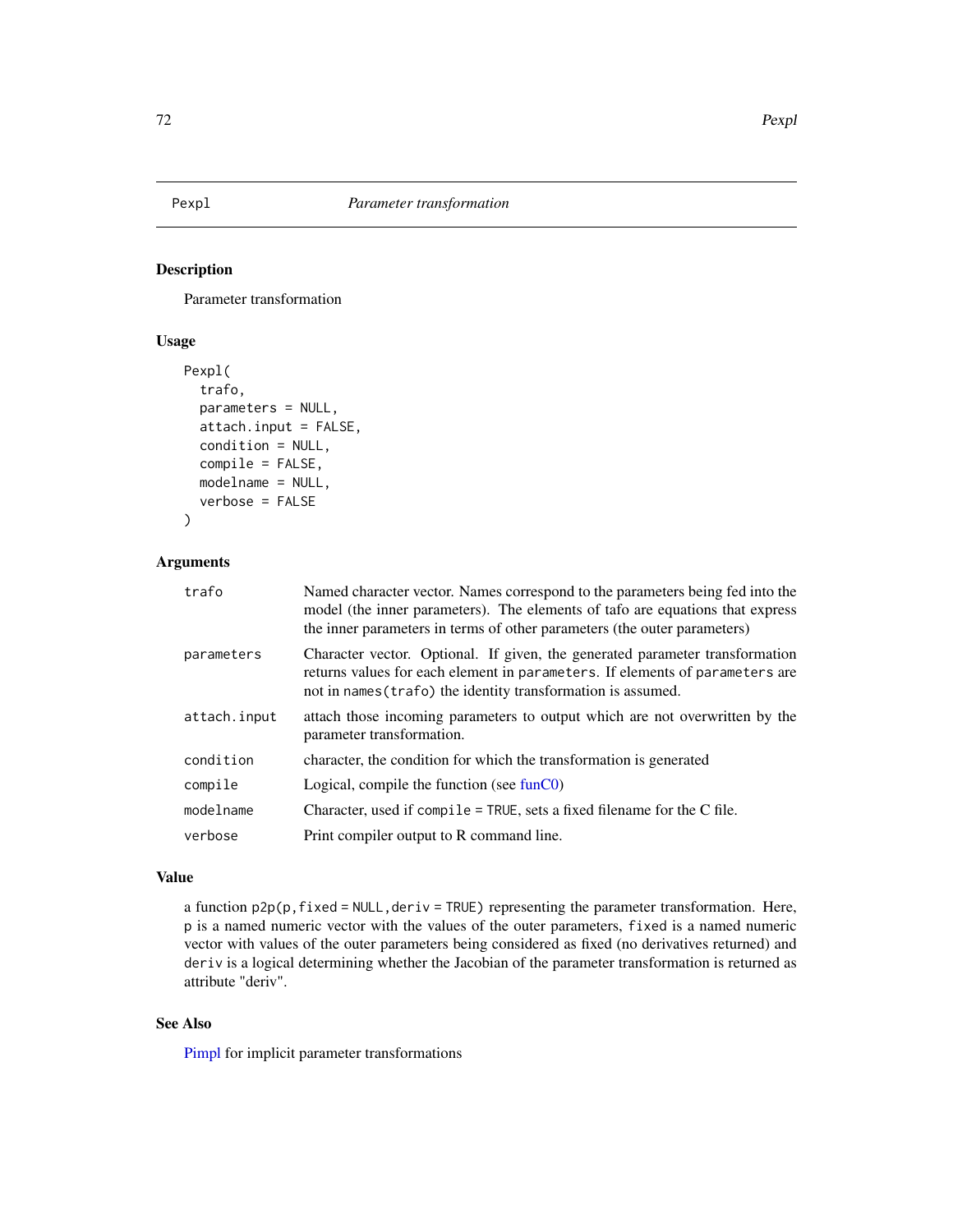## Pexpl *Parameter transformation*

### Description

Parameter transformation

### Usage

```
Pexpl(
  trafo,
  parameters = NULL,
  attach.input = FALSE,
  condition = NULL,
  compile = FALSE,
  modelname = NULL,
  verbose = FALSE
)
```

### Arguments

| | |
|---|---|
| `trafo` | Named character vector. Names correspond to the parameters being fed into the model (the inner parameters). The elements of tafo are equations that express the inner parameters in terms of other parameters (the outer parameters) |
| `parameters` | Character vector. Optional. If given, the generated parameter transformation returns values for each element in `parameters`. If elements of `parameters` are not in `names(trafo)` the identity transformation is assumed. |
| `attach.input` | attach those incoming parameters to output which are not overwritten by the parameter transformation. |
| `condition` | character, the condition for which the transformation is generated |
| `compile` | Logical, compile the function (see funC0) |
| `modelname` | Character, used if `compile = TRUE`, sets a fixed filename for the C file. |
| `verbose` | Print compiler output to R command line. |

### Value

a function `p2p(p, fixed = NULL, deriv = TRUE)` representing the parameter transformation. Here, `p` is a named numeric vector with the values of the outer parameters, `fixed` is a named numeric vector with values of the outer parameters being considered as fixed (no derivatives returned) and `deriv` is a logical determining whether the Jacobian of the parameter transformation is returned as attribute "deriv".

### See Also

Pimpl for implicit parameter transformations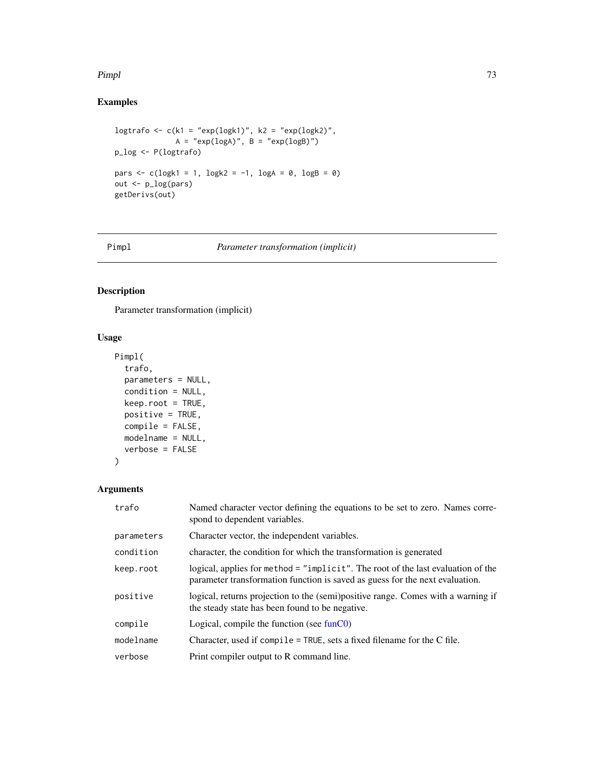## Examples

```
logtrafo <- c(k1 = "exp(logk1)", k2 = "exp(logk2)",
              A = "exp(logA)", B = "exp(logB)")
p_log <- P(logtrafo)

pars <- c(logk1 = 1, logk2 = -1, logA = 0, logB = 0)
out <- p_log(pars)
getDerivs(out)
```

---

# Pimpl — *Parameter transformation (implicit)*

## Description

Parameter transformation (implicit)

## Usage

```
Pimpl(
  trafo,
  parameters = NULL,
  condition = NULL,
  keep.root = TRUE,
  positive = TRUE,
  compile = FALSE,
  modelname = NULL,
  verbose = FALSE
)
```

## Arguments

| | |
|---|---|
| `trafo` | Named character vector defining the equations to be set to zero. Names correspond to dependent variables. |
| `parameters` | Character vector, the independent variables. |
| `condition` | character, the condition for which the transformation is generated |
| `keep.root` | logical, applies for `method = "implicit"`. The root of the last evaluation of the parameter transformation function is saved as guess for the next evaluation. |
| `positive` | logical, returns projection to the (semi)positive range. Comes with a warning if the steady state has been found to be negative. |
| `compile` | Logical, compile the function (see funC0) |
| `modelname` | Character, used if `compile = TRUE`, sets a fixed filename for the C file. |
| `verbose` | Print compiler output to R command line. |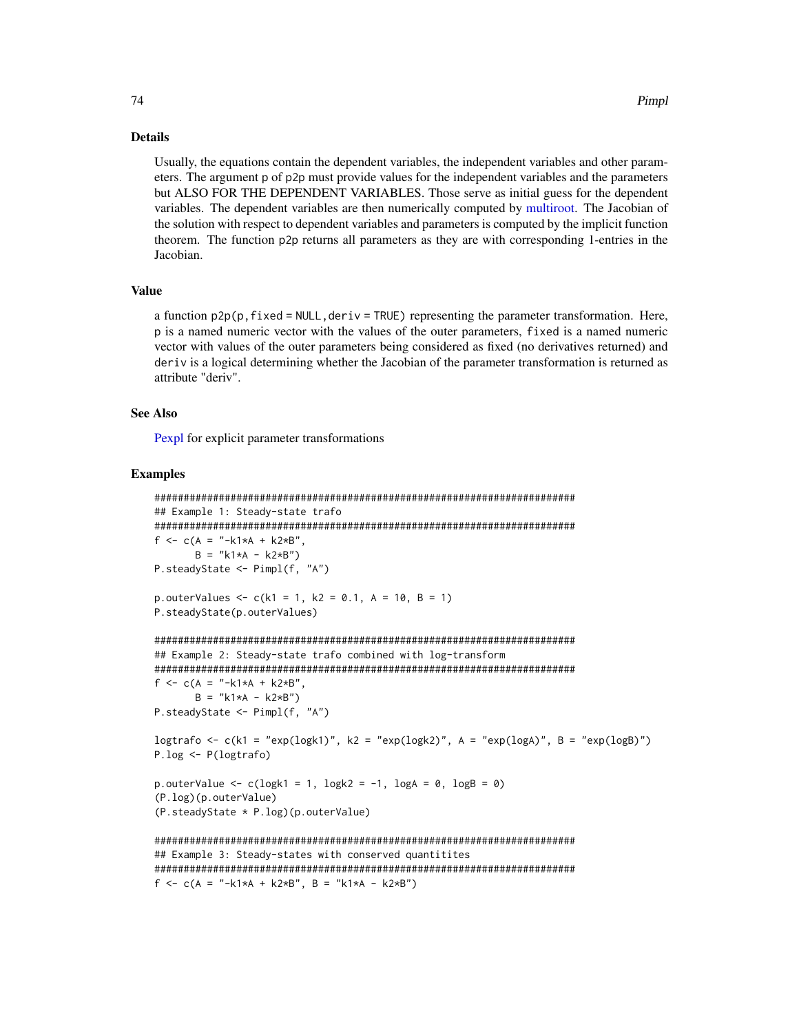### Details

Usually, the equations contain the dependent variables, the independent variables and other parameters. The argument p of p2p must provide values for the independent variables and the parameters but ALSO FOR THE DEPENDENT VARIABLES. Those serve as initial guess for the dependent variables. The dependent variables are then numerically computed by multiroot. The Jacobian of the solution with respect to dependent variables and parameters is computed by the implicit function theorem. The function p2p returns all parameters as they are with corresponding 1-entries in the Jacobian.

### Value

a function p2p(p, fixed = NULL, deriv = TRUE) representing the parameter transformation. Here, p is a named numeric vector with the values of the outer parameters, fixed is a named numeric vector with values of the outer parameters being considered as fixed (no derivatives returned) and deriv is a logical determining whether the Jacobian of the parameter transformation is returned as attribute "deriv".

### See Also

Pexpl for explicit parameter transformations

### Examples

```
########################################################################
## Example 1: Steady-state trafo
########################################################################
f <- c(A = "-k1*A + k2*B",
       B = "k1*A - k2*B")
P.steadyState <- Pimpl(f, "A")

p.outerValues <- c(k1 = 1, k2 = 0.1, A = 10, B = 1)
P.steadyState(p.outerValues)

########################################################################
## Example 2: Steady-state trafo combined with log-transform
########################################################################
f <- c(A = "-k1*A + k2*B",
       B = "k1*A - k2*B")
P.steadyState <- Pimpl(f, "A")

logtrafo <- c(k1 = "exp(logk1)", k2 = "exp(logk2)", A = "exp(logA)", B = "exp(logB)")
P.log <- P(logtrafo)

p.outerValue <- c(logk1 = 1, logk2 = -1, logA = 0, logB = 0)
(P.log)(p.outerValue)
(P.steadyState * P.log)(p.outerValue)

########################################################################
## Example 3: Steady-states with conserved quantitites
########################################################################
f <- c(A = "-k1*A + k2*B", B = "k1*A - k2*B")
```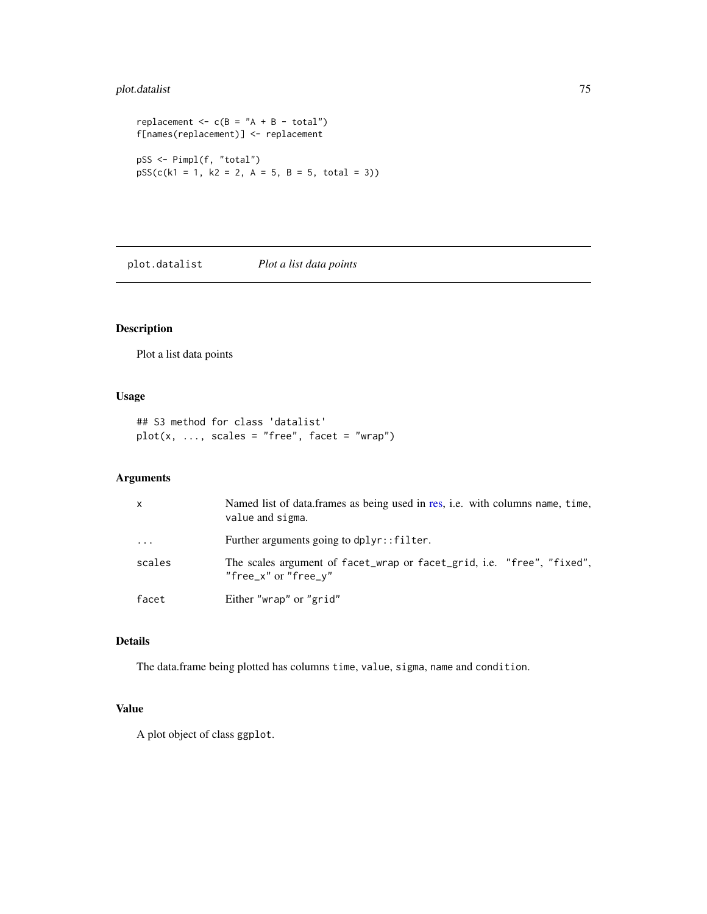```
replacement <- c(B = "A + B - total")
f[names(replacement)] <- replacement

pSS <- Pimpl(f, "total")
pSS(c(k1 = 1, k2 = 2, A = 5, B = 5, total = 3))
```

## plot.datalist — *Plot a list data points*

### Description

Plot a list data points

### Usage

```
## S3 method for class 'datalist'
plot(x, ..., scales = "free", facet = "wrap")
```

### Arguments

| | |
|---|---|
| `x` | Named list of data.frames as being used in res, i.e. with columns `name`, `time`, `value` and `sigma`. |
| `...` | Further arguments going to `dplyr::filter`. |
| `scales` | The scales argument of `facet_wrap` or `facet_grid`, i.e. `"free"`, `"fixed"`, `"free_x"` or `"free_y"` |
| `facet` | Either `"wrap"` or `"grid"` |

### Details

The data.frame being plotted has columns `time`, `value`, `sigma`, `name` and `condition`.

### Value

A plot object of class `ggplot`.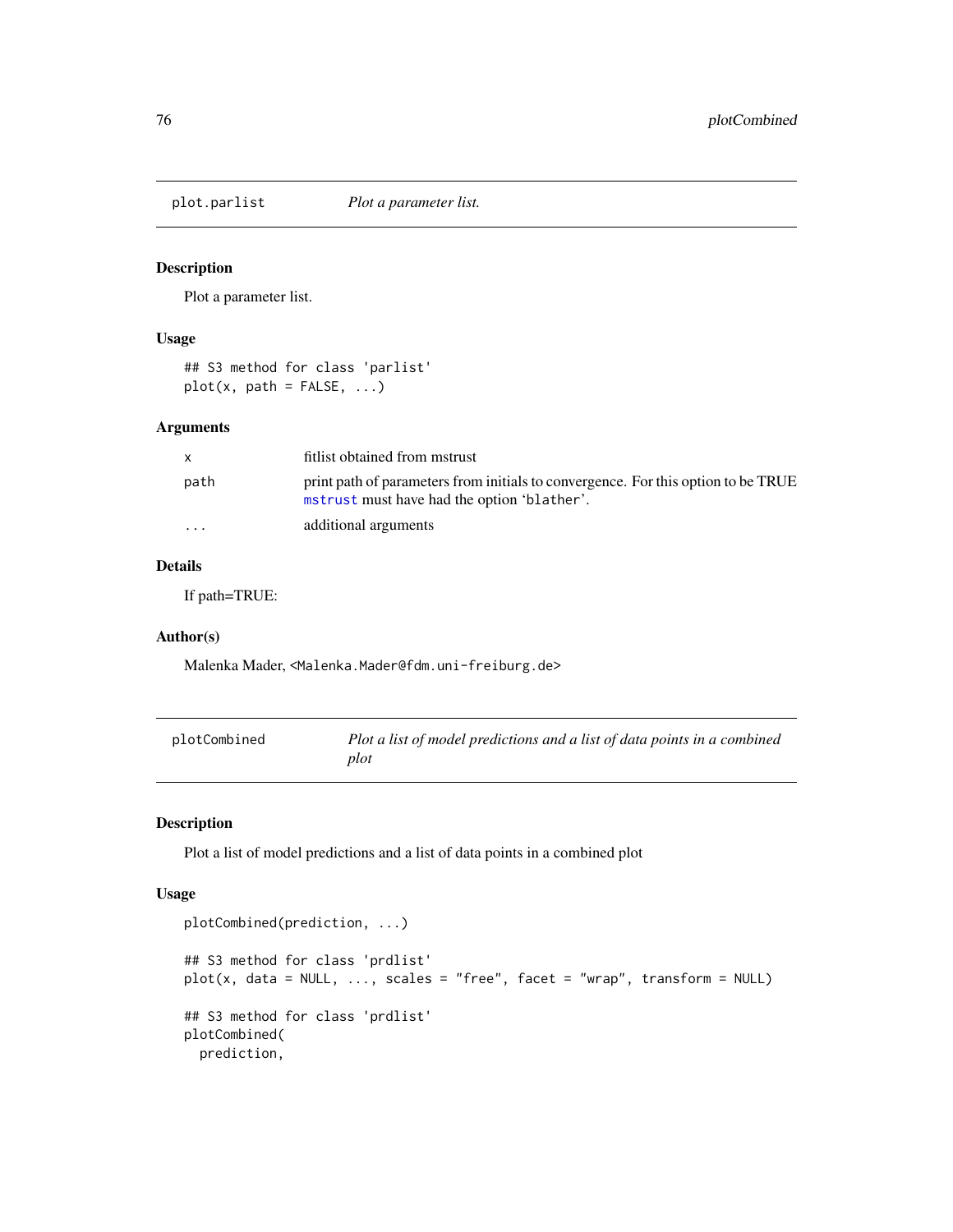## plot.parlist *Plot a parameter list.*

### Description

Plot a parameter list.

### Usage

```
## S3 method for class 'parlist'
plot(x, path = FALSE, ...)
```

### Arguments

| | |
|---|---|
| x | fitlist obtained from mstrust |
| path | print path of parameters from initials to convergence. For this option to be TRUE mstrust must have had the option 'blather'. |
| ... | additional arguments |

### Details

If path=TRUE:

### Author(s)

Malenka Mader, <Malenka.Mader@fdm.uni-freiburg.de>

## plotCombined *Plot a list of model predictions and a list of data points in a combined plot*

### Description

Plot a list of model predictions and a list of data points in a combined plot

### Usage

```
plotCombined(prediction, ...)

## S3 method for class 'prdlist'
plot(x, data = NULL, ..., scales = "free", facet = "wrap", transform = NULL)

## S3 method for class 'prdlist'
plotCombined(
  prediction,
```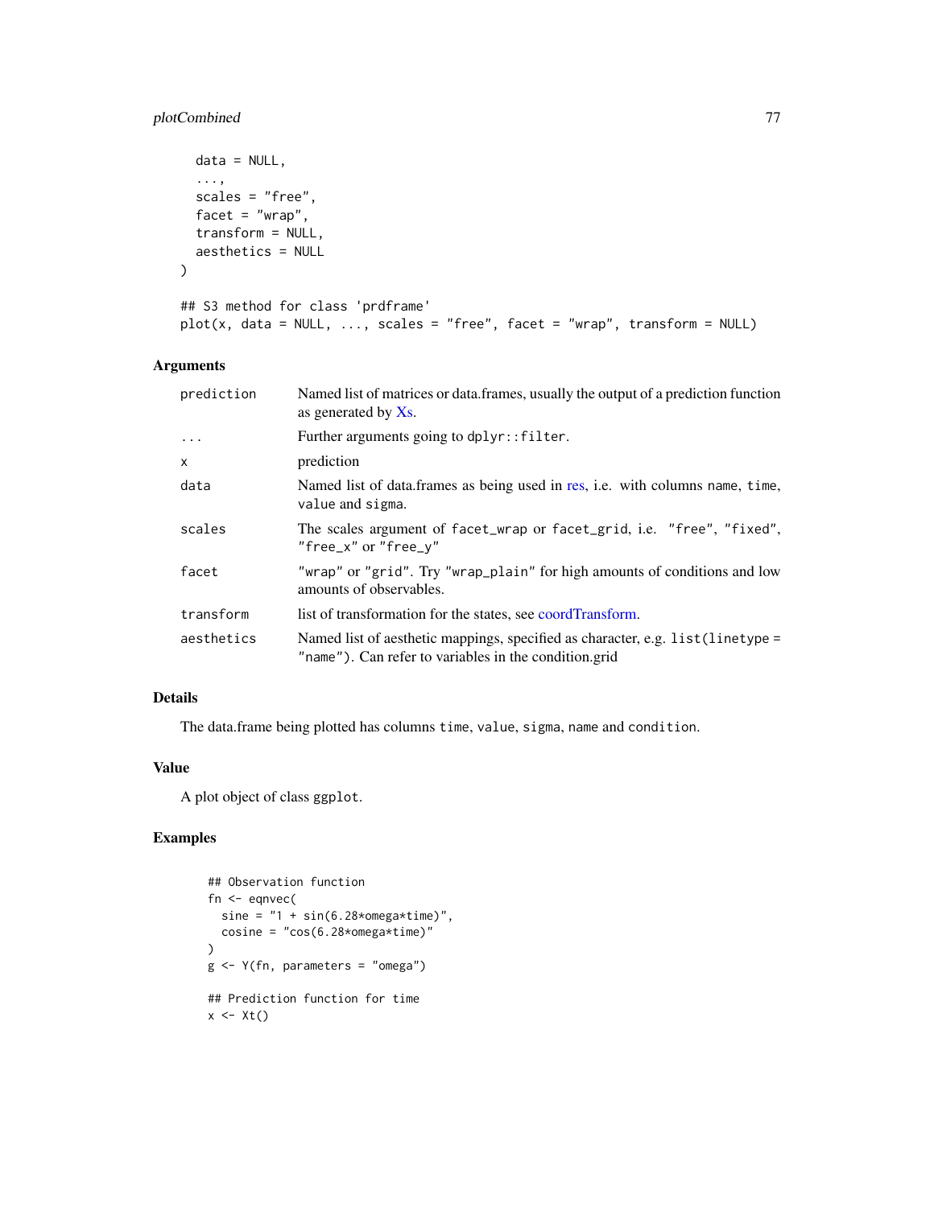```
  data = NULL,
  ...,
  scales = "free",
  facet = "wrap",
  transform = NULL,
  aesthetics = NULL
)

## S3 method for class 'prdframe'
plot(x, data = NULL, ..., scales = "free", facet = "wrap", transform = NULL)
```

### Arguments

| | |
|---|---|
| prediction | Named list of matrices or data.frames, usually the output of a prediction function as generated by Xs. |
| ... | Further arguments going to dplyr::filter. |
| x | prediction |
| data | Named list of data.frames as being used in res, i.e. with columns name, time, value and sigma. |
| scales | The scales argument of facet_wrap or facet_grid, i.e. "free", "fixed", "free_x" or "free_y" |
| facet | "wrap" or "grid". Try "wrap_plain" for high amounts of conditions and low amounts of observables. |
| transform | list of transformation for the states, see coordTransform. |
| aesthetics | Named list of aesthetic mappings, specified as character, e.g. list(linetype = "name"). Can refer to variables in the condition.grid |

### Details

The data.frame being plotted has columns time, value, sigma, name and condition.

### Value

A plot object of class ggplot.

### Examples

```
## Observation function
fn <- eqnvec(
  sine = "1 + sin(6.28*omega*time)",
  cosine = "cos(6.28*omega*time)"
)
g <- Y(fn, parameters = "omega")

## Prediction function for time
x <- Xt()
```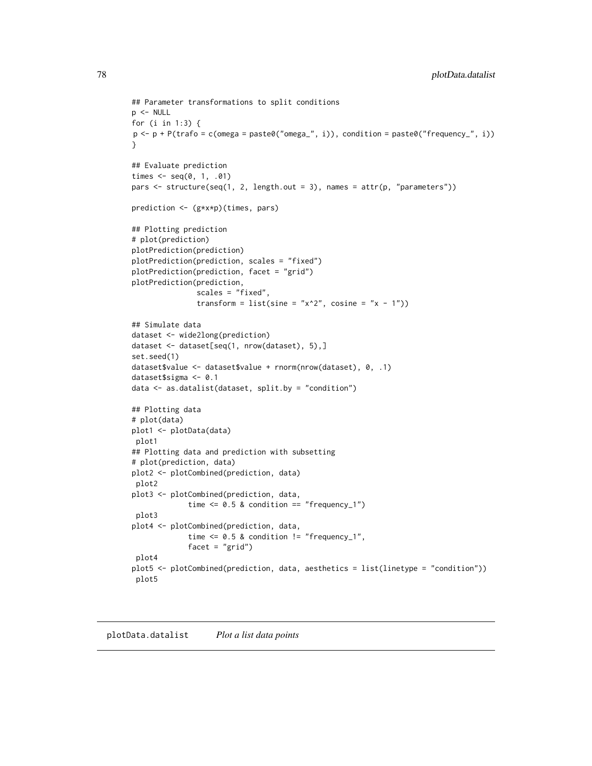```
## Parameter transformations to split conditions
p <- NULL
for (i in 1:3) {
 p <- p + P(trafo = c(omega = paste0("omega_", i)), condition = paste0("frequency_", i))
}

## Evaluate prediction
times <- seq(0, 1, .01)
pars <- structure(seq(1, 2, length.out = 3), names = attr(p, "parameters"))

prediction <- (g*x*p)(times, pars)

## Plotting prediction
# plot(prediction)
plotPrediction(prediction)
plotPrediction(prediction, scales = "fixed")
plotPrediction(prediction, facet = "grid")
plotPrediction(prediction,
               scales = "fixed",
               transform = list(sine = "x^2", cosine = "x - 1"))

## Simulate data
dataset <- wide2long(prediction)
dataset <- dataset[seq(1, nrow(dataset), 5),]
set.seed(1)
dataset$value <- dataset$value + rnorm(nrow(dataset), 0, .1)
dataset$sigma <- 0.1
data <- as.datalist(dataset, split.by = "condition")

## Plotting data
# plot(data)
plot1 <- plotData(data)
 plot1
## Plotting data and prediction with subsetting
# plot(prediction, data)
plot2 <- plotCombined(prediction, data)
 plot2
plot3 <- plotCombined(prediction, data,
             time <= 0.5 & condition == "frequency_1")
 plot3
plot4 <- plotCombined(prediction, data,
             time <= 0.5 & condition != "frequency_1",
             facet = "grid")
 plot4
plot5 <- plotCombined(prediction, data, aesthetics = list(linetype = "condition"))
 plot5
```

## plotData.datalist    *Plot a list data points*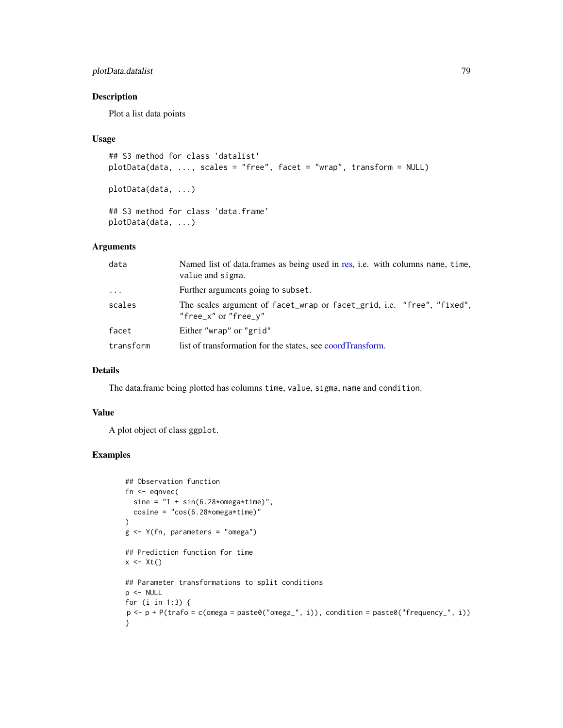## Description

Plot a list data points

## Usage

```
## S3 method for class 'datalist'
plotData(data, ..., scales = "free", facet = "wrap", transform = NULL)

plotData(data, ...)

## S3 method for class 'data.frame'
plotData(data, ...)
```

## Arguments

| | |
|---|---|
| data | Named list of data.frames as being used in res, i.e. with columns name, time, value and sigma. |
| ... | Further arguments going to subset. |
| scales | The scales argument of facet_wrap or facet_grid, i.e. "free", "fixed", "free_x" or "free_y" |
| facet | Either "wrap" or "grid" |
| transform | list of transformation for the states, see coordTransform. |

## Details

The data.frame being plotted has columns time, value, sigma, name and condition.

## Value

A plot object of class ggplot.

## Examples

```
## Observation function
fn <- eqnvec(
  sine = "1 + sin(6.28*omega*time)",
  cosine = "cos(6.28*omega*time)"
)
g <- Y(fn, parameters = "omega")

## Prediction function for time
x <- Xt()

## Parameter transformations to split conditions
p <- NULL
for (i in 1:3) {
 p <- p + P(trafo = c(omega = paste0("omega_", i)), condition = paste0("frequency_", i))
}
```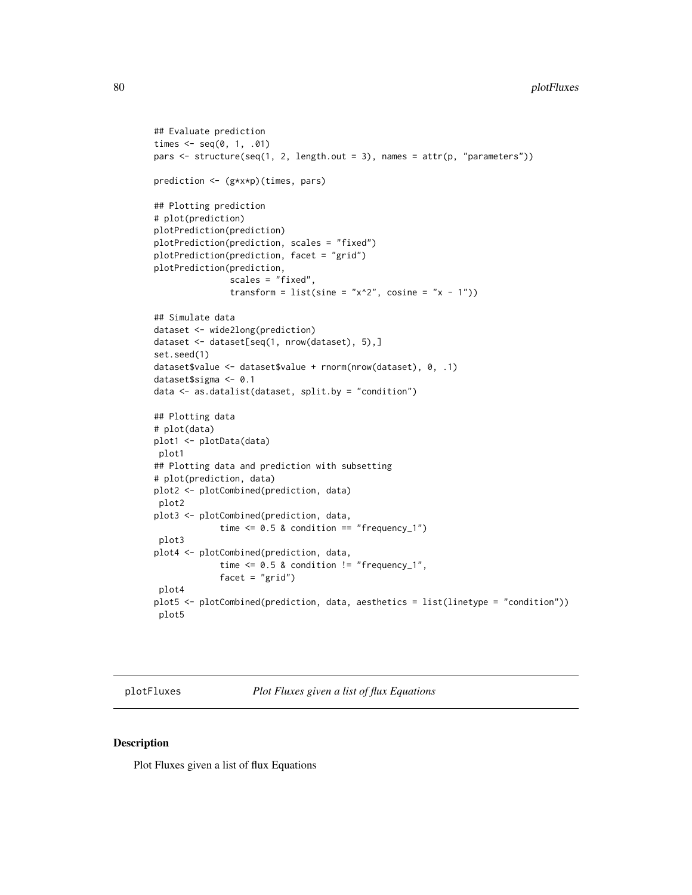```
## Evaluate prediction
times <- seq(0, 1, .01)
pars <- structure(seq(1, 2, length.out = 3), names = attr(p, "parameters"))

prediction <- (g*x*p)(times, pars)

## Plotting prediction
# plot(prediction)
plotPrediction(prediction)
plotPrediction(prediction, scales = "fixed")
plotPrediction(prediction, facet = "grid")
plotPrediction(prediction,
               scales = "fixed",
               transform = list(sine = "x^2", cosine = "x - 1"))

## Simulate data
dataset <- wide2long(prediction)
dataset <- dataset[seq(1, nrow(dataset), 5),]
set.seed(1)
dataset$value <- dataset$value + rnorm(nrow(dataset), 0, .1)
dataset$sigma <- 0.1
data <- as.datalist(dataset, split.by = "condition")

## Plotting data
# plot(data)
plot1 <- plotData(data)
 plot1
## Plotting data and prediction with subsetting
# plot(prediction, data)
plot2 <- plotCombined(prediction, data)
 plot2
plot3 <- plotCombined(prediction, data,
             time <= 0.5 & condition == "frequency_1")
 plot3
plot4 <- plotCombined(prediction, data,
             time <= 0.5 & condition != "frequency_1",
             facet = "grid")
 plot4
plot5 <- plotCombined(prediction, data, aesthetics = list(linetype = "condition"))
 plot5
```

---

## plotFluxes — *Plot Fluxes given a list of flux Equations*

### Description

Plot Fluxes given a list of flux Equations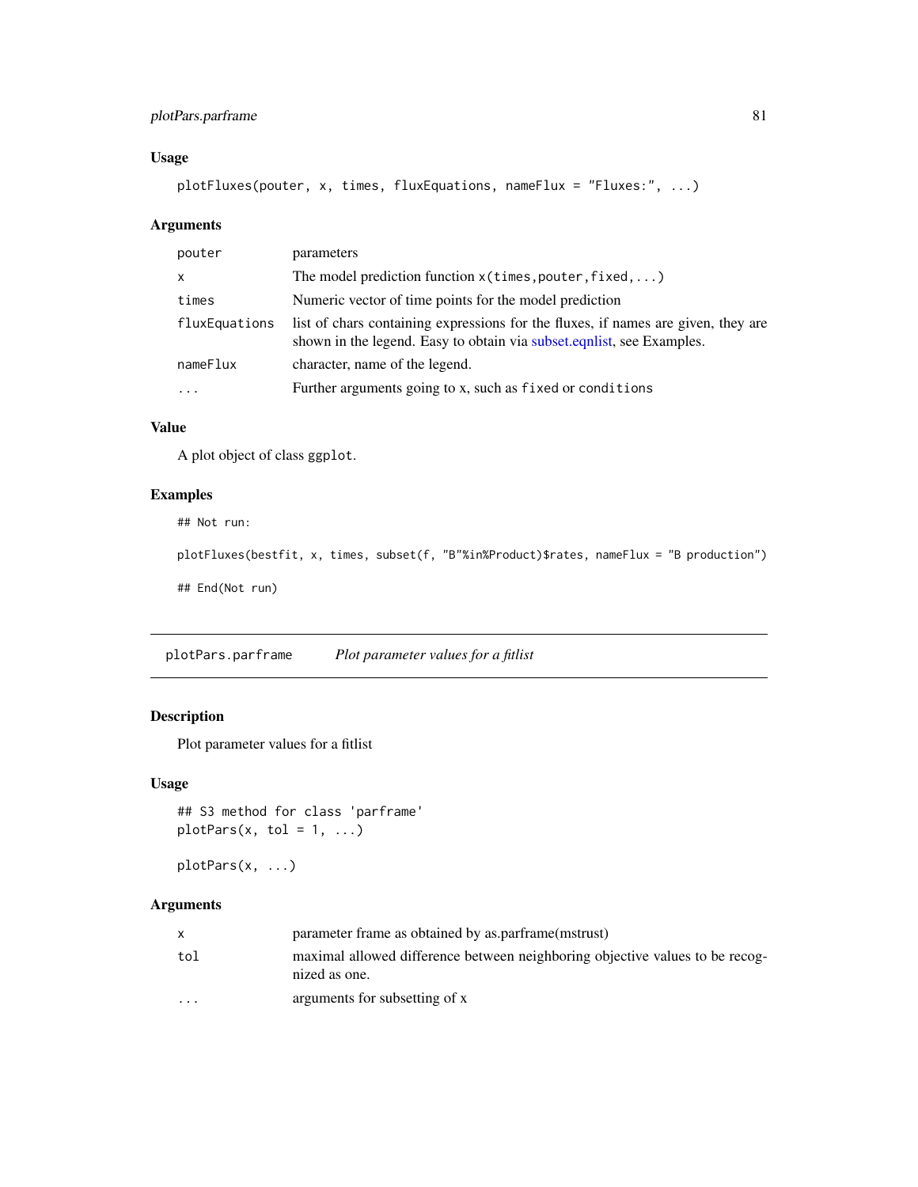### Usage

```
plotFluxes(pouter, x, times, fluxEquations, nameFlux = "Fluxes:", ...)
```

### Arguments

| | |
|---|---|
| pouter | parameters |
| x | The model prediction function x(times,pouter,fixed,...) |
| times | Numeric vector of time points for the model prediction |
| fluxEquations | list of chars containing expressions for the fluxes, if names are given, they are shown in the legend. Easy to obtain via subset.eqnlist, see Examples. |
| nameFlux | character, name of the legend. |
| ... | Further arguments going to x, such as fixed or conditions |

### Value

A plot object of class ggplot.

### Examples

```
## Not run:

plotFluxes(bestfit, x, times, subset(f, "B"%in%Product)$rates, nameFlux = "B production")

## End(Not run)
```

---

## plotPars.parframe    *Plot parameter values for a fitlist*

### Description

Plot parameter values for a fitlist

### Usage

```
## S3 method for class 'parframe'
plotPars(x, tol = 1, ...)

plotPars(x, ...)
```

### Arguments

| | |
|---|---|
| x | parameter frame as obtained by as.parframe(mstrust) |
| tol | maximal allowed difference between neighboring objective values to be recognized as one. |
| ... | arguments for subsetting of x |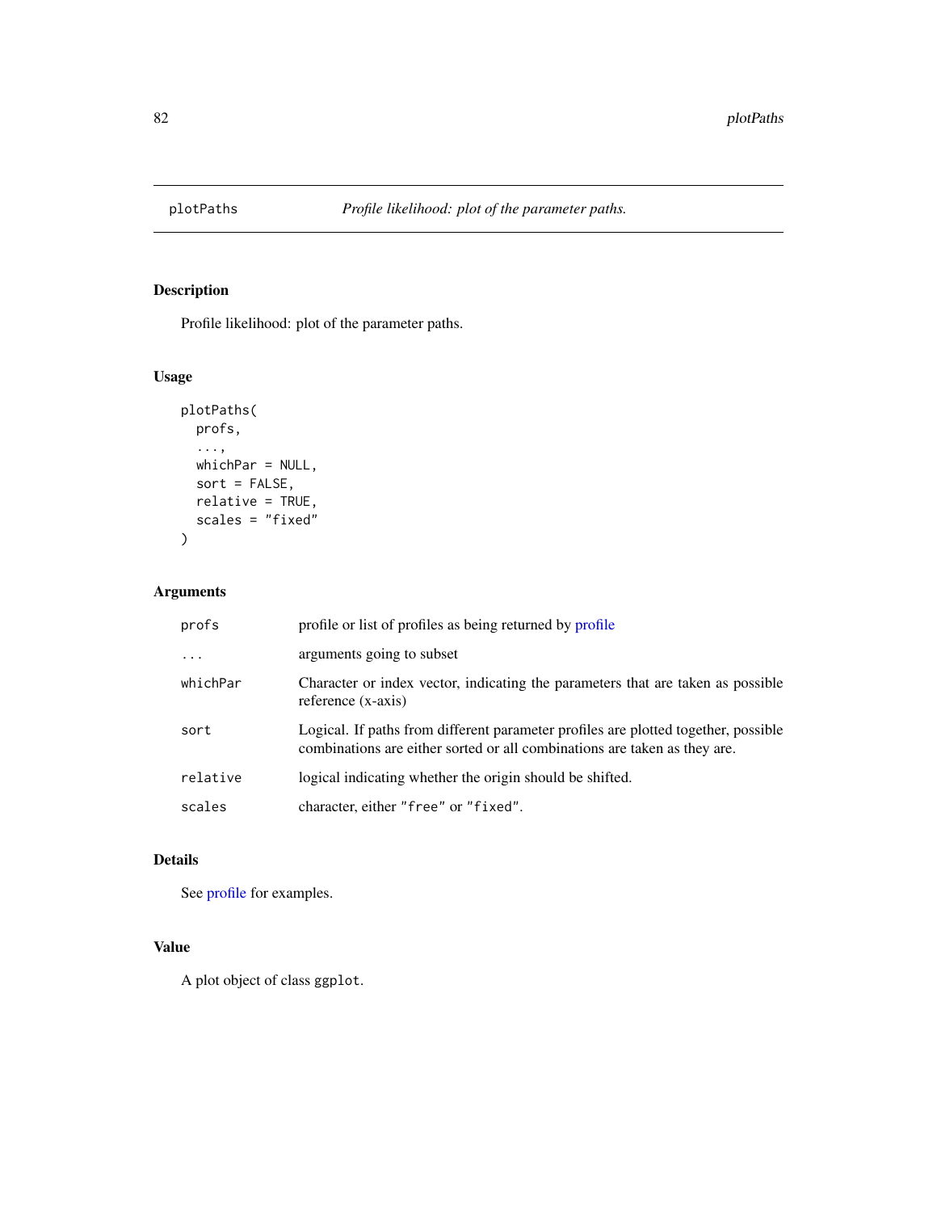plotPaths *Profile likelihood: plot of the parameter paths.*

## Description

Profile likelihood: plot of the parameter paths.

## Usage

```
plotPaths(
  profs,
  ...,
  whichPar = NULL,
  sort = FALSE,
  relative = TRUE,
  scales = "fixed"
)
```

## Arguments

| | |
|---|---|
| profs | profile or list of profiles as being returned by profile |
| ... | arguments going to subset |
| whichPar | Character or index vector, indicating the parameters that are taken as possible reference (x-axis) |
| sort | Logical. If paths from different parameter profiles are plotted together, possible combinations are either sorted or all combinations are taken as they are. |
| relative | logical indicating whether the origin should be shifted. |
| scales | character, either "free" or "fixed". |

## Details

See profile for examples.

## Value

A plot object of class `ggplot`.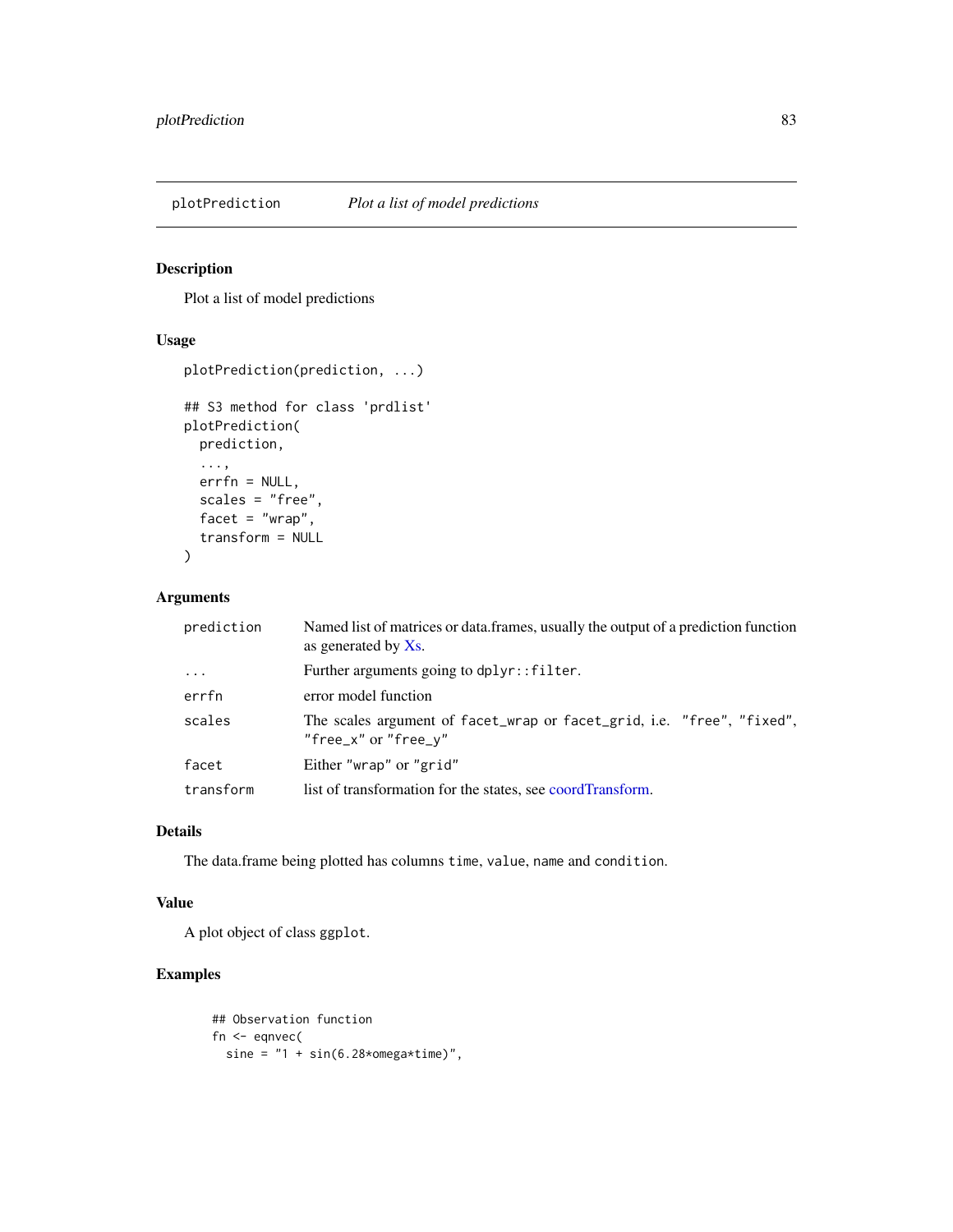# plotPrediction *Plot a list of model predictions*

## Description

Plot a list of model predictions

## Usage

```
plotPrediction(prediction, ...)

## S3 method for class 'prdlist'
plotPrediction(
  prediction,
  ...,
  errfn = NULL,
  scales = "free",
  facet = "wrap",
  transform = NULL
)
```

## Arguments

| | |
|---|---|
| `prediction` | Named list of matrices or data.frames, usually the output of a prediction function as generated by Xs. |
| `...` | Further arguments going to `dplyr::filter`. |
| `errfn` | error model function |
| `scales` | The scales argument of `facet_wrap` or `facet_grid`, i.e. `"free"`, `"fixed"`, `"free_x"` or `"free_y"` |
| `facet` | Either `"wrap"` or `"grid"` |
| `transform` | list of transformation for the states, see coordTransform. |

## Details

The data.frame being plotted has columns `time`, `value`, `name` and `condition`.

## Value

A plot object of class `ggplot`.

## Examples

```
## Observation function
fn <- eqnvec(
  sine = "1 + sin(6.28*omega*time)",
```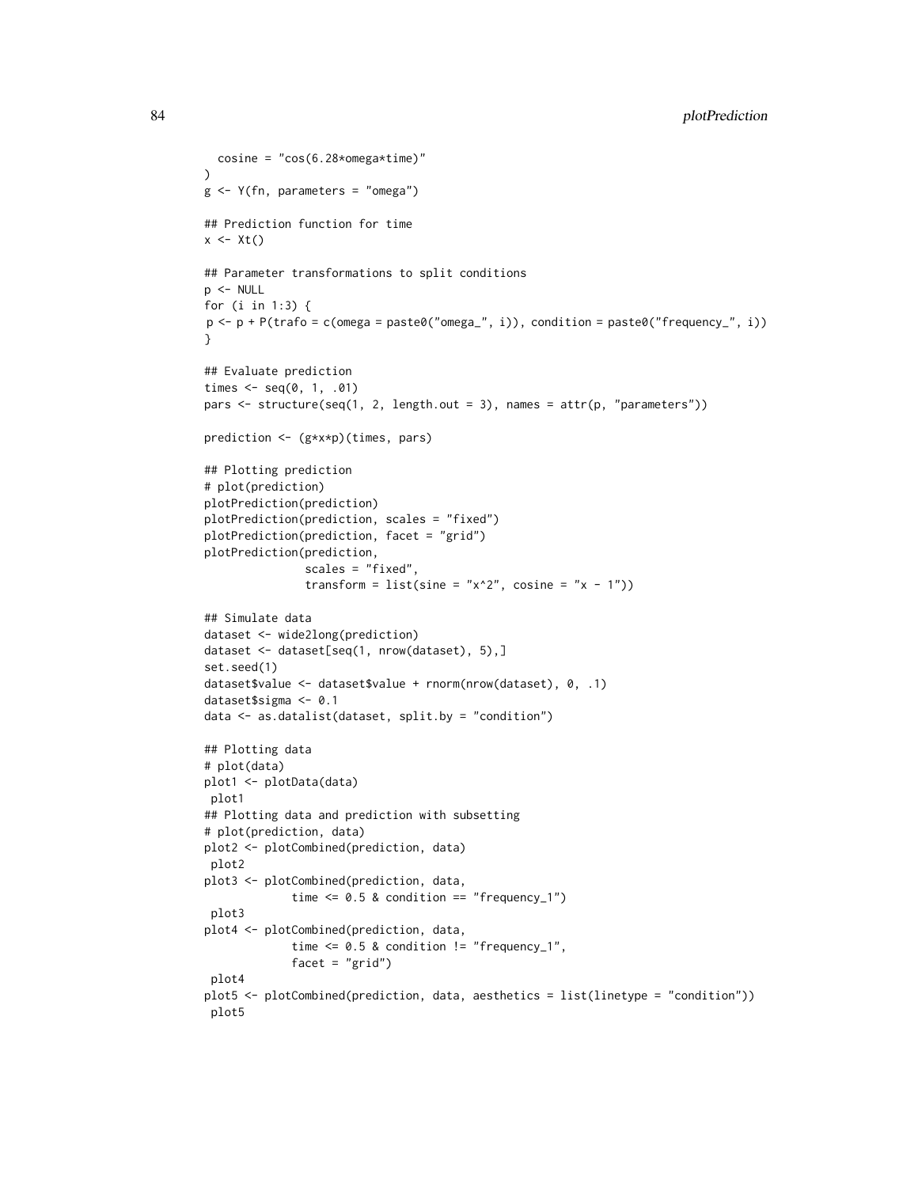```
  cosine = "cos(6.28*omega*time)"
)
g <- Y(fn, parameters = "omega")

## Prediction function for time
x <- Xt()

## Parameter transformations to split conditions
p <- NULL
for (i in 1:3) {
 p <- p + P(trafo = c(omega = paste0("omega_", i)), condition = paste0("frequency_", i))
}

## Evaluate prediction
times <- seq(0, 1, .01)
pars <- structure(seq(1, 2, length.out = 3), names = attr(p, "parameters"))

prediction <- (g*x*p)(times, pars)

## Plotting prediction
# plot(prediction)
plotPrediction(prediction)
plotPrediction(prediction, scales = "fixed")
plotPrediction(prediction, facet = "grid")
plotPrediction(prediction,
               scales = "fixed",
               transform = list(sine = "x^2", cosine = "x - 1"))

## Simulate data
dataset <- wide2long(prediction)
dataset <- dataset[seq(1, nrow(dataset), 5),]
set.seed(1)
dataset$value <- dataset$value + rnorm(nrow(dataset), 0, .1)
dataset$sigma <- 0.1
data <- as.datalist(dataset, split.by = "condition")

## Plotting data
# plot(data)
plot1 <- plotData(data)
 plot1
## Plotting data and prediction with subsetting
# plot(prediction, data)
plot2 <- plotCombined(prediction, data)
 plot2
plot3 <- plotCombined(prediction, data,
             time <= 0.5 & condition == "frequency_1")
 plot3
plot4 <- plotCombined(prediction, data,
             time <= 0.5 & condition != "frequency_1",
             facet = "grid")
 plot4
plot5 <- plotCombined(prediction, data, aesthetics = list(linetype = "condition"))
 plot5
```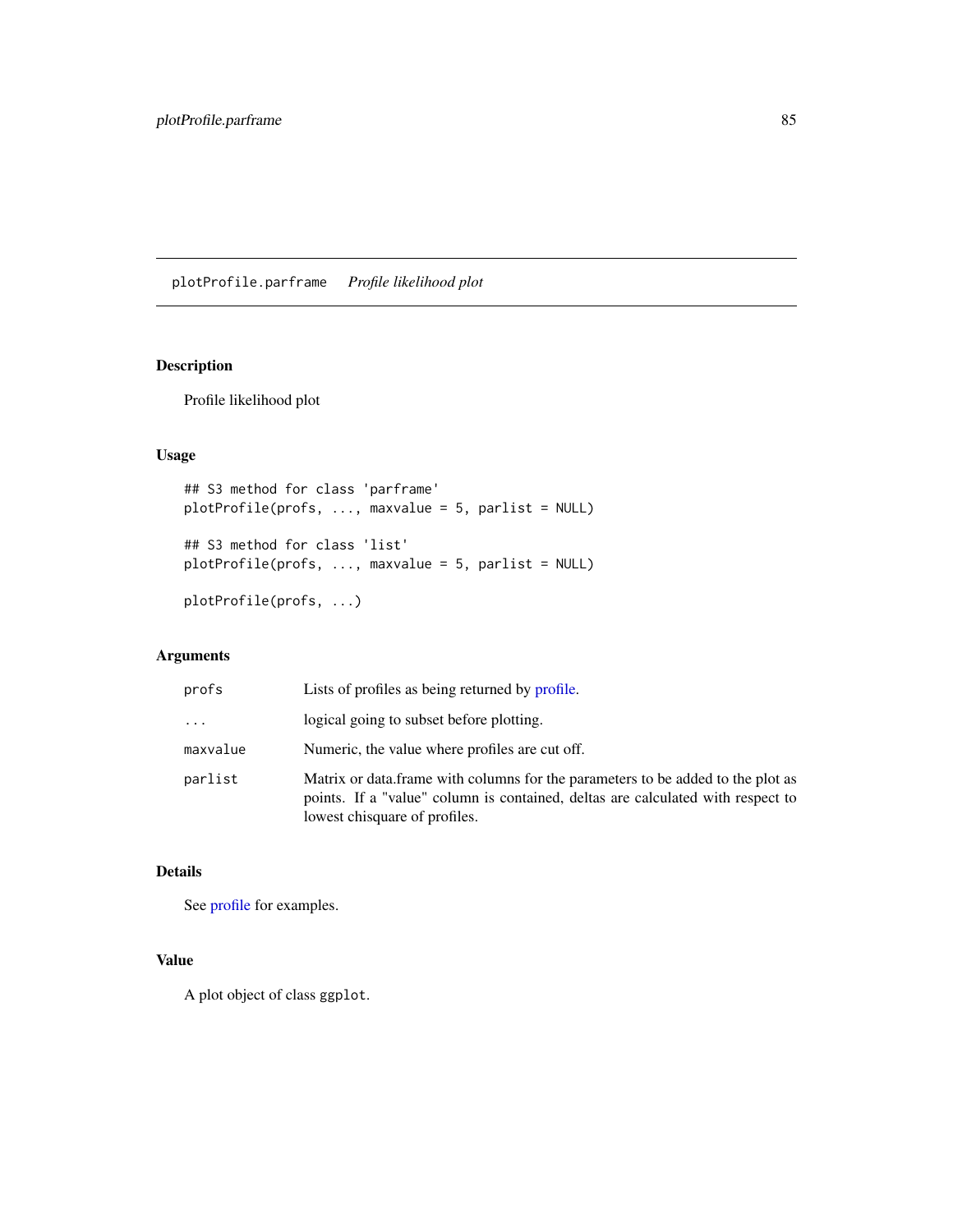## plotProfile.parframe *Profile likelihood plot*

### Description

Profile likelihood plot

### Usage

```
## S3 method for class 'parframe'
plotProfile(profs, ..., maxvalue = 5, parlist = NULL)

## S3 method for class 'list'
plotProfile(profs, ..., maxvalue = 5, parlist = NULL)

plotProfile(profs, ...)
```

### Arguments

| | |
|---|---|
| profs | Lists of profiles as being returned by profile. |
| ... | logical going to subset before plotting. |
| maxvalue | Numeric, the value where profiles are cut off. |
| parlist | Matrix or data.frame with columns for the parameters to be added to the plot as points. If a "value" column is contained, deltas are calculated with respect to lowest chisquare of profiles. |

### Details

See profile for examples.

### Value

A plot object of class `ggplot`.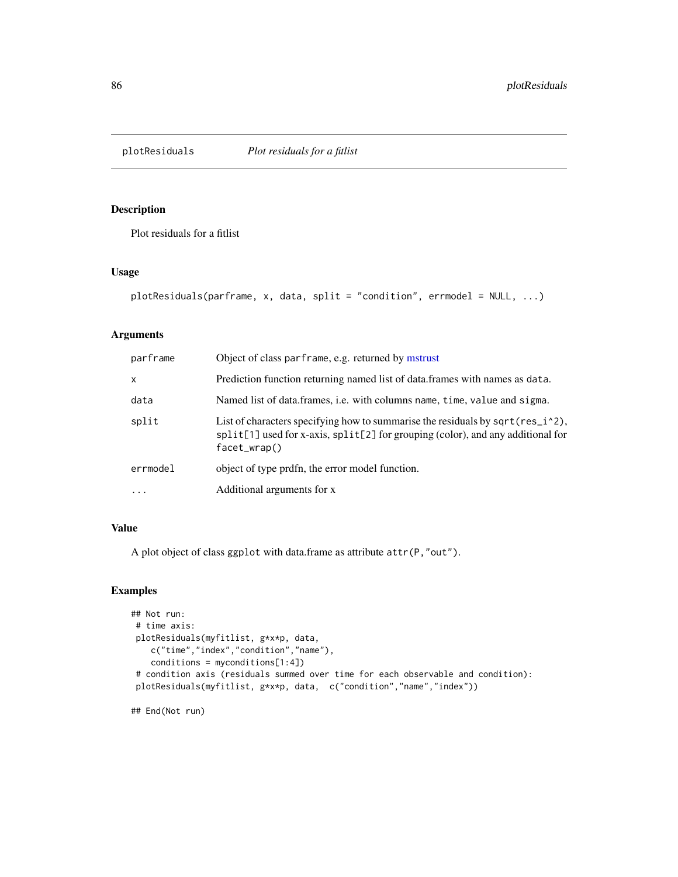plotResiduals *Plot residuals for a fitlist*

## Description

Plot residuals for a fitlist

## Usage

```
plotResiduals(parframe, x, data, split = "condition", errmodel = NULL, ...)
```

## Arguments

| | |
|---|---|
| parframe | Object of class `parframe`, e.g. returned by mstrust |
| x | Prediction function returning named list of data.frames with names as `data`. |
| data | Named list of data.frames, i.e. with columns `name`, `time`, `value` and `sigma`. |
| split | List of characters specifying how to summarise the residuals by `sqrt(res_i^2)`, `split[1]` used for x-axis, `split[2]` for grouping (color), and any additional for `facet_wrap()` |
| errmodel | object of type prdfn, the error model function. |
| ... | Additional arguments for x |

## Value

A plot object of class `ggplot` with data.frame as attribute `attr(P,"out")`.

## Examples

```
## Not run:
 # time axis:
 plotResiduals(myfitlist, g*x*p, data,
    c("time","index","condition","name"),
    conditions = myconditions[1:4])
 # condition axis (residuals summed over time for each observable and condition):
 plotResiduals(myfitlist, g*x*p, data,  c("condition","name","index"))

## End(Not run)
```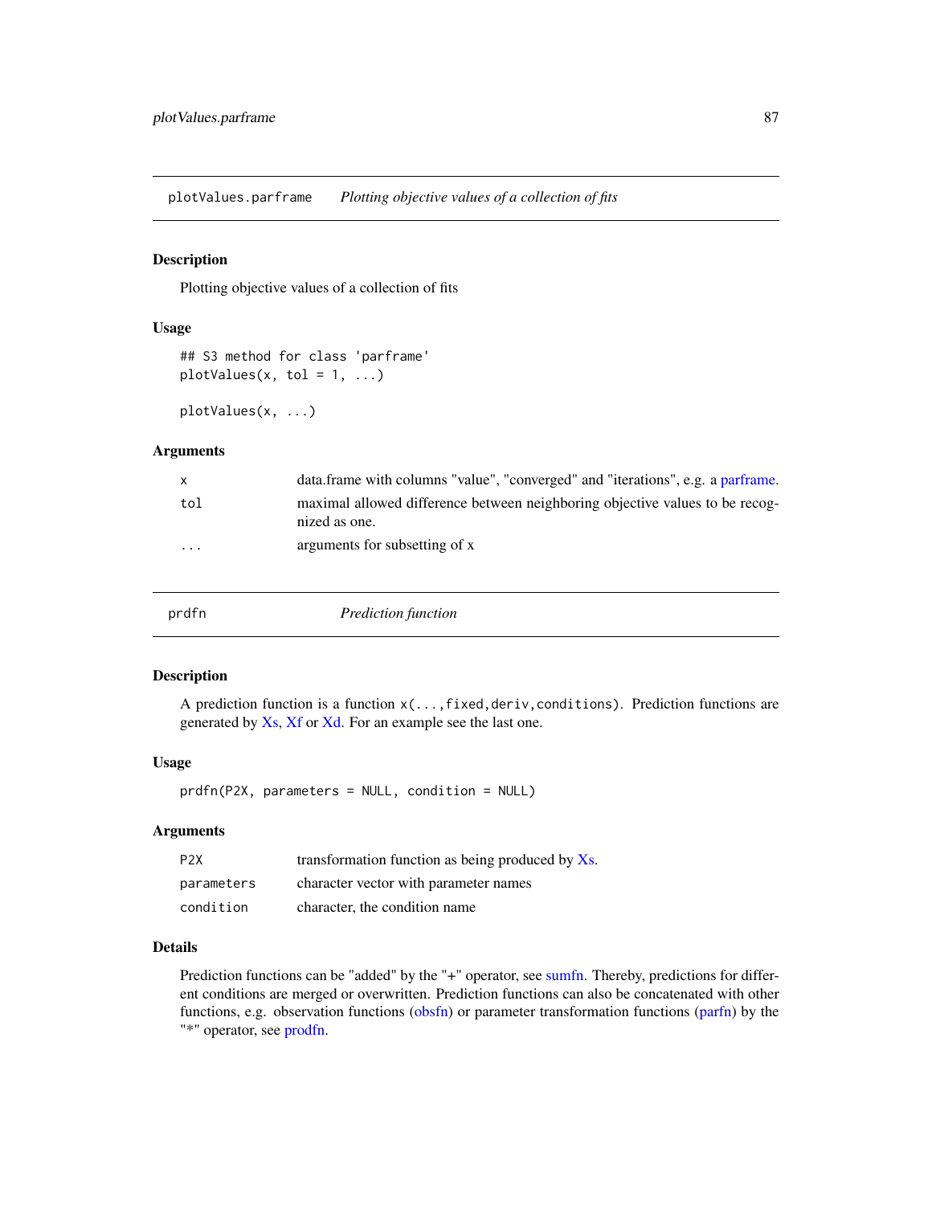## plotValues.parframe *Plotting objective values of a collection of fits*

### Description

Plotting objective values of a collection of fits

### Usage

```
## S3 method for class 'parframe'
plotValues(x, tol = 1, ...)

plotValues(x, ...)
```

### Arguments

| | |
|---|---|
| x | data.frame with columns "value", "converged" and "iterations", e.g. a parframe. |
| tol | maximal allowed difference between neighboring objective values to be recognized as one. |
| ... | arguments for subsetting of x |

## prdfn *Prediction function*

### Description

A prediction function is a function `x(...,fixed,deriv,conditions)`. Prediction functions are generated by Xs, Xf or Xd. For an example see the last one.

### Usage

```
prdfn(P2X, parameters = NULL, condition = NULL)
```

### Arguments

| | |
|---|---|
| P2X | transformation function as being produced by Xs. |
| parameters | character vector with parameter names |
| condition | character, the condition name |

### Details

Prediction functions can be "added" by the "+" operator, see sumfn. Thereby, predictions for different conditions are merged or overwritten. Prediction functions can also be concatenated with other functions, e.g. observation functions (obsfn) or parameter transformation functions (parfn) by the "*" operator, see prodfn.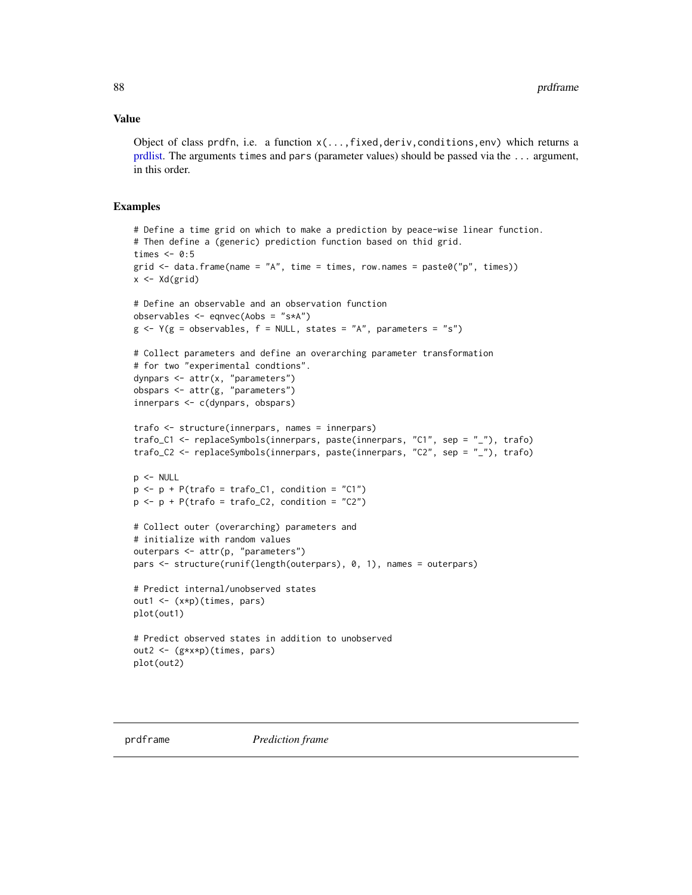### Value

Object of class prdfn, i.e. a function `x(...,fixed,deriv,conditions,env)` which returns a prdlist. The arguments `times` and `pars` (parameter values) should be passed via the `...` argument, in this order.

### Examples

```
# Define a time grid on which to make a prediction by peace-wise linear function.
# Then define a (generic) prediction function based on thid grid.
times <- 0:5
grid <- data.frame(name = "A", time = times, row.names = paste0("p", times))
x <- Xd(grid)

# Define an observable and an observation function
observables <- eqnvec(Aobs = "s*A")
g <- Y(g = observables, f = NULL, states = "A", parameters = "s")

# Collect parameters and define an overarching parameter transformation
# for two "experimental condtions".
dynpars <- attr(x, "parameters")
obspars <- attr(g, "parameters")
innerpars <- c(dynpars, obspars)

trafo <- structure(innerpars, names = innerpars)
trafo_C1 <- replaceSymbols(innerpars, paste(innerpars, "C1", sep = "_"), trafo)
trafo_C2 <- replaceSymbols(innerpars, paste(innerpars, "C2", sep = "_"), trafo)

p <- NULL
p <- p + P(trafo = trafo_C1, condition = "C1")
p <- p + P(trafo = trafo_C2, condition = "C2")

# Collect outer (overarching) parameters and
# initialize with random values
outerpars <- attr(p, "parameters")
pars <- structure(runif(length(outerpars), 0, 1), names = outerpars)

# Predict internal/unobserved states
out1 <- (x*p)(times, pars)
plot(out1)

# Predict observed states in addition to unobserved
out2 <- (g*x*p)(times, pars)
plot(out2)
```

---

## prdframe *Prediction frame*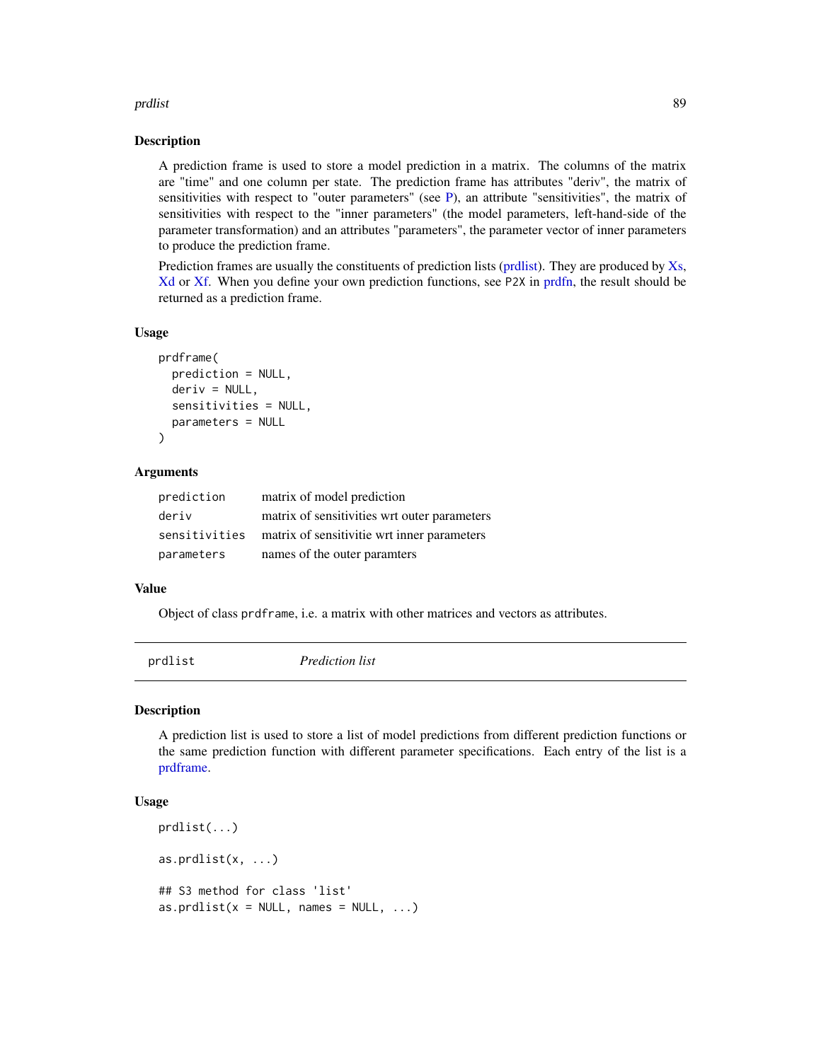## Description

A prediction frame is used to store a model prediction in a matrix. The columns of the matrix are "time" and one column per state. The prediction frame has attributes "deriv", the matrix of sensitivities with respect to "outer parameters" (see P), an attribute "sensitivities", the matrix of sensitivities with respect to the "inner parameters" (the model parameters, left-hand-side of the parameter transformation) and an attributes "parameters", the parameter vector of inner parameters to produce the prediction frame.

Prediction frames are usually the constituents of prediction lists (prdlist). They are produced by Xs, Xd or Xf. When you define your own prediction functions, see `P2X` in prdfn, the result should be returned as a prediction frame.

## Usage

```
prdframe(
  prediction = NULL,
  deriv = NULL,
  sensitivities = NULL,
  parameters = NULL
)
```

## Arguments

| | |
|---|---|
| `prediction` | matrix of model prediction |
| `deriv` | matrix of sensitivities wrt outer parameters |
| `sensitivities` | matrix of sensitivitie wrt inner parameters |
| `parameters` | names of the outer paramters |

## Value

Object of class `prdframe`, i.e. a matrix with other matrices and vectors as attributes.

---

# prdlist — *Prediction list*

## Description

A prediction list is used to store a list of model predictions from different prediction functions or the same prediction function with different parameter specifications. Each entry of the list is a prdframe.

## Usage

```
prdlist(...)

as.prdlist(x, ...)

## S3 method for class 'list'
as.prdlist(x = NULL, names = NULL, ...)
```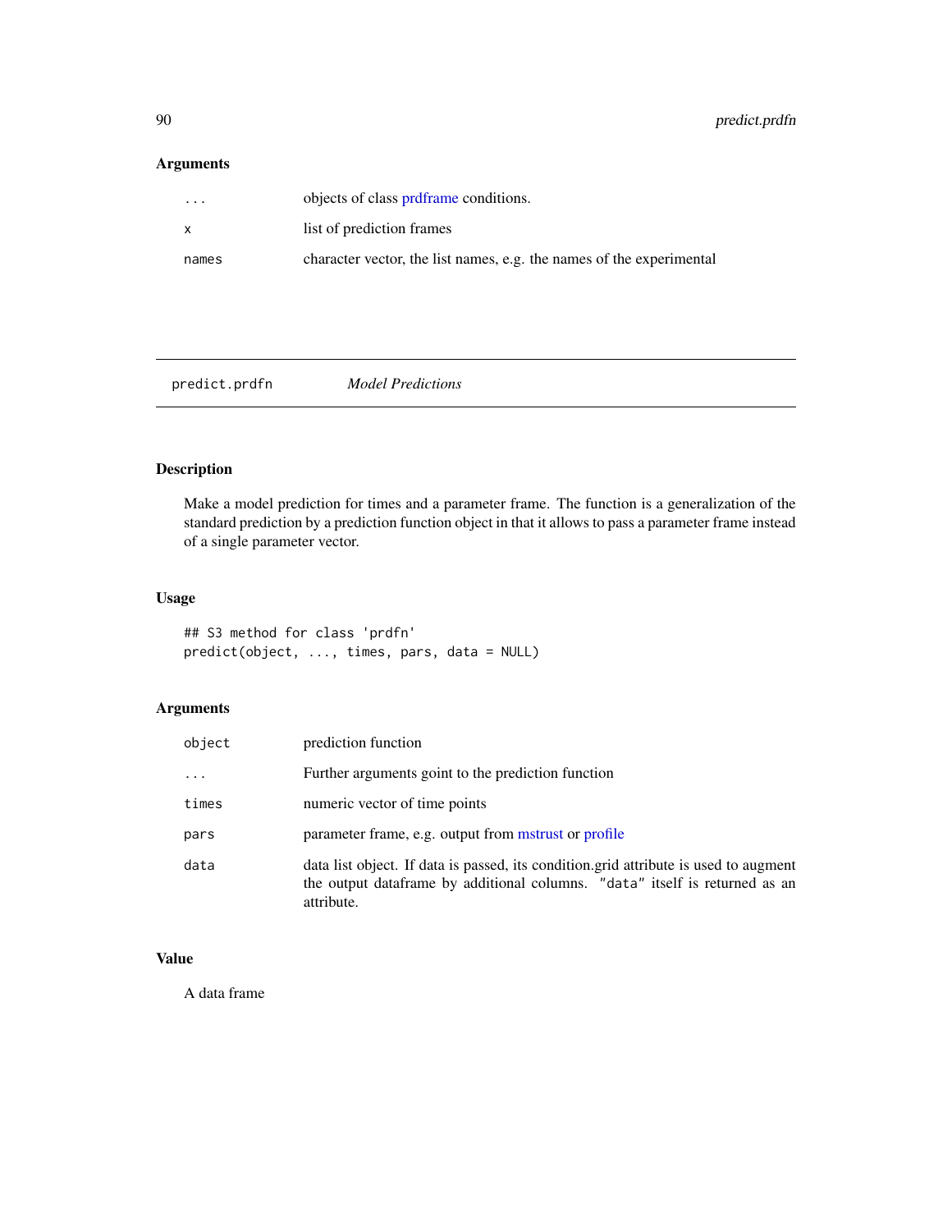### Arguments

| | |
|---|---|
| ... | objects of class prdframe conditions. |
| x | list of prediction frames |
| names | character vector, the list names, e.g. the names of the experimental |

---

## predict.prdfn *Model Predictions*

### Description

Make a model prediction for times and a parameter frame. The function is a generalization of the standard prediction by a prediction function object in that it allows to pass a parameter frame instead of a single parameter vector.

### Usage

```
## S3 method for class 'prdfn'
predict(object, ..., times, pars, data = NULL)
```

### Arguments

| | |
|---|---|
| object | prediction function |
| ... | Further arguments goint to the prediction function |
| times | numeric vector of time points |
| pars | parameter frame, e.g. output from mstrust or profile |
| data | data list object. If data is passed, its condition.grid attribute is used to augment the output dataframe by additional columns. "data" itself is returned as an attribute. |

### Value

A data frame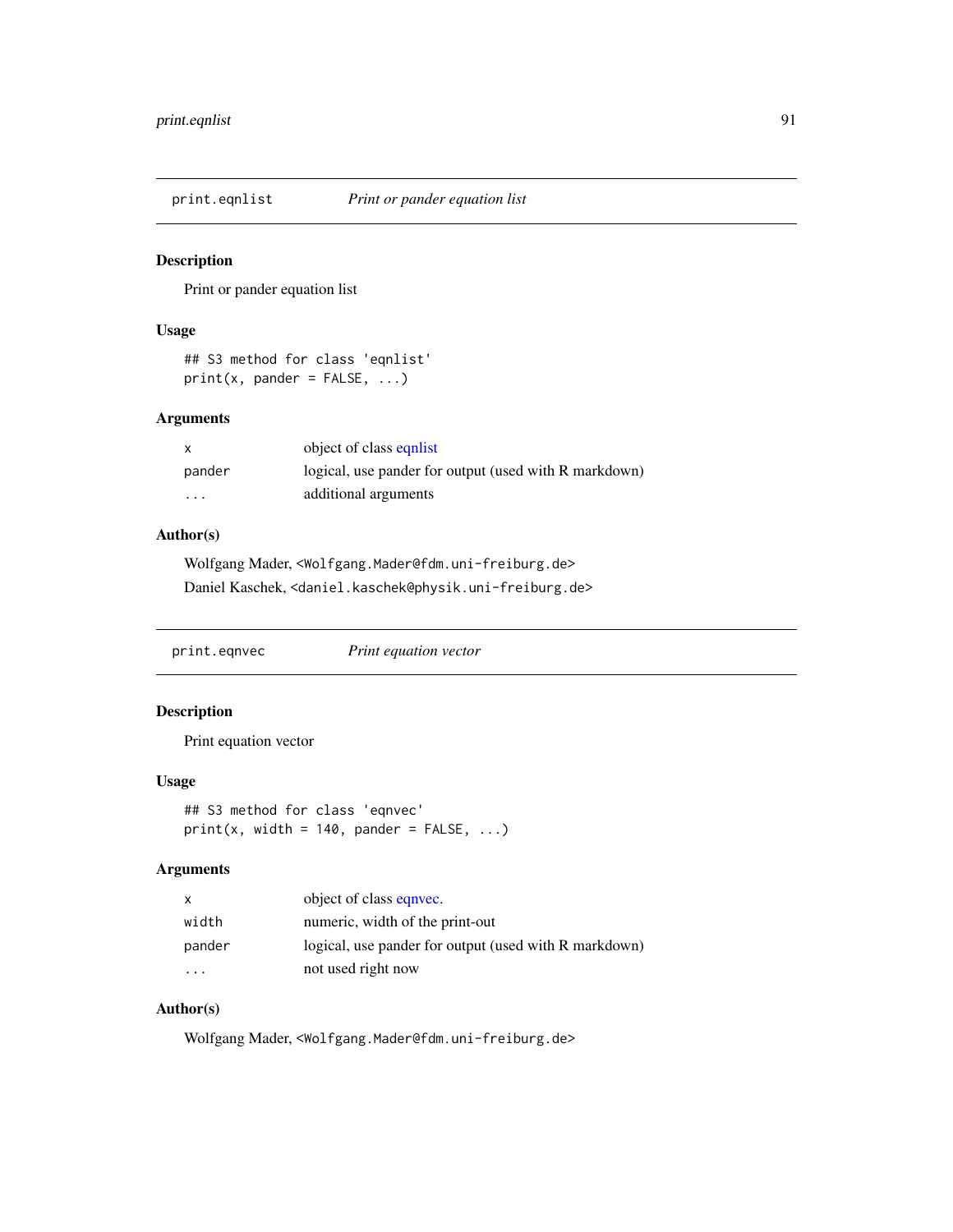## print.eqnlist — *Print or pander equation list*

### Description

Print or pander equation list

### Usage

```
## S3 method for class 'eqnlist'
print(x, pander = FALSE, ...)
```

### Arguments

| | |
|---|---|
| x | object of class eqnlist |
| pander | logical, use pander for output (used with R markdown) |
| ... | additional arguments |

### Author(s)

Wolfgang Mader, <Wolfgang.Mader@fdm.uni-freiburg.de>

Daniel Kaschek, <daniel.kaschek@physik.uni-freiburg.de>

## print.eqnvec — *Print equation vector*

### Description

Print equation vector

### Usage

```
## S3 method for class 'eqnvec'
print(x, width = 140, pander = FALSE, ...)
```

### Arguments

| | |
|---|---|
| x | object of class eqnvec. |
| width | numeric, width of the print-out |
| pander | logical, use pander for output (used with R markdown) |
| ... | not used right now |

### Author(s)

Wolfgang Mader, <Wolfgang.Mader@fdm.uni-freiburg.de>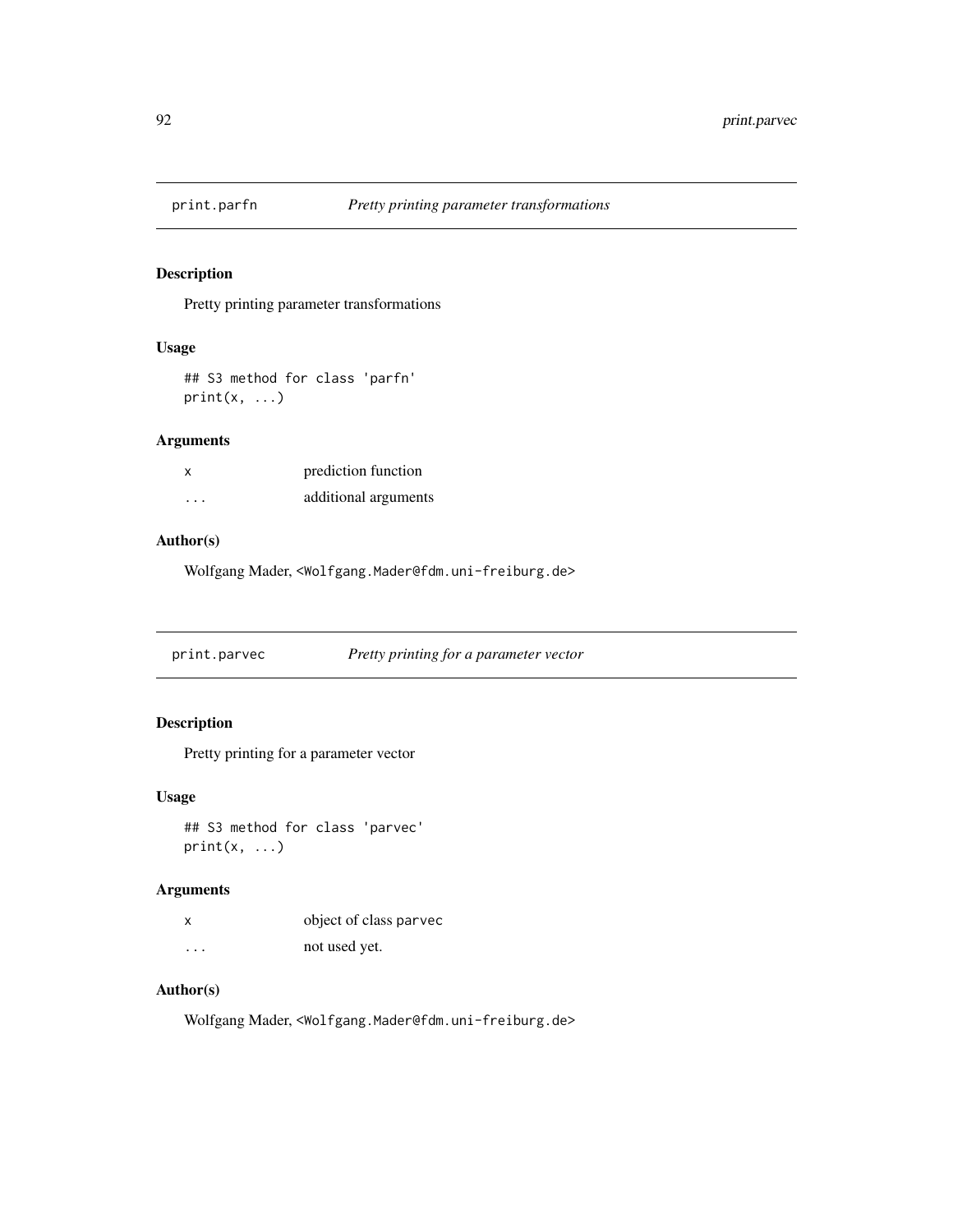## print.parfn — *Pretty printing parameter transformations*

### Description

Pretty printing parameter transformations

### Usage

```
## S3 method for class 'parfn'
print(x, ...)
```

### Arguments

| | |
|---|---|
| x | prediction function |
| ... | additional arguments |

### Author(s)

Wolfgang Mader, <Wolfgang.Mader@fdm.uni-freiburg.de>

## print.parvec — *Pretty printing for a parameter vector*

### Description

Pretty printing for a parameter vector

### Usage

```
## S3 method for class 'parvec'
print(x, ...)
```

### Arguments

| | |
|---|---|
| x | object of class parvec |
| ... | not used yet. |

### Author(s)

Wolfgang Mader, <Wolfgang.Mader@fdm.uni-freiburg.de>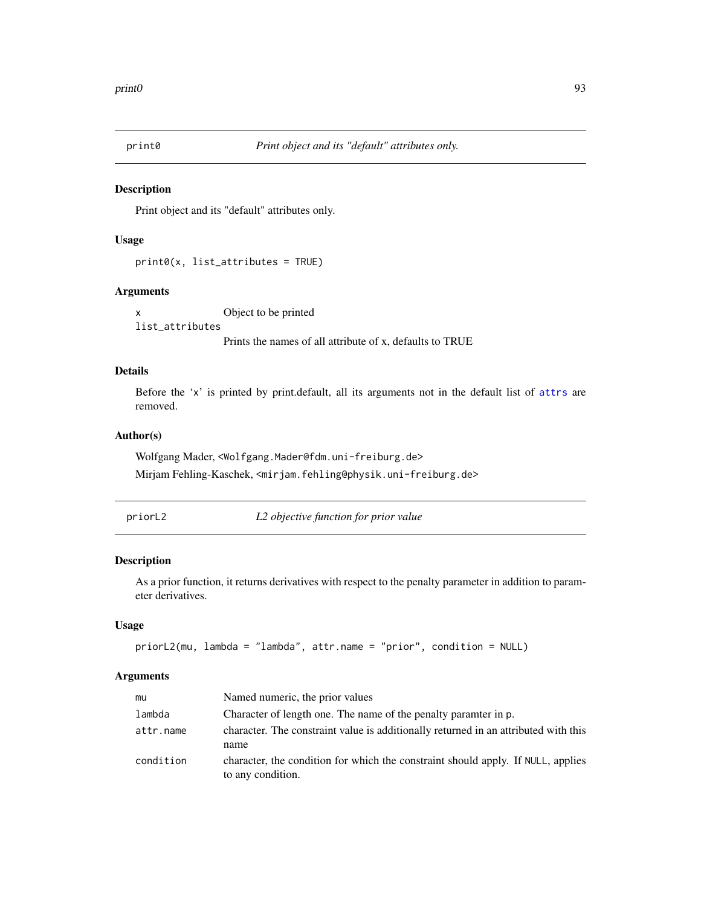## print0 — *Print object and its "default" attributes only.*

### Description

Print object and its "default" attributes only.

### Usage

```
print0(x, list_attributes = TRUE)
```

### Arguments

| | |
|---|---|
| `x` | Object to be printed |
| `list_attributes` | Prints the names of all attribute of x, defaults to TRUE |

### Details

Before the 'x' is printed by print.default, all its arguments not in the default list of `attrs` are removed.

### Author(s)

Wolfgang Mader, <Wolfgang.Mader@fdm.uni-freiburg.de>

Mirjam Fehling-Kaschek, <mirjam.fehling@physik.uni-freiburg.de>

## priorL2 — *L2 objective function for prior value*

### Description

As a prior function, it returns derivatives with respect to the penalty parameter in addition to parameter derivatives.

### Usage

```
priorL2(mu, lambda = "lambda", attr.name = "prior", condition = NULL)
```

### Arguments

| | |
|---|---|
| `mu` | Named numeric, the prior values |
| `lambda` | Character of length one. The name of the penalty paramter in p. |
| `attr.name` | character. The constraint value is additionally returned in an attributed with this name |
| `condition` | character, the condition for which the constraint should apply. If NULL, applies to any condition. |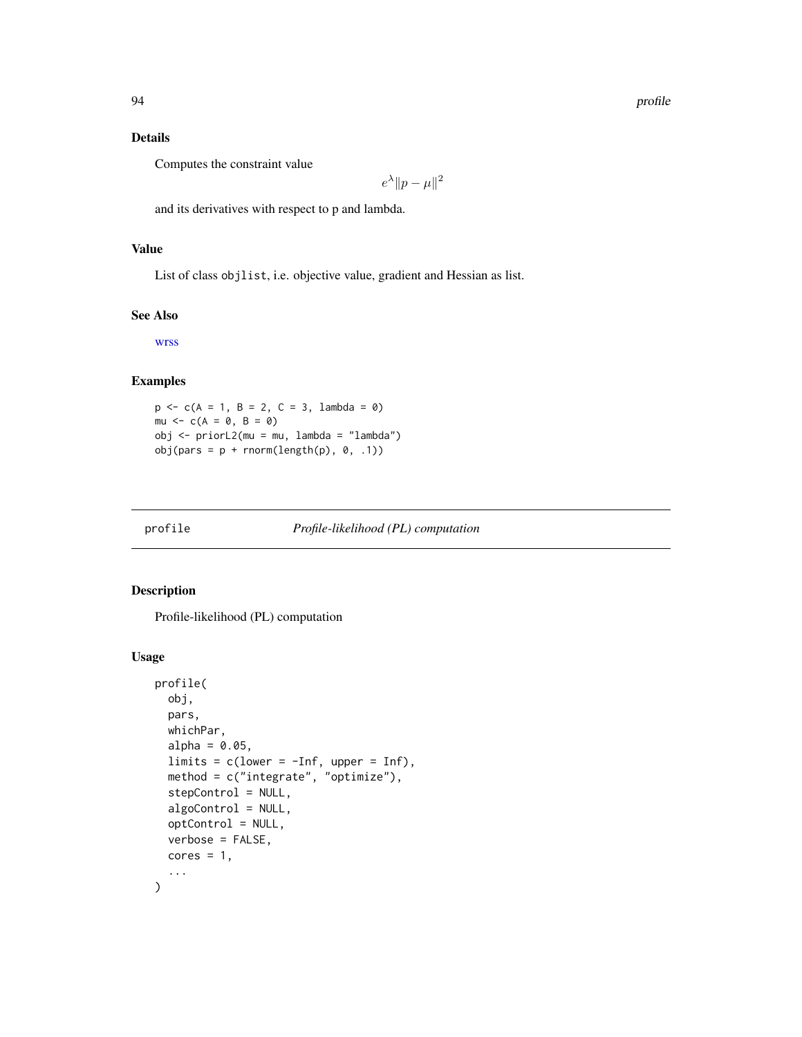## Details

Computes the constraint value

$$e^{\lambda}\|p-\mu\|^2$$

and its derivatives with respect to p and lambda.

## Value

List of class objlist, i.e. objective value, gradient and Hessian as list.

## See Also

wrss

## Examples

```
p <- c(A = 1, B = 2, C = 3, lambda = 0)
mu <- c(A = 0, B = 0)
obj <- priorL2(mu = mu, lambda = "lambda")
obj(pars = p + rnorm(length(p), 0, .1))
```

---

# profile — *Profile-likelihood (PL) computation*

## Description

Profile-likelihood (PL) computation

## Usage

```
profile(
  obj,
  pars,
  whichPar,
  alpha = 0.05,
  limits = c(lower = -Inf, upper = Inf),
  method = c("integrate", "optimize"),
  stepControl = NULL,
  algoControl = NULL,
  optControl = NULL,
  verbose = FALSE,
  cores = 1,
  ...
)
```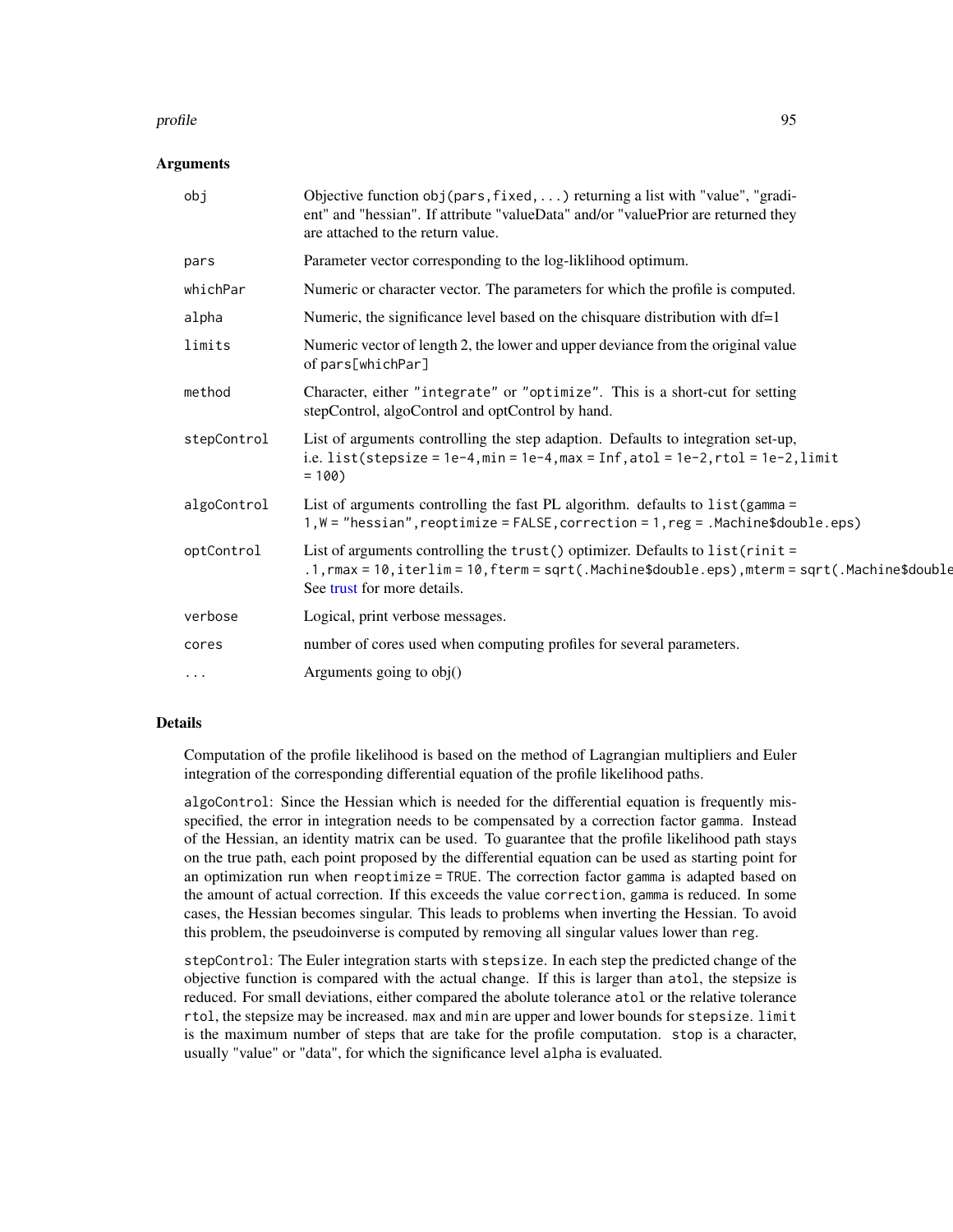### Arguments

| | |
|---|---|
| `obj` | Objective function `obj(pars,fixed,...)` returning a list with "value", "gradient" and "hessian". If attribute "valueData" and/or "valuePrior are returned they are attached to the return value. |
| `pars` | Parameter vector corresponding to the log-liklihood optimum. |
| `whichPar` | Numeric or character vector. The parameters for which the profile is computed. |
| `alpha` | Numeric, the significance level based on the chisquare distribution with df=1 |
| `limits` | Numeric vector of length 2, the lower and upper deviance from the original value of `pars[whichPar]` |
| `method` | Character, either `"integrate"` or `"optimize"`. This is a short-cut for setting stepControl, algoControl and optControl by hand. |
| `stepControl` | List of arguments controlling the step adaption. Defaults to integration set-up, i.e. `list(stepsize = 1e-4,min = 1e-4,max = Inf,atol = 1e-2,rtol = 1e-2,limit = 100)` |
| `algoControl` | List of arguments controlling the fast PL algorithm. defaults to `list(gamma = 1,W = "hessian",reoptimize = FALSE,correction = 1,reg = .Machine$double.eps)` |
| `optControl` | List of arguments controlling the `trust()` optimizer. Defaults to `list(rinit = .1,rmax = 10,iterlim = 10,fterm = sqrt(.Machine$double.eps),mterm = sqrt(.Machine$double` See trust for more details. |
| `verbose` | Logical, print verbose messages. |
| `cores` | number of cores used when computing profiles for several parameters. |
| `...` | Arguments going to obj() |

### Details

Computation of the profile likelihood is based on the method of Lagrangian multipliers and Euler integration of the corresponding differential equation of the profile likelihood paths.

`algoControl`: Since the Hessian which is needed for the differential equation is frequently misspecified, the error in integration needs to be compensated by a correction factor `gamma`. Instead of the Hessian, an identity matrix can be used. To guarantee that the profile likelihood path stays on the true path, each point proposed by the differential equation can be used as starting point for an optimization run when `reoptimize = TRUE`. The correction factor `gamma` is adapted based on the amount of actual correction. If this exceeds the value `correction`, `gamma` is reduced. In some cases, the Hessian becomes singular. This leads to problems when inverting the Hessian. To avoid this problem, the pseudoinverse is computed by removing all singular values lower than `reg`.

`stepControl`: The Euler integration starts with `stepsize`. In each step the predicted change of the objective function is compared with the actual change. If this is larger than `atol`, the stepsize is reduced. For small deviations, either compared the abolute tolerance `atol` or the relative tolerance `rtol`, the stepsize may be increased. `max` and `min` are upper and lower bounds for `stepsize`. `limit` is the maximum number of steps that are take for the profile computation. `stop` is a character, usually "value" or "data", for which the significance level `alpha` is evaluated.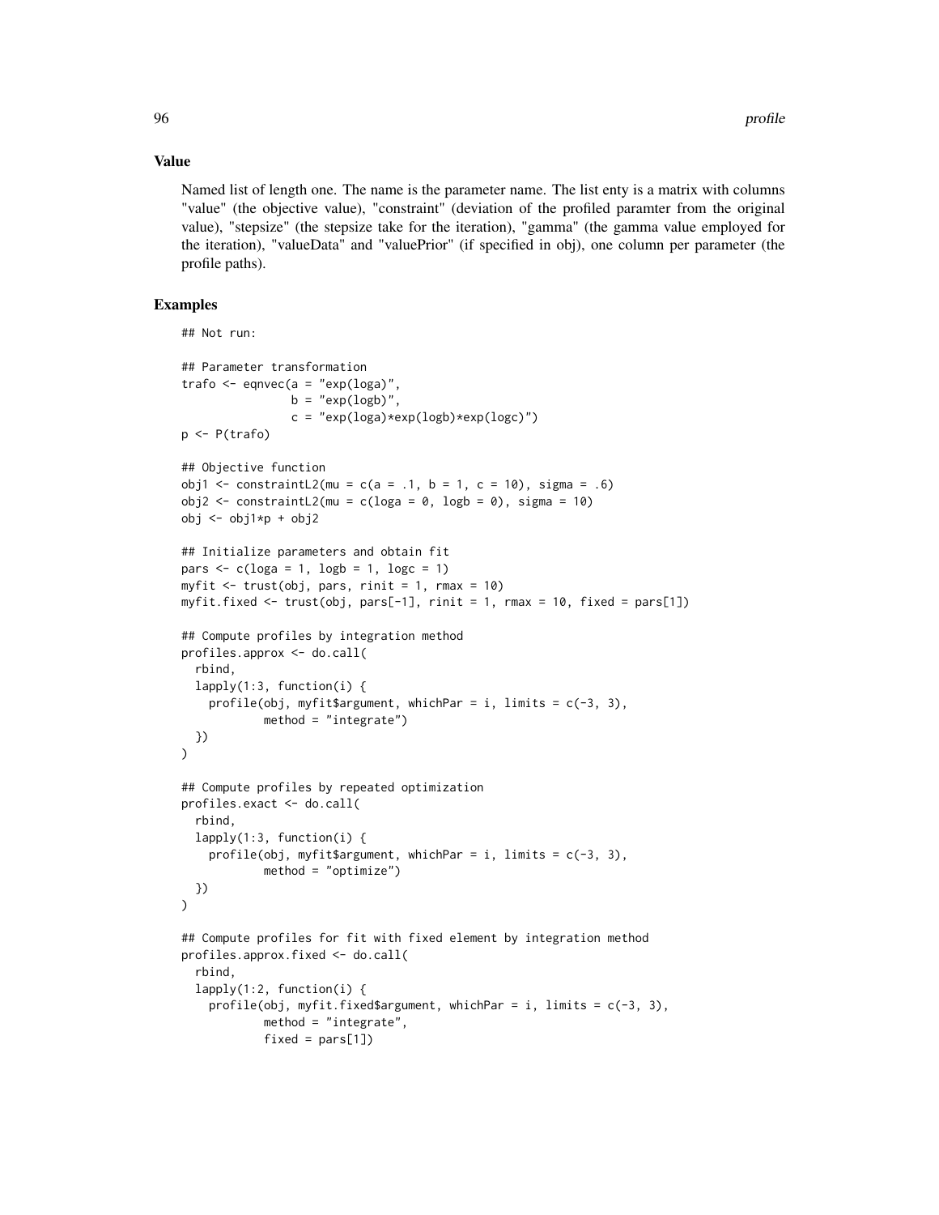### Value

Named list of length one. The name is the parameter name. The list enty is a matrix with columns "value" (the objective value), "constraint" (deviation of the profiled paramter from the original value), "stepsize" (the stepsize take for the iteration), "gamma" (the gamma value employed for the iteration), "valueData" and "valuePrior" (if specified in obj), one column per parameter (the profile paths).

### Examples

```
## Not run:

## Parameter transformation
trafo <- eqnvec(a = "exp(loga)",
                b = "exp(logb)",
                c = "exp(loga)*exp(logb)*exp(logc)")
p <- P(trafo)

## Objective function
obj1 <- constraintL2(mu = c(a = .1, b = 1, c = 10), sigma = .6)
obj2 <- constraintL2(mu = c(loga = 0, logb = 0), sigma = 10)
obj <- obj1*p + obj2

## Initialize parameters and obtain fit
pars <- c(loga = 1, logb = 1, logc = 1)
myfit <- trust(obj, pars, rinit = 1, rmax = 10)
myfit.fixed <- trust(obj, pars[-1], rinit = 1, rmax = 10, fixed = pars[1])

## Compute profiles by integration method
profiles.approx <- do.call(
  rbind,
  lapply(1:3, function(i) {
    profile(obj, myfit$argument, whichPar = i, limits = c(-3, 3),
            method = "integrate")
  })
)

## Compute profiles by repeated optimization
profiles.exact <- do.call(
  rbind,
  lapply(1:3, function(i) {
    profile(obj, myfit$argument, whichPar = i, limits = c(-3, 3),
            method = "optimize")
  })
)

## Compute profiles for fit with fixed element by integration method
profiles.approx.fixed <- do.call(
  rbind,
  lapply(1:2, function(i) {
    profile(obj, myfit.fixed$argument, whichPar = i, limits = c(-3, 3),
            method = "integrate",
            fixed = pars[1])
```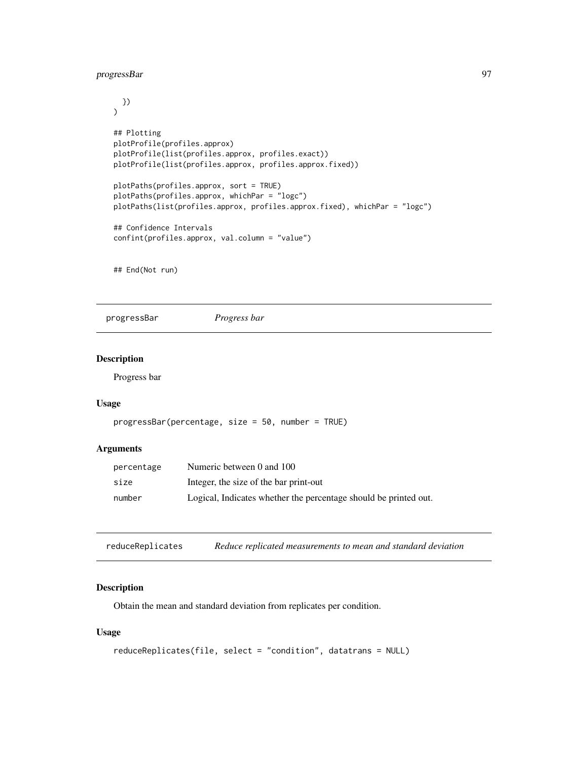```
  })
)

## Plotting
plotProfile(profiles.approx)
plotProfile(list(profiles.approx, profiles.exact))
plotProfile(list(profiles.approx, profiles.approx.fixed))

plotPaths(profiles.approx, sort = TRUE)
plotPaths(profiles.approx, whichPar = "logc")
plotPaths(list(profiles.approx, profiles.approx.fixed), whichPar = "logc")

## Confidence Intervals
confint(profiles.approx, val.column = "value")


## End(Not run)
```

## progressBar *Progress bar*

### Description

Progress bar

### Usage

```
progressBar(percentage, size = 50, number = TRUE)
```

### Arguments

| | |
|---|---|
| percentage | Numeric between 0 and 100 |
| size | Integer, the size of the bar print-out |
| number | Logical, Indicates whether the percentage should be printed out. |

## reduceReplicates *Reduce replicated measurements to mean and standard deviation*

### Description

Obtain the mean and standard deviation from replicates per condition.

### Usage

```
reduceReplicates(file, select = "condition", datatrans = NULL)
```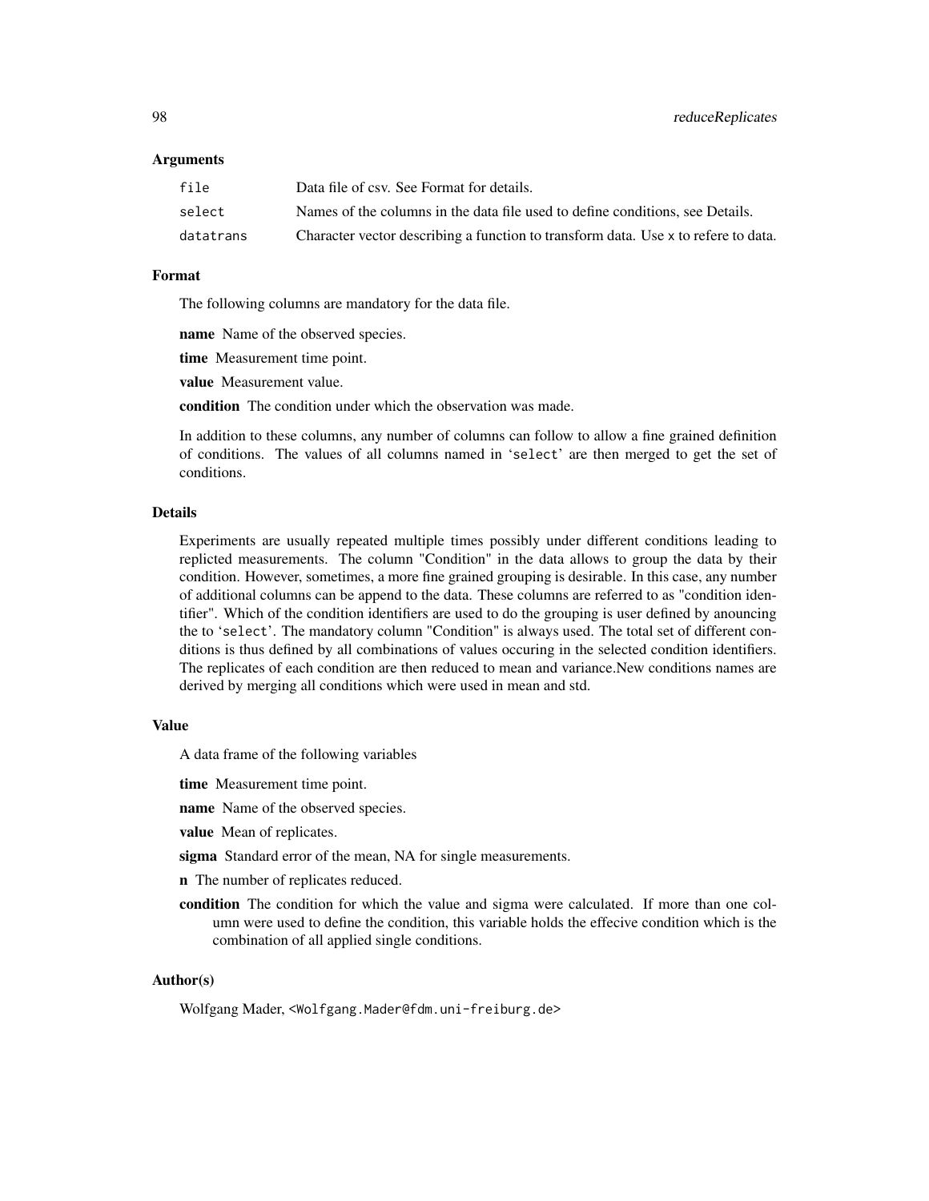### Arguments

| | |
|---|---|
| `file` | Data file of csv. See Format for details. |
| `select` | Names of the columns in the data file used to define conditions, see Details. |
| `datatrans` | Character vector describing a function to transform data. Use `x` to refere to data. |

### Format

The following columns are mandatory for the data file.

**name** Name of the observed species.

**time** Measurement time point.

**value** Measurement value.

**condition** The condition under which the observation was made.

In addition to these columns, any number of columns can follow to allow a fine grained definition of conditions. The values of all columns named in '`select`' are then merged to get the set of conditions.

### Details

Experiments are usually repeated multiple times possibly under different conditions leading to replicted measurements. The column "Condition" in the data allows to group the data by their condition. However, sometimes, a more fine grained grouping is desirable. In this case, any number of additional columns can be append to the data. These columns are referred to as "condition identifier". Which of the condition identifiers are used to do the grouping is user defined by anouncing the to '`select`'. The mandatory column "Condition" is always used. The total set of different conditions is thus defined by all combinations of values occuring in the selected condition identifiers. The replicates of each condition are then reduced to mean and variance.New conditions names are derived by merging all conditions which were used in mean and std.

### Value

A data frame of the following variables

**time** Measurement time point.

**name** Name of the observed species.

**value** Mean of replicates.

**sigma** Standard error of the mean, NA for single measurements.

**n** The number of replicates reduced.

**condition** The condition for which the value and sigma were calculated. If more than one column were used to define the condition, this variable holds the effecive condition which is the combination of all applied single conditions.

### Author(s)

Wolfgang Mader, <Wolfgang.Mader@fdm.uni-freiburg.de>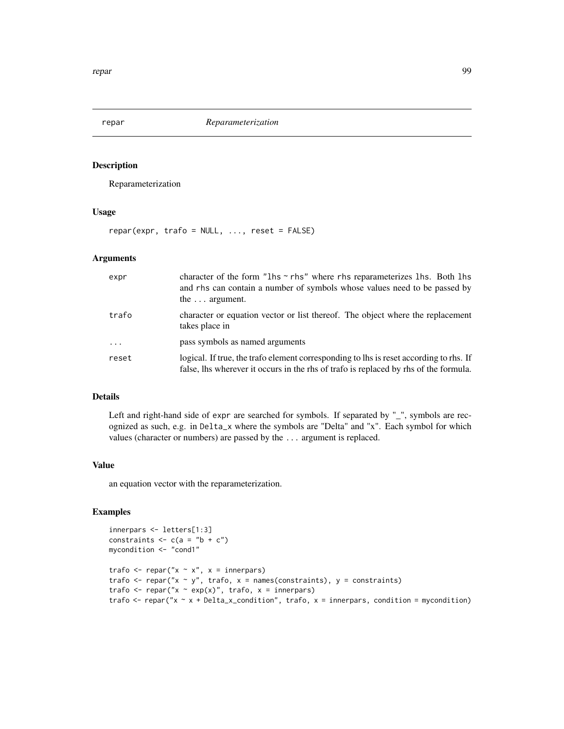## repar — *Reparameterization*

### Description

Reparameterization

### Usage

```
repar(expr, trafo = NULL, ..., reset = FALSE)
```

### Arguments

| | |
|---|---|
| `expr` | character of the form "lhs ~ rhs" where rhs reparameterizes lhs. Both lhs and rhs can contain a number of symbols whose values need to be passed by the `...` argument. |
| `trafo` | character or equation vector or list thereof. The object where the replacement takes place in |
| `...` | pass symbols as named arguments |
| `reset` | logical. If true, the trafo element corresponding to lhs is reset according to rhs. If false, lhs wherever it occurs in the rhs of trafo is replaced by rhs of the formula. |

### Details

Left and right-hand side of `expr` are searched for symbols. If separated by "_", symbols are recognized as such, e.g. in `Delta_x` where the symbols are "Delta" and "x". Each symbol for which values (character or numbers) are passed by the `...` argument is replaced.

### Value

an equation vector with the reparameterization.

### Examples

```
innerpars <- letters[1:3]
constraints <- c(a = "b + c")
mycondition <- "cond1"

trafo <- repar("x ~ x", x = innerpars)
trafo <- repar("x ~ y", trafo, x = names(constraints), y = constraints)
trafo <- repar("x ~ exp(x)", trafo, x = innerpars)
trafo <- repar("x ~ x + Delta_x_condition", trafo, x = innerpars, condition = mycondition)
```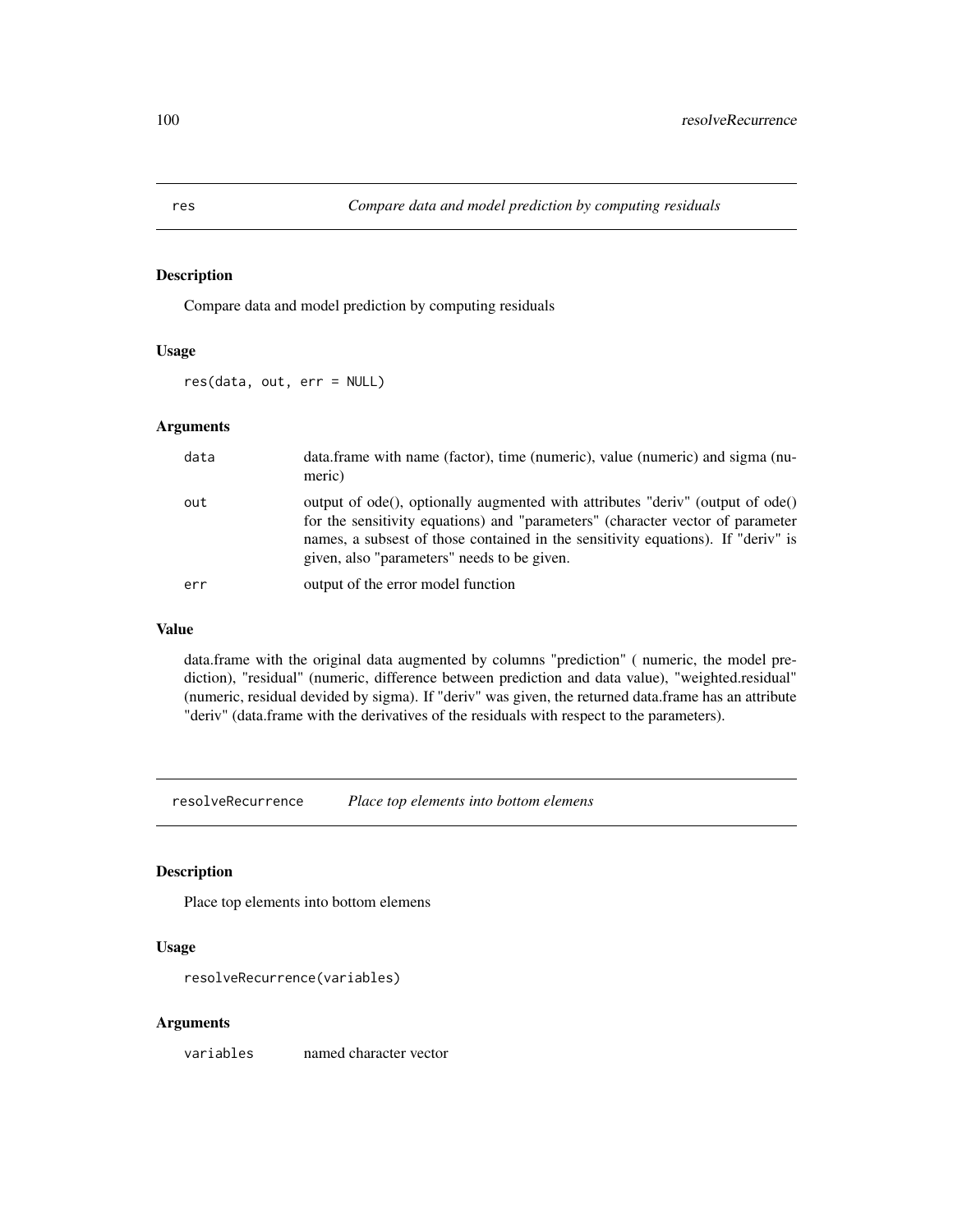## res — *Compare data and model prediction by computing residuals*

### Description

Compare data and model prediction by computing residuals

### Usage

```
res(data, out, err = NULL)
```

### Arguments

| | |
|---|---|
| `data` | data.frame with name (factor), time (numeric), value (numeric) and sigma (numeric) |
| `out` | output of ode(), optionally augmented with attributes "deriv" (output of ode() for the sensitivity equations) and "parameters" (character vector of parameter names, a subset of those contained in the sensitivity equations). If "deriv" is given, also "parameters" needs to be given. |
| `err` | output of the error model function |

### Value

data.frame with the original data augmented by columns "prediction" ( numeric, the model prediction), "residual" (numeric, difference between prediction and data value), "weighted.residual" (numeric, residual devided by sigma). If "deriv" was given, the returned data.frame has an attribute "deriv" (data.frame with the derivatives of the residuals with respect to the parameters).

## resolveRecurrence — *Place top elements into bottom elemens*

### Description

Place top elements into bottom elemens

### Usage

```
resolveRecurrence(variables)
```

### Arguments

| | |
|---|---|
| `variables` | named character vector |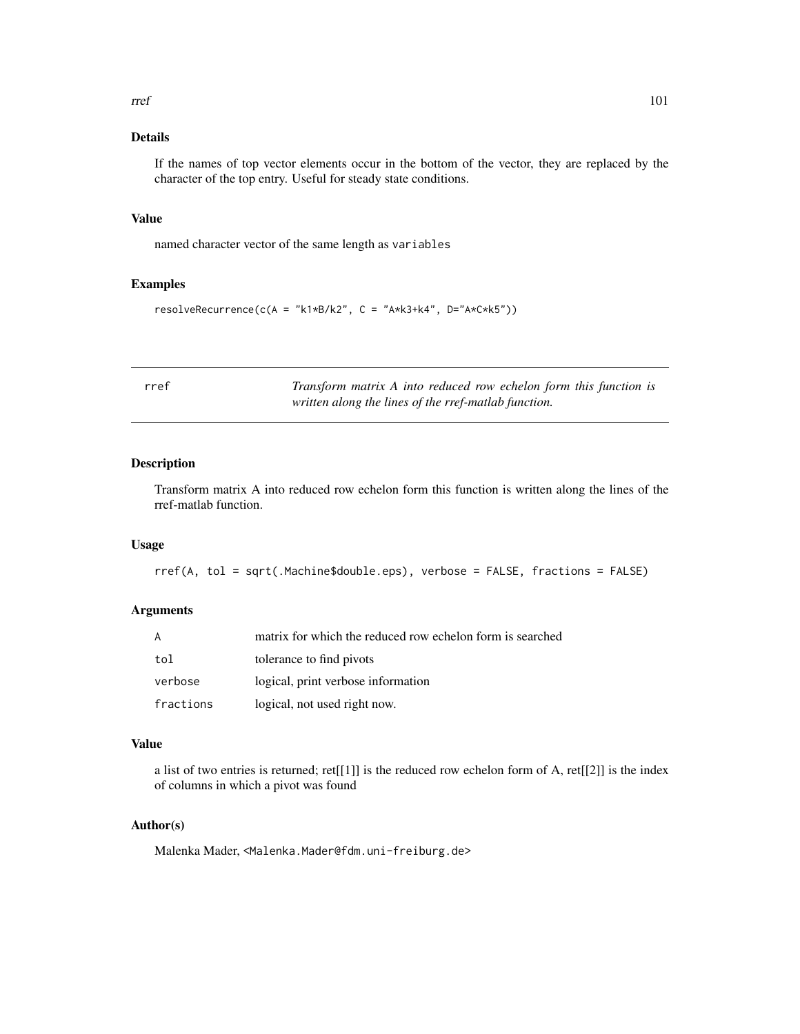### Details

If the names of top vector elements occur in the bottom of the vector, they are replaced by the character of the top entry. Useful for steady state conditions.

### Value

named character vector of the same length as `variables`

### Examples

```
resolveRecurrence(c(A = "k1*B/k2", C = "A*k3+k4", D="A*C*k5"))
```

---

## rref — *Transform matrix A into reduced row echelon form this function is written along the lines of the rref-matlab function.*

---

### Description

Transform matrix A into reduced row echelon form this function is written along the lines of the rref-matlab function.

### Usage

```
rref(A, tol = sqrt(.Machine$double.eps), verbose = FALSE, fractions = FALSE)
```

### Arguments

| | |
|---|---|
| `A` | matrix for which the reduced row echelon form is searched |
| `tol` | tolerance to find pivots |
| `verbose` | logical, print verbose information |
| `fractions` | logical, not used right now. |

### Value

a list of two entries is returned; ret[[1]] is the reduced row echelon form of A, ret[[2]] is the index of columns in which a pivot was found

### Author(s)

Malenka Mader, <Malenka.Mader@fdm.uni-freiburg.de>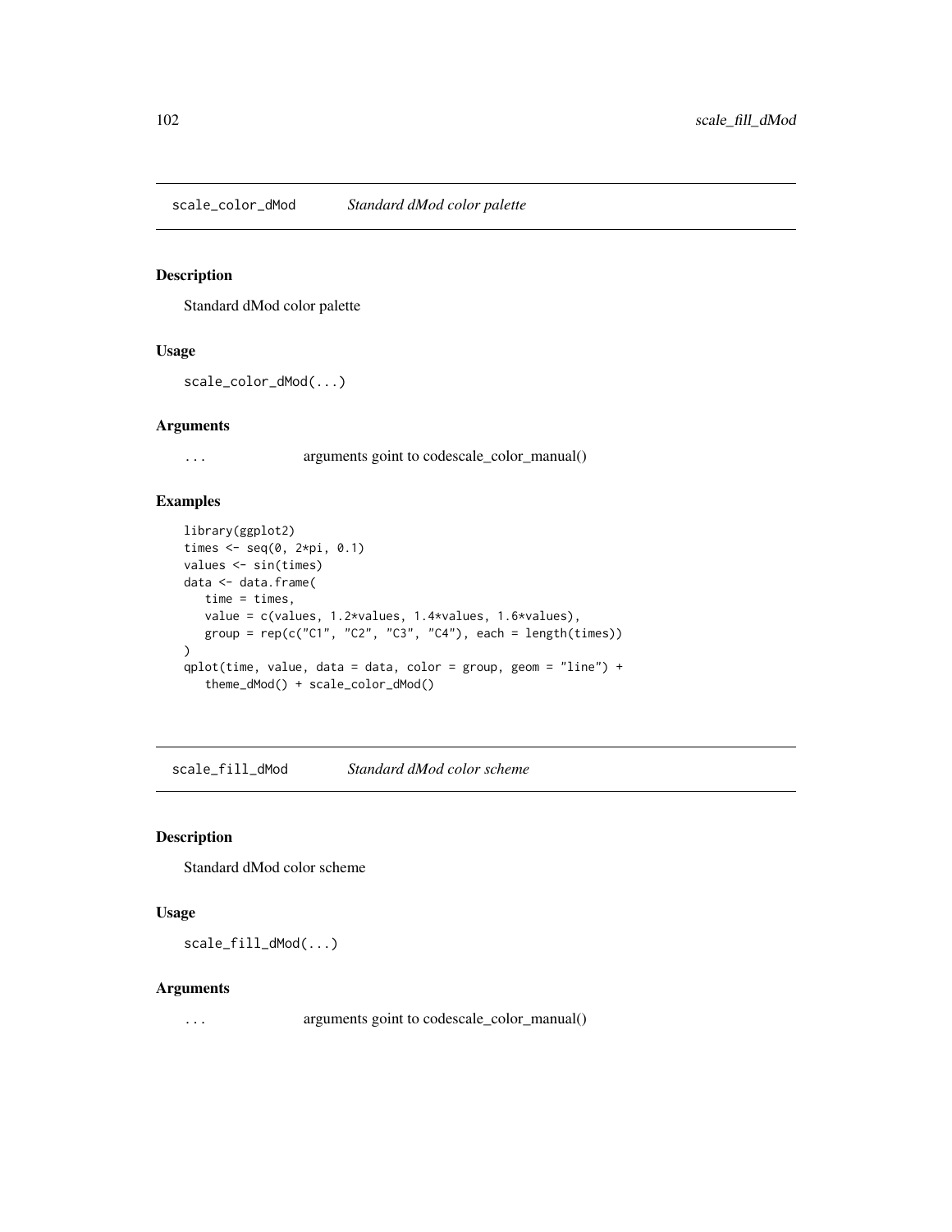## scale_color_dMod *Standard dMod color palette*

### Description

Standard dMod color palette

### Usage

```
scale_color_dMod(...)
```

### Arguments

| | |
|---|---|
| ... | arguments goint to codescale_color_manual() |

### Examples

```
library(ggplot2)
times <- seq(0, 2*pi, 0.1)
values <- sin(times)
data <- data.frame(
   time = times,
   value = c(values, 1.2*values, 1.4*values, 1.6*values),
   group = rep(c("C1", "C2", "C3", "C4"), each = length(times))
)
qplot(time, value, data = data, color = group, geom = "line") +
   theme_dMod() + scale_color_dMod()
```

## scale_fill_dMod *Standard dMod color scheme*

### Description

Standard dMod color scheme

### Usage

```
scale_fill_dMod(...)
```

### Arguments

| | |
|---|---|
| ... | arguments goint to codescale_color_manual() |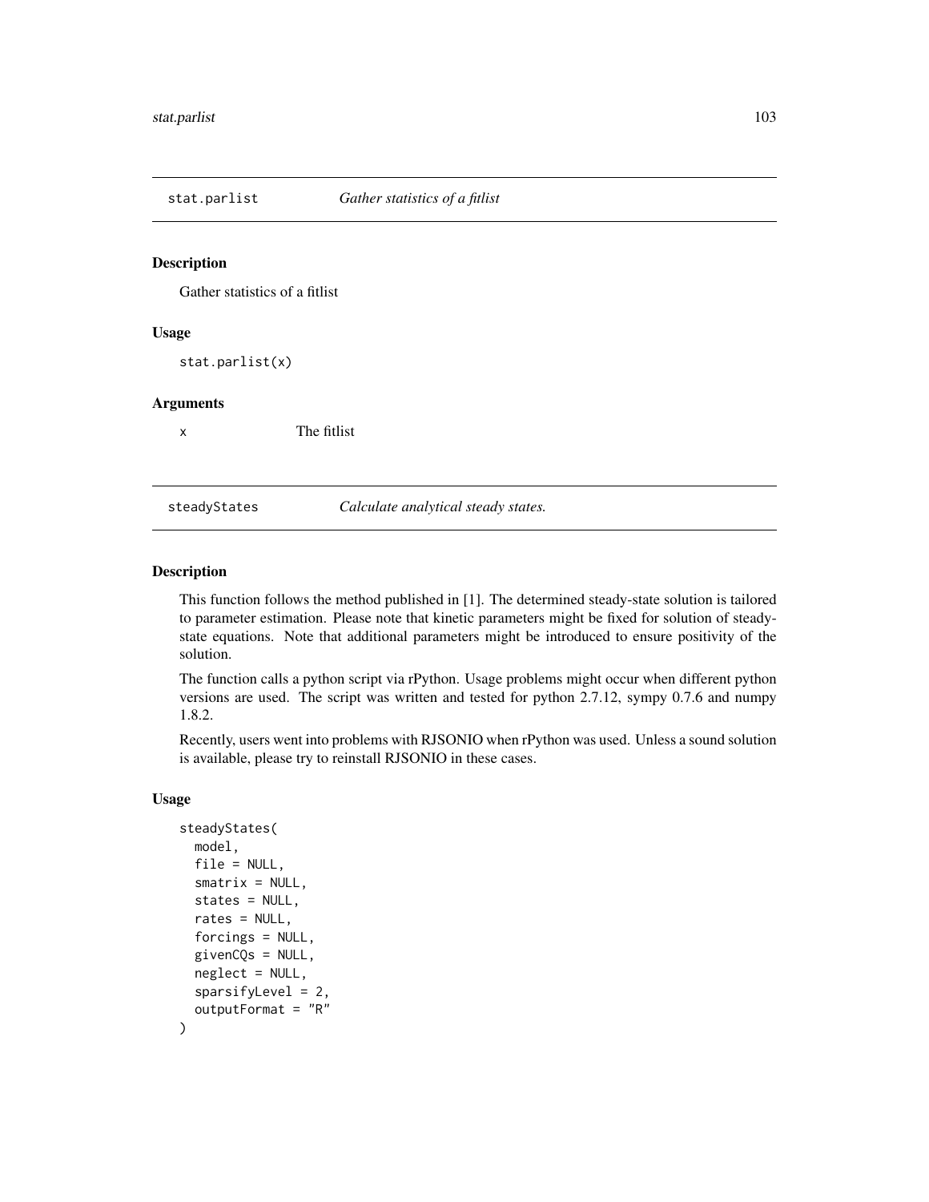## stat.parlist — *Gather statistics of a fitlist*

### Description

Gather statistics of a fitlist

### Usage

```
stat.parlist(x)
```

### Arguments

| | |
|---|---|
| x | The fitlist |

## steadyStates — *Calculate analytical steady states.*

### Description

This function follows the method published in [1]. The determined steady-state solution is tailored to parameter estimation. Please note that kinetic parameters might be fixed for solution of steady-state equations. Note that additional parameters might be introduced to ensure positivity of the solution.

The function calls a python script via rPython. Usage problems might occur when different python versions are used. The script was written and tested for python 2.7.12, sympy 0.7.6 and numpy 1.8.2.

Recently, users went into problems with RJSONIO when rPython was used. Unless a sound solution is available, please try to reinstall RJSONIO in these cases.

### Usage

```
steadyStates(
  model,
  file = NULL,
  smatrix = NULL,
  states = NULL,
  rates = NULL,
  forcings = NULL,
  givenCQs = NULL,
  neglect = NULL,
  sparsifyLevel = 2,
  outputFormat = "R"
)
```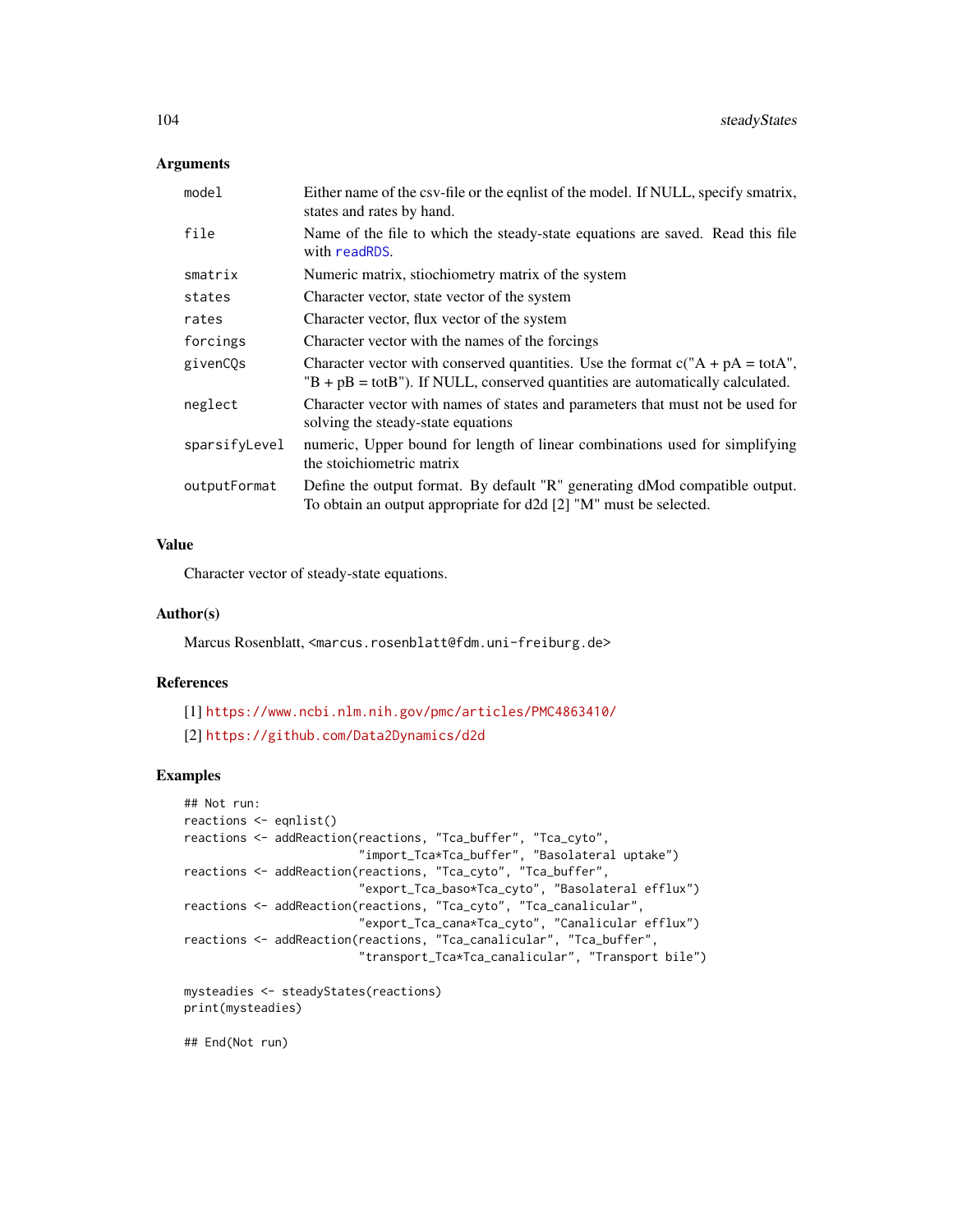## Arguments

| | |
|---|---|
| model | Either name of the csv-file or the eqnlist of the model. If NULL, specify smatrix, states and rates by hand. |
| file | Name of the file to which the steady-state equations are saved. Read this file with readRDS. |
| smatrix | Numeric matrix, stiochiometry matrix of the system |
| states | Character vector, state vector of the system |
| rates | Character vector, flux vector of the system |
| forcings | Character vector with the names of the forcings |
| givenCQs | Character vector with conserved quantities. Use the format c("A + pA = totA", "B + pB = totB"). If NULL, conserved quantities are automatically calculated. |
| neglect | Character vector with names of states and parameters that must not be used for solving the steady-state equations |
| sparsifyLevel | numeric, Upper bound for length of linear combinations used for simplifying the stoichiometric matrix |
| outputFormat | Define the output format. By default "R" generating dMod compatible output. To obtain an output appropriate for d2d [2] "M" must be selected. |

## Value

Character vector of steady-state equations.

## Author(s)

Marcus Rosenblatt, <marcus.rosenblatt@fdm.uni-freiburg.de>

## References

[1] https://www.ncbi.nlm.nih.gov/pmc/articles/PMC4863410/

[2] https://github.com/Data2Dynamics/d2d

## Examples

```
## Not run:
reactions <- eqnlist()
reactions <- addReaction(reactions, "Tca_buffer", "Tca_cyto",
                         "import_Tca*Tca_buffer", "Basolateral uptake")
reactions <- addReaction(reactions, "Tca_cyto", "Tca_buffer",
                         "export_Tca_baso*Tca_cyto", "Basolateral efflux")
reactions <- addReaction(reactions, "Tca_cyto", "Tca_canalicular",
                         "export_Tca_cana*Tca_cyto", "Canalicular efflux")
reactions <- addReaction(reactions, "Tca_canalicular", "Tca_buffer",
                         "transport_Tca*Tca_canalicular", "Transport bile")

mysteadies <- steadyStates(reactions)
print(mysteadies)

## End(Not run)
```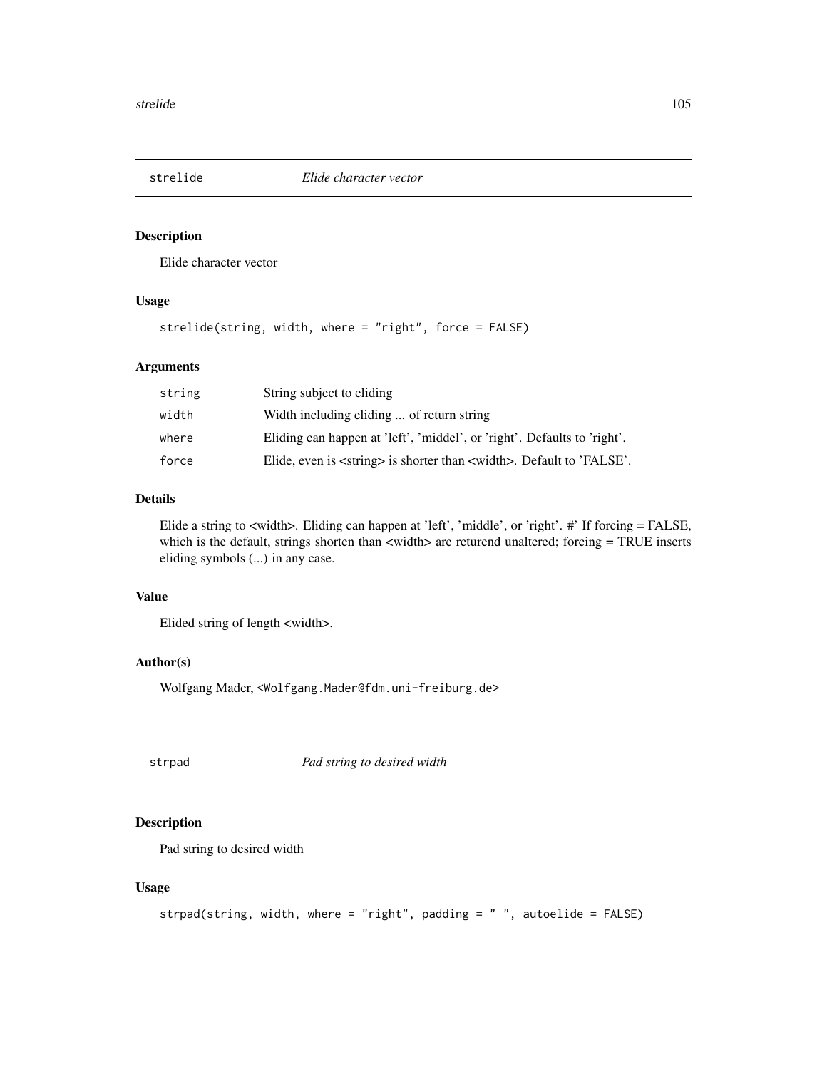## strelide *Elide character vector*

### Description

Elide character vector

### Usage

```
strelide(string, width, where = "right", force = FALSE)
```

### Arguments

| | |
|---|---|
| string | String subject to eliding |
| width | Width including eliding ... of return string |
| where | Eliding can happen at 'left', 'middel', or 'right'. Defaults to 'right'. |
| force | Elide, even is <string> is shorter than <width>. Default to 'FALSE'. |

### Details

Elide a string to <width>. Eliding can happen at 'left', 'middle', or 'right'. #' If forcing = FALSE, which is the default, strings shorten than <width> are returend unaltered; forcing = TRUE inserts eliding symbols (...) in any case.

### Value

Elided string of length <width>.

### Author(s)

Wolfgang Mader, <Wolfgang.Mader@fdm.uni-freiburg.de>

## strpad *Pad string to desired width*

### Description

Pad string to desired width

### Usage

```
strpad(string, width, where = "right", padding = " ", autoelide = FALSE)
```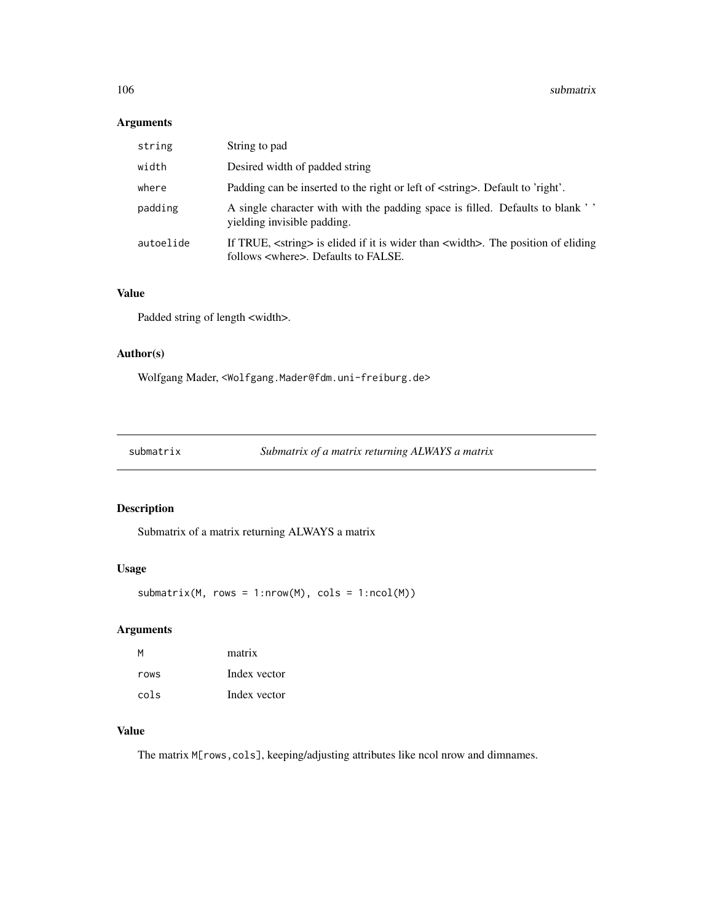## Arguments

| | |
|---|---|
| `string` | String to pad |
| `width` | Desired width of padded string |
| `where` | Padding can be inserted to the right or left of <string>. Default to 'right'. |
| `padding` | A single character with with the padding space is filled. Defaults to blank ' ' yielding invisible padding. |
| `autoelide` | If TRUE, <string> is elided if it is wider than <width>. The position of eliding follows <where>. Defaults to FALSE. |

## Value

Padded string of length <width>.

## Author(s)

Wolfgang Mader, <Wolfgang.Mader@fdm.uni-freiburg.de>

---

# submatrix — *Submatrix of a matrix returning ALWAYS a matrix*

## Description

Submatrix of a matrix returning ALWAYS a matrix

## Usage

```
submatrix(M, rows = 1:nrow(M), cols = 1:ncol(M))
```

## Arguments

| | |
|---|---|
| `M` | matrix |
| `rows` | Index vector |
| `cols` | Index vector |

## Value

The matrix `M[rows,cols]`, keeping/adjusting attributes like ncol nrow and dimnames.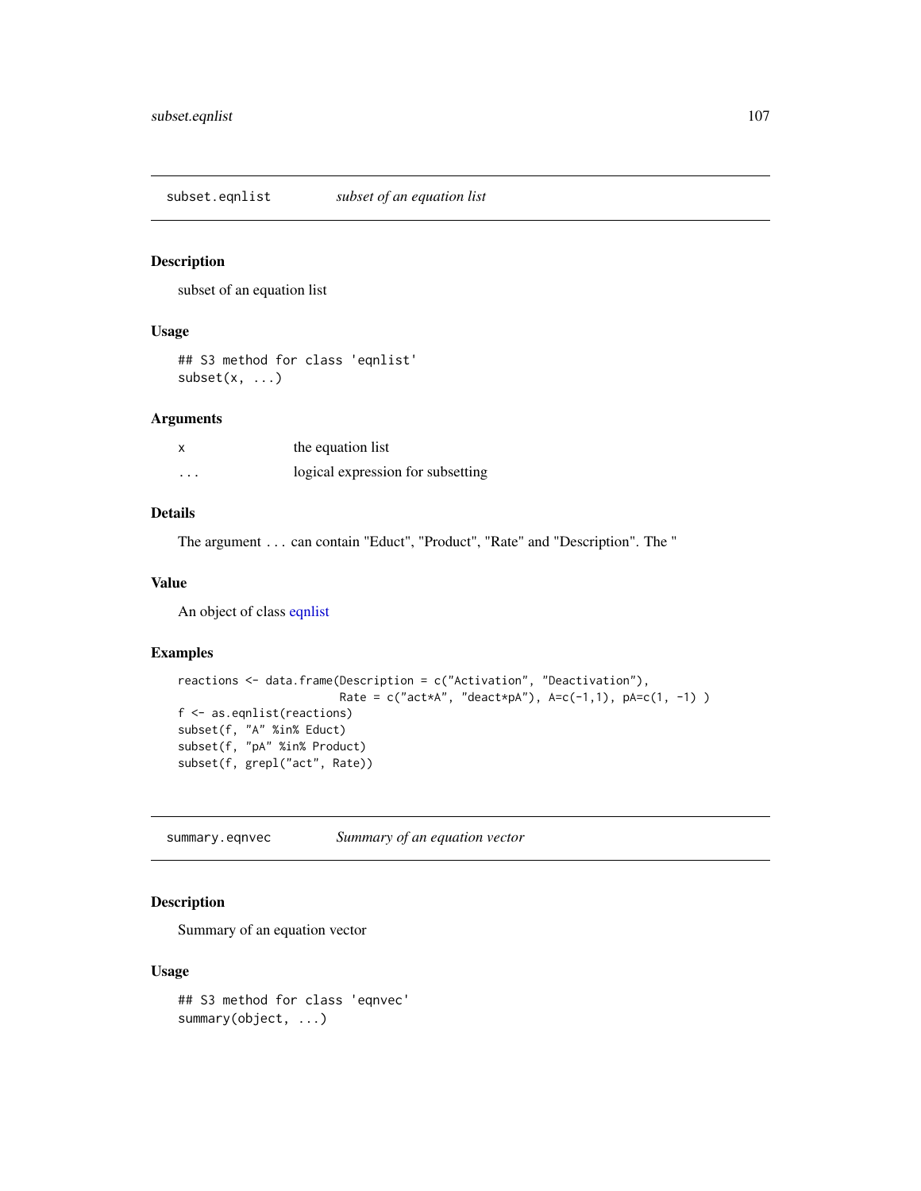## subset.eqnlist *subset of an equation list*

### Description

subset of an equation list

### Usage

```
## S3 method for class 'eqnlist'
subset(x, ...)
```

### Arguments

| | |
|---|---|
| x | the equation list |
| ... | logical expression for subsetting |

### Details

The argument ... can contain "Educt", "Product", "Rate" and "Description". The "

### Value

An object of class eqnlist

### Examples

```
reactions <- data.frame(Description = c("Activation", "Deactivation"),
                        Rate = c("act*A", "deact*pA"), A=c(-1,1), pA=c(1, -1) )
f <- as.eqnlist(reactions)
subset(f, "A" %in% Educt)
subset(f, "pA" %in% Product)
subset(f, grepl("act", Rate))
```

## summary.eqnvec *Summary of an equation vector*

### Description

Summary of an equation vector

### Usage

```
## S3 method for class 'eqnvec'
summary(object, ...)
```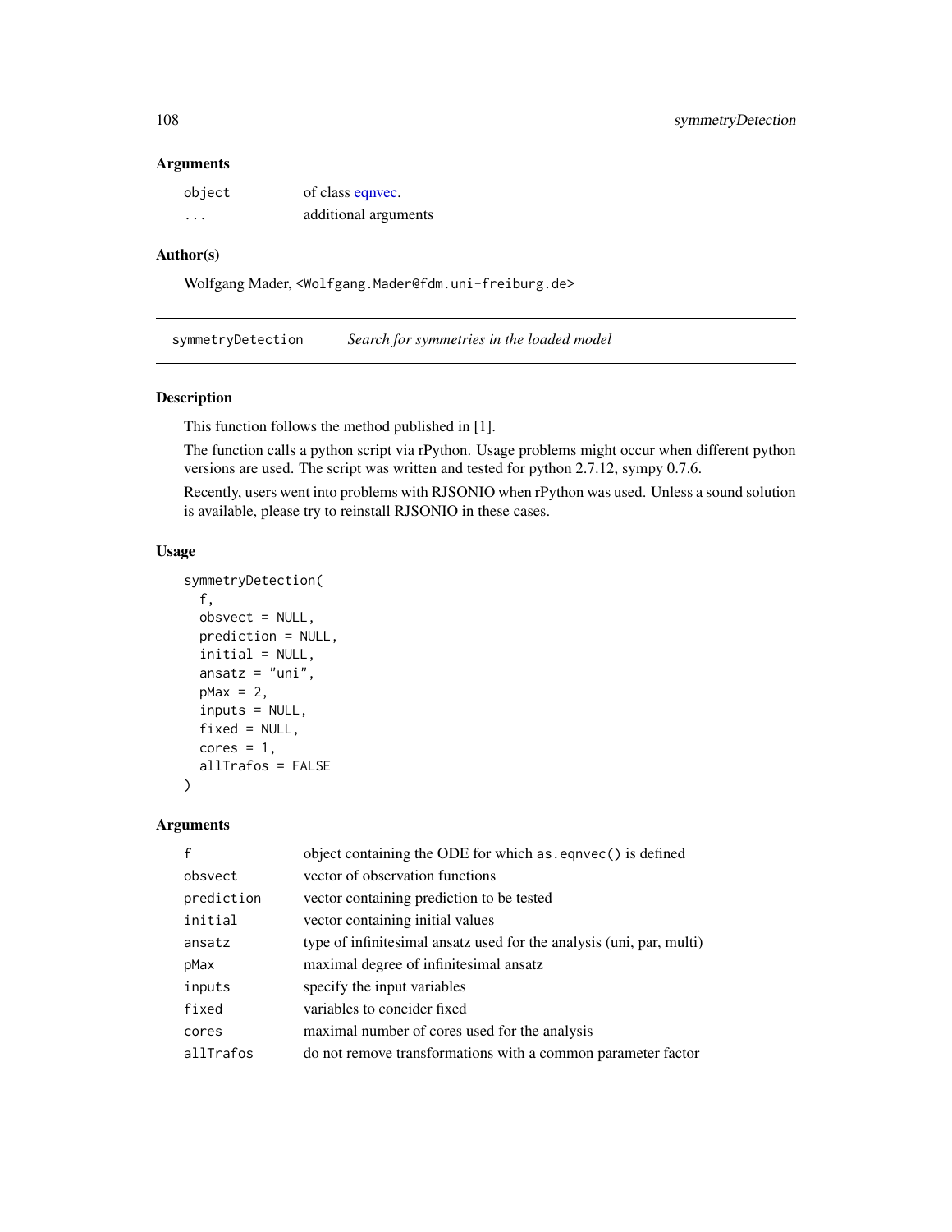### Arguments

| | |
|---|---|
| `object` | of class eqnvec. |
| `...` | additional arguments |

### Author(s)

Wolfgang Mader, <Wolfgang.Mader@fdm.uni-freiburg.de>

---

## symmetryDetection &nbsp;&nbsp;&nbsp; *Search for symmetries in the loaded model*

---

### Description

This function follows the method published in [1].

The function calls a python script via rPython. Usage problems might occur when different python versions are used. The script was written and tested for python 2.7.12, sympy 0.7.6.

Recently, users went into problems with RJSONIO when rPython was used. Unless a sound solution is available, please try to reinstall RJSONIO in these cases.

### Usage

```
symmetryDetection(
  f,
  obsvect = NULL,
  prediction = NULL,
  initial = NULL,
  ansatz = "uni",
  pMax = 2,
  inputs = NULL,
  fixed = NULL,
  cores = 1,
  allTrafos = FALSE
)
```

### Arguments

| | |
|---|---|
| `f` | object containing the ODE for which `as.eqnvec()` is defined |
| `obsvect` | vector of observation functions |
| `prediction` | vector containing prediction to be tested |
| `initial` | vector containing initial values |
| `ansatz` | type of infinitesimal ansatz used for the analysis (uni, par, multi) |
| `pMax` | maximal degree of infinitesimal ansatz |
| `inputs` | specify the input variables |
| `fixed` | variables to concider fixed |
| `cores` | maximal number of cores used for the analysis |
| `allTrafos` | do not remove transformations with a common parameter factor |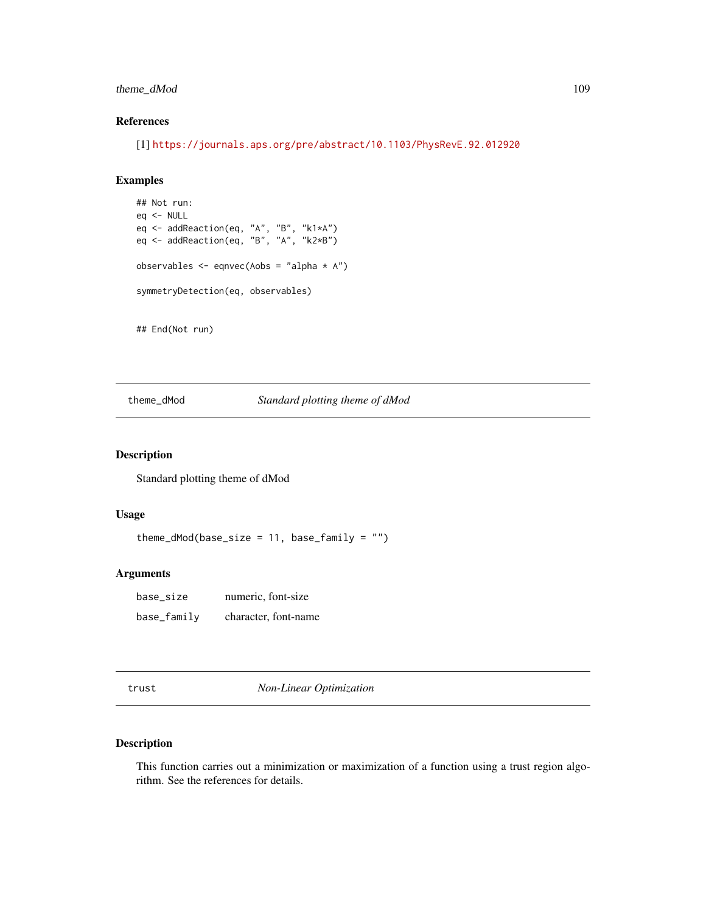### References

[1] https://journals.aps.org/pre/abstract/10.1103/PhysRevE.92.012920

### Examples

```
## Not run:
eq <- NULL
eq <- addReaction(eq, "A", "B", "k1*A")
eq <- addReaction(eq, "B", "A", "k2*B")

observables <- eqnvec(Aobs = "alpha * A")

symmetryDetection(eq, observables)


## End(Not run)
```

## theme_dMod *Standard plotting theme of dMod*

### Description

Standard plotting theme of dMod

### Usage

```
theme_dMod(base_size = 11, base_family = "")
```

### Arguments

| | |
|---|---|
| base_size | numeric, font-size |
| base_family | character, font-name |

## trust *Non-Linear Optimization*

### Description

This function carries out a minimization or maximization of a function using a trust region algorithm. See the references for details.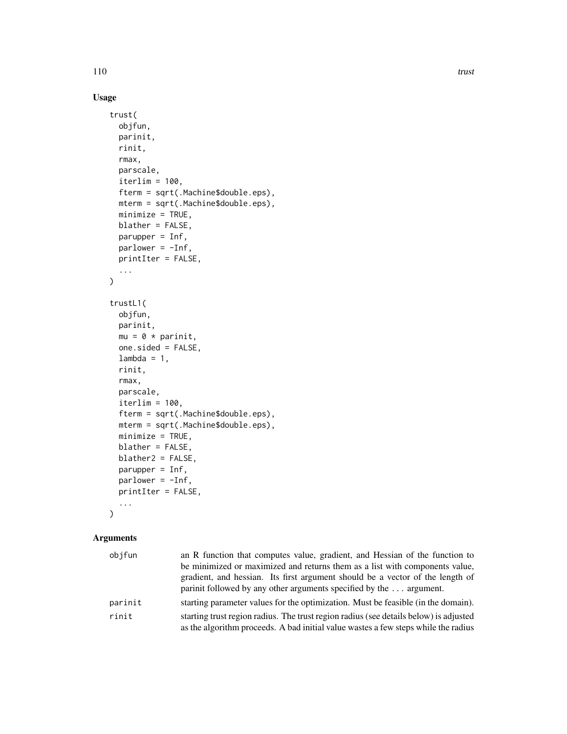## Usage

```
trust(
  objfun,
  parinit,
  rinit,
  rmax,
  parscale,
  iterlim = 100,
  fterm = sqrt(.Machine$double.eps),
  mterm = sqrt(.Machine$double.eps),
  minimize = TRUE,
  blather = FALSE,
  parupper = Inf,
  parlower = -Inf,
  printIter = FALSE,
  ...
)

trustL1(
  objfun,
  parinit,
  mu = 0 * parinit,
  one.sided = FALSE,
  lambda = 1,
  rinit,
  rmax,
  parscale,
  iterlim = 100,
  fterm = sqrt(.Machine$double.eps),
  mterm = sqrt(.Machine$double.eps),
  minimize = TRUE,
  blather = FALSE,
  blather2 = FALSE,
  parupper = Inf,
  parlower = -Inf,
  printIter = FALSE,
  ...
)
```

## Arguments

| | |
|---|---|
| `objfun` | an R function that computes value, gradient, and Hessian of the function to be minimized or maximized and returns them as a list with components value, gradient, and hessian. Its first argument should be a vector of the length of parinit followed by any other arguments specified by the ... argument. |
| `parinit` | starting parameter values for the optimization. Must be feasible (in the domain). |
| `rinit` | starting trust region radius. The trust region radius (see details below) is adjusted as the algorithm proceeds. A bad initial value wastes a few steps while the radius |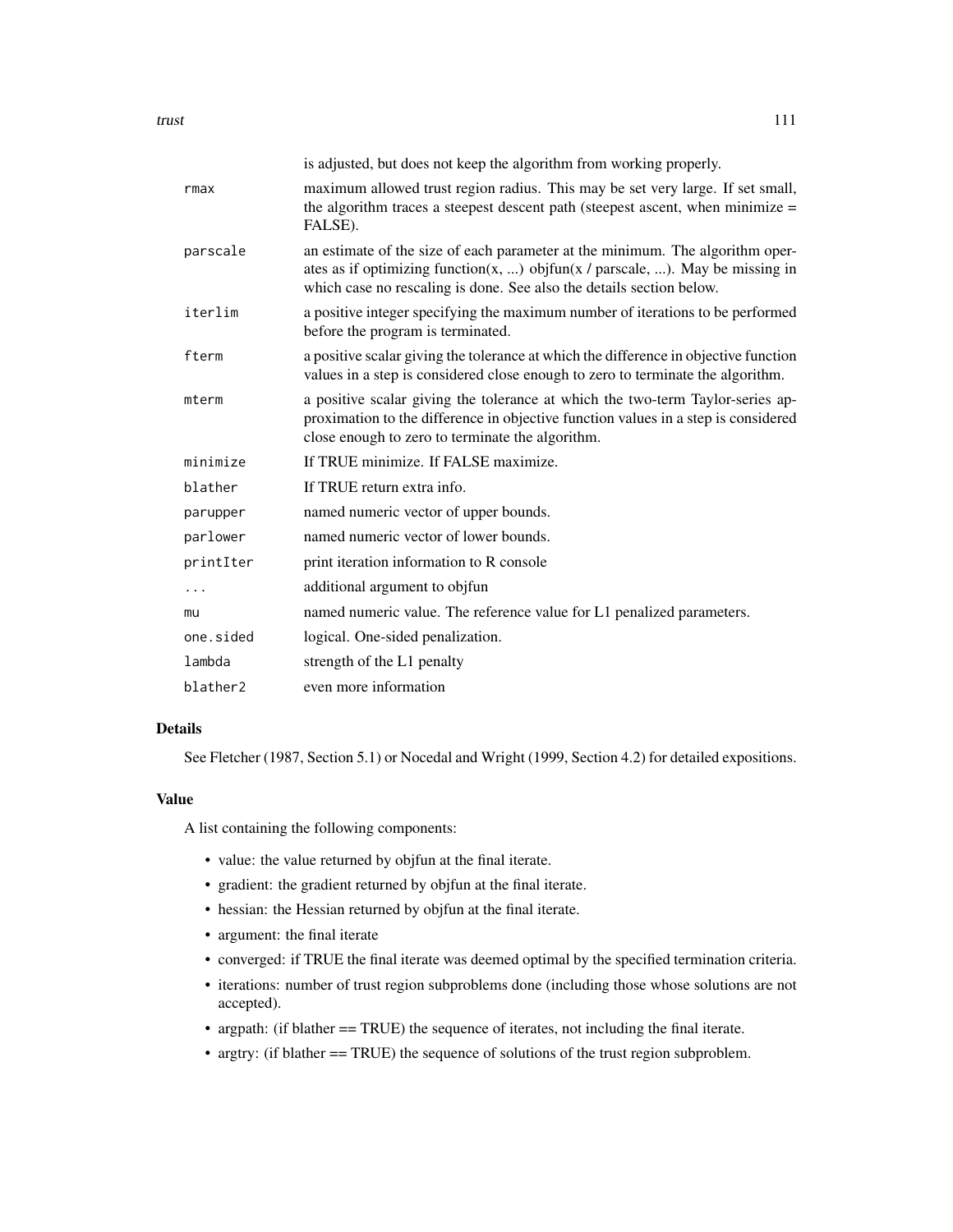is adjusted, but does not keep the algorithm from working properly.

| | |
|---|---|
| rmax | maximum allowed trust region radius. This may be set very large. If set small, the algorithm traces a steepest descent path (steepest ascent, when minimize = FALSE). |
| parscale | an estimate of the size of each parameter at the minimum. The algorithm operates as if optimizing function(x, ...) objfun(x / parscale, ...). May be missing in which case no rescaling is done. See also the details section below. |
| iterlim | a positive integer specifying the maximum number of iterations to be performed before the program is terminated. |
| fterm | a positive scalar giving the tolerance at which the difference in objective function values in a step is considered close enough to zero to terminate the algorithm. |
| mterm | a positive scalar giving the tolerance at which the two-term Taylor-series approximation to the difference in objective function values in a step is considered close enough to zero to terminate the algorithm. |
| minimize | If TRUE minimize. If FALSE maximize. |
| blather | If TRUE return extra info. |
| parupper | named numeric vector of upper bounds. |
| parlower | named numeric vector of lower bounds. |
| printIter | print iteration information to R console |
| ... | additional argument to objfun |
| mu | named numeric value. The reference value for L1 penalized parameters. |
| one.sided | logical. One-sided penalization. |
| lambda | strength of the L1 penalty |
| blather2 | even more information |

## Details

See Fletcher (1987, Section 5.1) or Nocedal and Wright (1999, Section 4.2) for detailed expositions.

## Value

A list containing the following components:

- value: the value returned by objfun at the final iterate.
- gradient: the gradient returned by objfun at the final iterate.
- hessian: the Hessian returned by objfun at the final iterate.
- argument: the final iterate
- converged: if TRUE the final iterate was deemed optimal by the specified termination criteria.
- iterations: number of trust region subproblems done (including those whose solutions are not accepted).
- argpath: (if blather == TRUE) the sequence of iterates, not including the final iterate.
- argtry: (if blather == TRUE) the sequence of solutions of the trust region subproblem.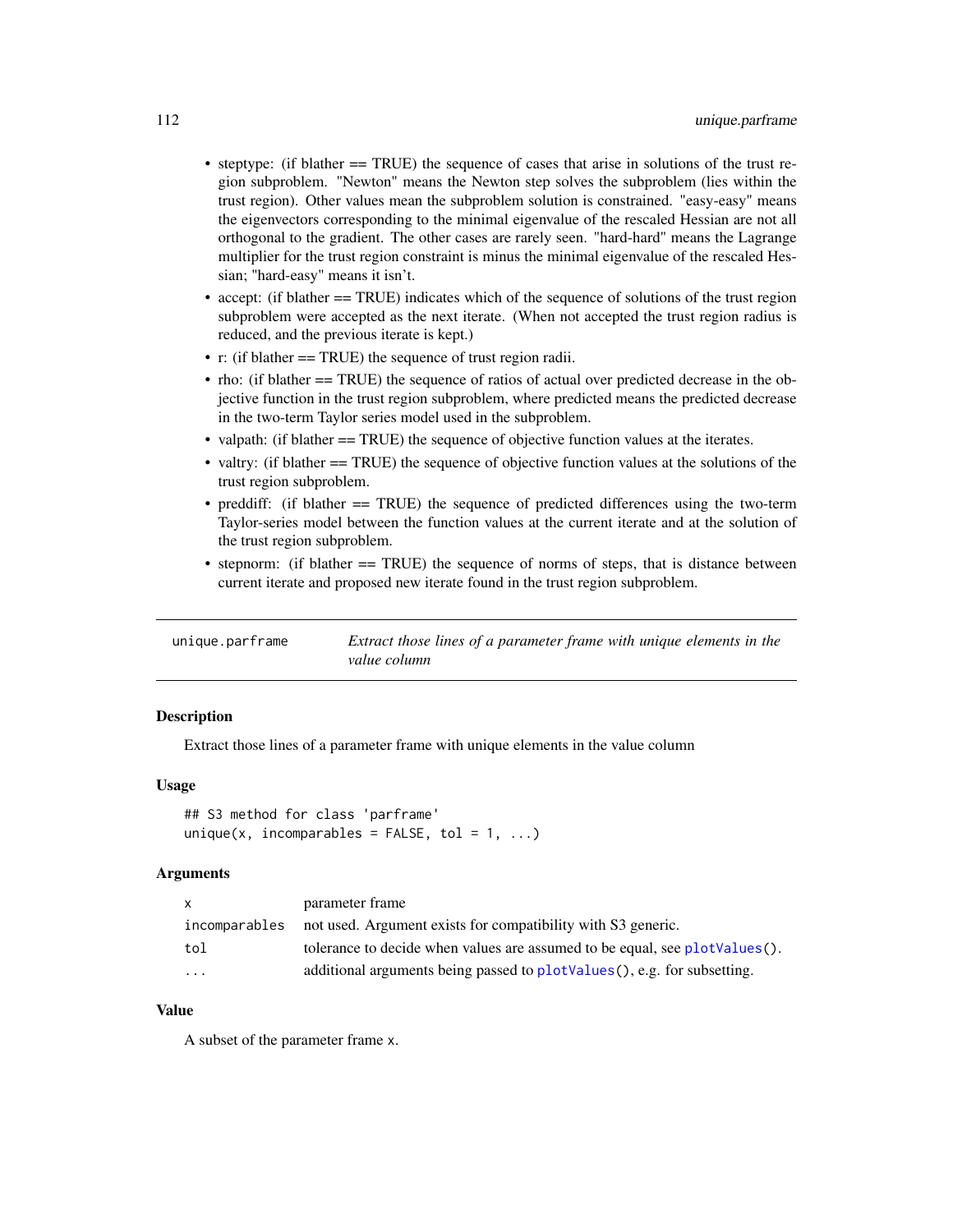- steptype: (if blather == TRUE) the sequence of cases that arise in solutions of the trust region subproblem. "Newton" means the Newton step solves the subproblem (lies within the trust region). Other values mean the subproblem solution is constrained. "easy-easy" means the eigenvectors corresponding to the minimal eigenvalue of the rescaled Hessian are not all orthogonal to the gradient. The other cases are rarely seen. "hard-hard" means the Lagrange multiplier for the trust region constraint is minus the minimal eigenvalue of the rescaled Hessian; "hard-easy" means it isn't.
- accept: (if blather == TRUE) indicates which of the sequence of solutions of the trust region subproblem were accepted as the next iterate. (When not accepted the trust region radius is reduced, and the previous iterate is kept.)
- r: (if blather == TRUE) the sequence of trust region radii.
- rho: (if blather == TRUE) the sequence of ratios of actual over predicted decrease in the objective function in the trust region subproblem, where predicted means the predicted decrease in the two-term Taylor series model used in the subproblem.
- valpath: (if blather == TRUE) the sequence of objective function values at the iterates.
- valtry: (if blather == TRUE) the sequence of objective function values at the solutions of the trust region subproblem.
- preddiff: (if blather == TRUE) the sequence of predicted differences using the two-term Taylor-series model between the function values at the current iterate and at the solution of the trust region subproblem.
- stepnorm: (if blather == TRUE) the sequence of norms of steps, that is distance between current iterate and proposed new iterate found in the trust region subproblem.

---

## unique.parframe — *Extract those lines of a parameter frame with unique elements in the value column*

### Description

Extract those lines of a parameter frame with unique elements in the value column

### Usage

```
## S3 method for class 'parframe'
unique(x, incomparables = FALSE, tol = 1, ...)
```

### Arguments

| | |
|---|---|
| `x` | parameter frame |
| `incomparables` | not used. Argument exists for compatibility with S3 generic. |
| `tol` | tolerance to decide when values are assumed to be equal, see `plotValues()`. |
| `...` | additional arguments being passed to `plotValues()`, e.g. for subsetting. |

### Value

A subset of the parameter frame `x`.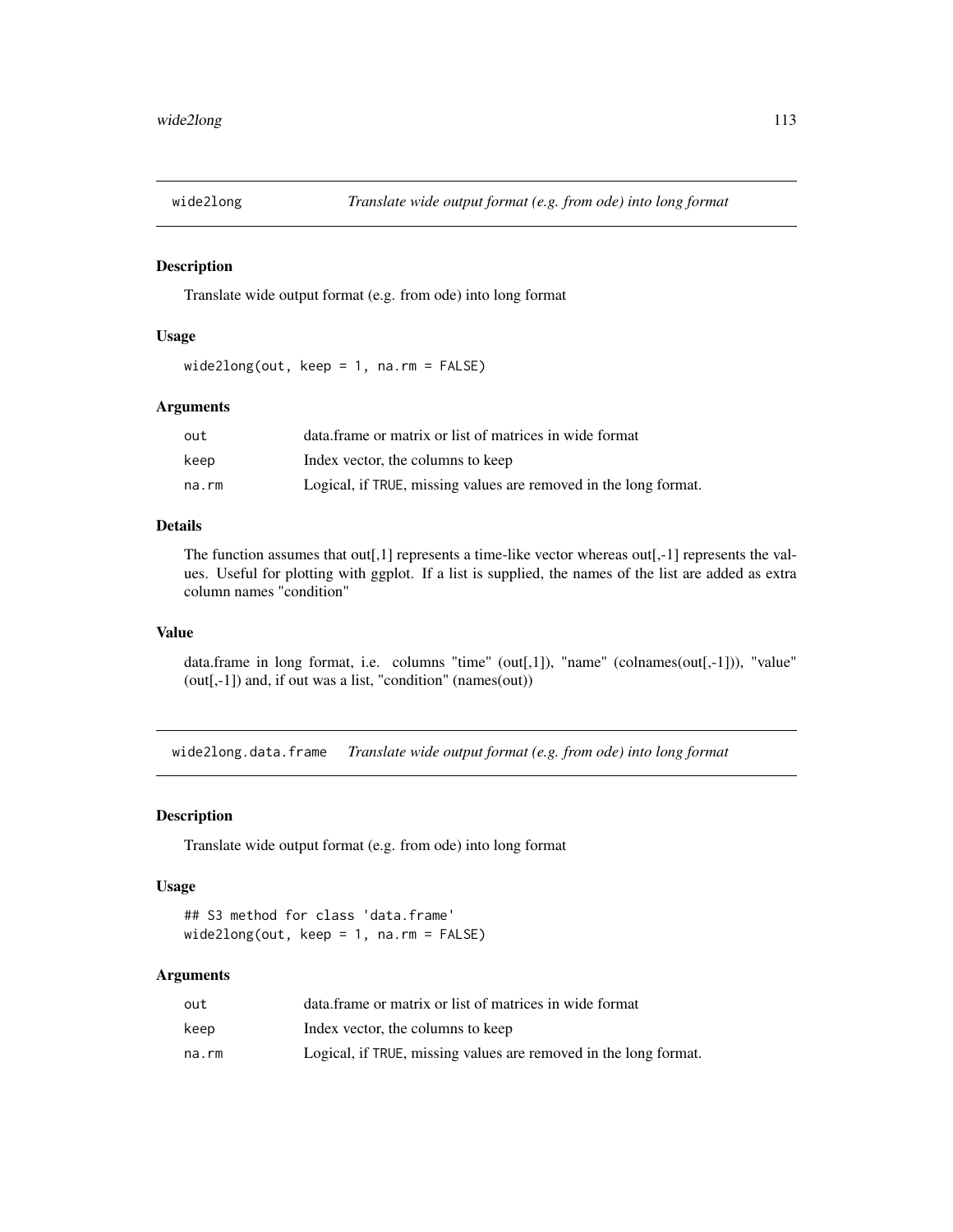## wide2long — *Translate wide output format (e.g. from ode) into long format*

### Description

Translate wide output format (e.g. from ode) into long format

### Usage

```
wide2long(out, keep = 1, na.rm = FALSE)
```

### Arguments

| | |
|---|---|
| `out` | data.frame or matrix or list of matrices in wide format |
| `keep` | Index vector, the columns to keep |
| `na.rm` | Logical, if TRUE, missing values are removed in the long format. |

### Details

The function assumes that out[,1] represents a time-like vector whereas out[,-1] represents the values. Useful for plotting with ggplot. If a list is supplied, the names of the list are added as extra column names "condition"

### Value

data.frame in long format, i.e. columns "time" (out[,1]), "name" (colnames(out[,-1])), "value" (out[,-1]) and, if out was a list, "condition" (names(out))

## wide2long.data.frame — *Translate wide output format (e.g. from ode) into long format*

### Description

Translate wide output format (e.g. from ode) into long format

### Usage

```
## S3 method for class 'data.frame'
wide2long(out, keep = 1, na.rm = FALSE)
```

### Arguments

| | |
|---|---|
| `out` | data.frame or matrix or list of matrices in wide format |
| `keep` | Index vector, the columns to keep |
| `na.rm` | Logical, if TRUE, missing values are removed in the long format. |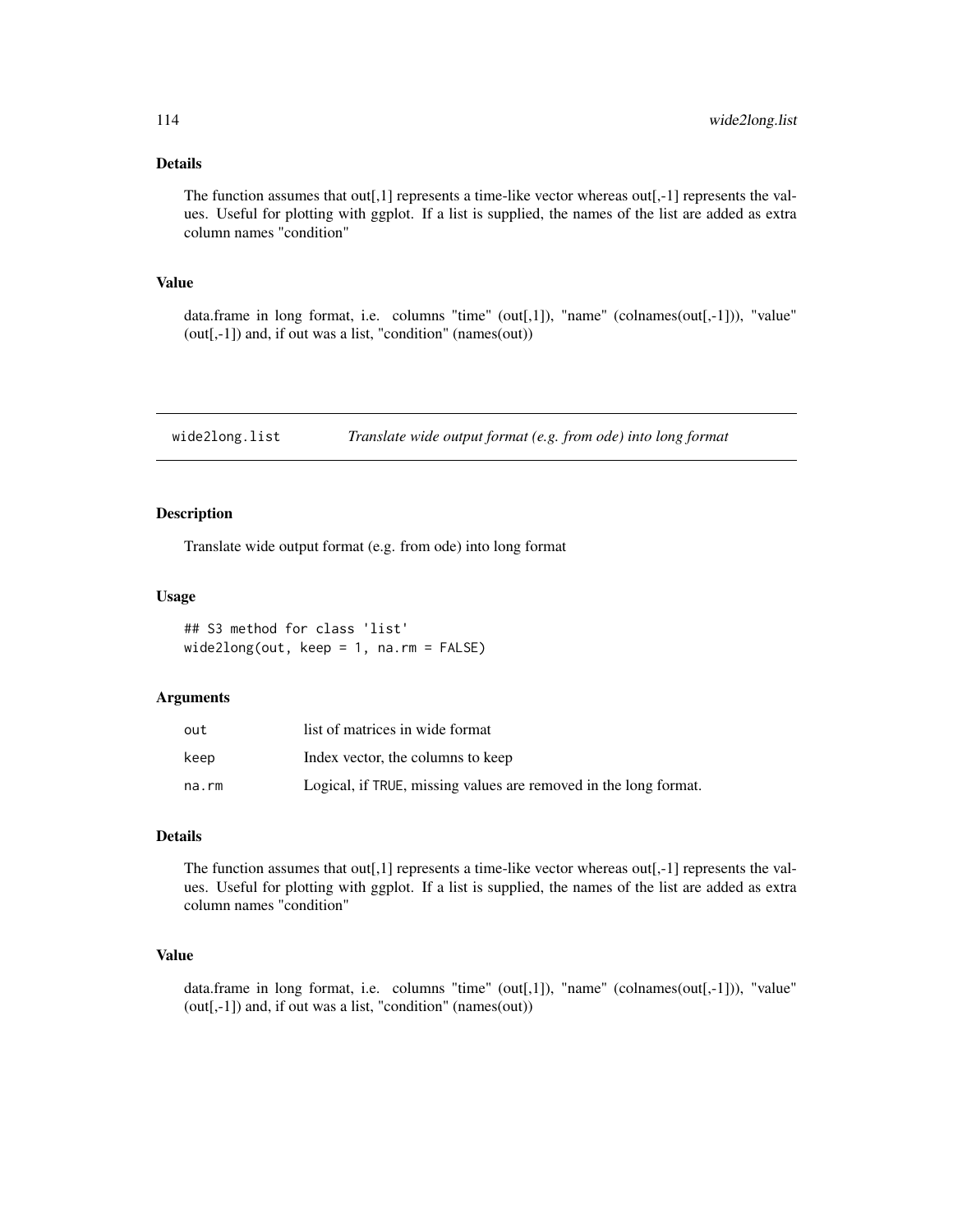### Details

The function assumes that out[,1] represents a time-like vector whereas out[,-1] represents the values. Useful for plotting with ggplot. If a list is supplied, the names of the list are added as extra column names "condition"

### Value

data.frame in long format, i.e. columns "time" (out[,1]), "name" (colnames(out[,-1])), "value" (out[,-1]) and, if out was a list, "condition" (names(out))

---

## wide2long.list — *Translate wide output format (e.g. from ode) into long format*

### Description

Translate wide output format (e.g. from ode) into long format

### Usage

```
## S3 method for class 'list'
wide2long(out, keep = 1, na.rm = FALSE)
```

### Arguments

| | |
|---|---|
| out | list of matrices in wide format |
| keep | Index vector, the columns to keep |
| na.rm | Logical, if TRUE, missing values are removed in the long format. |

### Details

The function assumes that out[,1] represents a time-like vector whereas out[,-1] represents the values. Useful for plotting with ggplot. If a list is supplied, the names of the list are added as extra column names "condition"

### Value

data.frame in long format, i.e. columns "time" (out[,1]), "name" (colnames(out[,-1])), "value" (out[,-1]) and, if out was a list, "condition" (names(out))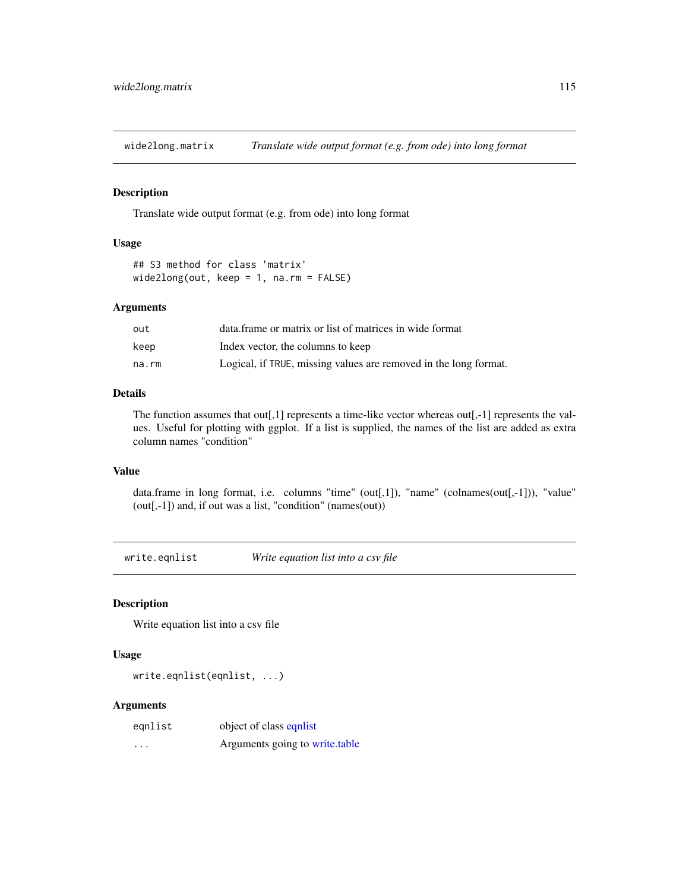## wide2long.matrix — *Translate wide output format (e.g. from ode) into long format*

### Description

Translate wide output format (e.g. from ode) into long format

### Usage

```
## S3 method for class 'matrix'
wide2long(out, keep = 1, na.rm = FALSE)
```

### Arguments

| | |
|---|---|
| `out` | data.frame or matrix or list of matrices in wide format |
| `keep` | Index vector, the columns to keep |
| `na.rm` | Logical, if `TRUE`, missing values are removed in the long format. |

### Details

The function assumes that out[,1] represents a time-like vector whereas out[,-1] represents the values. Useful for plotting with ggplot. If a list is supplied, the names of the list are added as extra column names "condition"

### Value

data.frame in long format, i.e. columns "time" (out[,1]), "name" (colnames(out[,-1])), "value" (out[,-1]) and, if out was a list, "condition" (names(out))

## write.eqnlist — *Write equation list into a csv file*

### Description

Write equation list into a csv file

### Usage

```
write.eqnlist(eqnlist, ...)
```

### Arguments

| | |
|---|---|
| `eqnlist` | object of class eqnlist |
| `...` | Arguments going to write.table |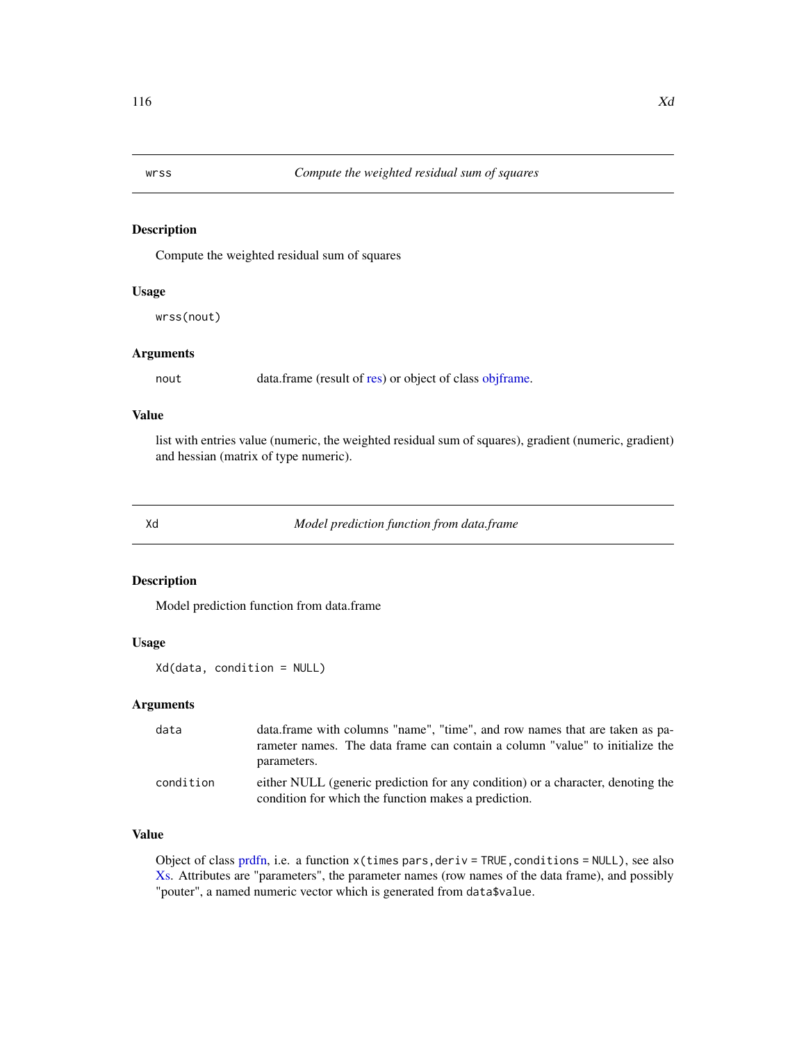## wrss — *Compute the weighted residual sum of squares*

### Description

Compute the weighted residual sum of squares

### Usage

```
wrss(nout)
```

### Arguments

| | |
|---|---|
| nout | data.frame (result of res) or object of class objframe. |

### Value

list with entries value (numeric, the weighted residual sum of squares), gradient (numeric, gradient) and hessian (matrix of type numeric).

## Xd — *Model prediction function from data.frame*

### Description

Model prediction function from data.frame

### Usage

```
Xd(data, condition = NULL)
```

### Arguments

| | |
|---|---|
| data | data.frame with columns "name", "time", and row names that are taken as parameter names. The data frame can contain a column "value" to initialize the parameters. |
| condition | either NULL (generic prediction for any condition) or a character, denoting the condition for which the function makes a prediction. |

### Value

Object of class prdfn, i.e. a function `x(times pars, deriv = TRUE, conditions = NULL)`, see also Xs. Attributes are "parameters", the parameter names (row names of the data frame), and possibly "pouter", a named numeric vector which is generated from `data$value`.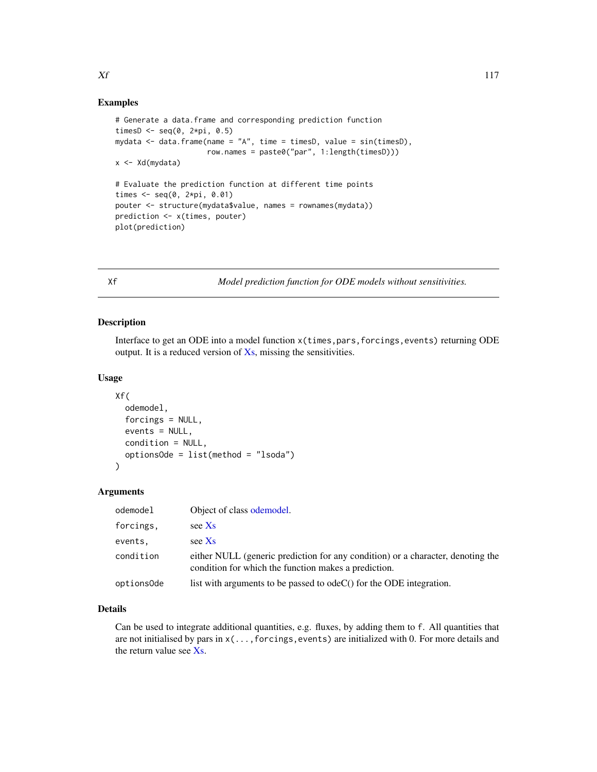## Examples

```
# Generate a data.frame and corresponding prediction function
timesD <- seq(0, 2*pi, 0.5)
mydata <- data.frame(name = "A", time = timesD, value = sin(timesD),
                     row.names = paste0("par", 1:length(timesD)))
x <- Xd(mydata)

# Evaluate the prediction function at different time points
times <- seq(0, 2*pi, 0.01)
pouter <- structure(mydata$value, names = rownames(mydata))
prediction <- x(times, pouter)
plot(prediction)
```

---

## Xf — *Model prediction function for ODE models without sensitivities.*

---

### Description

Interface to get an ODE into a model function `x(times,pars,forcings,events)` returning ODE output. It is a reduced version of Xs, missing the sensitivities.

### Usage

```
Xf(
  odemodel,
  forcings = NULL,
  events = NULL,
  condition = NULL,
  optionsOde = list(method = "lsoda")
)
```

### Arguments

| | |
|---|---|
| `odemodel` | Object of class odemodel. |
| `forcings,` | see Xs |
| `events,` | see Xs |
| `condition` | either NULL (generic prediction for any condition) or a character, denoting the condition for which the function makes a prediction. |
| `optionsOde` | list with arguments to be passed to odeC() for the ODE integration. |

### Details

Can be used to integrate additional quantities, e.g. fluxes, by adding them to `f`. All quantities that are not initialised by pars in `x(...,forcings,events)` are initialized with 0. For more details and the return value see Xs.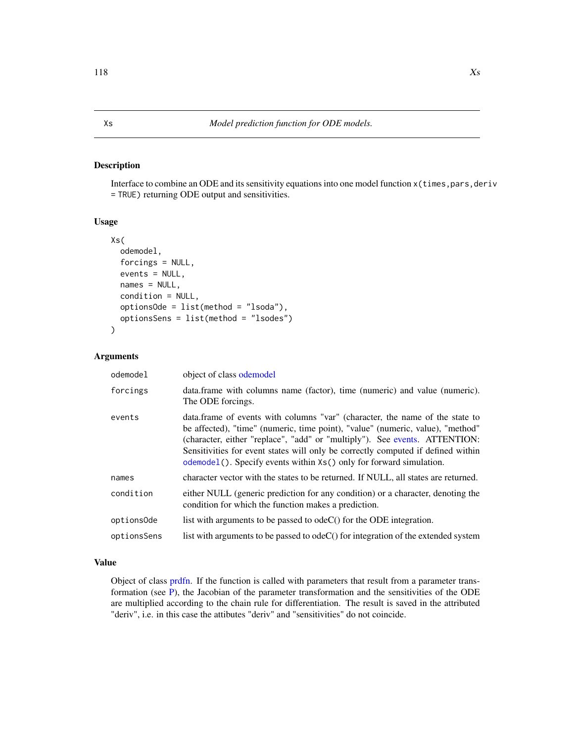# Xs — *Model prediction function for ODE models.*

## Description

Interface to combine an ODE and its sensitivity equations into one model function `x(times,pars,deriv = TRUE)` returning ODE output and sensitivities.

## Usage

```
Xs(
  odemodel,
  forcings = NULL,
  events = NULL,
  names = NULL,
  condition = NULL,
  optionsOde = list(method = "lsoda"),
  optionsSens = list(method = "lsodes")
)
```

## Arguments

| | |
|---|---|
| `odemodel` | object of class odemodel |
| `forcings` | data.frame with columns name (factor), time (numeric) and value (numeric). The ODE forcings. |
| `events` | data.frame of events with columns "var" (character, the name of the state to be affected), "time" (numeric, time point), "value" (numeric, value), "method" (character, either "replace", "add" or "multiply"). See events. ATTENTION: Sensitivities for event states will only be correctly computed if defined within `odemodel()`. Specify events within `Xs()` only for forward simulation. |
| `names` | character vector with the states to be returned. If NULL, all states are returned. |
| `condition` | either NULL (generic prediction for any condition) or a character, denoting the condition for which the function makes a prediction. |
| `optionsOde` | list with arguments to be passed to odeC() for the ODE integration. |
| `optionsSens` | list with arguments to be passed to odeC() for integration of the extended system |

## Value

Object of class prdfn. If the function is called with parameters that result from a parameter transformation (see P), the Jacobian of the parameter transformation and the sensitivities of the ODE are multiplied according to the chain rule for differentiation. The result is saved in the attributed "deriv", i.e. in this case the attibutes "deriv" and "sensitivities" do not coincide.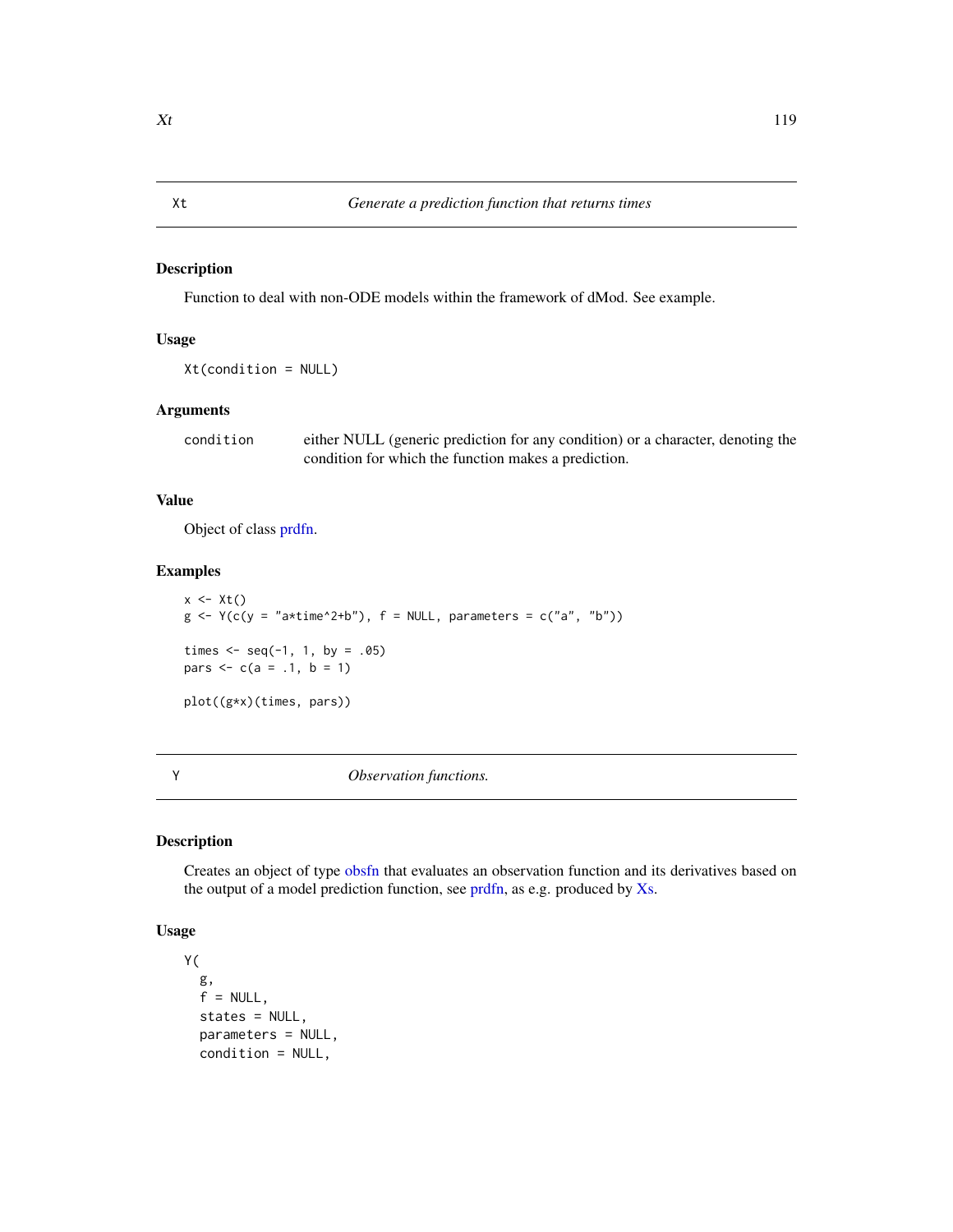## Xt — *Generate a prediction function that returns times*

### Description

Function to deal with non-ODE models within the framework of dMod. See example.

### Usage

```
Xt(condition = NULL)
```

### Arguments

| | |
|---|---|
| condition | either NULL (generic prediction for any condition) or a character, denoting the condition for which the function makes a prediction. |

### Value

Object of class prdfn.

### Examples

```
x <- Xt()
g <- Y(c(y = "a*time^2+b"), f = NULL, parameters = c("a", "b"))

times <- seq(-1, 1, by = .05)
pars <- c(a = .1, b = 1)

plot((g*x)(times, pars))
```

## Y — *Observation functions.*

### Description

Creates an object of type obsfn that evaluates an observation function and its derivatives based on the output of a model prediction function, see prdfn, as e.g. produced by Xs.

### Usage

```
Y(
  g,
  f = NULL,
  states = NULL,
  parameters = NULL,
  condition = NULL,
```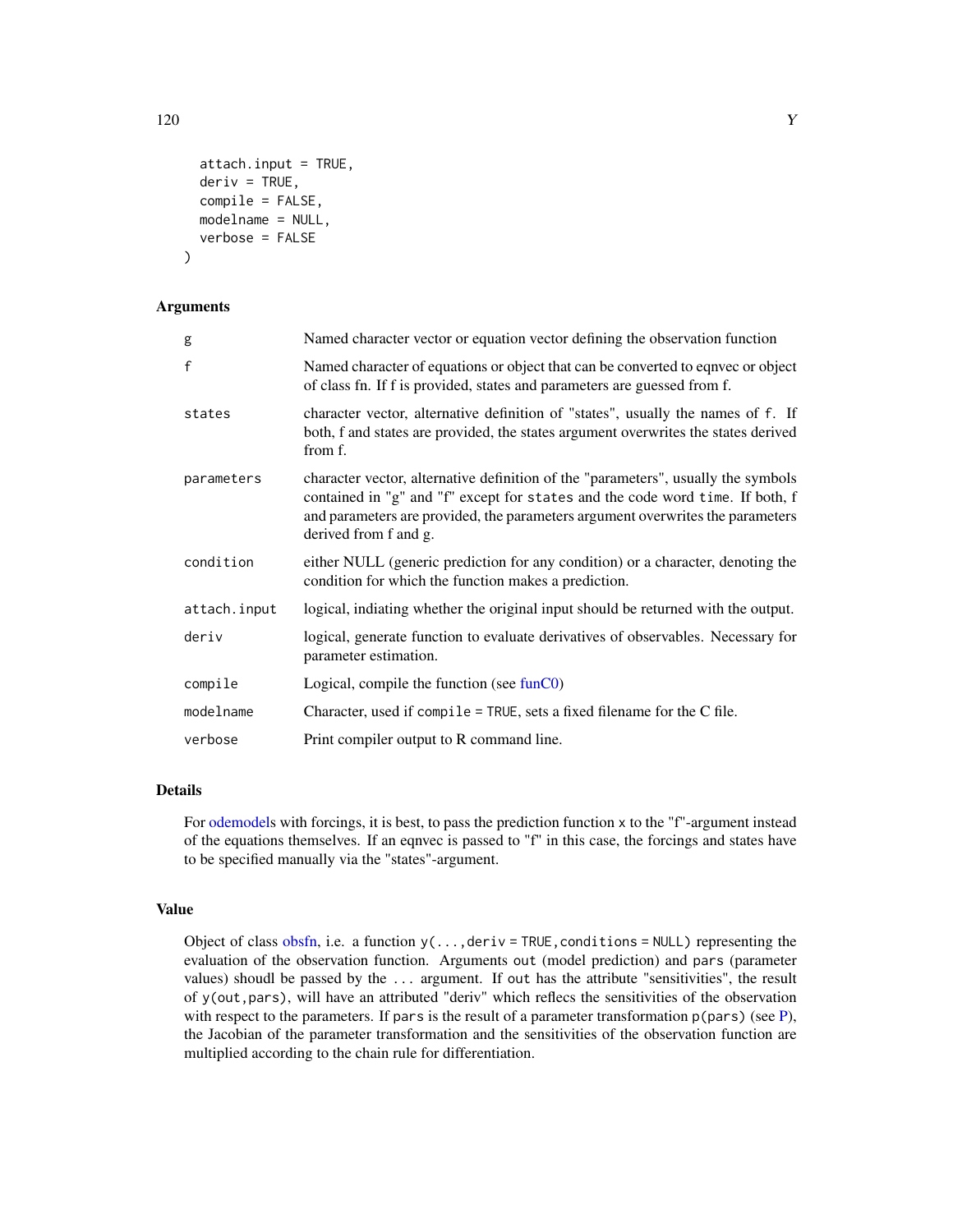```
  attach.input = TRUE,
  deriv = TRUE,
  compile = FALSE,
  modelname = NULL,
  verbose = FALSE
)
```

### Arguments

| | |
|---|---|
| g | Named character vector or equation vector defining the observation function |
| f | Named character of equations or object that can be converted to eqnvec or object of class fn. If f is provided, states and parameters are guessed from f. |
| states | character vector, alternative definition of "states", usually the names of `f`. If both, f and states are provided, the states argument overwrites the states derived from f. |
| parameters | character vector, alternative definition of the "parameters", usually the symbols contained in "g" and "f" except for `states` and the code word `time`. If both, f and parameters are provided, the parameters argument overwrites the parameters derived from f and g. |
| condition | either NULL (generic prediction for any condition) or a character, denoting the condition for which the function makes a prediction. |
| attach.input | logical, indiating whether the original input should be returned with the output. |
| deriv | logical, generate function to evaluate derivatives of observables. Necessary for parameter estimation. |
| compile | Logical, compile the function (see funC0) |
| modelname | Character, used if `compile = TRUE`, sets a fixed filename for the C file. |
| verbose | Print compiler output to R command line. |

### Details

For odemodels with forcings, it is best, to pass the prediction function `x` to the "f"-argument instead of the equations themselves. If an eqnvec is passed to "f" in this case, the forcings and states have to be specified manually via the "states"-argument.

### Value

Object of class obsfn, i.e. a function `y(...,deriv = TRUE,conditions = NULL)` representing the evaluation of the observation function. Arguments `out` (model prediction) and `pars` (parameter values) shoudl be passed by the `...` argument. If `out` has the attribute "sensitivities", the result of `y(out,pars)`, will have an attributed "deriv" which reflecs the sensitivities of the observation with respect to the parameters. If `pars` is the result of a parameter transformation `p(pars)` (see P), the Jacobian of the parameter transformation and the sensitivities of the observation function are multiplied according to the chain rule for differentiation.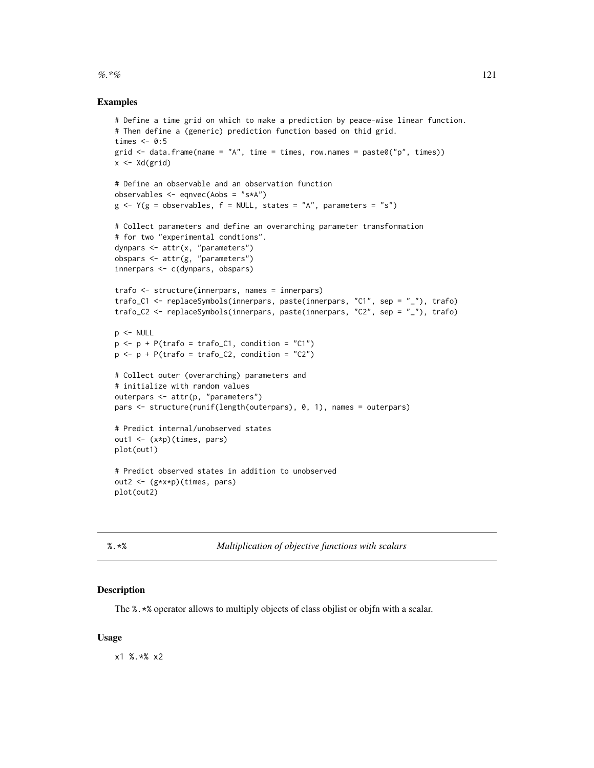## Examples

```
# Define a time grid on which to make a prediction by peace-wise linear function.
# Then define a (generic) prediction function based on thid grid.
times <- 0:5
grid <- data.frame(name = "A", time = times, row.names = paste0("p", times))
x <- Xd(grid)

# Define an observable and an observation function
observables <- eqnvec(Aobs = "s*A")
g <- Y(g = observables, f = NULL, states = "A", parameters = "s")

# Collect parameters and define an overarching parameter transformation
# for two "experimental condtions".
dynpars <- attr(x, "parameters")
obspars <- attr(g, "parameters")
innerpars <- c(dynpars, obspars)

trafo <- structure(innerpars, names = innerpars)
trafo_C1 <- replaceSymbols(innerpars, paste(innerpars, "C1", sep = "_"), trafo)
trafo_C2 <- replaceSymbols(innerpars, paste(innerpars, "C2", sep = "_"), trafo)

p <- NULL
p <- p + P(trafo = trafo_C1, condition = "C1")
p <- p + P(trafo = trafo_C2, condition = "C2")

# Collect outer (overarching) parameters and
# initialize with random values
outerpars <- attr(p, "parameters")
pars <- structure(runif(length(outerpars), 0, 1), names = outerpars)

# Predict internal/unobserved states
out1 <- (x*p)(times, pars)
plot(out1)

# Predict observed states in addition to unobserved
out2 <- (g*x*p)(times, pars)
plot(out2)
```

---

# %.*% *Multiplication of objective functions with scalars*

## Description

The `%.*%` operator allows to multiply objects of class objlist or objfn with a scalar.

## Usage

```
x1 %.*% x2
```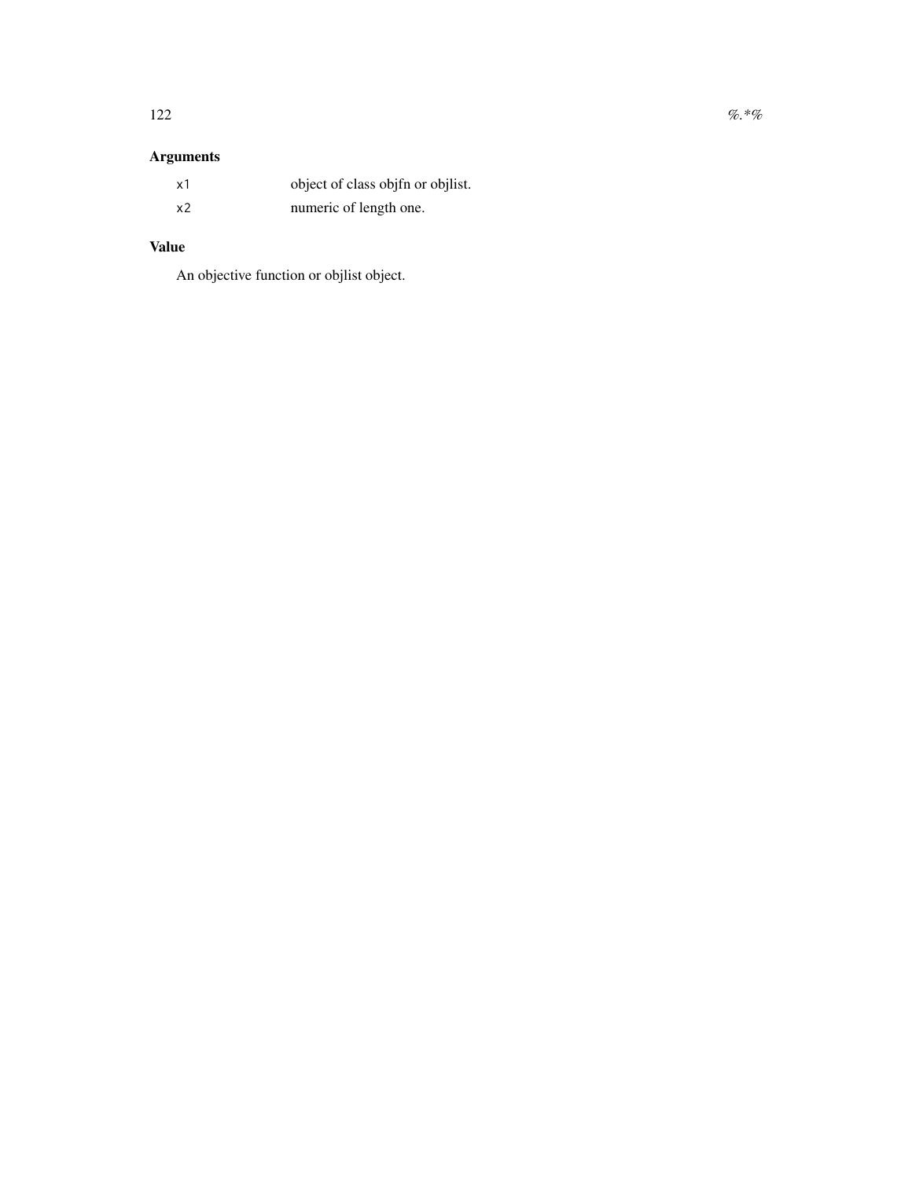### Arguments

| | |
|---|---|
| `x1` | object of class objfn or objlist. |
| `x2` | numeric of length one. |

### Value

An objective function or objlist object.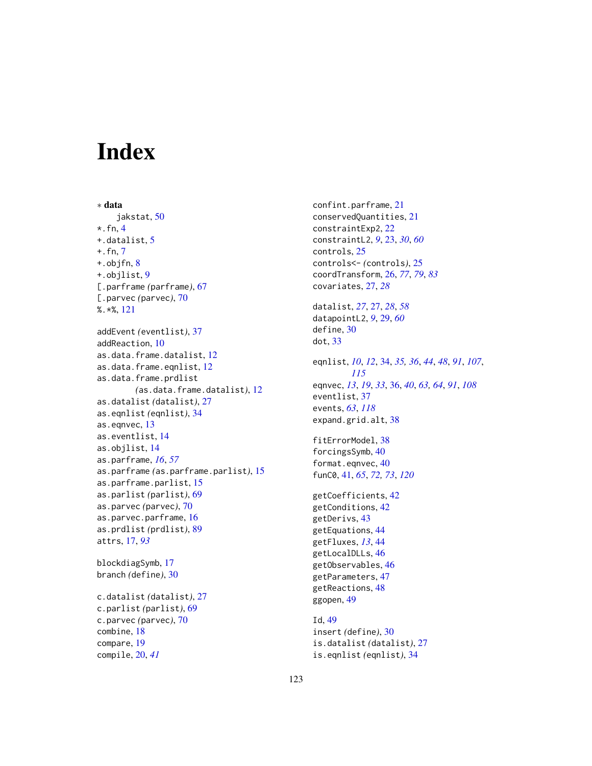# Index

∗ **data**
  jakstat, 50
*.fn, 4
+.datalist, 5
+.fn, 7
+.objfn, 8
+.objlist, 9
[.parframe *(parframe)*, 67
[.parvec *(parvec)*, 70
%.*%, 121

addEvent *(eventlist)*, 37
addReaction, 10
as.data.frame.datalist, 12
as.data.frame.eqnlist, 12
as.data.frame.prdlist
  *(as.data.frame.datalist)*, 12
as.datalist *(datalist)*, 27
as.eqnlist *(eqnlist)*, 34
as.eqnvec, 13
as.eventlist, 14
as.objlist, 14
as.parframe, *16*, *57*
as.parframe *(as.parframe.parlist)*, 15
as.parframe.parlist, 15
as.parlist *(parlist)*, 69
as.parvec *(parvec)*, 70
as.parvec.parframe, 16
as.prdlist *(prdlist)*, 89
attrs, 17, *93*

blockdiagSymb, 17
branch *(define)*, 30

c.datalist *(datalist)*, 27
c.parlist *(parlist)*, 69
c.parvec *(parvec)*, 70
combine, 18
compare, 19
compile, 20, *41*

confint.parframe, 21
conservedQuantities, 21
constraintExp2, 22
constraintL2, *9*, 23, *30*, *60*
controls, 25
controls<- *(controls)*, 25
coordTransform, 26, *77*, *79*, *83*
covariates, 27, *28*

datalist, *27*, 27, *28*, *58*
datapointL2, *9*, 29, *60*
define, 30
dot, 33

eqnlist, *10*, *12*, 34, *35*, *36*, *44*, *48*, *91*, *107*, *115*
eqnvec, *13*, *19*, *33*, 36, *40*, *63*, *64*, *91*, *108*
eventlist, 37
events, *63*, *118*
expand.grid.alt, 38

fitErrorModel, 38
forcingsSymb, 40
format.eqnvec, 40
funC0, 41, *65*, *72*, *73*, *120*

getCoefficients, 42
getConditions, 42
getDerivs, 43
getEquations, 44
getFluxes, *13*, 44
getLocalDLLs, 46
getObservables, 46
getParameters, 47
getReactions, 48
ggopen, 49

Id, 49
insert *(define)*, 30
is.datalist *(datalist)*, 27
is.eqnlist *(eqnlist)*, 34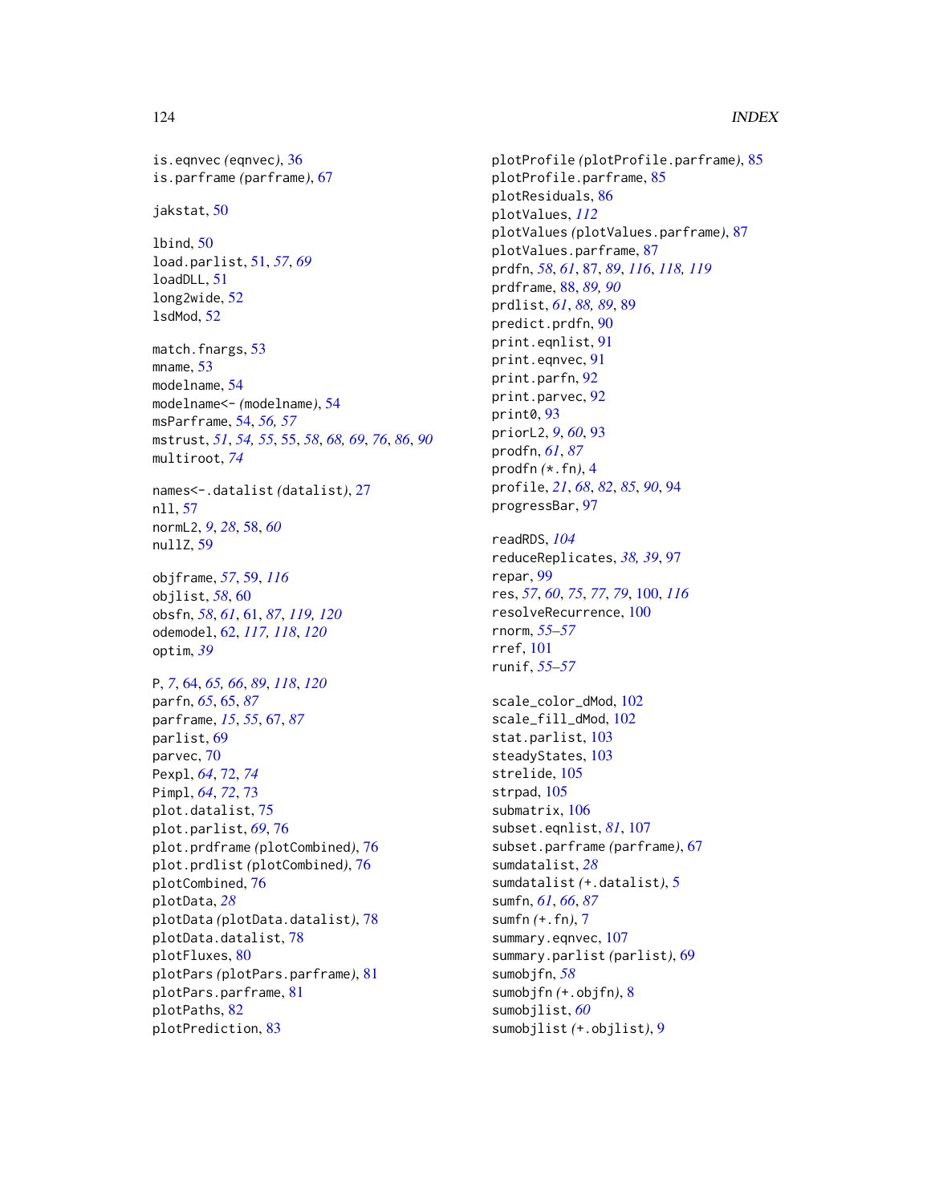is.eqnvec (eqnvec), 36
is.parframe (parframe), 67

jakstat, 50

lbind, 50
load.parlist, 51, *57*, *69*
loadDLL, 51
long2wide, 52
lsdMod, 52

match.fnargs, 53
mname, 53
modelname, 54
modelname<- (modelname), 54
msParframe, 54, *56, 57*
mstrust, *51*, *54, 55*, 55, *58*, *68*, *69*, *76*, *86*, *90*
multiroot, *74*

names<-.datalist (datalist), 27
nll, 57
normL2, *9*, *28*, 58, *60*
nullZ, 59

objframe, *57*, 59, *116*
objlist, *58*, 60
obsfn, *58*, *61*, 61, *87*, *119, 120*
odemodel, 62, *117, 118*, *120*
optim, *39*

P, *7*, 64, *65, 66*, *89*, *118*, *120*
parfn, *65*, 65, *87*
parframe, *15*, *55*, 67, *87*
parlist, 69
parvec, 70
Pexpl, *64*, 72, *74*
Pimpl, *64*, *72*, 73
plot.datalist, 75
plot.parlist, *69*, 76
plot.prdframe (plotCombined), 76
plot.prdlist (plotCombined), 76
plotCombined, 76
plotData, *28*
plotData (plotData.datalist), 78
plotData.datalist, 78
plotFluxes, 80
plotPars (plotPars.parframe), 81
plotPars.parframe, 81
plotPaths, 82
plotPrediction, 83
plotProfile (plotProfile.parframe), 85
plotProfile.parframe, 85
plotResiduals, 86
plotValues, *112*
plotValues (plotValues.parframe), 87
plotValues.parframe, 87
prdfn, *58*, *61*, 87, *89*, *116*, *118, 119*
prdframe, 88, *89, 90*
prdlist, *61*, *88, 89*, 89
predict.prdfn, 90
print.eqnlist, 91
print.eqnvec, 91
print.parfn, 92
print.parvec, 92
print0, 93
priorL2, *9*, *60*, 93
prodfn, *61*, *87*
prodfn (*.fn), 4
profile, *21*, *68*, *82*, *85*, *90*, 94
progressBar, 97

readRDS, *104*
reduceReplicates, *38, 39*, 97
repar, 99
res, *57*, *60*, *75*, *77*, *79*, 100, *116*
resolveRecurrence, 100
rnorm, *55–57*
rref, 101
runif, *55–57*

scale_color_dMod, 102
scale_fill_dMod, 102
stat.parlist, 103
steadyStates, 103
strelide, 105
strpad, 105
submatrix, 106
subset.eqnlist, *81*, 107
subset.parframe (parframe), 67
sumdatalist, *28*
sumdatalist (+.datalist), 5
sumfn, *61*, *66*, *87*
sumfn (+.fn), 7
summary.eqnvec, 107
summary.parlist (parlist), 69
sumobjfn, *58*
sumobjfn (+.objfn), 8
sumobjlist, *60*
sumobjlist (+.objlist), 9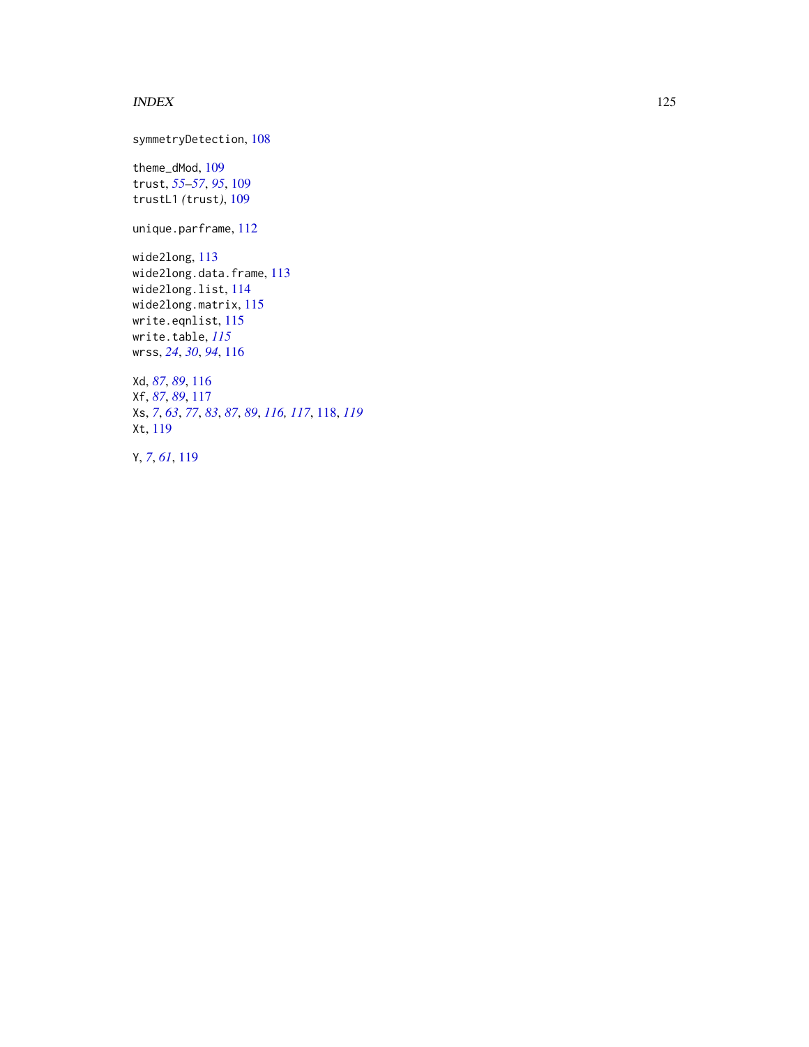symmetryDetection, 108

theme_dMod, 109
trust, *55–57*, *95*, 109
trustL1 *(*trust*)*, 109

unique.parframe, 112

wide2long, 113
wide2long.data.frame, 113
wide2long.list, 114
wide2long.matrix, 115
write.eqnlist, 115
write.table, *115*
wrss, *24*, *30*, *94*, 116

Xd, *87*, *89*, 116
Xf, *87*, *89*, 117
Xs, *7*, *63*, *77*, *83*, *87*, *89*, *116, 117*, 118, *119*
Xt, 119

Y, *7*, *61*, 119